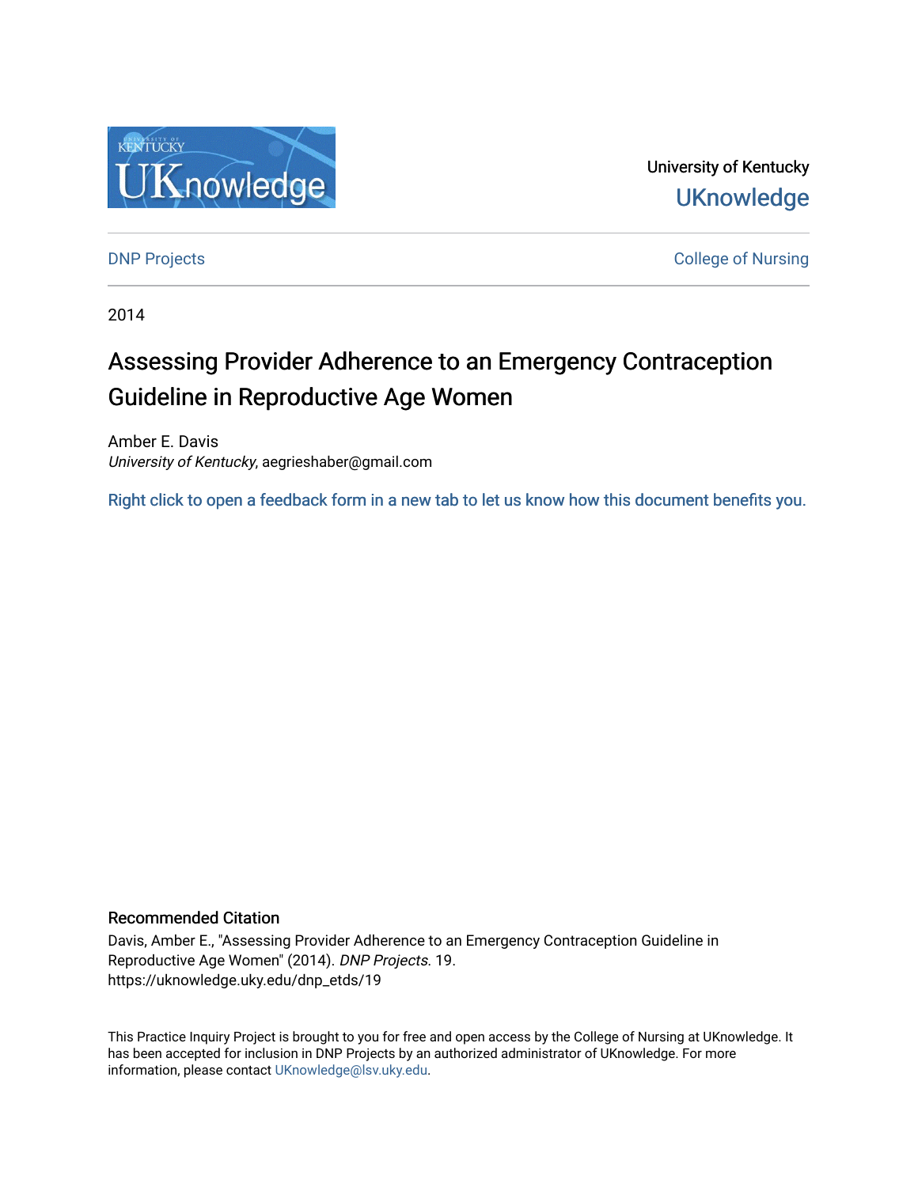University of Kentucky

UKnowledge

DNP Projects

College of Nursing

2014

# Assessing Provider Adherence to an Emergency Contraception Guideline in Reproductive Age Women

Amber E. Davis
*University of Kentucky*, aegrieshaber@gmail.com

Right click to open a feedback form in a new tab to let us know how this document benefits you.

### Recommended Citation

Davis, Amber E., "Assessing Provider Adherence to an Emergency Contraception Guideline in Reproductive Age Women" (2014). *DNP Projects*. 19.
https://uknowledge.uky.edu/dnp_etds/19

This Practice Inquiry Project is brought to you for free and open access by the College of Nursing at UKnowledge. It has been accepted for inclusion in DNP Projects by an authorized administrator of UKnowledge. For more information, please contact UKnowledge@lsv.uky.edu.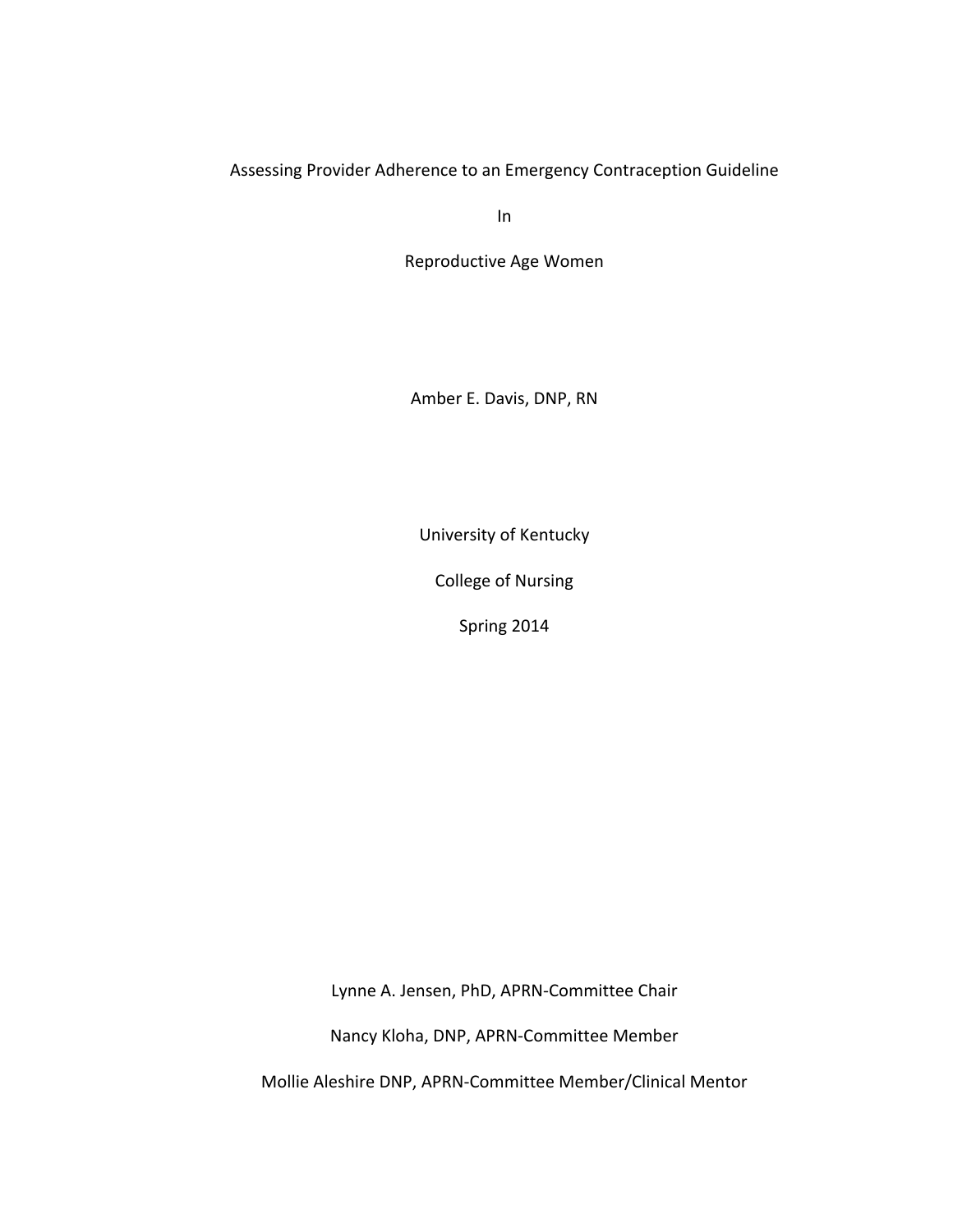# Assessing Provider Adherence to an Emergency Contraception Guideline

# In

# Reproductive Age Women

Amber E. Davis, DNP, RN

University of Kentucky

College of Nursing

Spring 2014

Lynne A. Jensen, PhD, APRN-Committee Chair

Nancy Kloha, DNP, APRN-Committee Member

Mollie Aleshire DNP, APRN-Committee Member/Clinical Mentor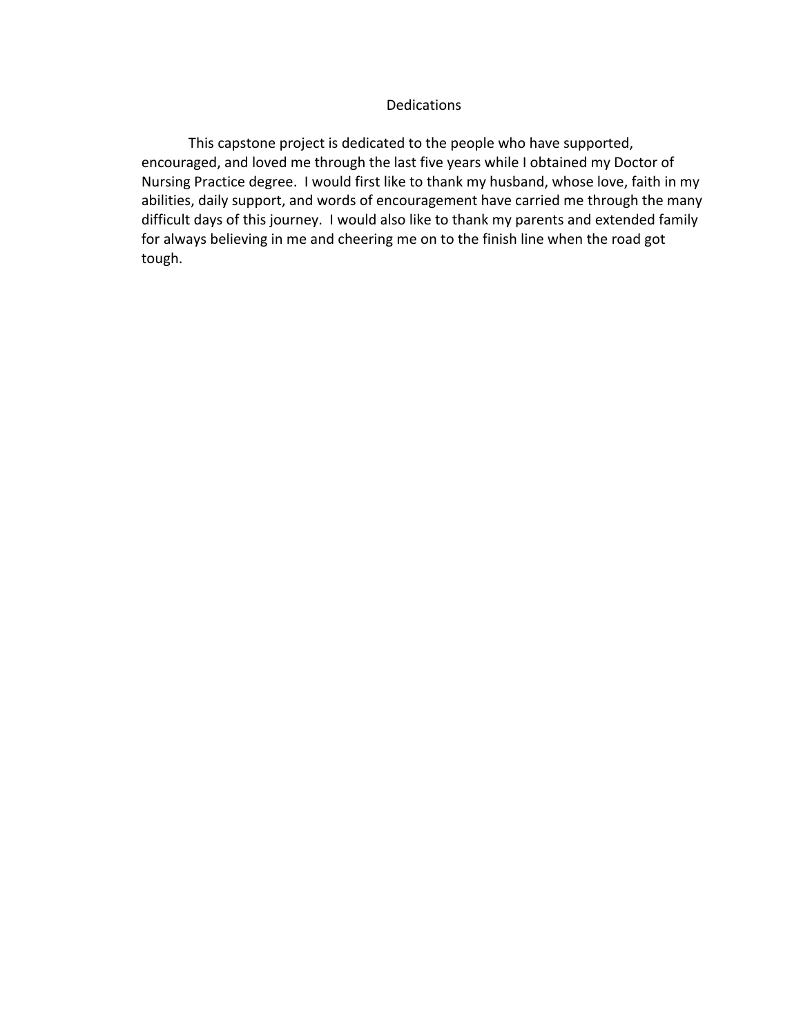# Dedications

This capstone project is dedicated to the people who have supported, encouraged, and loved me through the last five years while I obtained my Doctor of Nursing Practice degree. I would first like to thank my husband, whose love, faith in my abilities, daily support, and words of encouragement have carried me through the many difficult days of this journey. I would also like to thank my parents and extended family for always believing in me and cheering me on to the finish line when the road got tough.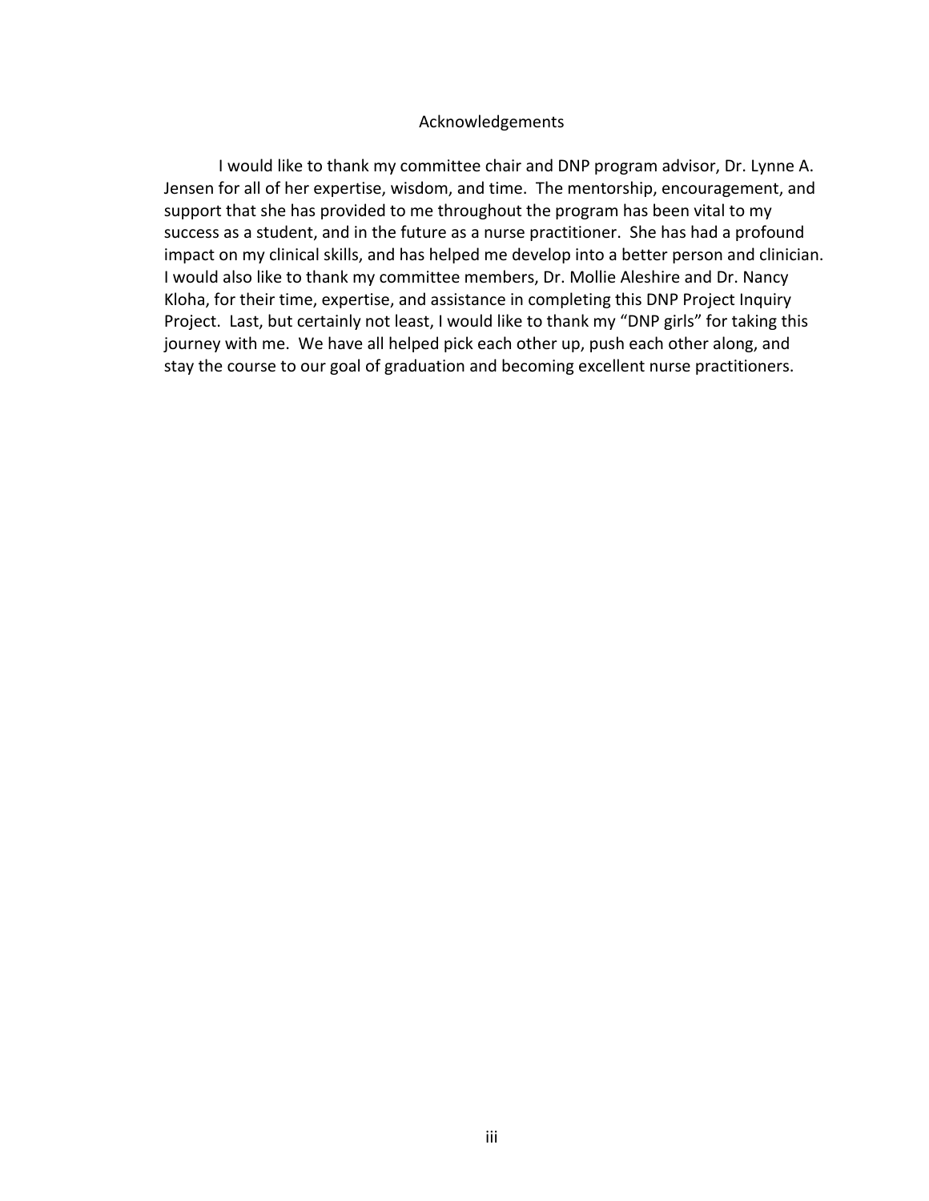# Acknowledgements

I would like to thank my committee chair and DNP program advisor, Dr. Lynne A. Jensen for all of her expertise, wisdom, and time. The mentorship, encouragement, and support that she has provided to me throughout the program has been vital to my success as a student, and in the future as a nurse practitioner. She has had a profound impact on my clinical skills, and has helped me develop into a better person and clinician. I would also like to thank my committee members, Dr. Mollie Aleshire and Dr. Nancy Kloha, for their time, expertise, and assistance in completing this DNP Project Inquiry Project. Last, but certainly not least, I would like to thank my "DNP girls" for taking this journey with me. We have all helped pick each other up, push each other along, and stay the course to our goal of graduation and becoming excellent nurse practitioners.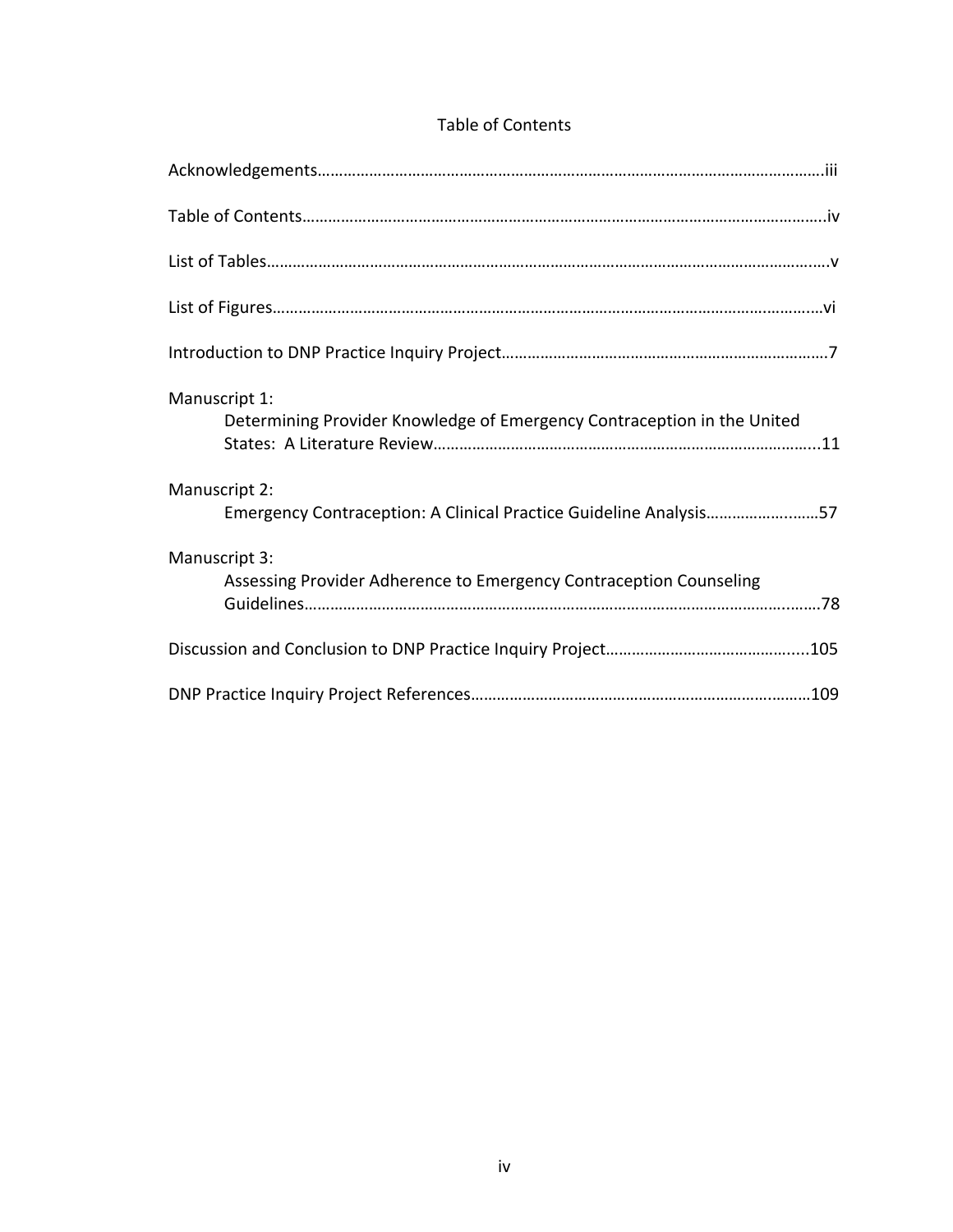# Table of Contents

Acknowledgements……………………………………………………………………………………………………….iii

Table of Contents…………………………………………………………………………………………………………..iv

List of Tables……………………………………………………………………………………………………………......v

List of Figures…………………………………………………………………………………………………………….….vi

Introduction to DNP Practice Inquiry Project………………………………………………………………….7

Manuscript 1:
Determining Provider Knowledge of Emergency Contraception in the United States: A Literature Review……………………………………………………………………………….....11

Manuscript 2:
Emergency Contraception: A Clinical Practice Guideline Analysis…………………..……57

Manuscript 3:
Assessing Provider Adherence to Emergency Contraception Counseling Guidelines…………………………………………………………………………………………………..……78

Discussion and Conclusion to DNP Practice Inquiry Project……………………………………......105

DNP Practice Inquiry Project References…………………………………………………………….……109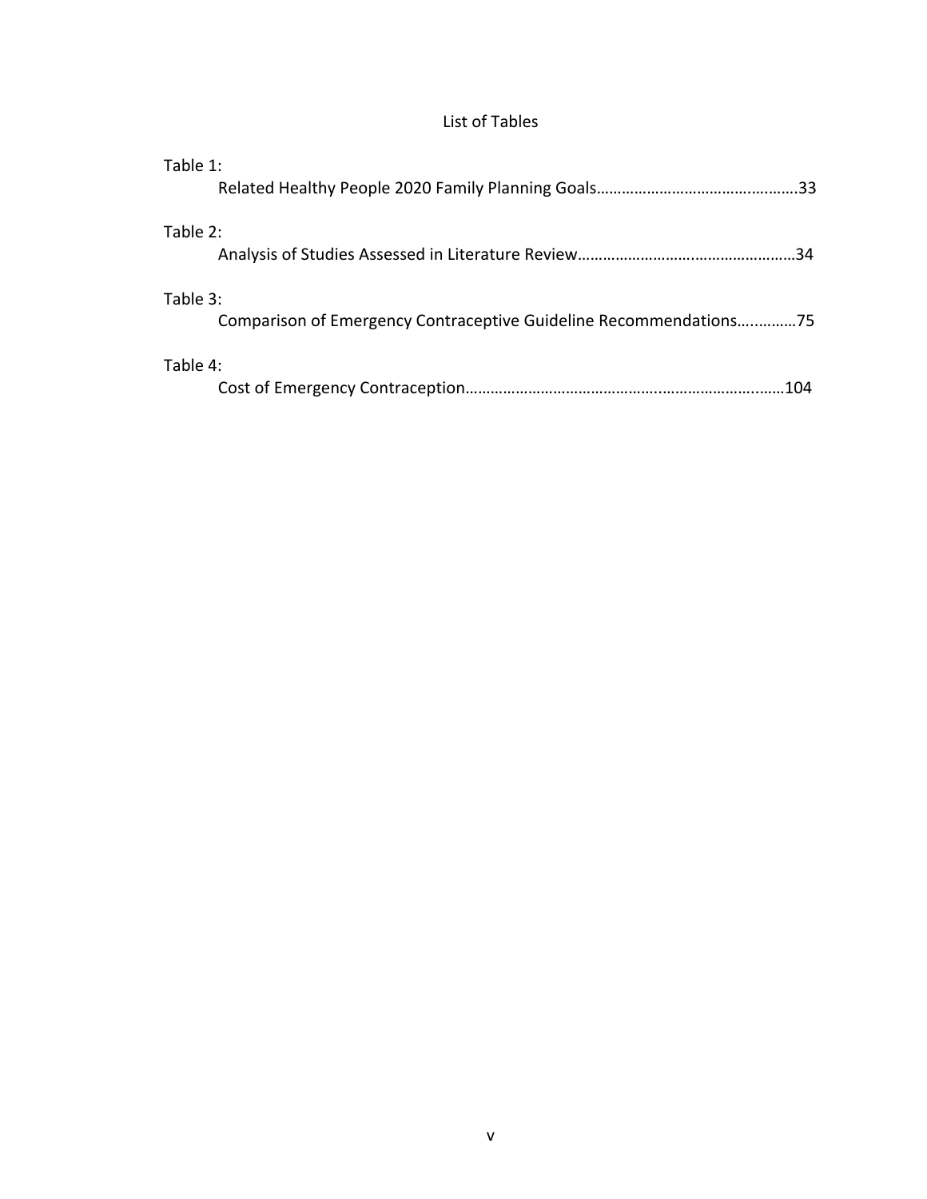# List of Tables

Table 1:

Related Healthy People 2020 Family Planning Goals……………………………………..……..33

Table 2:

Analysis of Studies Assessed in Literature Review……………………….……………………34

Table 3:

Comparison of Emergency Contraceptive Guideline Recommendations….………75

Table 4:

Cost of Emergency Contraception……………………………………..………………….……104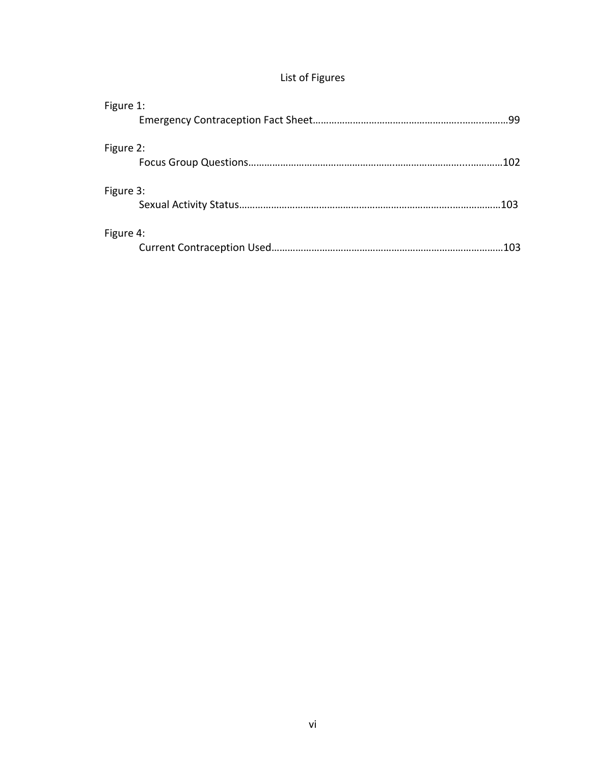# List of Figures

Figure 1:
Emergency Contraception Fact Sheet……………………………………………………………………99

Figure 2:
Focus Group Questions……………………………………………………………………………………102

Figure 3:
Sexual Activity Status………………………………………………………………………………………103

Figure 4:
Current Contraception Used………………………………………………………………………………103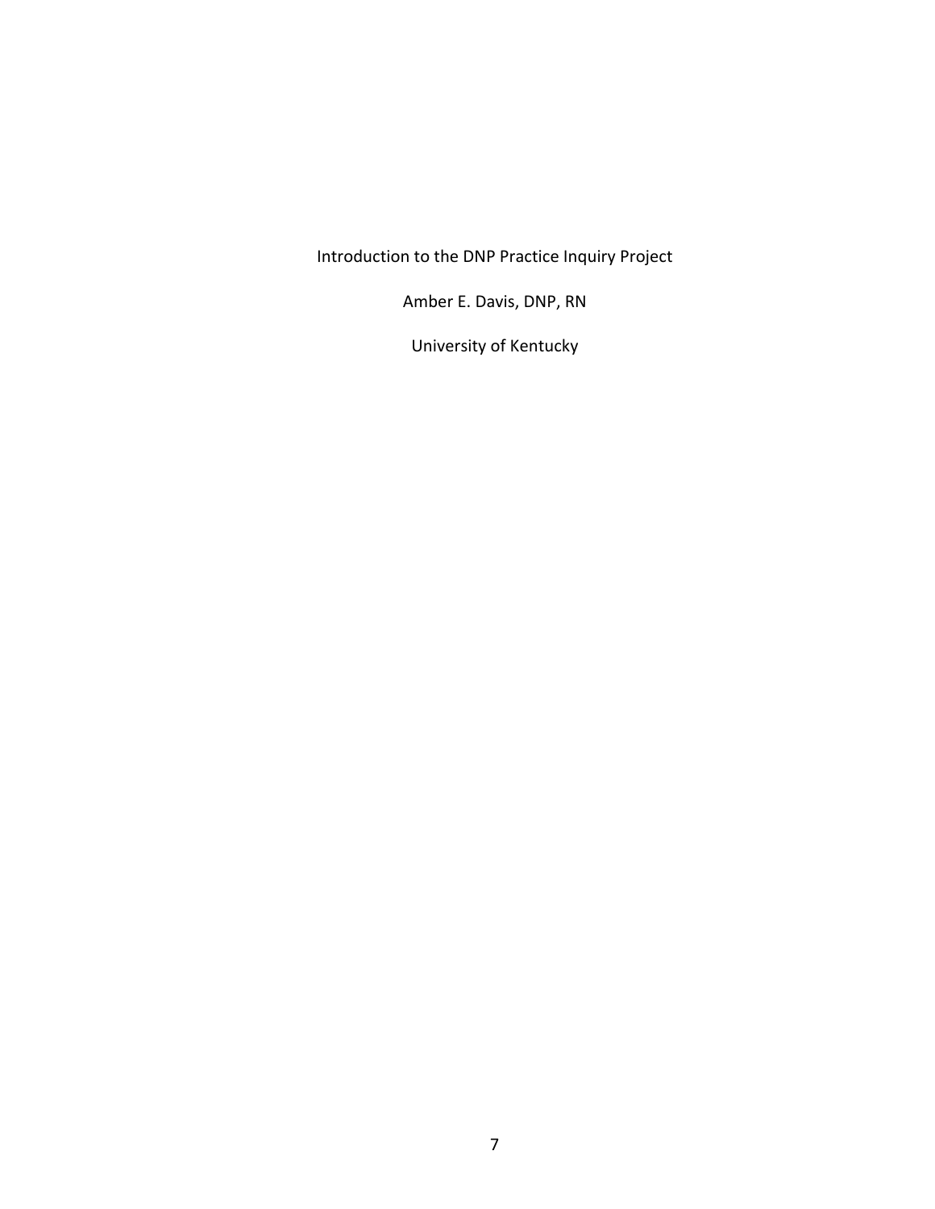Introduction to the DNP Practice Inquiry Project

Amber E. Davis, DNP, RN

University of Kentucky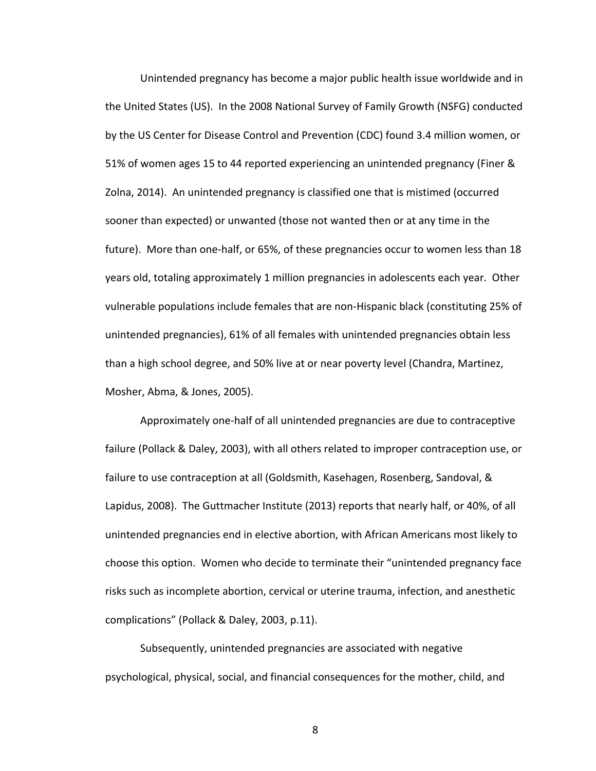Unintended pregnancy has become a major public health issue worldwide and in the United States (US). In the 2008 National Survey of Family Growth (NSFG) conducted by the US Center for Disease Control and Prevention (CDC) found 3.4 million women, or 51% of women ages 15 to 44 reported experiencing an unintended pregnancy (Finer & Zolna, 2014). An unintended pregnancy is classified one that is mistimed (occurred sooner than expected) or unwanted (those not wanted then or at any time in the future). More than one-half, or 65%, of these pregnancies occur to women less than 18 years old, totaling approximately 1 million pregnancies in adolescents each year. Other vulnerable populations include females that are non-Hispanic black (constituting 25% of unintended pregnancies), 61% of all females with unintended pregnancies obtain less than a high school degree, and 50% live at or near poverty level (Chandra, Martinez, Mosher, Abma, & Jones, 2005).

Approximately one-half of all unintended pregnancies are due to contraceptive failure (Pollack & Daley, 2003), with all others related to improper contraception use, or failure to use contraception at all (Goldsmith, Kasehagen, Rosenberg, Sandoval, & Lapidus, 2008). The Guttmacher Institute (2013) reports that nearly half, or 40%, of all unintended pregnancies end in elective abortion, with African Americans most likely to choose this option. Women who decide to terminate their "unintended pregnancy face risks such as incomplete abortion, cervical or uterine trauma, infection, and anesthetic complications" (Pollack & Daley, 2003, p.11).

Subsequently, unintended pregnancies are associated with negative psychological, physical, social, and financial consequences for the mother, child, and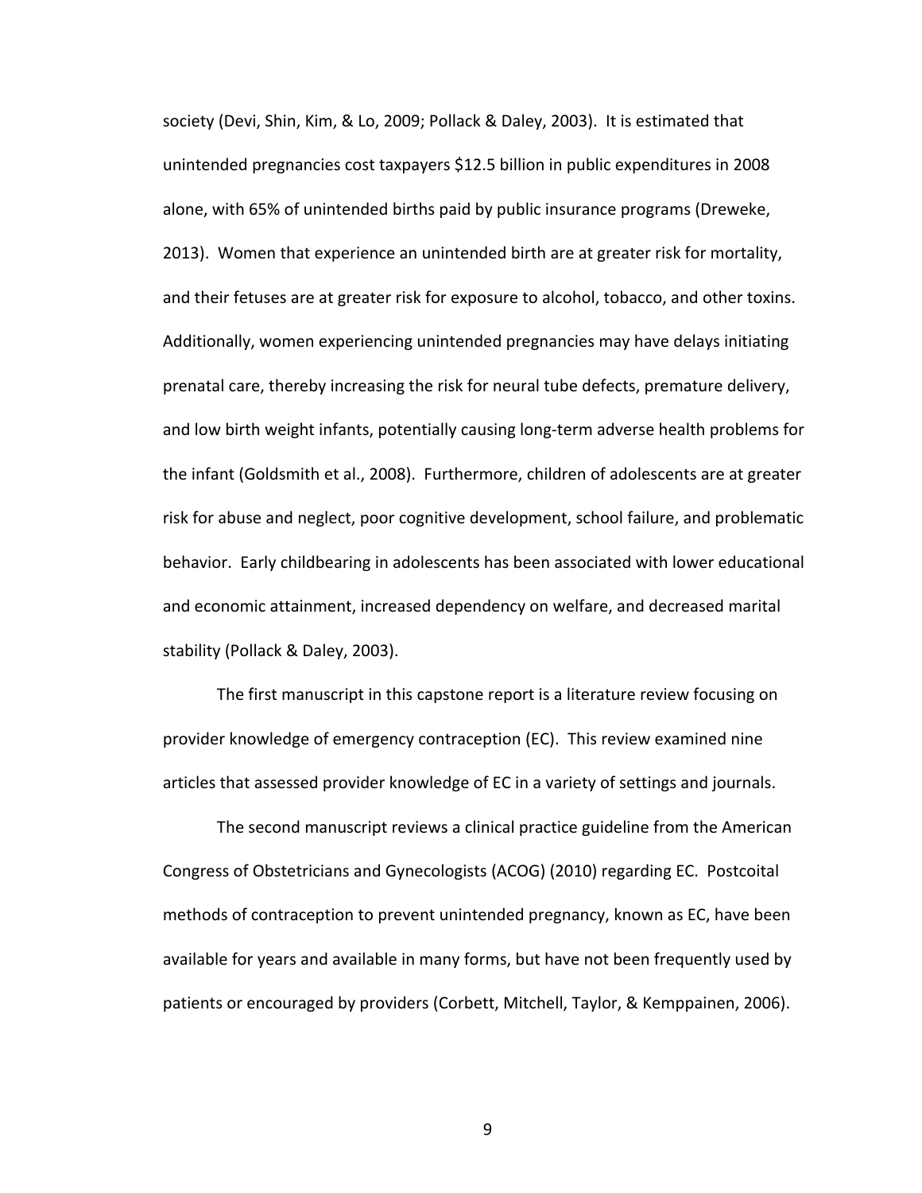society (Devi, Shin, Kim, & Lo, 2009; Pollack & Daley, 2003). It is estimated that unintended pregnancies cost taxpayers $12.5 billion in public expenditures in 2008 alone, with 65% of unintended births paid by public insurance programs (Dreweke, 2013). Women that experience an unintended birth are at greater risk for mortality, and their fetuses are at greater risk for exposure to alcohol, tobacco, and other toxins. Additionally, women experiencing unintended pregnancies may have delays initiating prenatal care, thereby increasing the risk for neural tube defects, premature delivery, and low birth weight infants, potentially causing long-term adverse health problems for the infant (Goldsmith et al., 2008). Furthermore, children of adolescents are at greater risk for abuse and neglect, poor cognitive development, school failure, and problematic behavior. Early childbearing in adolescents has been associated with lower educational and economic attainment, increased dependency on welfare, and decreased marital stability (Pollack & Daley, 2003).

The first manuscript in this capstone report is a literature review focusing on provider knowledge of emergency contraception (EC). This review examined nine articles that assessed provider knowledge of EC in a variety of settings and journals.

The second manuscript reviews a clinical practice guideline from the American Congress of Obstetricians and Gynecologists (ACOG) (2010) regarding EC. Postcoital methods of contraception to prevent unintended pregnancy, known as EC, have been available for years and available in many forms, but have not been frequently used by patients or encouraged by providers (Corbett, Mitchell, Taylor, & Kemppainen, 2006).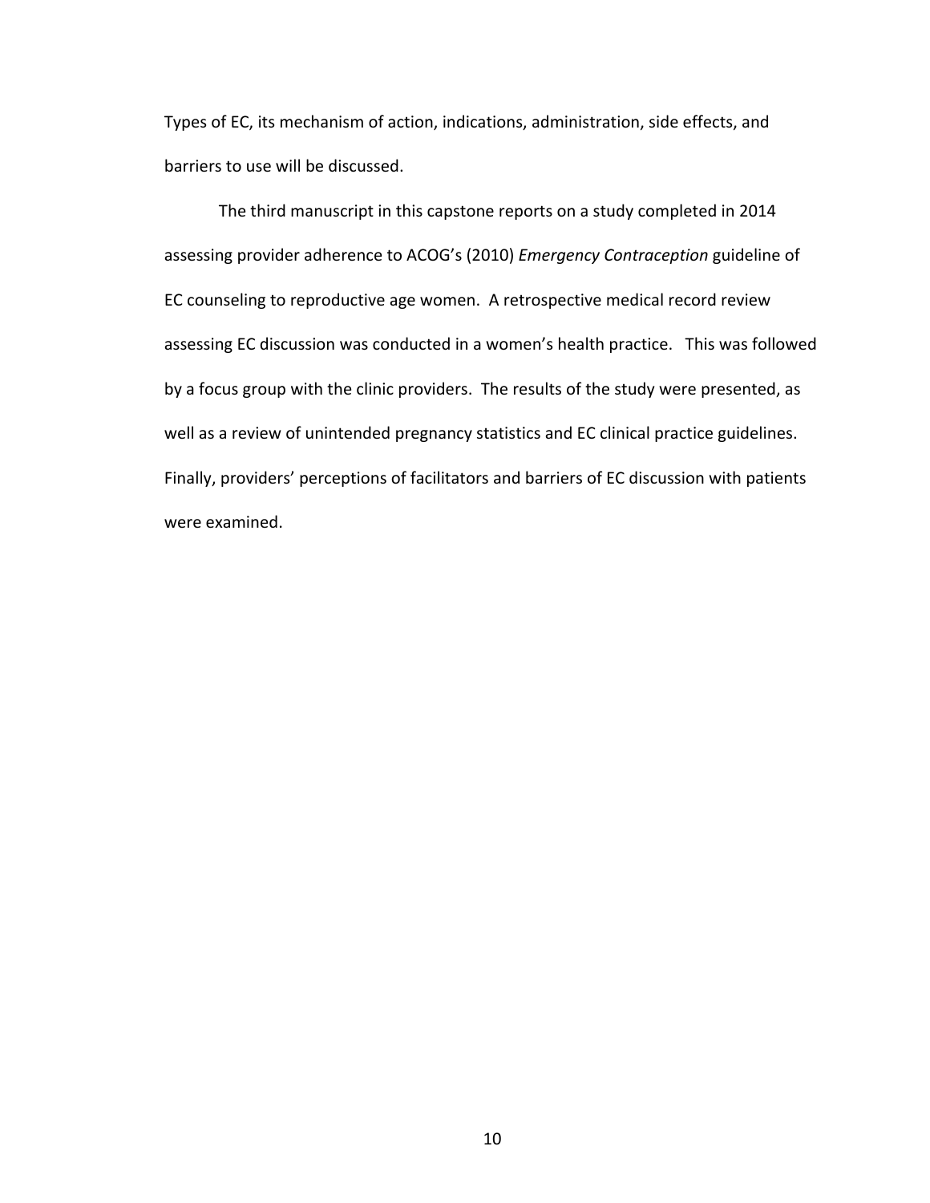Types of EC, its mechanism of action, indications, administration, side effects, and barriers to use will be discussed.

The third manuscript in this capstone reports on a study completed in 2014 assessing provider adherence to ACOG's (2010) *Emergency Contraception* guideline of EC counseling to reproductive age women. A retrospective medical record review assessing EC discussion was conducted in a women's health practice. This was followed by a focus group with the clinic providers. The results of the study were presented, as well as a review of unintended pregnancy statistics and EC clinical practice guidelines. Finally, providers' perceptions of facilitators and barriers of EC discussion with patients were examined.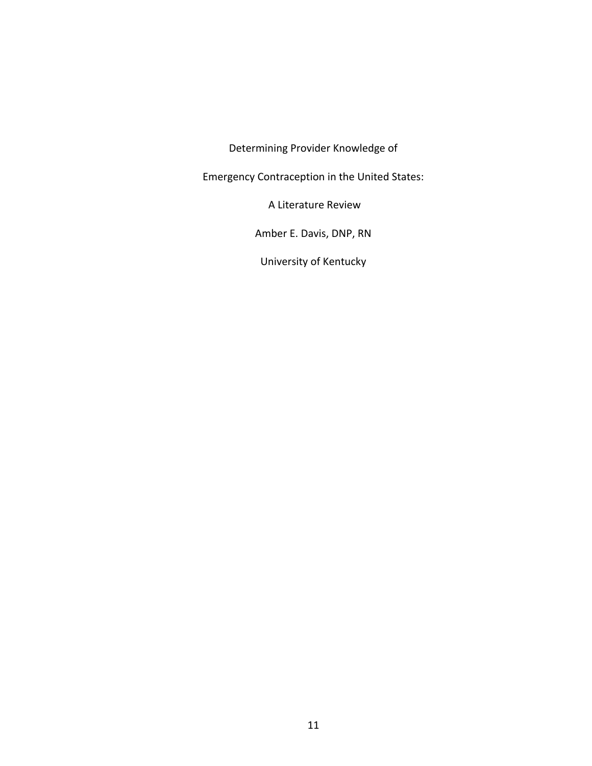Determining Provider Knowledge of

Emergency Contraception in the United States:

A Literature Review

Amber E. Davis, DNP, RN

University of Kentucky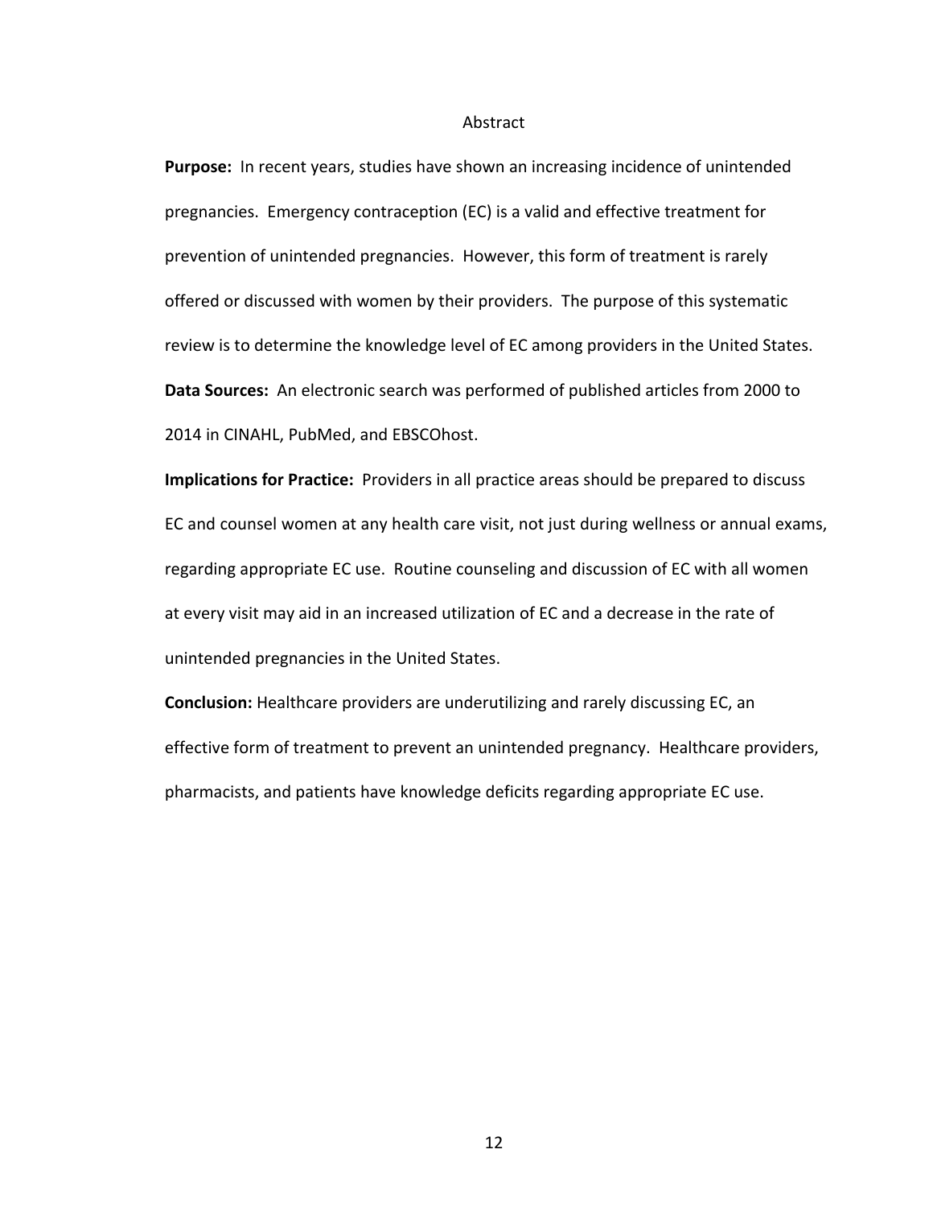# Abstract

**Purpose:** In recent years, studies have shown an increasing incidence of unintended pregnancies. Emergency contraception (EC) is a valid and effective treatment for prevention of unintended pregnancies. However, this form of treatment is rarely offered or discussed with women by their providers. The purpose of this systematic review is to determine the knowledge level of EC among providers in the United States.

**Data Sources:** An electronic search was performed of published articles from 2000 to 2014 in CINAHL, PubMed, and EBSCOhost.

**Implications for Practice:** Providers in all practice areas should be prepared to discuss EC and counsel women at any health care visit, not just during wellness or annual exams, regarding appropriate EC use. Routine counseling and discussion of EC with all women at every visit may aid in an increased utilization of EC and a decrease in the rate of unintended pregnancies in the United States.

**Conclusion:** Healthcare providers are underutilizing and rarely discussing EC, an effective form of treatment to prevent an unintended pregnancy. Healthcare providers, pharmacists, and patients have knowledge deficits regarding appropriate EC use.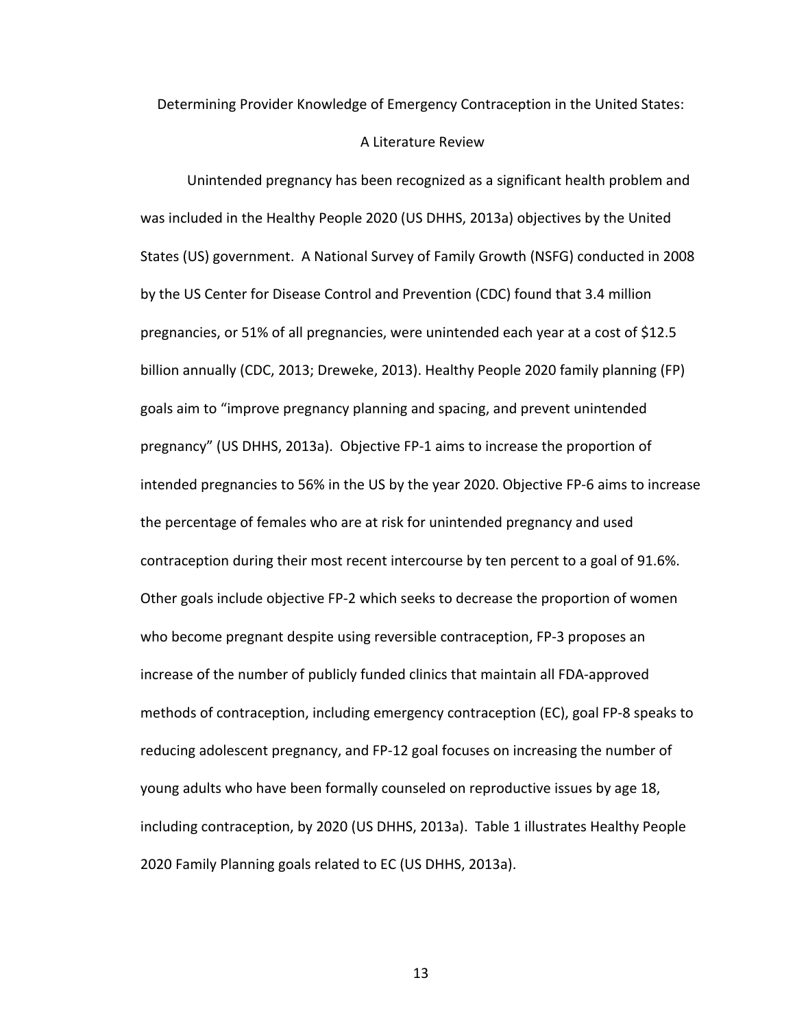# Determining Provider Knowledge of Emergency Contraception in the United States: A Literature Review

Unintended pregnancy has been recognized as a significant health problem and was included in the Healthy People 2020 (US DHHS, 2013a) objectives by the United States (US) government. A National Survey of Family Growth (NSFG) conducted in 2008 by the US Center for Disease Control and Prevention (CDC) found that 3.4 million pregnancies, or 51% of all pregnancies, were unintended each year at a cost of $12.5 billion annually (CDC, 2013; Dreweke, 2013). Healthy People 2020 family planning (FP) goals aim to "improve pregnancy planning and spacing, and prevent unintended pregnancy" (US DHHS, 2013a). Objective FP-1 aims to increase the proportion of intended pregnancies to 56% in the US by the year 2020. Objective FP-6 aims to increase the percentage of females who are at risk for unintended pregnancy and used contraception during their most recent intercourse by ten percent to a goal of 91.6%. Other goals include objective FP-2 which seeks to decrease the proportion of women who become pregnant despite using reversible contraception, FP-3 proposes an increase of the number of publicly funded clinics that maintain all FDA-approved methods of contraception, including emergency contraception (EC), goal FP-8 speaks to reducing adolescent pregnancy, and FP-12 goal focuses on increasing the number of young adults who have been formally counseled on reproductive issues by age 18, including contraception, by 2020 (US DHHS, 2013a). Table 1 illustrates Healthy People 2020 Family Planning goals related to EC (US DHHS, 2013a).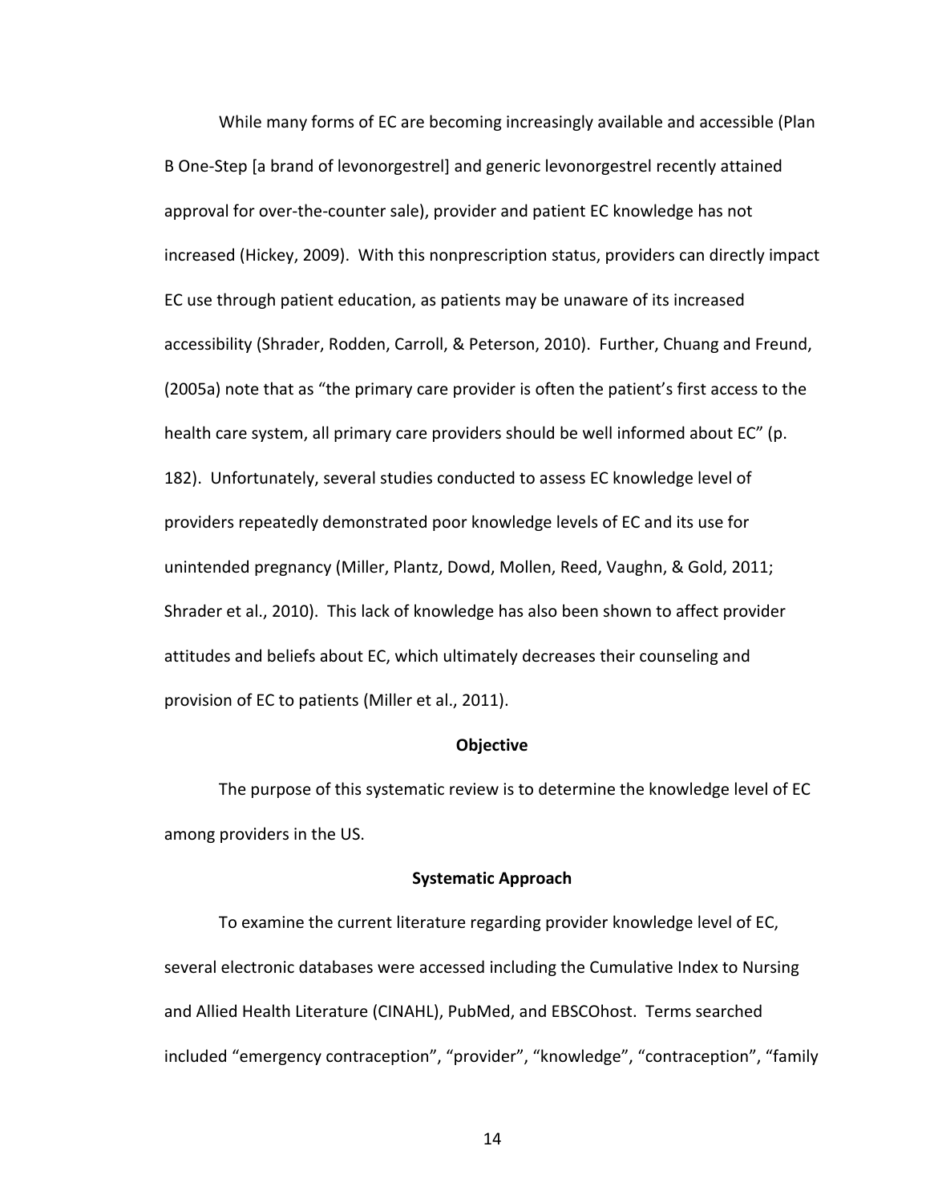While many forms of EC are becoming increasingly available and accessible (Plan B One-Step [a brand of levonorgestrel] and generic levonorgestrel recently attained approval for over-the-counter sale), provider and patient EC knowledge has not increased (Hickey, 2009). With this nonprescription status, providers can directly impact EC use through patient education, as patients may be unaware of its increased accessibility (Shrader, Rodden, Carroll, & Peterson, 2010). Further, Chuang and Freund, (2005a) note that as "the primary care provider is often the patient's first access to the health care system, all primary care providers should be well informed about EC" (p. 182). Unfortunately, several studies conducted to assess EC knowledge level of providers repeatedly demonstrated poor knowledge levels of EC and its use for unintended pregnancy (Miller, Plantz, Dowd, Mollen, Reed, Vaughn, & Gold, 2011; Shrader et al., 2010). This lack of knowledge has also been shown to affect provider attitudes and beliefs about EC, which ultimately decreases their counseling and provision of EC to patients (Miller et al., 2011).

## Objective

The purpose of this systematic review is to determine the knowledge level of EC among providers in the US.

## Systematic Approach

To examine the current literature regarding provider knowledge level of EC, several electronic databases were accessed including the Cumulative Index to Nursing and Allied Health Literature (CINAHL), PubMed, and EBSCOhost. Terms searched included "emergency contraception", "provider", "knowledge", "contraception", "family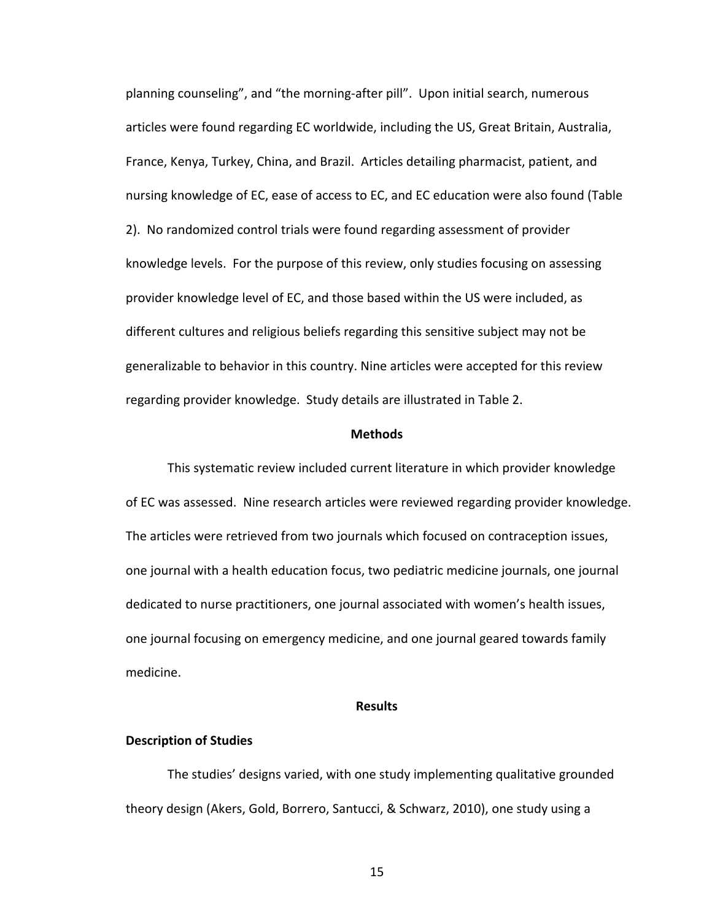planning counseling", and "the morning-after pill". Upon initial search, numerous articles were found regarding EC worldwide, including the US, Great Britain, Australia, France, Kenya, Turkey, China, and Brazil. Articles detailing pharmacist, patient, and nursing knowledge of EC, ease of access to EC, and EC education were also found (Table 2). No randomized control trials were found regarding assessment of provider knowledge levels. For the purpose of this review, only studies focusing on assessing provider knowledge level of EC, and those based within the US were included, as different cultures and religious beliefs regarding this sensitive subject may not be generalizable to behavior in this country. Nine articles were accepted for this review regarding provider knowledge. Study details are illustrated in Table 2.

## Methods

This systematic review included current literature in which provider knowledge of EC was assessed. Nine research articles were reviewed regarding provider knowledge. The articles were retrieved from two journals which focused on contraception issues, one journal with a health education focus, two pediatric medicine journals, one journal dedicated to nurse practitioners, one journal associated with women's health issues, one journal focusing on emergency medicine, and one journal geared towards family medicine.

## Results

### Description of Studies

The studies' designs varied, with one study implementing qualitative grounded theory design (Akers, Gold, Borrero, Santucci, & Schwarz, 2010), one study using a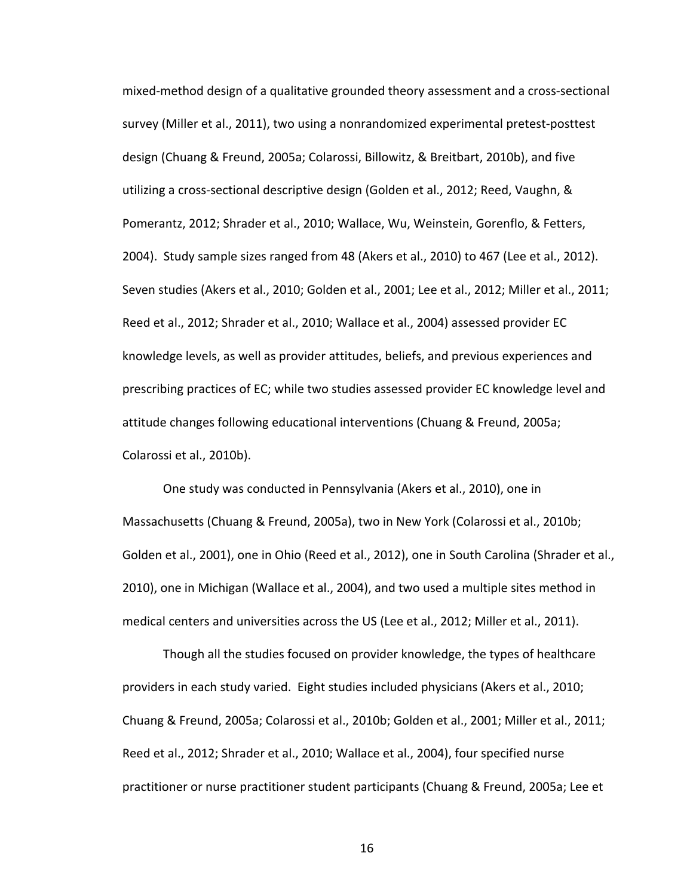mixed-method design of a qualitative grounded theory assessment and a cross-sectional survey (Miller et al., 2011), two using a nonrandomized experimental pretest-posttest design (Chuang & Freund, 2005a; Colarossi, Billowitz, & Breitbart, 2010b), and five utilizing a cross-sectional descriptive design (Golden et al., 2012; Reed, Vaughn, & Pomerantz, 2012; Shrader et al., 2010; Wallace, Wu, Weinstein, Gorenflo, & Fetters, 2004). Study sample sizes ranged from 48 (Akers et al., 2010) to 467 (Lee et al., 2012). Seven studies (Akers et al., 2010; Golden et al., 2001; Lee et al., 2012; Miller et al., 2011; Reed et al., 2012; Shrader et al., 2010; Wallace et al., 2004) assessed provider EC knowledge levels, as well as provider attitudes, beliefs, and previous experiences and prescribing practices of EC; while two studies assessed provider EC knowledge level and attitude changes following educational interventions (Chuang & Freund, 2005a; Colarossi et al., 2010b).

One study was conducted in Pennsylvania (Akers et al., 2010), one in Massachusetts (Chuang & Freund, 2005a), two in New York (Colarossi et al., 2010b; Golden et al., 2001), one in Ohio (Reed et al., 2012), one in South Carolina (Shrader et al., 2010), one in Michigan (Wallace et al., 2004), and two used a multiple sites method in medical centers and universities across the US (Lee et al., 2012; Miller et al., 2011).

Though all the studies focused on provider knowledge, the types of healthcare providers in each study varied. Eight studies included physicians (Akers et al., 2010; Chuang & Freund, 2005a; Colarossi et al., 2010b; Golden et al., 2001; Miller et al., 2011; Reed et al., 2012; Shrader et al., 2010; Wallace et al., 2004), four specified nurse practitioner or nurse practitioner student participants (Chuang & Freund, 2005a; Lee et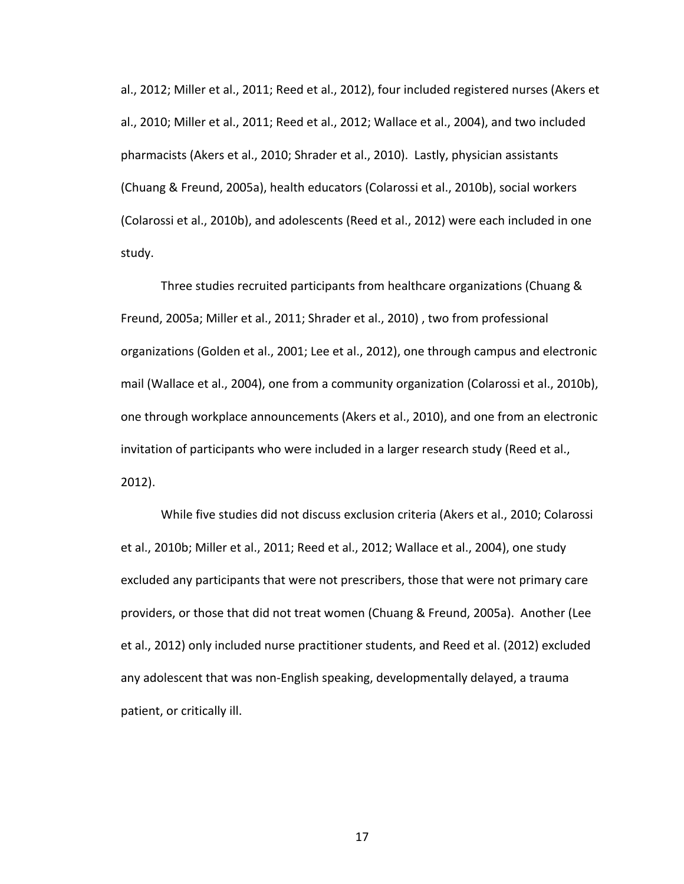al., 2012; Miller et al., 2011; Reed et al., 2012), four included registered nurses (Akers et al., 2010; Miller et al., 2011; Reed et al., 2012; Wallace et al., 2004), and two included pharmacists (Akers et al., 2010; Shrader et al., 2010). Lastly, physician assistants (Chuang & Freund, 2005a), health educators (Colarossi et al., 2010b), social workers (Colarossi et al., 2010b), and adolescents (Reed et al., 2012) were each included in one study.

Three studies recruited participants from healthcare organizations (Chuang & Freund, 2005a; Miller et al., 2011; Shrader et al., 2010) , two from professional organizations (Golden et al., 2001; Lee et al., 2012), one through campus and electronic mail (Wallace et al., 2004), one from a community organization (Colarossi et al., 2010b), one through workplace announcements (Akers et al., 2010), and one from an electronic invitation of participants who were included in a larger research study (Reed et al., 2012).

While five studies did not discuss exclusion criteria (Akers et al., 2010; Colarossi et al., 2010b; Miller et al., 2011; Reed et al., 2012; Wallace et al., 2004), one study excluded any participants that were not prescribers, those that were not primary care providers, or those that did not treat women (Chuang & Freund, 2005a). Another (Lee et al., 2012) only included nurse practitioner students, and Reed et al. (2012) excluded any adolescent that was non-English speaking, developmentally delayed, a trauma patient, or critically ill.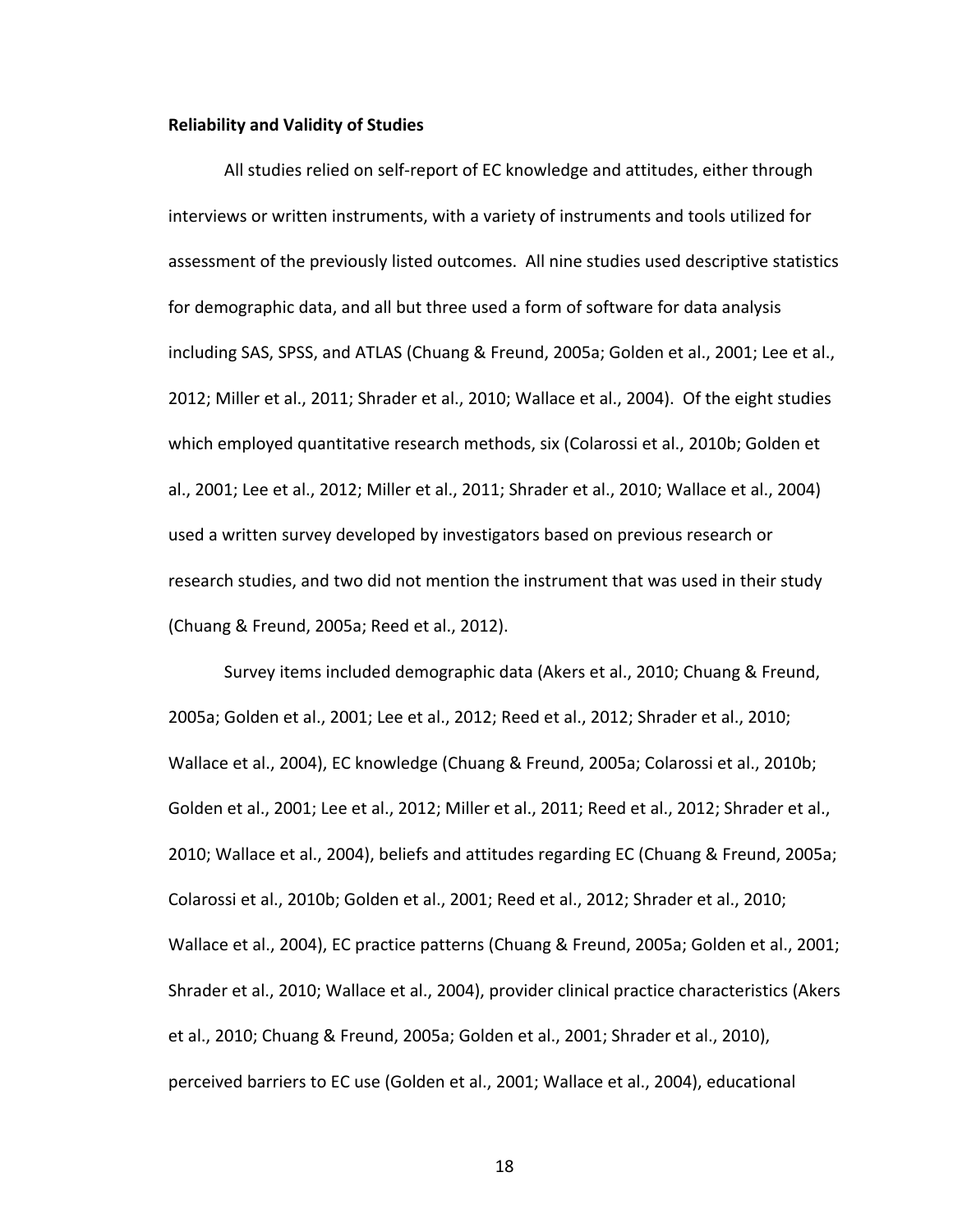**Reliability and Validity of Studies**

All studies relied on self-report of EC knowledge and attitudes, either through interviews or written instruments, with a variety of instruments and tools utilized for assessment of the previously listed outcomes. All nine studies used descriptive statistics for demographic data, and all but three used a form of software for data analysis including SAS, SPSS, and ATLAS (Chuang & Freund, 2005a; Golden et al., 2001; Lee et al., 2012; Miller et al., 2011; Shrader et al., 2010; Wallace et al., 2004). Of the eight studies which employed quantitative research methods, six (Colarossi et al., 2010b; Golden et al., 2001; Lee et al., 2012; Miller et al., 2011; Shrader et al., 2010; Wallace et al., 2004) used a written survey developed by investigators based on previous research or research studies, and two did not mention the instrument that was used in their study (Chuang & Freund, 2005a; Reed et al., 2012).

Survey items included demographic data (Akers et al., 2010; Chuang & Freund, 2005a; Golden et al., 2001; Lee et al., 2012; Reed et al., 2012; Shrader et al., 2010; Wallace et al., 2004), EC knowledge (Chuang & Freund, 2005a; Colarossi et al., 2010b; Golden et al., 2001; Lee et al., 2012; Miller et al., 2011; Reed et al., 2012; Shrader et al., 2010; Wallace et al., 2004), beliefs and attitudes regarding EC (Chuang & Freund, 2005a; Colarossi et al., 2010b; Golden et al., 2001; Reed et al., 2012; Shrader et al., 2010; Wallace et al., 2004), EC practice patterns (Chuang & Freund, 2005a; Golden et al., 2001; Shrader et al., 2010; Wallace et al., 2004), provider clinical practice characteristics (Akers et al., 2010; Chuang & Freund, 2005a; Golden et al., 2001; Shrader et al., 2010), perceived barriers to EC use (Golden et al., 2001; Wallace et al., 2004), educational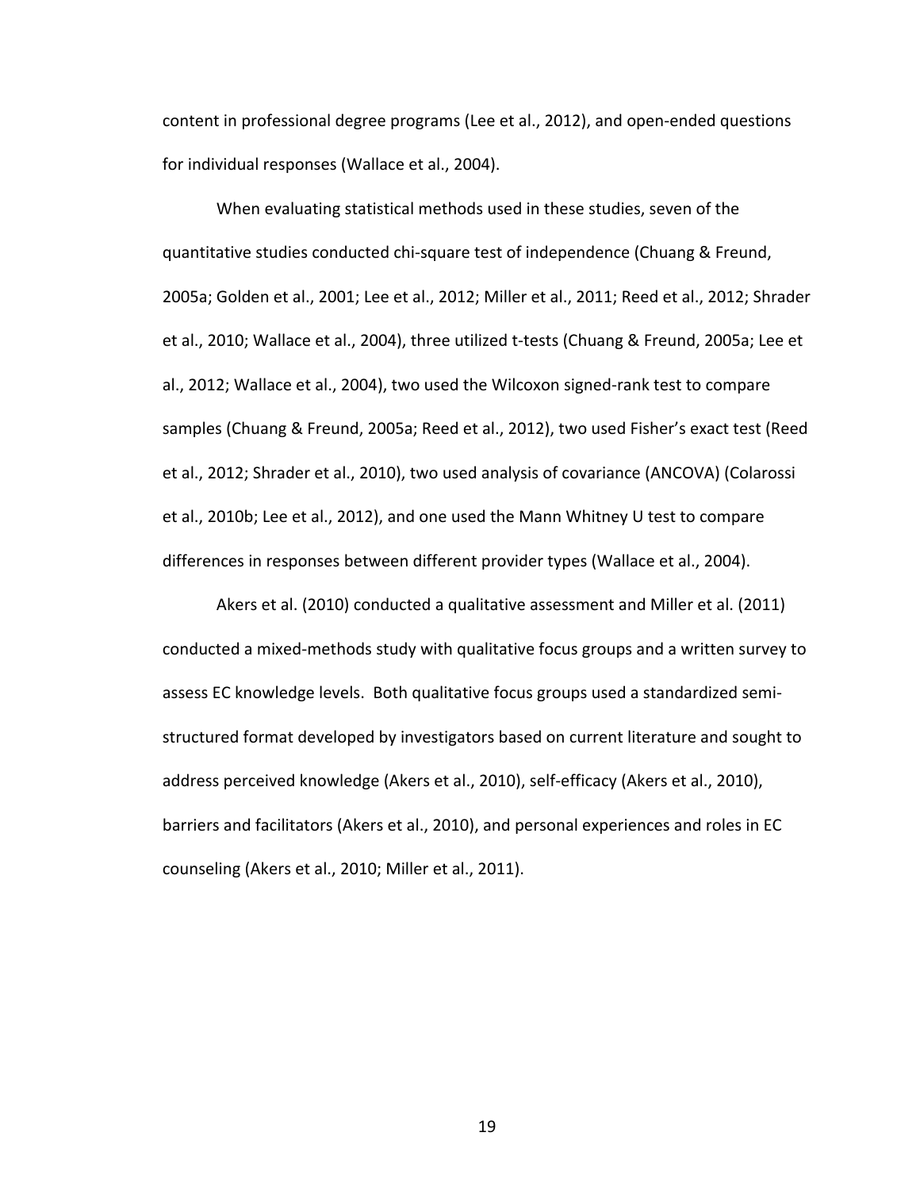content in professional degree programs (Lee et al., 2012), and open-ended questions for individual responses (Wallace et al., 2004).

When evaluating statistical methods used in these studies, seven of the quantitative studies conducted chi-square test of independence (Chuang & Freund, 2005a; Golden et al., 2001; Lee et al., 2012; Miller et al., 2011; Reed et al., 2012; Shrader et al., 2010; Wallace et al., 2004), three utilized t-tests (Chuang & Freund, 2005a; Lee et al., 2012; Wallace et al., 2004), two used the Wilcoxon signed-rank test to compare samples (Chuang & Freund, 2005a; Reed et al., 2012), two used Fisher's exact test (Reed et al., 2012; Shrader et al., 2010), two used analysis of covariance (ANCOVA) (Colarossi et al., 2010b; Lee et al., 2012), and one used the Mann Whitney U test to compare differences in responses between different provider types (Wallace et al., 2004).

Akers et al. (2010) conducted a qualitative assessment and Miller et al. (2011) conducted a mixed-methods study with qualitative focus groups and a written survey to assess EC knowledge levels. Both qualitative focus groups used a standardized semi-structured format developed by investigators based on current literature and sought to address perceived knowledge (Akers et al., 2010), self-efficacy (Akers et al., 2010), barriers and facilitators (Akers et al., 2010), and personal experiences and roles in EC counseling (Akers et al., 2010; Miller et al., 2011).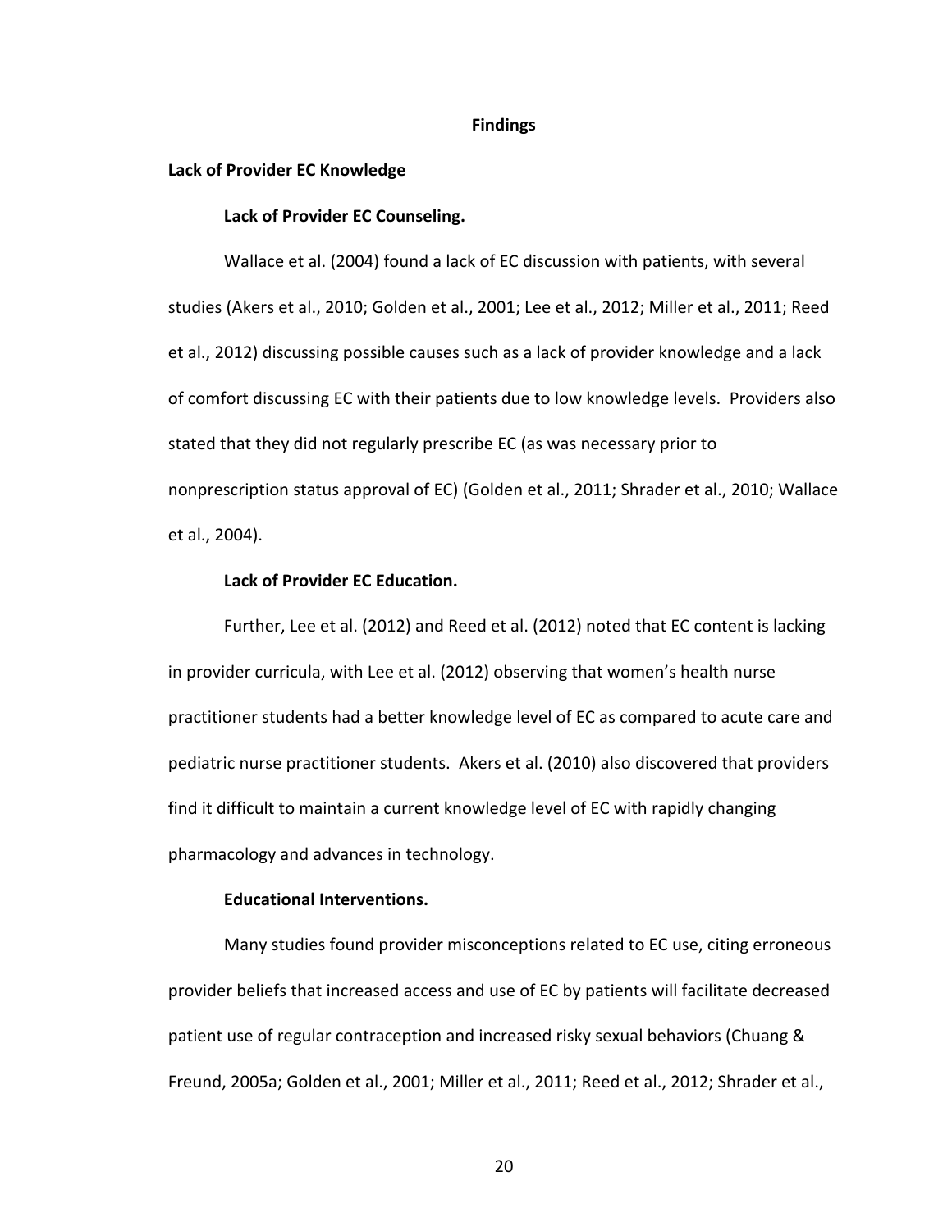## Findings

### Lack of Provider EC Knowledge

#### Lack of Provider EC Counseling.

Wallace et al. (2004) found a lack of EC discussion with patients, with several studies (Akers et al., 2010; Golden et al., 2001; Lee et al., 2012; Miller et al., 2011; Reed et al., 2012) discussing possible causes such as a lack of provider knowledge and a lack of comfort discussing EC with their patients due to low knowledge levels. Providers also stated that they did not regularly prescribe EC (as was necessary prior to nonprescription status approval of EC) (Golden et al., 2011; Shrader et al., 2010; Wallace et al., 2004).

#### Lack of Provider EC Education.

Further, Lee et al. (2012) and Reed et al. (2012) noted that EC content is lacking in provider curricula, with Lee et al. (2012) observing that women's health nurse practitioner students had a better knowledge level of EC as compared to acute care and pediatric nurse practitioner students. Akers et al. (2010) also discovered that providers find it difficult to maintain a current knowledge level of EC with rapidly changing pharmacology and advances in technology.

#### Educational Interventions.

Many studies found provider misconceptions related to EC use, citing erroneous provider beliefs that increased access and use of EC by patients will facilitate decreased patient use of regular contraception and increased risky sexual behaviors (Chuang & Freund, 2005a; Golden et al., 2001; Miller et al., 2011; Reed et al., 2012; Shrader et al.,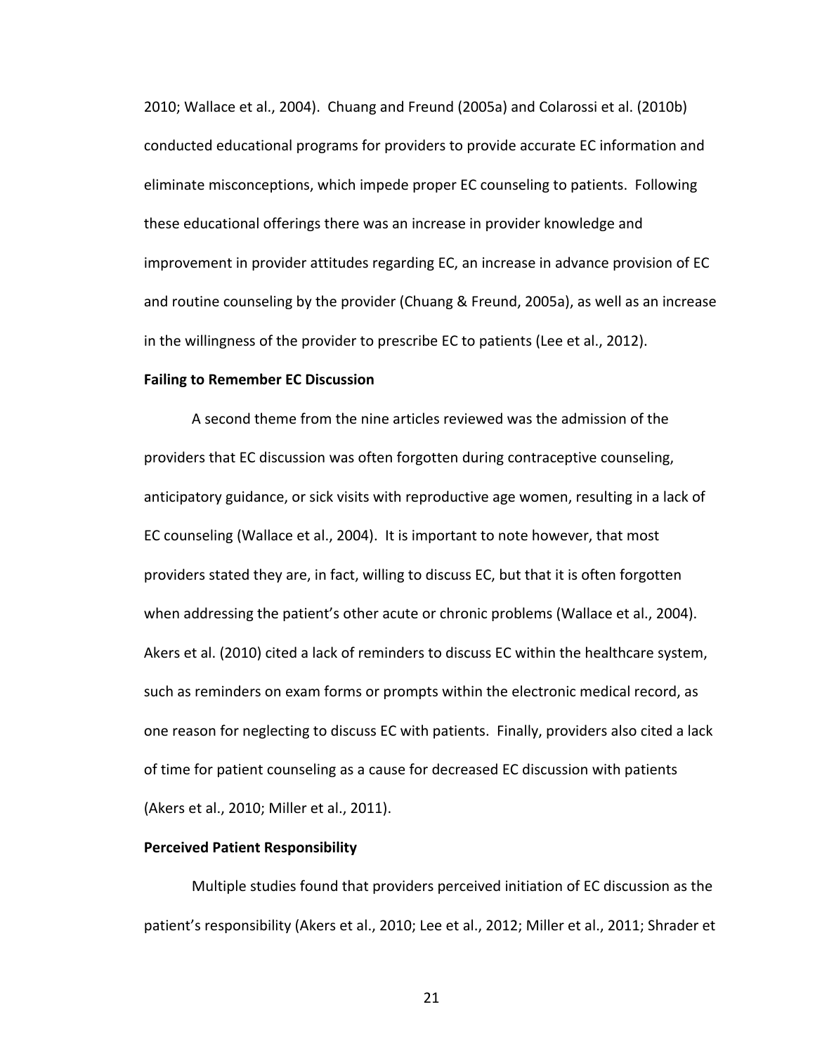2010; Wallace et al., 2004). Chuang and Freund (2005a) and Colarossi et al. (2010b) conducted educational programs for providers to provide accurate EC information and eliminate misconceptions, which impede proper EC counseling to patients. Following these educational offerings there was an increase in provider knowledge and improvement in provider attitudes regarding EC, an increase in advance provision of EC and routine counseling by the provider (Chuang & Freund, 2005a), as well as an increase in the willingness of the provider to prescribe EC to patients (Lee et al., 2012).

**Failing to Remember EC Discussion**

A second theme from the nine articles reviewed was the admission of the providers that EC discussion was often forgotten during contraceptive counseling, anticipatory guidance, or sick visits with reproductive age women, resulting in a lack of EC counseling (Wallace et al., 2004). It is important to note however, that most providers stated they are, in fact, willing to discuss EC, but that it is often forgotten when addressing the patient's other acute or chronic problems (Wallace et al., 2004). Akers et al. (2010) cited a lack of reminders to discuss EC within the healthcare system, such as reminders on exam forms or prompts within the electronic medical record, as one reason for neglecting to discuss EC with patients. Finally, providers also cited a lack of time for patient counseling as a cause for decreased EC discussion with patients (Akers et al., 2010; Miller et al., 2011).

**Perceived Patient Responsibility**

Multiple studies found that providers perceived initiation of EC discussion as the patient's responsibility (Akers et al., 2010; Lee et al., 2012; Miller et al., 2011; Shrader et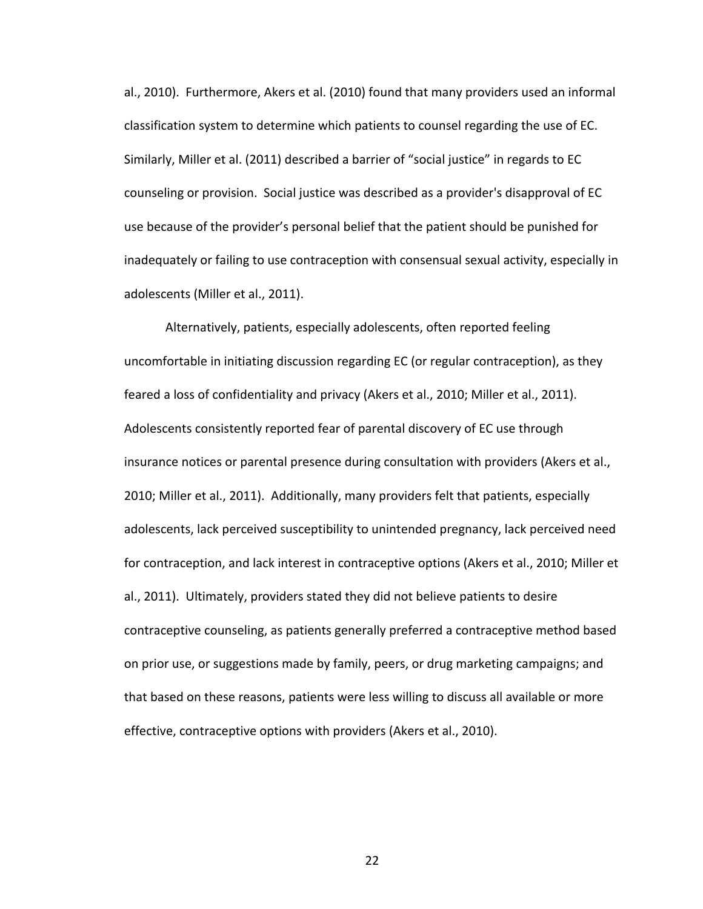al., 2010). Furthermore, Akers et al. (2010) found that many providers used an informal classification system to determine which patients to counsel regarding the use of EC. Similarly, Miller et al. (2011) described a barrier of "social justice" in regards to EC counseling or provision. Social justice was described as a provider's disapproval of EC use because of the provider's personal belief that the patient should be punished for inadequately or failing to use contraception with consensual sexual activity, especially in adolescents (Miller et al., 2011).

Alternatively, patients, especially adolescents, often reported feeling uncomfortable in initiating discussion regarding EC (or regular contraception), as they feared a loss of confidentiality and privacy (Akers et al., 2010; Miller et al., 2011). Adolescents consistently reported fear of parental discovery of EC use through insurance notices or parental presence during consultation with providers (Akers et al., 2010; Miller et al., 2011). Additionally, many providers felt that patients, especially adolescents, lack perceived susceptibility to unintended pregnancy, lack perceived need for contraception, and lack interest in contraceptive options (Akers et al., 2010; Miller et al., 2011). Ultimately, providers stated they did not believe patients to desire contraceptive counseling, as patients generally preferred a contraceptive method based on prior use, or suggestions made by family, peers, or drug marketing campaigns; and that based on these reasons, patients were less willing to discuss all available or more effective, contraceptive options with providers (Akers et al., 2010).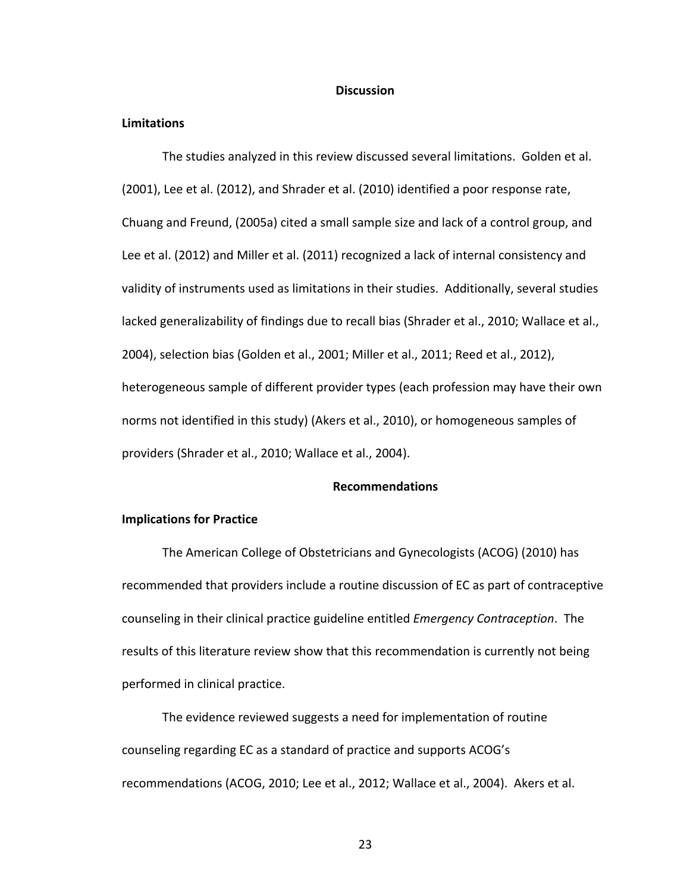## Discussion

### Limitations

The studies analyzed in this review discussed several limitations. Golden et al. (2001), Lee et al. (2012), and Shrader et al. (2010) identified a poor response rate, Chuang and Freund, (2005a) cited a small sample size and lack of a control group, and Lee et al. (2012) and Miller et al. (2011) recognized a lack of internal consistency and validity of instruments used as limitations in their studies. Additionally, several studies lacked generalizability of findings due to recall bias (Shrader et al., 2010; Wallace et al., 2004), selection bias (Golden et al., 2001; Miller et al., 2011; Reed et al., 2012), heterogeneous sample of different provider types (each profession may have their own norms not identified in this study) (Akers et al., 2010), or homogeneous samples of providers (Shrader et al., 2010; Wallace et al., 2004).

## Recommendations

### Implications for Practice

The American College of Obstetricians and Gynecologists (ACOG) (2010) has recommended that providers include a routine discussion of EC as part of contraceptive counseling in their clinical practice guideline entitled *Emergency Contraception*. The results of this literature review show that this recommendation is currently not being performed in clinical practice.

The evidence reviewed suggests a need for implementation of routine counseling regarding EC as a standard of practice and supports ACOG's recommendations (ACOG, 2010; Lee et al., 2012; Wallace et al., 2004). Akers et al.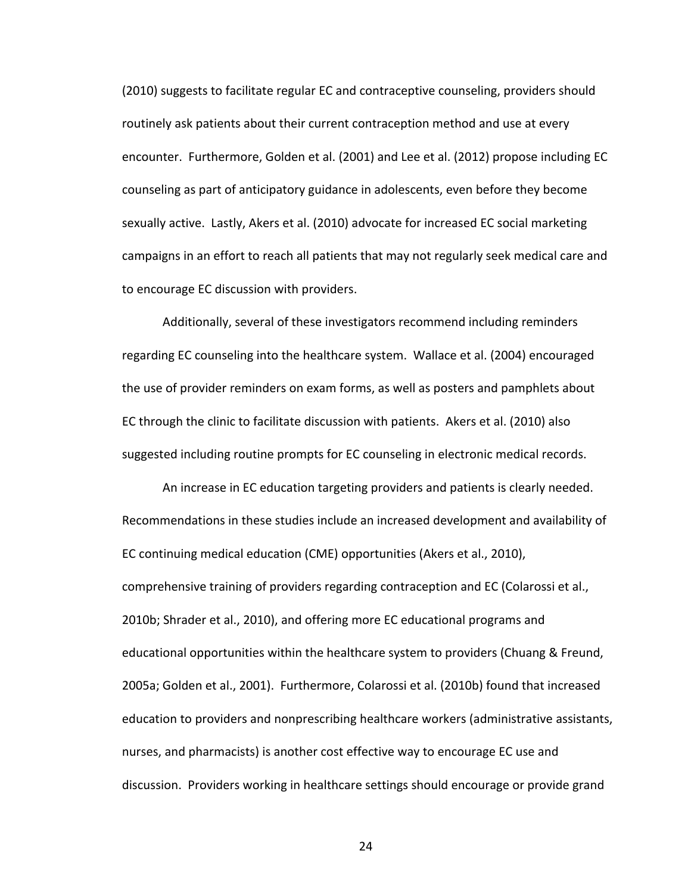(2010) suggests to facilitate regular EC and contraceptive counseling, providers should routinely ask patients about their current contraception method and use at every encounter. Furthermore, Golden et al. (2001) and Lee et al. (2012) propose including EC counseling as part of anticipatory guidance in adolescents, even before they become sexually active. Lastly, Akers et al. (2010) advocate for increased EC social marketing campaigns in an effort to reach all patients that may not regularly seek medical care and to encourage EC discussion with providers.

Additionally, several of these investigators recommend including reminders regarding EC counseling into the healthcare system. Wallace et al. (2004) encouraged the use of provider reminders on exam forms, as well as posters and pamphlets about EC through the clinic to facilitate discussion with patients. Akers et al. (2010) also suggested including routine prompts for EC counseling in electronic medical records.

An increase in EC education targeting providers and patients is clearly needed. Recommendations in these studies include an increased development and availability of EC continuing medical education (CME) opportunities (Akers et al., 2010), comprehensive training of providers regarding contraception and EC (Colarossi et al., 2010b; Shrader et al., 2010), and offering more EC educational programs and educational opportunities within the healthcare system to providers (Chuang & Freund, 2005a; Golden et al., 2001). Furthermore, Colarossi et al. (2010b) found that increased education to providers and nonprescribing healthcare workers (administrative assistants, nurses, and pharmacists) is another cost effective way to encourage EC use and discussion. Providers working in healthcare settings should encourage or provide grand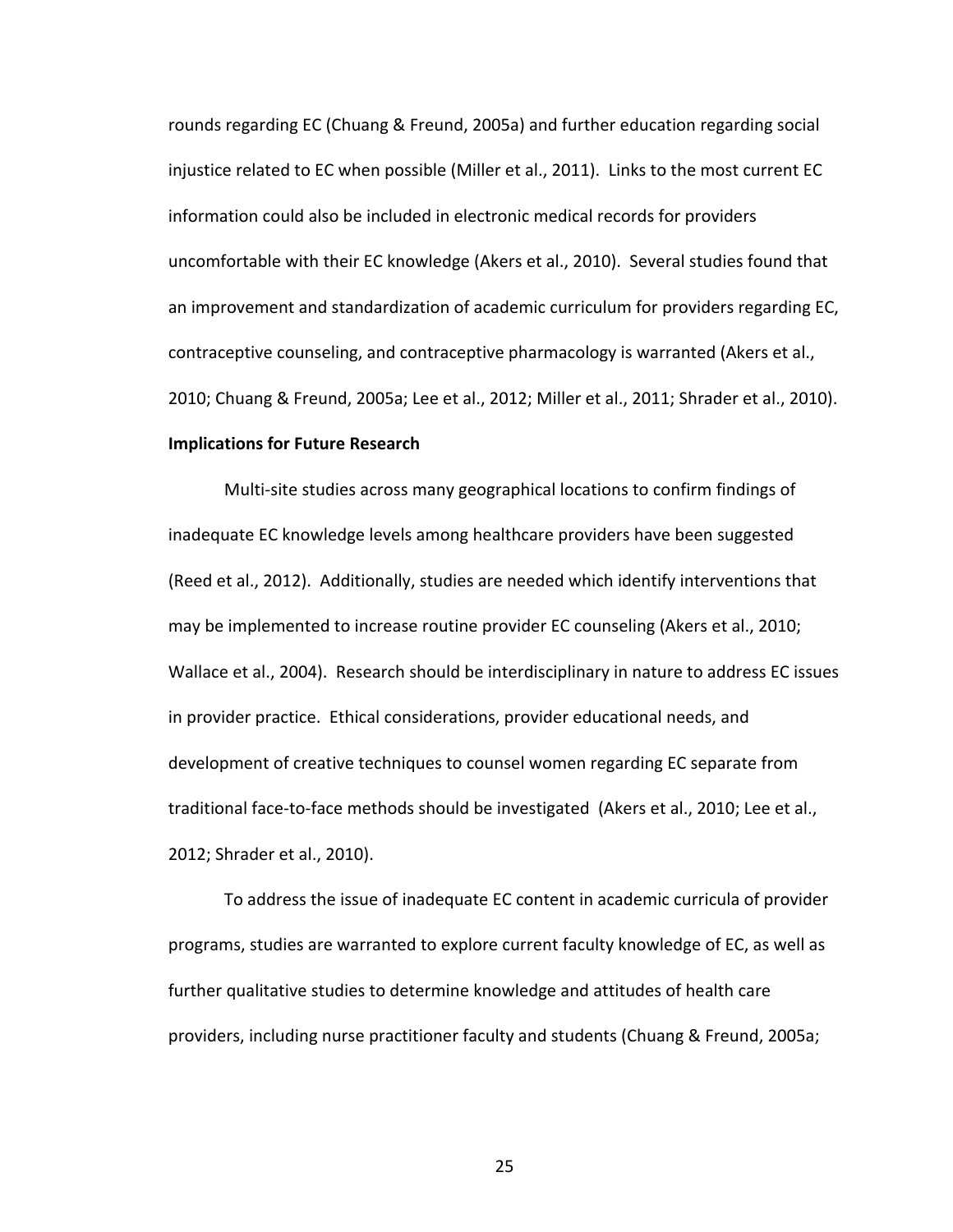rounds regarding EC (Chuang & Freund, 2005a) and further education regarding social injustice related to EC when possible (Miller et al., 2011). Links to the most current EC information could also be included in electronic medical records for providers uncomfortable with their EC knowledge (Akers et al., 2010). Several studies found that an improvement and standardization of academic curriculum for providers regarding EC, contraceptive counseling, and contraceptive pharmacology is warranted (Akers et al., 2010; Chuang & Freund, 2005a; Lee et al., 2012; Miller et al., 2011; Shrader et al., 2010).

**Implications for Future Research**

Multi-site studies across many geographical locations to confirm findings of inadequate EC knowledge levels among healthcare providers have been suggested (Reed et al., 2012). Additionally, studies are needed which identify interventions that may be implemented to increase routine provider EC counseling (Akers et al., 2010; Wallace et al., 2004). Research should be interdisciplinary in nature to address EC issues in provider practice. Ethical considerations, provider educational needs, and development of creative techniques to counsel women regarding EC separate from traditional face-to-face methods should be investigated (Akers et al., 2010; Lee et al., 2012; Shrader et al., 2010).

To address the issue of inadequate EC content in academic curricula of provider programs, studies are warranted to explore current faculty knowledge of EC, as well as further qualitative studies to determine knowledge and attitudes of health care providers, including nurse practitioner faculty and students (Chuang & Freund, 2005a;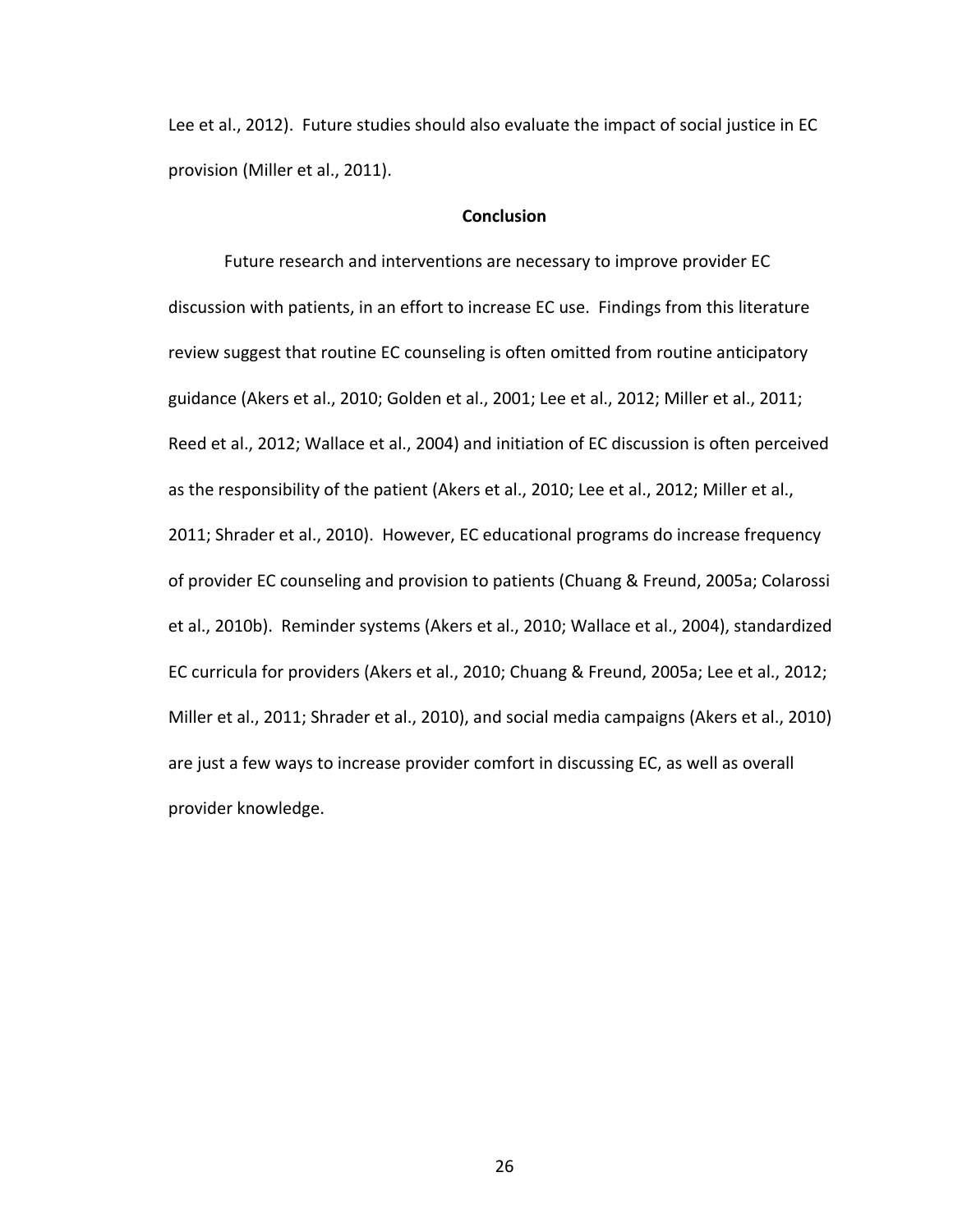Lee et al., 2012). Future studies should also evaluate the impact of social justice in EC provision (Miller et al., 2011).

## Conclusion

Future research and interventions are necessary to improve provider EC discussion with patients, in an effort to increase EC use. Findings from this literature review suggest that routine EC counseling is often omitted from routine anticipatory guidance (Akers et al., 2010; Golden et al., 2001; Lee et al., 2012; Miller et al., 2011; Reed et al., 2012; Wallace et al., 2004) and initiation of EC discussion is often perceived as the responsibility of the patient (Akers et al., 2010; Lee et al., 2012; Miller et al., 2011; Shrader et al., 2010). However, EC educational programs do increase frequency of provider EC counseling and provision to patients (Chuang & Freund, 2005a; Colarossi et al., 2010b). Reminder systems (Akers et al., 2010; Wallace et al., 2004), standardized EC curricula for providers (Akers et al., 2010; Chuang & Freund, 2005a; Lee et al., 2012; Miller et al., 2011; Shrader et al., 2010), and social media campaigns (Akers et al., 2010) are just a few ways to increase provider comfort in discussing EC, as well as overall provider knowledge.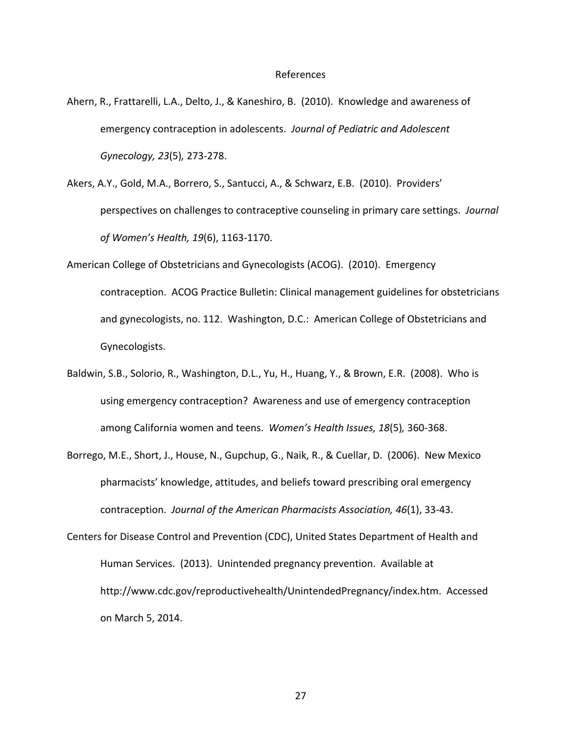# References

Ahern, R., Frattarelli, L.A., Delto, J., & Kaneshiro, B. (2010). Knowledge and awareness of emergency contraception in adolescents. *Journal of Pediatric and Adolescent Gynecology, 23*(5), 273-278.

Akers, A.Y., Gold, M.A., Borrero, S., Santucci, A., & Schwarz, E.B. (2010). Providers' perspectives on challenges to contraceptive counseling in primary care settings. *Journal of Women's Health, 19*(6), 1163-1170.

American College of Obstetricians and Gynecologists (ACOG). (2010). Emergency contraception. ACOG Practice Bulletin: Clinical management guidelines for obstetricians and gynecologists, no. 112. Washington, D.C.: American College of Obstetricians and Gynecologists.

Baldwin, S.B., Solorio, R., Washington, D.L., Yu, H., Huang, Y., & Brown, E.R. (2008). Who is using emergency contraception? Awareness and use of emergency contraception among California women and teens. *Women's Health Issues, 18*(5), 360-368.

Borrego, M.E., Short, J., House, N., Gupchup, G., Naik, R., & Cuellar, D. (2006). New Mexico pharmacists' knowledge, attitudes, and beliefs toward prescribing oral emergency contraception. *Journal of the American Pharmacists Association, 46*(1), 33-43.

Centers for Disease Control and Prevention (CDC), United States Department of Health and Human Services. (2013). Unintended pregnancy prevention. Available at http://www.cdc.gov/reproductivehealth/UnintendedPregnancy/index.htm. Accessed on March 5, 2014.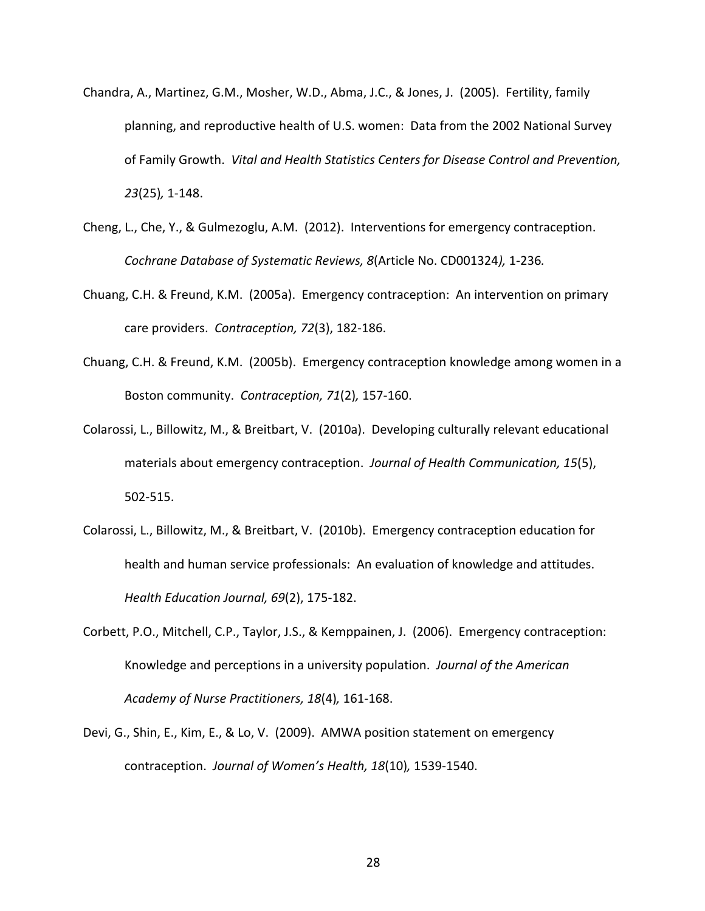Chandra, A., Martinez, G.M., Mosher, W.D., Abma, J.C., & Jones, J. (2005). Fertility, family planning, and reproductive health of U.S. women: Data from the 2002 National Survey of Family Growth. *Vital and Health Statistics Centers for Disease Control and Prevention, 23*(25)*,* 1-148.

Cheng, L., Che, Y., & Gulmezoglu, A.M. (2012). Interventions for emergency contraception. *Cochrane Database of Systematic Reviews, 8*(Article No. CD001324*),* 1-236*.*

Chuang, C.H. & Freund, K.M. (2005a). Emergency contraception: An intervention on primary care providers. *Contraception, 72*(3), 182-186.

Chuang, C.H. & Freund, K.M. (2005b). Emergency contraception knowledge among women in a Boston community. *Contraception, 71*(2)*,* 157-160.

Colarossi, L., Billowitz, M., & Breitbart, V. (2010a). Developing culturally relevant educational materials about emergency contraception. *Journal of Health Communication, 15*(5), 502-515.

Colarossi, L., Billowitz, M., & Breitbart, V. (2010b). Emergency contraception education for health and human service professionals: An evaluation of knowledge and attitudes. *Health Education Journal, 69*(2), 175-182.

Corbett, P.O., Mitchell, C.P., Taylor, J.S., & Kemppainen, J. (2006). Emergency contraception: Knowledge and perceptions in a university population. *Journal of the American Academy of Nurse Practitioners, 18*(4)*,* 161-168.

Devi, G., Shin, E., Kim, E., & Lo, V. (2009). AMWA position statement on emergency contraception. *Journal of Women's Health, 18*(10)*,* 1539-1540.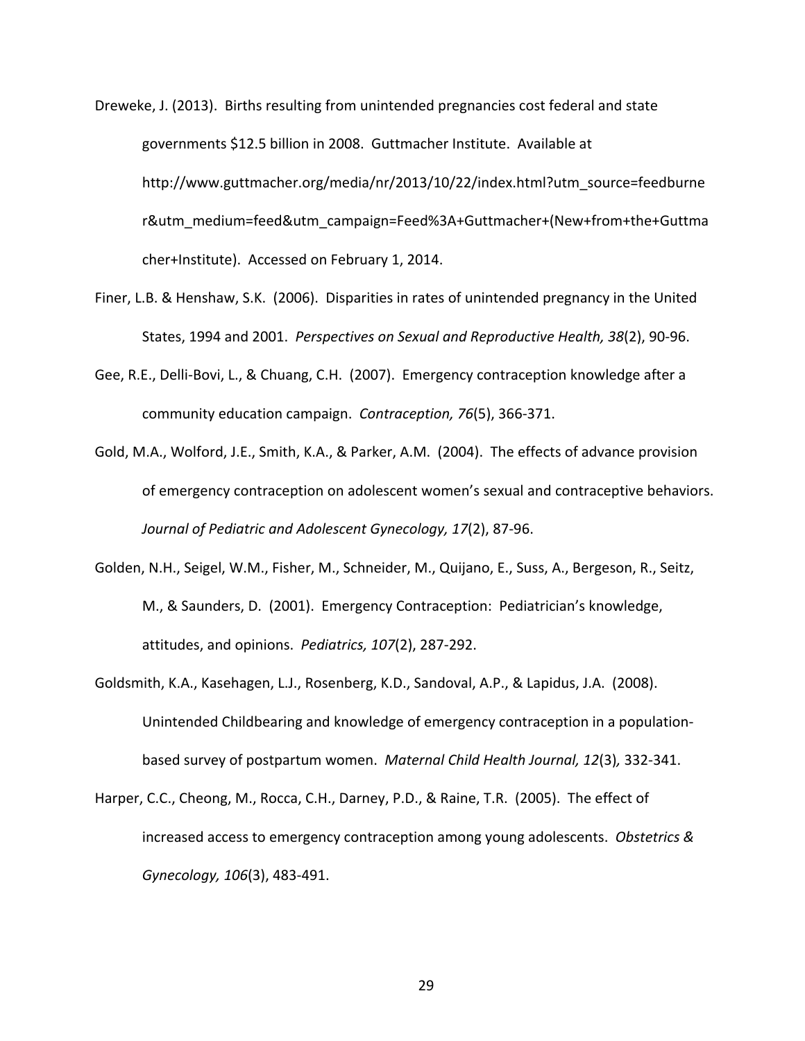Dreweke, J. (2013). Births resulting from unintended pregnancies cost federal and state governments $12.5 billion in 2008. Guttmacher Institute. Available at http://www.guttmacher.org/media/nr/2013/10/22/index.html?utm_source=feedburner&utm_medium=feed&utm_campaign=Feed%3A+Guttmacher+(New+from+the+Guttmacher+Institute). Accessed on February 1, 2014.

Finer, L.B. & Henshaw, S.K. (2006). Disparities in rates of unintended pregnancy in the United States, 1994 and 2001. *Perspectives on Sexual and Reproductive Health, 38*(2), 90-96.

Gee, R.E., Delli-Bovi, L., & Chuang, C.H. (2007). Emergency contraception knowledge after a community education campaign. *Contraception, 76*(5), 366-371.

Gold, M.A., Wolford, J.E., Smith, K.A., & Parker, A.M. (2004). The effects of advance provision of emergency contraception on adolescent women's sexual and contraceptive behaviors. *Journal of Pediatric and Adolescent Gynecology, 17*(2), 87-96.

Golden, N.H., Seigel, W.M., Fisher, M., Schneider, M., Quijano, E., Suss, A., Bergeson, R., Seitz, M., & Saunders, D. (2001). Emergency Contraception: Pediatrician's knowledge, attitudes, and opinions. *Pediatrics, 107*(2), 287-292.

Goldsmith, K.A., Kasehagen, L.J., Rosenberg, K.D., Sandoval, A.P., & Lapidus, J.A. (2008). Unintended Childbearing and knowledge of emergency contraception in a population-based survey of postpartum women. *Maternal Child Health Journal, 12*(3)*,* 332-341.

Harper, C.C., Cheong, M., Rocca, C.H., Darney, P.D., & Raine, T.R. (2005). The effect of increased access to emergency contraception among young adolescents. *Obstetrics & Gynecology, 106*(3), 483-491.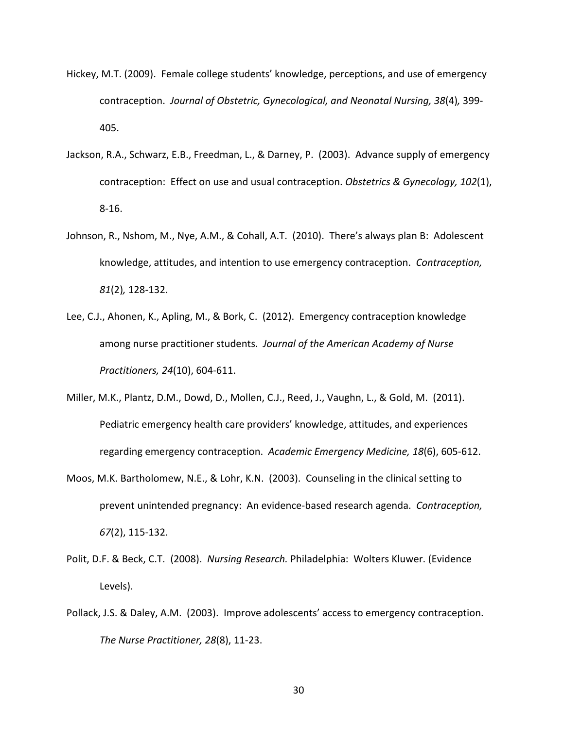Hickey, M.T. (2009). Female college students' knowledge, perceptions, and use of emergency contraception. *Journal of Obstetric, Gynecological, and Neonatal Nursing, 38*(4)*,* 399-405.

Jackson, R.A., Schwarz, E.B., Freedman, L., & Darney, P. (2003). Advance supply of emergency contraception: Effect on use and usual contraception. *Obstetrics & Gynecology, 102*(1), 8-16.

Johnson, R., Nshom, M., Nye, A.M., & Cohall, A.T. (2010). There's always plan B: Adolescent knowledge, attitudes, and intention to use emergency contraception. *Contraception, 81*(2)*,* 128-132.

Lee, C.J., Ahonen, K., Apling, M., & Bork, C. (2012). Emergency contraception knowledge among nurse practitioner students. *Journal of the American Academy of Nurse Practitioners, 24*(10), 604-611.

Miller, M.K., Plantz, D.M., Dowd, D., Mollen, C.J., Reed, J., Vaughn, L., & Gold, M. (2011). Pediatric emergency health care providers' knowledge, attitudes, and experiences regarding emergency contraception. *Academic Emergency Medicine, 18*(6), 605-612.

Moos, M.K. Bartholomew, N.E., & Lohr, K.N. (2003). Counseling in the clinical setting to prevent unintended pregnancy: An evidence-based research agenda. *Contraception, 67*(2), 115-132.

Polit, D.F. & Beck, C.T. (2008). *Nursing Research.* Philadelphia: Wolters Kluwer. (Evidence Levels).

Pollack, J.S. & Daley, A.M. (2003). Improve adolescents' access to emergency contraception. *The Nurse Practitioner, 28*(8), 11-23.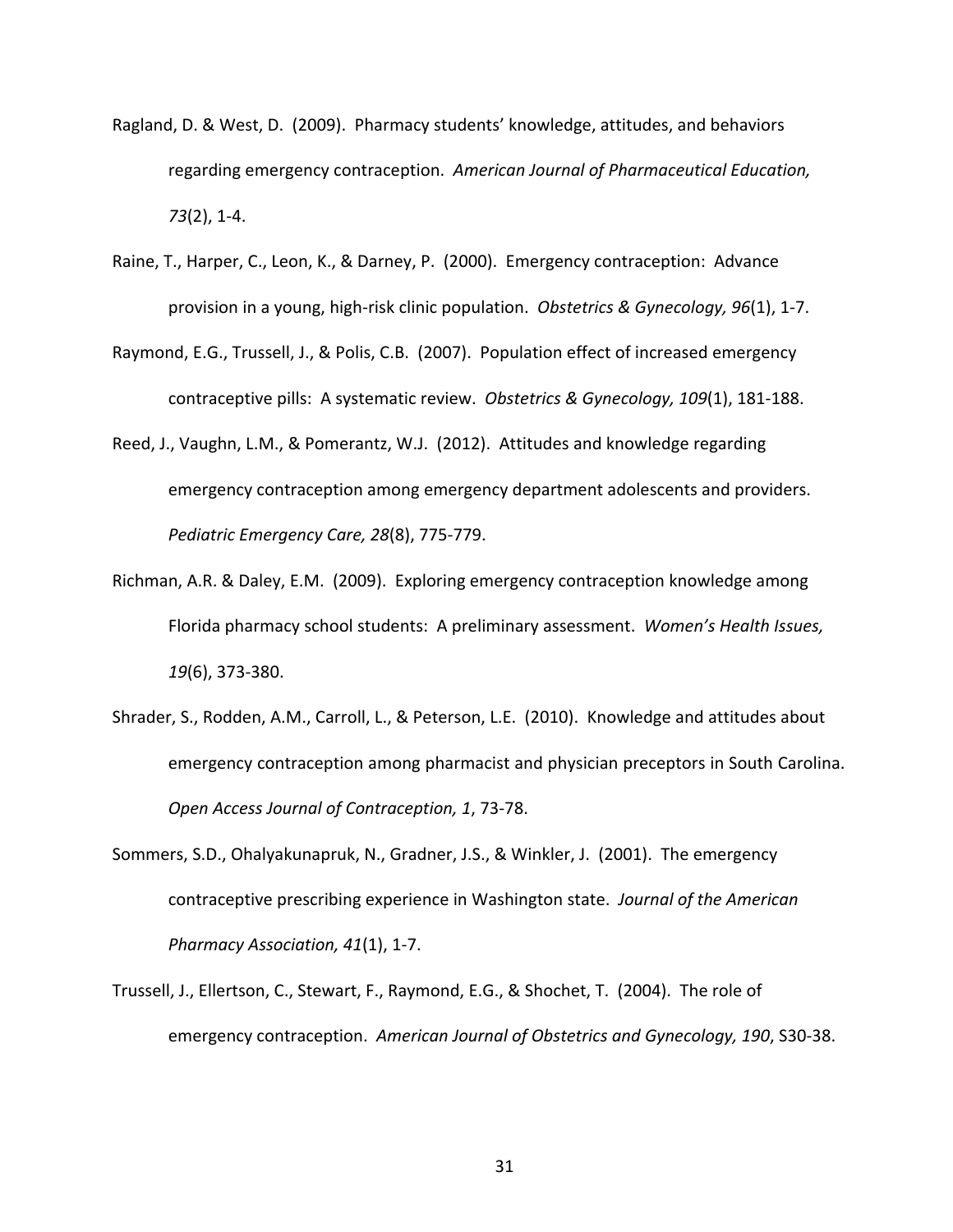Ragland, D. & West, D. (2009). Pharmacy students' knowledge, attitudes, and behaviors regarding emergency contraception. *American Journal of Pharmaceutical Education, 73*(2), 1-4.

Raine, T., Harper, C., Leon, K., & Darney, P. (2000). Emergency contraception: Advance provision in a young, high-risk clinic population. *Obstetrics & Gynecology, 96*(1), 1-7.

Raymond, E.G., Trussell, J., & Polis, C.B. (2007). Population effect of increased emergency contraceptive pills: A systematic review. *Obstetrics & Gynecology, 109*(1), 181-188.

Reed, J., Vaughn, L.M., & Pomerantz, W.J. (2012). Attitudes and knowledge regarding emergency contraception among emergency department adolescents and providers. *Pediatric Emergency Care, 28*(8), 775-779.

Richman, A.R. & Daley, E.M. (2009). Exploring emergency contraception knowledge among Florida pharmacy school students: A preliminary assessment. *Women's Health Issues, 19*(6), 373-380.

Shrader, S., Rodden, A.M., Carroll, L., & Peterson, L.E. (2010). Knowledge and attitudes about emergency contraception among pharmacist and physician preceptors in South Carolina. *Open Access Journal of Contraception, 1*, 73-78.

Sommers, S.D., Ohalyakunapruk, N., Gradner, J.S., & Winkler, J. (2001). The emergency contraceptive prescribing experience in Washington state. *Journal of the American Pharmacy Association, 41*(1), 1-7.

Trussell, J., Ellertson, C., Stewart, F., Raymond, E.G., & Shochet, T. (2004). The role of emergency contraception. *American Journal of Obstetrics and Gynecology, 190*, S30-38.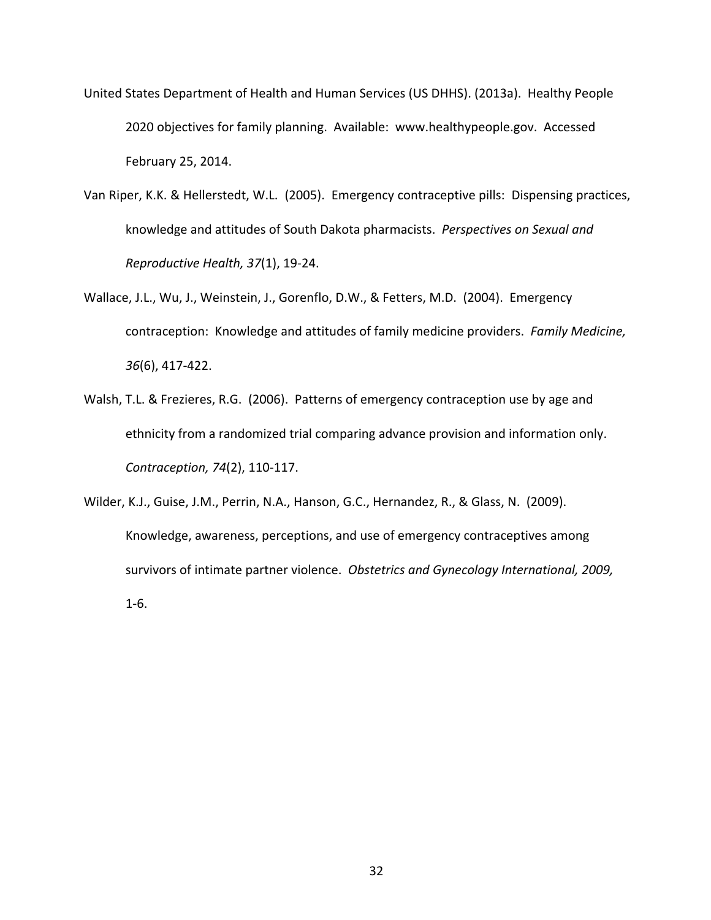United States Department of Health and Human Services (US DHHS). (2013a). Healthy People 2020 objectives for family planning. Available: www.healthypeople.gov. Accessed February 25, 2014.

Van Riper, K.K. & Hellerstedt, W.L. (2005). Emergency contraceptive pills: Dispensing practices, knowledge and attitudes of South Dakota pharmacists. *Perspectives on Sexual and Reproductive Health, 37*(1), 19-24.

Wallace, J.L., Wu, J., Weinstein, J., Gorenflo, D.W., & Fetters, M.D. (2004). Emergency contraception: Knowledge and attitudes of family medicine providers. *Family Medicine, 36*(6), 417-422.

Walsh, T.L. & Frezieres, R.G. (2006). Patterns of emergency contraception use by age and ethnicity from a randomized trial comparing advance provision and information only. *Contraception, 74*(2), 110-117.

Wilder, K.J., Guise, J.M., Perrin, N.A., Hanson, G.C., Hernandez, R., & Glass, N. (2009). Knowledge, awareness, perceptions, and use of emergency contraceptives among survivors of intimate partner violence. *Obstetrics and Gynecology International, 2009,* 1-6.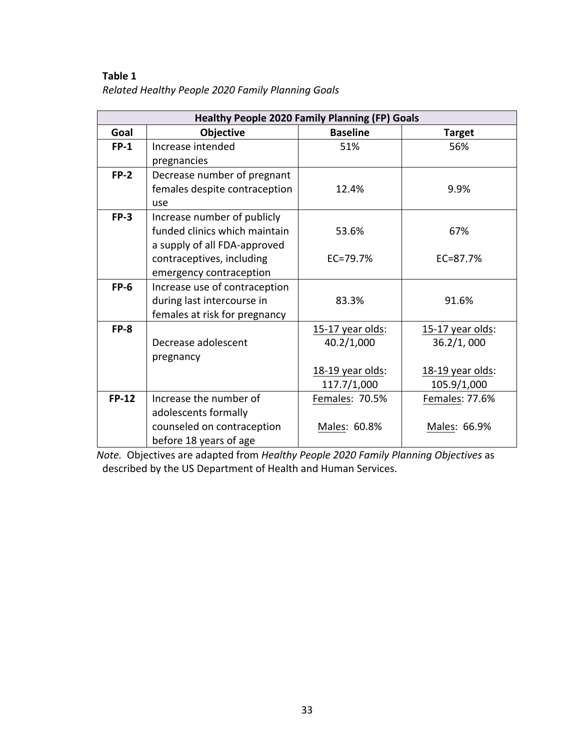**Table 1**

*Related Healthy People 2020 Family Planning Goals*

| Healthy People 2020 Family Planning (FP) Goals | | | |
|---|---|---|---|
| **Goal** | **Objective** | **Baseline** | **Target** |
| **FP-1** | Increase intended pregnancies | 51% | 56% |
| **FP-2** | Decrease number of pregnant females despite contraception use | 12.4% | 9.9% |
| **FP-3** | Increase number of publicly funded clinics which maintain a supply of all FDA-approved contraceptives, including emergency contraception | 53.6%<br><br>EC=79.7% | 67%<br><br>EC=87.7% |
| **FP-6** | Increase use of contraception during last intercourse in females at risk for pregnancy | 83.3% | 91.6% |
| **FP-8** | Decrease adolescent pregnancy | 15-17 year olds: 40.2/1,000<br><br>18-19 year olds: 117.7/1,000 | 15-17 year olds: 36.2/1, 000<br><br>18-19 year olds: 105.9/1,000 |
| **FP-12** | Increase the number of adolescents formally counseled on contraception before 18 years of age | Females: 70.5%<br><br>Males: 60.8% | Females: 77.6%<br><br>Males: 66.9% |

*Note.* Objectives are adapted from *Healthy People 2020 Family Planning Objectives* as described by the US Department of Health and Human Services.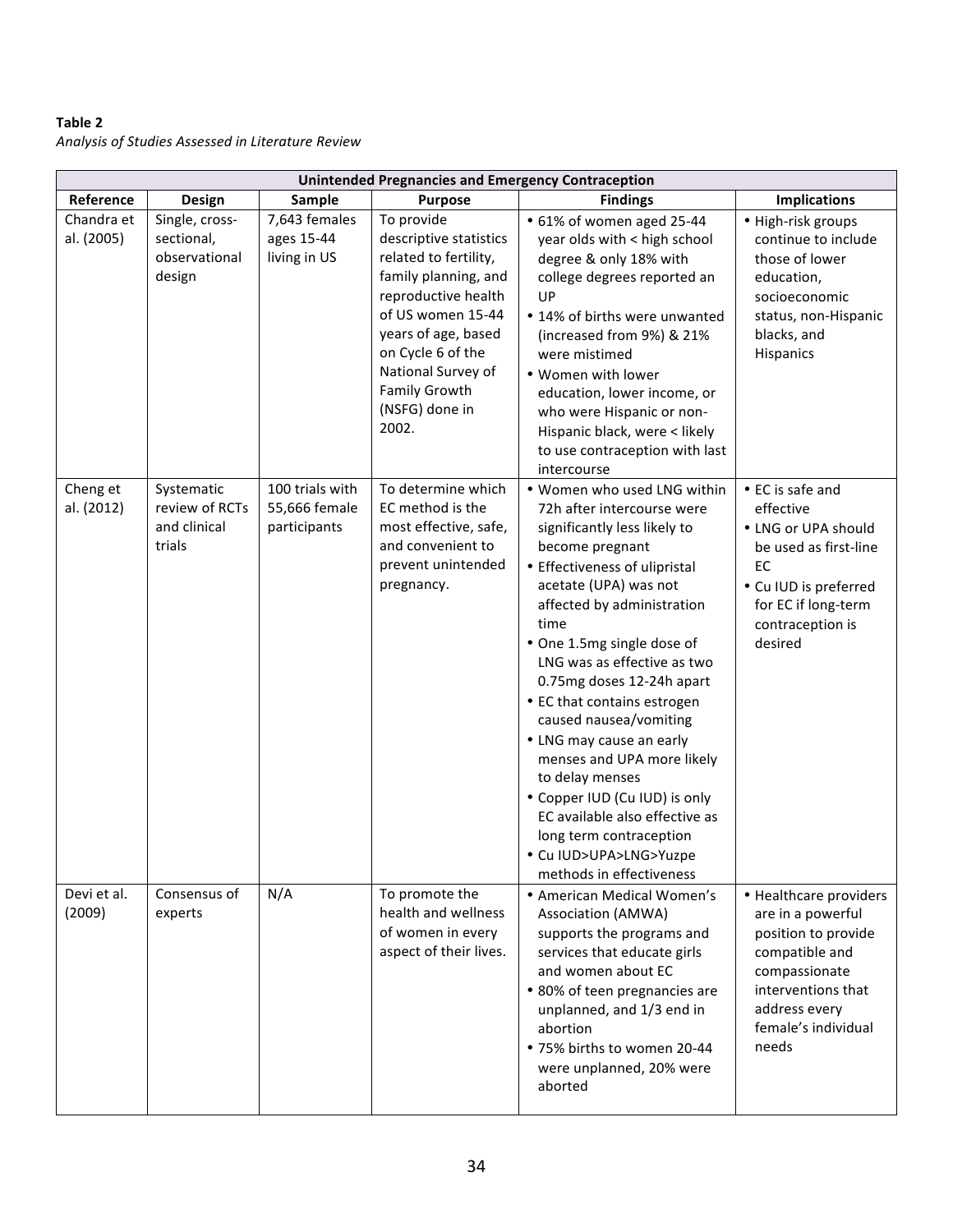**Table 2**

*Analysis of Studies Assessed in Literature Review*

| Unintended Pregnancies and Emergency Contraception | | | | | |
|---|---|---|---|---|---|
| **Reference** | **Design** | **Sample** | **Purpose** | **Findings** | **Implications** |
| Chandra et al. (2005) | Single, cross-sectional, observational design | 7,643 females ages 15-44 living in US | To provide descriptive statistics related to fertility, family planning, and reproductive health of US women 15-44 years of age, based on Cycle 6 of the National Survey of Family Growth (NSFG) done in 2002. | • 61% of women aged 25-44 year olds with < high school degree & only 18% with college degrees reported an UP<br>• 14% of births were unwanted (increased from 9%) & 21% were mistimed<br>• Women with lower education, lower income, or who were Hispanic or non-Hispanic black, were < likely to use contraception with last intercourse | • High-risk groups continue to include those of lower education, socioeconomic status, non-Hispanic blacks, and Hispanics |
| Cheng et al. (2012) | Systematic review of RCTs and clinical trials | 100 trials with 55,666 female participants | To determine which EC method is the most effective, safe, and convenient to prevent unintended pregnancy. | • Women who used LNG within 72h after intercourse were significantly less likely to become pregnant<br>• Effectiveness of ulipristal acetate (UPA) was not affected by administration time<br>• One 1.5mg single dose of LNG was as effective as two 0.75mg doses 12-24h apart<br>• EC that contains estrogen caused nausea/vomiting<br>• LNG may cause an early menses and UPA more likely to delay menses<br>• Copper IUD (Cu IUD) is only EC available also effective as long term contraception<br>• Cu IUD>UPA>LNG>Yuzpe methods in effectiveness | • EC is safe and effective<br>• LNG or UPA should be used as first-line EC<br>• Cu IUD is preferred for EC if long-term contraception is desired |
| Devi et al. (2009) | Consensus of experts | N/A | To promote the health and wellness of women in every aspect of their lives. | • American Medical Women's Association (AMWA) supports the programs and services that educate girls and women about EC<br>• 80% of teen pregnancies are unplanned, and 1/3 end in abortion<br>• 75% births to women 20-44 were unplanned, 20% were aborted | • Healthcare providers are in a powerful position to provide compatible and compassionate interventions that address every female's individual needs |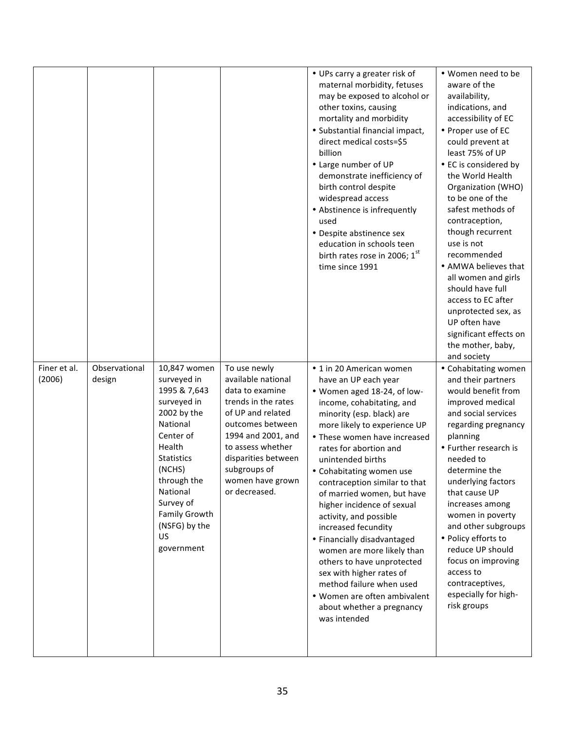| | | | | | |
|---|---|---|---|---|---|
| | | | | • UPs carry a greater risk of maternal morbidity, fetuses may be exposed to alcohol or other toxins, causing mortality and morbidity<br>• Substantial financial impact, direct medical costs=$5 billion<br>• Large number of UP demonstrate inefficiency of birth control despite widespread access<br>• Abstinence is infrequently used<br>• Despite abstinence sex education in schools teen birth rates rose in 2006; 1st time since 1991 | • Women need to be aware of the availability, indications, and accessibility of EC<br>• Proper use of EC could prevent at least 75% of UP<br>• EC is considered by the World Health Organization (WHO) to be one of the safest methods of contraception, though recurrent use is not recommended<br>• AMWA believes that all women and girls should have full access to EC after unprotected sex, as UP often have significant effects on the mother, baby, and society |
| Finer et al. (2006) | Observational design | 10,847 women surveyed in 1995 & 7,643 surveyed in 2002 by the National Center of Health Statistics (NCHS) through the National Survey of Family Growth (NSFG) by the US government | To use newly available national data to examine trends in the rates of UP and related outcomes between 1994 and 2001, and to assess whether disparities between subgroups of women have grown or decreased. | • 1 in 20 American women have an UP each year<br>• Women aged 18-24, of low-income, cohabitating, and minority (esp. black) are more likely to experience UP<br>• These women have increased rates for abortion and unintended births<br>• Cohabitating women use contraception similar to that of married women, but have higher incidence of sexual activity, and possible increased fecundity<br>• Financially disadvantaged women are more likely than others to have unprotected sex with higher rates of method failure when used<br>• Women are often ambivalent about whether a pregnancy was intended | • Cohabitating women and their partners would benefit from improved medical and social services regarding pregnancy planning<br>• Further research is needed to determine the underlying factors that cause UP increases among women in poverty and other subgroups<br>• Policy efforts to reduce UP should focus on improving access to contraceptives, especially for high-risk groups |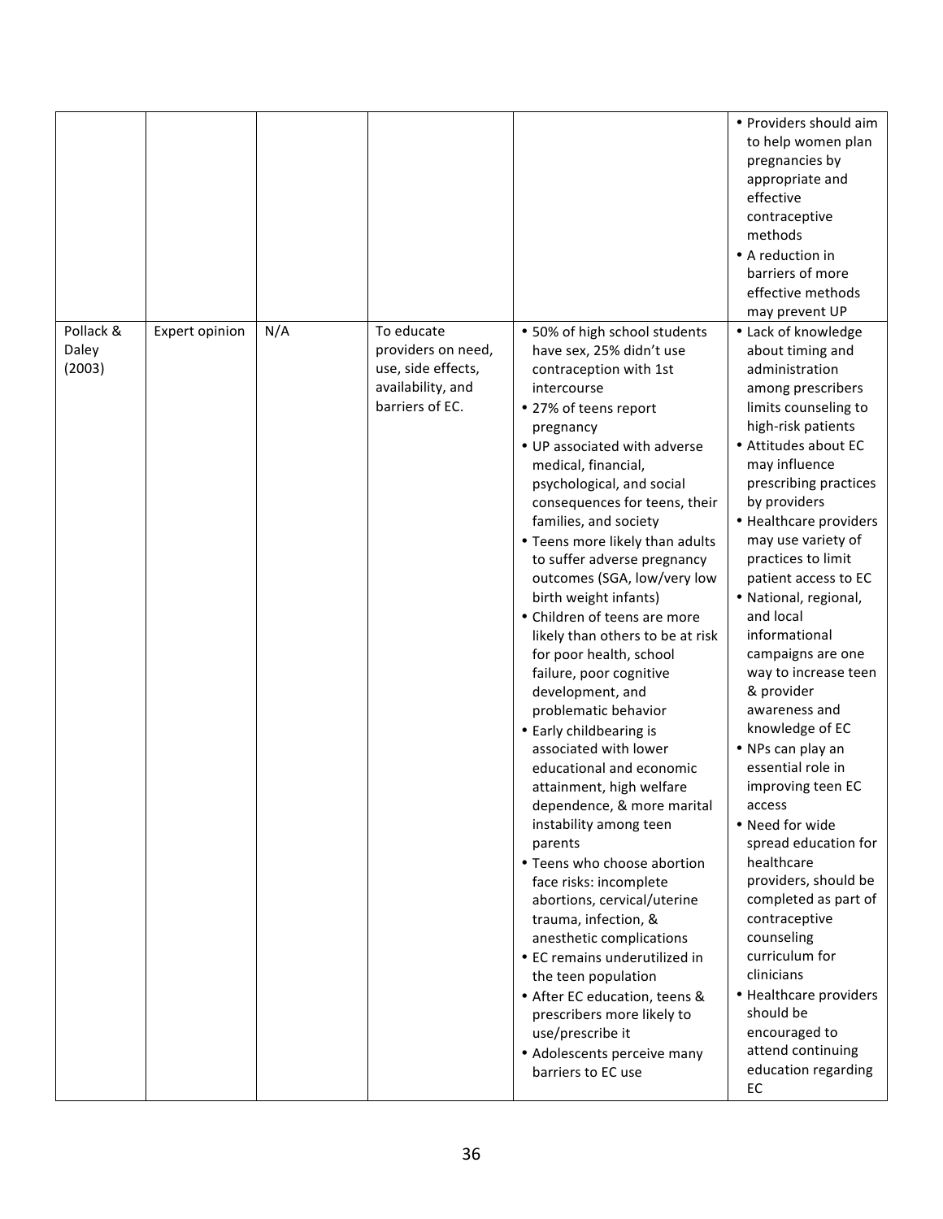| | | | | | |
|---|---|---|---|---|---|
| | | | | | • Providers should aim to help women plan pregnancies by appropriate and effective contraceptive methods<br>• A reduction in barriers of more effective methods may prevent UP |
| Pollack & Daley (2003) | Expert opinion | N/A | To educate providers on need, use, side effects, availability, and barriers of EC. | • 50% of high school students have sex, 25% didn't use contraception with 1st intercourse<br>• 27% of teens report pregnancy<br>• UP associated with adverse medical, financial, psychological, and social consequences for teens, their families, and society<br>• Teens more likely than adults to suffer adverse pregnancy outcomes (SGA, low/very low birth weight infants)<br>• Children of teens are more likely than others to be at risk for poor health, school failure, poor cognitive development, and problematic behavior<br>• Early childbearing is associated with lower educational and economic attainment, high welfare dependence, & more marital instability among teen parents<br>• Teens who choose abortion face risks: incomplete abortions, cervical/uterine trauma, infection, & anesthetic complications<br>• EC remains underutilized in the teen population<br>• After EC education, teens & prescribers more likely to use/prescribe it<br>• Adolescents perceive many barriers to EC use | • Lack of knowledge about timing and administration among prescribers limits counseling to high-risk patients<br>• Attitudes about EC may influence prescribing practices by providers<br>• Healthcare providers may use variety of practices to limit patient access to EC<br>• National, regional, and local informational campaigns are one way to increase teen & provider awareness and knowledge of EC<br>• NPs can play an essential role in improving teen EC access<br>• Need for wide spread education for healthcare providers, should be completed as part of contraceptive counseling curriculum for clinicians<br>• Healthcare providers should be encouraged to attend continuing education regarding EC |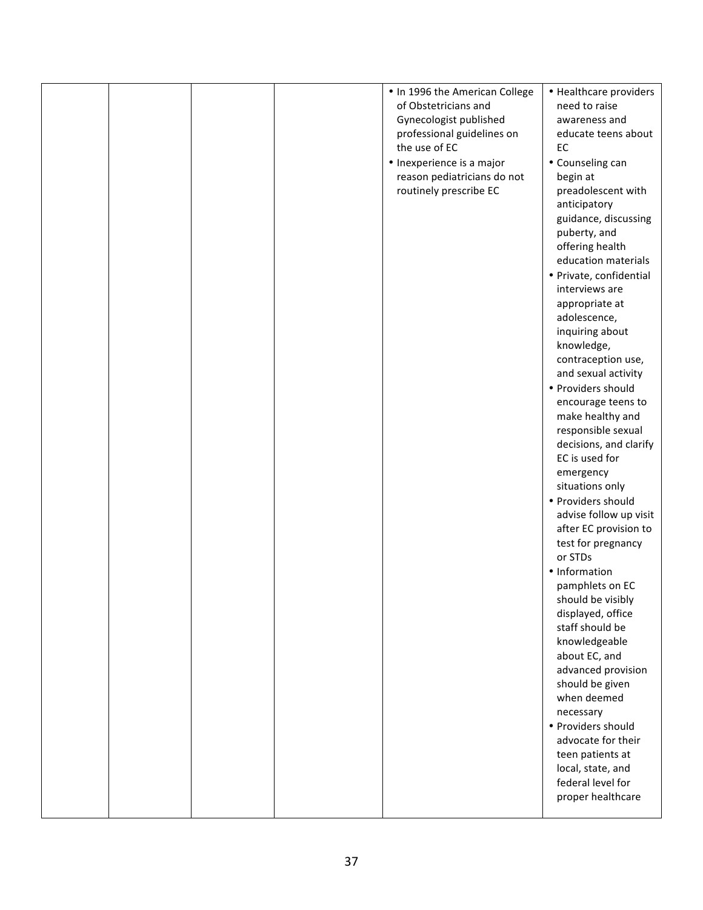| | | | | | |
|---|---|---|---|---|---|
| | | | | • In 1996 the American College of Obstetricians and Gynecologist published professional guidelines on the use of EC<br>• Inexperience is a major reason pediatricians do not routinely prescribe EC | • Healthcare providers need to raise awareness and educate teens about EC<br>• Counseling can begin at preadolescent with anticipatory guidance, discussing puberty, and offering health education materials<br>• Private, confidential interviews are appropriate at adolescence, inquiring about knowledge, contraception use, and sexual activity<br>• Providers should encourage teens to make healthy and responsible sexual decisions, and clarify EC is used for emergency situations only<br>• Providers should advise follow up visit after EC provision to test for pregnancy or STDs<br>• Information pamphlets on EC should be visibly displayed, office staff should be knowledgeable about EC, and advanced provision should be given when deemed necessary<br>• Providers should advocate for their teen patients at local, state, and federal level for proper healthcare |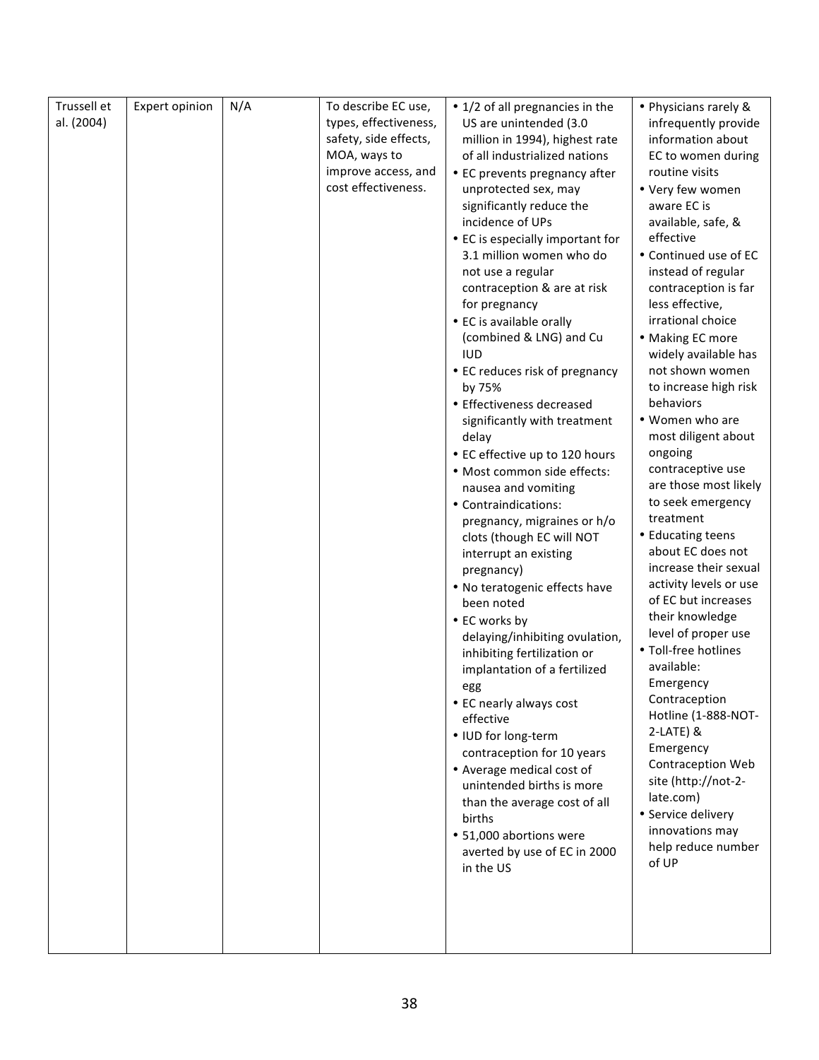| | | | | | |
|---|---|---|---|---|---|
| Trussell et al. (2004) | Expert opinion | N/A | To describe EC use, types, effectiveness, safety, side effects, MOA, ways to improve access, and cost effectiveness. | • 1/2 of all pregnancies in the US are unintended (3.0 million in 1994), highest rate of all industrialized nations<br>• EC prevents pregnancy after unprotected sex, may significantly reduce the incidence of UPs<br>• EC is especially important for 3.1 million women who do not use a regular contraception & are at risk for pregnancy<br>• EC is available orally (combined & LNG) and Cu IUD<br>• EC reduces risk of pregnancy by 75%<br>• Effectiveness decreased significantly with treatment delay<br>• EC effective up to 120 hours<br>• Most common side effects: nausea and vomiting<br>• Contraindications: pregnancy, migraines or h/o clots (though EC will NOT interrupt an existing pregnancy)<br>• No teratogenic effects have been noted<br>• EC works by delaying/inhibiting ovulation, inhibiting fertilization or implantation of a fertilized egg<br>• EC nearly always cost effective<br>• IUD for long-term contraception for 10 years<br>• Average medical cost of unintended births is more than the average cost of all births<br>• 51,000 abortions were averted by use of EC in 2000 in the US | • Physicians rarely & infrequently provide information about EC to women during routine visits<br>• Very few women aware EC is available, safe, & effective<br>• Continued use of EC instead of regular contraception is far less effective, irrational choice<br>• Making EC more widely available has not shown women to increase high risk behaviors<br>• Women who are most diligent about ongoing contraceptive use are those most likely to seek emergency treatment<br>• Educating teens about EC does not increase their sexual activity levels or use of EC but increases their knowledge level of proper use<br>• Toll-free hotlines available: Emergency Contraception Hotline (1-888-NOT-2-LATE) & Emergency Contraception Web site (http://not-2-late.com)<br>• Service delivery innovations may help reduce number of UP |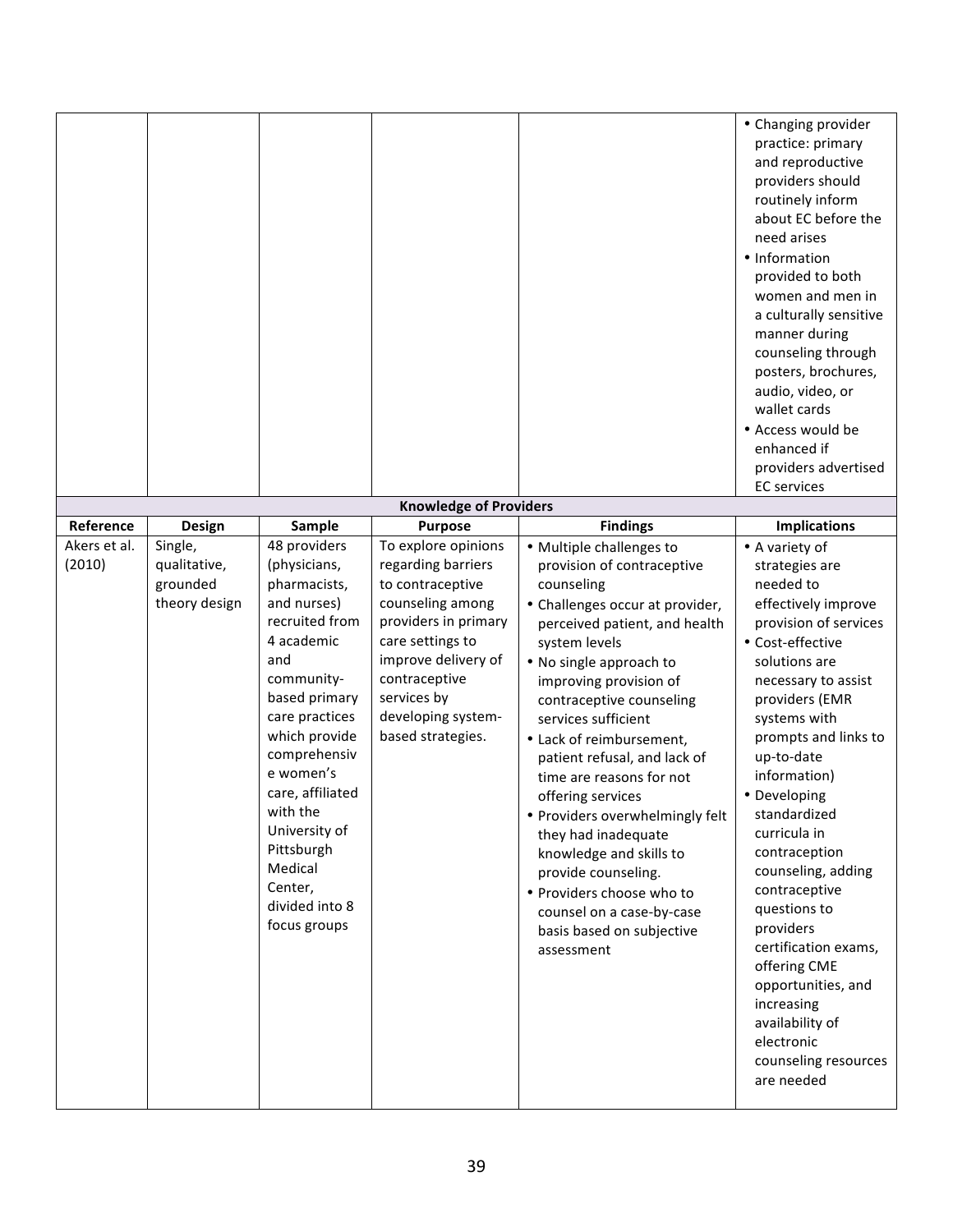| | | | | | • Changing provider practice: primary and reproductive providers should routinely inform about EC before the need arises<br>• Information provided to both women and men in a culturally sensitive manner during counseling through posters, brochures, audio, video, or wallet cards<br>• Access would be enhanced if providers advertised EC services |
|---|---|---|---|---|---|
| | | | **Knowledge of Providers** | | |
| **Reference** | **Design** | **Sample** | **Purpose** | **Findings** | **Implications** |
| Akers et al. (2010) | Single, qualitative, grounded theory design | 48 providers (physicians, pharmacists, and nurses) recruited from 4 academic and community-based primary care practices which provide comprehensive women's care, affiliated with the University of Pittsburgh Medical Center, divided into 8 focus groups | To explore opinions regarding barriers to contraceptive counseling among providers in primary care settings to improve delivery of contraceptive services by developing system-based strategies. | • Multiple challenges to provision of contraceptive counseling<br>• Challenges occur at provider, perceived patient, and health system levels<br>• No single approach to improving provision of contraceptive counseling services sufficient<br>• Lack of reimbursement, patient refusal, and lack of time are reasons for not offering services<br>• Providers overwhelmingly felt they had inadequate knowledge and skills to provide counseling.<br>• Providers choose who to counsel on a case-by-case basis based on subjective assessment | • A variety of strategies are needed to effectively improve provision of services<br>• Cost-effective solutions are necessary to assist providers (EMR systems with prompts and links to up-to-date information)<br>• Developing standardized curricula in contraception counseling, adding contraceptive questions to providers certification exams, offering CME opportunities, and increasing availability of electronic counseling resources are needed |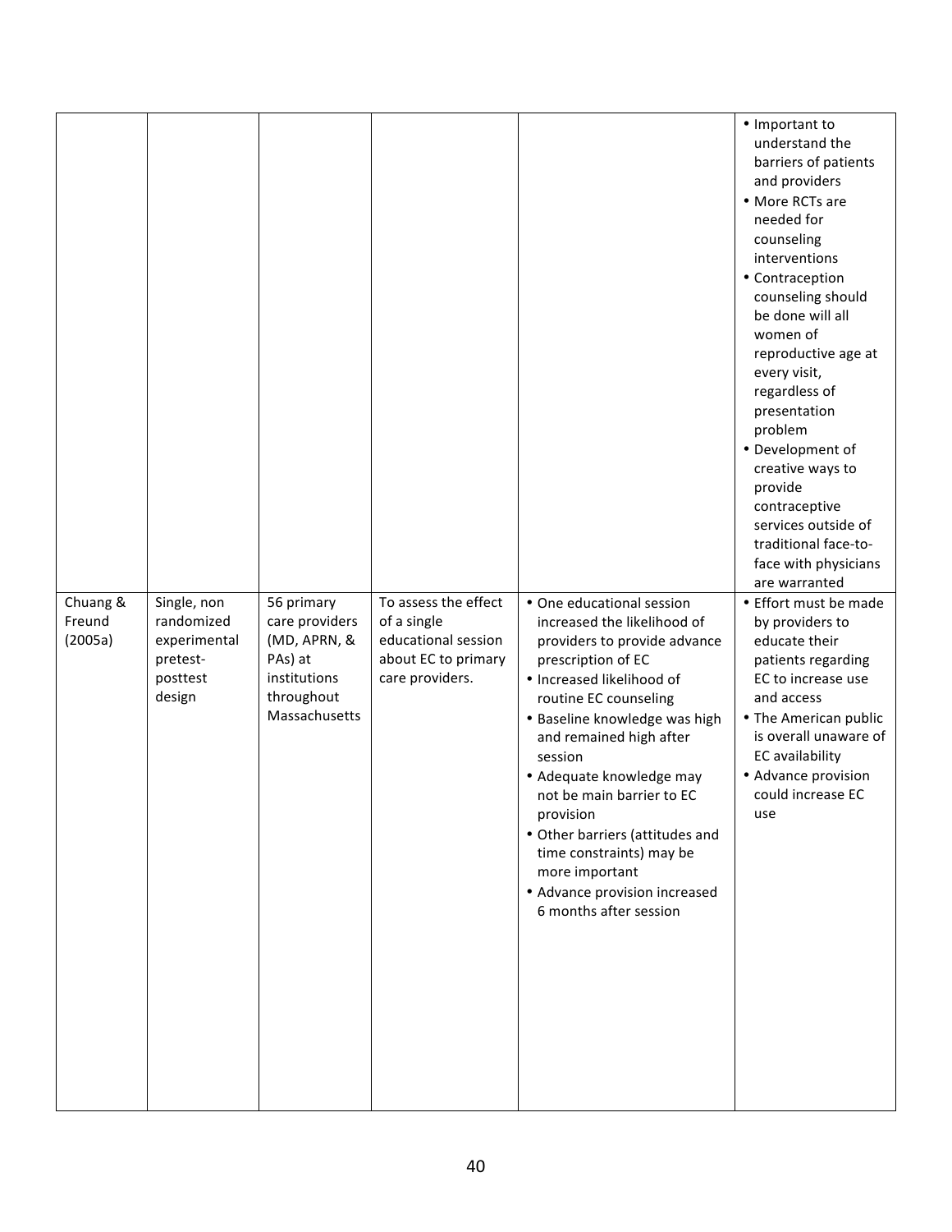| | | | | | |
|---|---|---|---|---|---|
| | | | | | • Important to understand the barriers of patients and providers<br>• More RCTs are needed for counseling interventions<br>• Contraception counseling should be done will all women of reproductive age at every visit, regardless of presentation problem<br>• Development of creative ways to provide contraceptive services outside of traditional face-to-face with physicians are warranted |
| Chuang & Freund (2005a) | Single, non randomized experimental pretest-posttest design | 56 primary care providers (MD, APRN, & PAs) at institutions throughout Massachusetts | To assess the effect of a single educational session about EC to primary care providers. | • One educational session increased the likelihood of providers to provide advance prescription of EC<br>• Increased likelihood of routine EC counseling<br>• Baseline knowledge was high and remained high after session<br>• Adequate knowledge may not be main barrier to EC provision<br>• Other barriers (attitudes and time constraints) may be more important<br>• Advance provision increased 6 months after session | • Effort must be made by providers to educate their patients regarding EC to increase use and access<br>• The American public is overall unaware of EC availability<br>• Advance provision could increase EC use |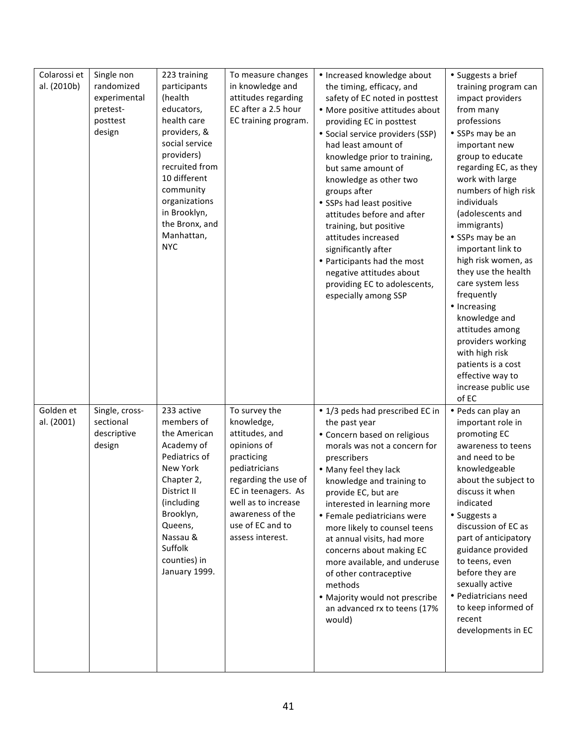| Colarossi et al. (2010b) | Single non randomized experimental pretest-posttest design | 223 training participants (health educators, health care providers, & social service providers) recruited from 10 different community organizations in Brooklyn, the Bronx, and Manhattan, NYC | To measure changes in knowledge and attitudes regarding EC after a 2.5 hour EC training program. | • Increased knowledge about the timing, efficacy, and safety of EC noted in posttest<br>• More positive attitudes about providing EC in posttest<br>• Social service providers (SSP) had least amount of knowledge prior to training, but same amount of knowledge as other two groups after<br>• SSPs had least positive attitudes before and after training, but positive attitudes increased significantly after<br>• Participants had the most negative attitudes about providing EC to adolescents, especially among SSP | • Suggests a brief training program can impact providers from many professions<br>• SSPs may be an important new group to educate regarding EC, as they work with large numbers of high risk individuals (adolescents and immigrants)<br>• SSPs may be an important link to high risk women, as they use the health care system less frequently<br>• Increasing knowledge and attitudes among providers working with high risk patients is a cost effective way to increase public use of EC |
|---|---|---|---|---|---|
| Golden et al. (2001) | Single, cross-sectional descriptive design | 233 active members of the American Academy of Pediatrics of New York Chapter 2, District II (including Brooklyn, Queens, Nassau & Suffolk counties) in January 1999. | To survey the knowledge, attitudes, and opinions of practicing pediatricians regarding the use of EC in teenagers. As well as to increase awareness of the use of EC and to assess interest. | • 1/3 peds had prescribed EC in the past year<br>• Concern based on religious morals was not a concern for prescribers<br>• Many feel they lack knowledge and training to provide EC, but are interested in learning more<br>• Female pediatricians were more likely to counsel teens at annual visits, had more concerns about making EC more available, and underuse of other contraceptive methods<br>• Majority would not prescribe an advanced rx to teens (17% would) | • Peds can play an important role in promoting EC awareness to teens and need to be knowledgeable about the subject to discuss it when indicated<br>• Suggests a discussion of EC as part of anticipatory guidance provided to teens, even before they are sexually active<br>• Pediatricians need to keep informed of recent developments in EC |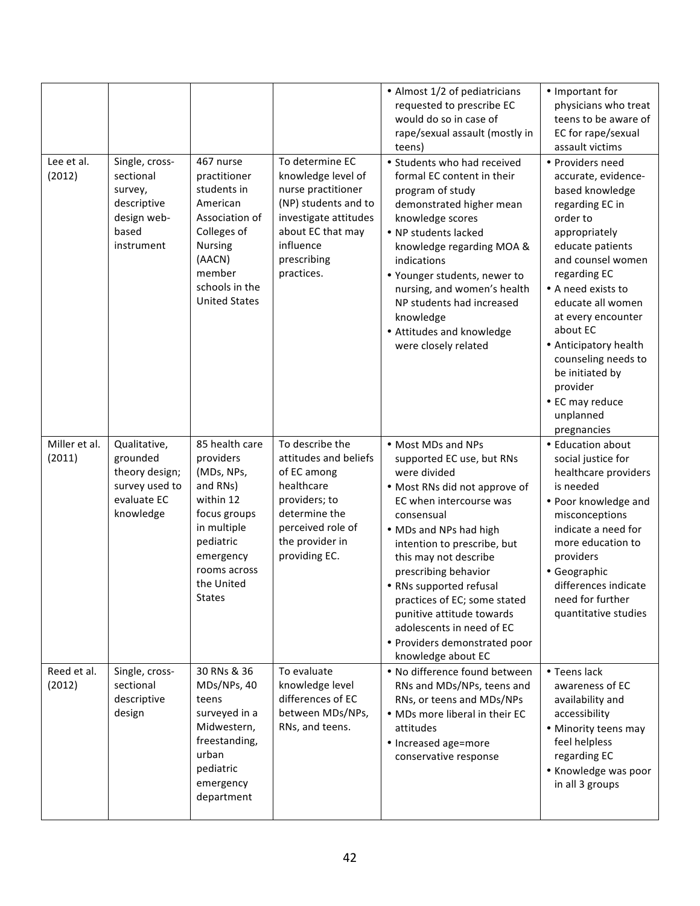| | | | | • Almost 1/2 of pediatricians requested to prescribe EC would do so in case of rape/sexual assault (mostly in teens) | • Important for physicians who treat teens to be aware of EC for rape/sexual assault victims |
|---|---|---|---|---|---|
| Lee et al. (2012) | Single, cross-sectional survey, descriptive design web-based instrument | 467 nurse practitioner students in American Association of Colleges of Nursing (AACN) member schools in the United States | To determine EC knowledge level of nurse practitioner (NP) students and to investigate attitudes about EC that may influence prescribing practices. | • Students who had received formal EC content in their program of study demonstrated higher mean knowledge scores<br>• NP students lacked knowledge regarding MOA & indications<br>• Younger students, newer to nursing, and women's health NP students had increased knowledge<br>• Attitudes and knowledge were closely related | • Providers need accurate, evidence-based knowledge regarding EC in order to appropriately educate patients and counsel women regarding EC<br>• A need exists to educate all women at every encounter about EC<br>• Anticipatory health counseling needs to be initiated by provider<br>• EC may reduce unplanned pregnancies |
| Miller et al. (2011) | Qualitative, grounded theory design; survey used to evaluate EC knowledge | 85 health care providers (MDs, NPs, and RNs) within 12 focus groups in multiple pediatric emergency rooms across the United States | To describe the attitudes and beliefs of EC among healthcare providers; to determine the perceived role of the provider in providing EC. | • Most MDs and NPs supported EC use, but RNs were divided<br>• Most RNs did not approve of EC when intercourse was consensual<br>• MDs and NPs had high intention to prescribe, but this may not describe prescribing behavior<br>• RNs supported refusal practices of EC; some stated punitive attitude towards adolescents in need of EC<br>• Providers demonstrated poor knowledge about EC | • Education about social justice for healthcare providers is needed<br>• Poor knowledge and misconceptions indicate a need for more education to providers<br>• Geographic differences indicate need for further quantitative studies |
| Reed et al. (2012) | Single, cross-sectional descriptive design | 30 RNs & 36 MDs/NPs, 40 teens surveyed in a Midwestern, freestanding, urban pediatric emergency department | To evaluate knowledge level differences of EC between MDs/NPs, RNs, and teens. | • No difference found between RNs and MDs/NPs, teens and RNs, or teens and MDs/NPs<br>• MDs more liberal in their EC attitudes<br>• Increased age=more conservative response | • Teens lack awareness of EC availability and accessibility<br>• Minority teens may feel helpless regarding EC<br>• Knowledge was poor in all 3 groups |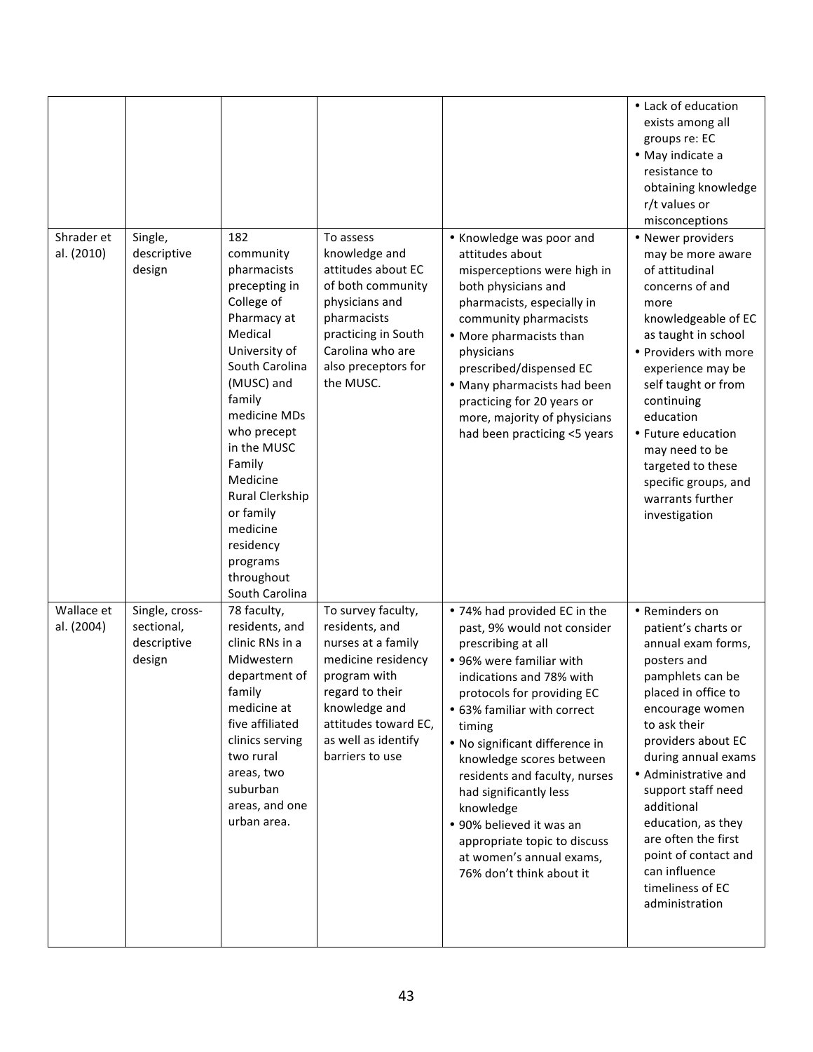| | | | | | |
|---|---|---|---|---|---|
| | | | | | • Lack of education exists among all groups re: EC<br>• May indicate a resistance to obtaining knowledge r/t values or misconceptions |
| Shrader et al. (2010) | Single, descriptive design | 182 community pharmacists precepting in College of Pharmacy at Medical University of South Carolina (MUSC) and family medicine MDs who precept in the MUSC Family Medicine Rural Clerkship or family medicine residency programs throughout South Carolina | To assess knowledge and attitudes about EC of both community physicians and pharmacists practicing in South Carolina who are also preceptors for the MUSC. | • Knowledge was poor and attitudes about misperceptions were high in both physicians and pharmacists, especially in community pharmacists<br>• More pharmacists than physicians prescribed/dispensed EC<br>• Many pharmacists had been practicing for 20 years or more, majority of physicians had been practicing <5 years | • Newer providers may be more aware of attitudinal concerns of and more knowledgeable of EC as taught in school<br>• Providers with more experience may be self taught or from continuing education<br>• Future education may need to be targeted to these specific groups, and warrants further investigation |
| Wallace et al. (2004) | Single, cross-sectional, descriptive design | 78 faculty, residents, and clinic RNs in a Midwestern department of family medicine at five affiliated clinics serving two rural areas, two suburban areas, and one urban area. | To survey faculty, residents, and nurses at a family medicine residency program with regard to their knowledge and attitudes toward EC, as well as identify barriers to use | • 74% had provided EC in the past, 9% would not consider prescribing at all<br>• 96% were familiar with indications and 78% with protocols for providing EC<br>• 63% familiar with correct timing<br>• No significant difference in knowledge scores between residents and faculty, nurses had significantly less knowledge<br>• 90% believed it was an appropriate topic to discuss at women's annual exams, 76% don't think about it | • Reminders on patient's charts or annual exam forms, posters and pamphlets can be placed in office to encourage women to ask their providers about EC during annual exams<br>• Administrative and support staff need additional education, as they are often the first point of contact and can influence timeliness of EC administration |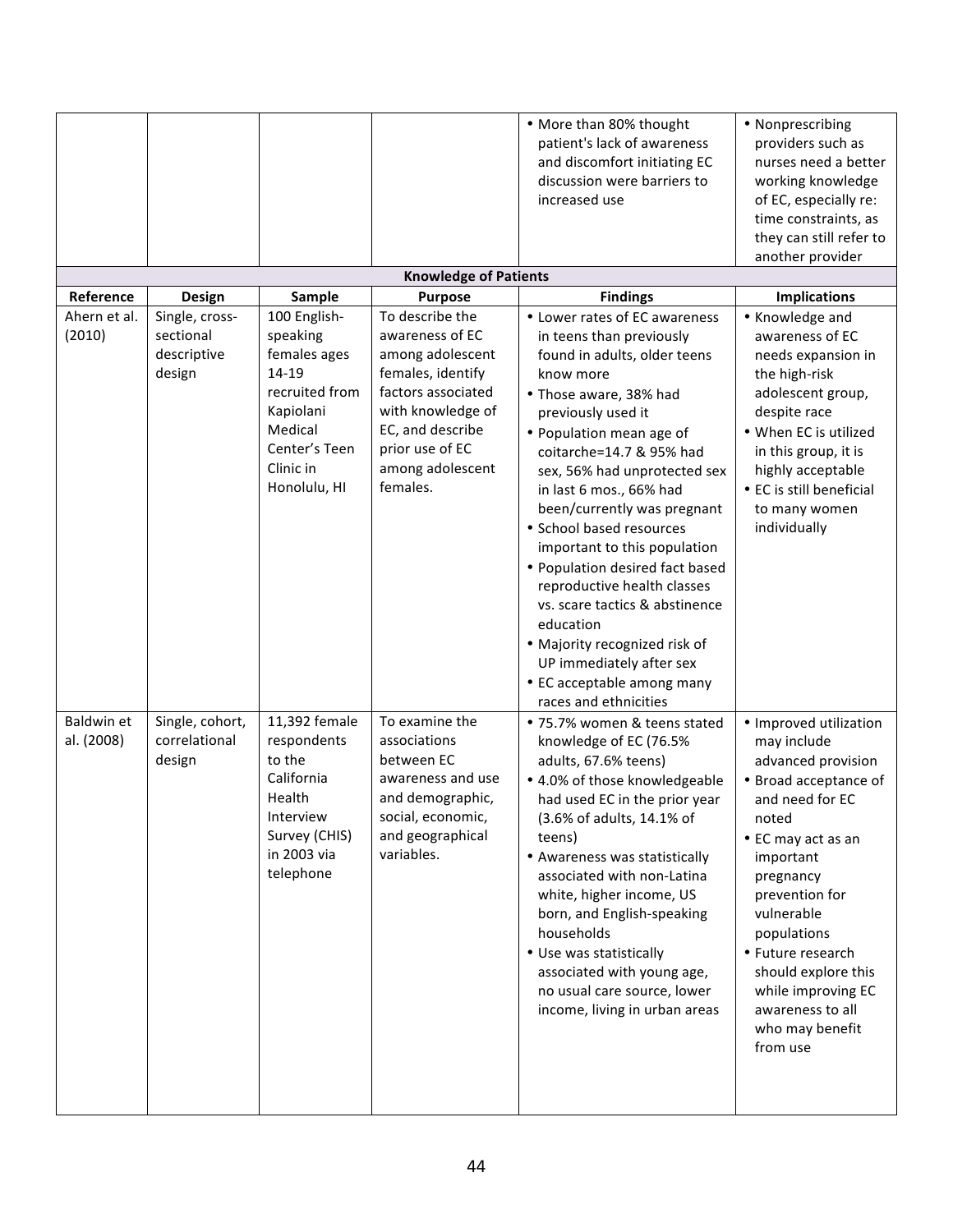| | | | | Findings | Implications |
|---|---|---|---|---|---|
| | | | | • More than 80% thought patient's lack of awareness and discomfort initiating EC discussion were barriers to increased use | • Nonprescribing providers such as nurses need a better working knowledge of EC, especially re: time constraints, as they can still refer to another provider |
| **Knowledge of Patients** | | | | | |
| **Reference** | **Design** | **Sample** | **Purpose** | **Findings** | **Implications** |
| Ahern et al. (2010) | Single, cross-sectional descriptive design | 100 English-speaking females ages 14-19 recruited from Kapiolani Medical Center's Teen Clinic in Honolulu, HI | To describe the awareness of EC among adolescent females, identify factors associated with knowledge of EC, and describe prior use of EC among adolescent females. | • Lower rates of EC awareness in teens than previously found in adults, older teens know more<br>• Those aware, 38% had previously used it<br>• Population mean age of coitarche=14.7 & 95% had sex, 56% had unprotected sex in last 6 mos., 66% had been/currently was pregnant<br>• School based resources important to this population<br>• Population desired fact based reproductive health classes vs. scare tactics & abstinence education<br>• Majority recognized risk of UP immediately after sex<br>• EC acceptable among many races and ethnicities | • Knowledge and awareness of EC needs expansion in the high-risk adolescent group, despite race<br>• When EC is utilized in this group, it is highly acceptable<br>• EC is still beneficial to many women individually |
| Baldwin et al. (2008) | Single, cohort, correlational design | 11,392 female respondents to the California Health Interview Survey (CHIS) in 2003 via telephone | To examine the associations between EC awareness and use and demographic, social, economic, and geographical variables. | • 75.7% women & teens stated knowledge of EC (76.5% adults, 67.6% teens)<br>• 4.0% of those knowledgeable had used EC in the prior year (3.6% of adults, 14.1% of teens)<br>• Awareness was statistically associated with non-Latina white, higher income, US born, and English-speaking households<br>• Use was statistically associated with young age, no usual care source, lower income, living in urban areas | • Improved utilization may include advanced provision<br>• Broad acceptance of and need for EC noted<br>• EC may act as an important pregnancy prevention for vulnerable populations<br>• Future research should explore this while improving EC awareness to all who may benefit from use |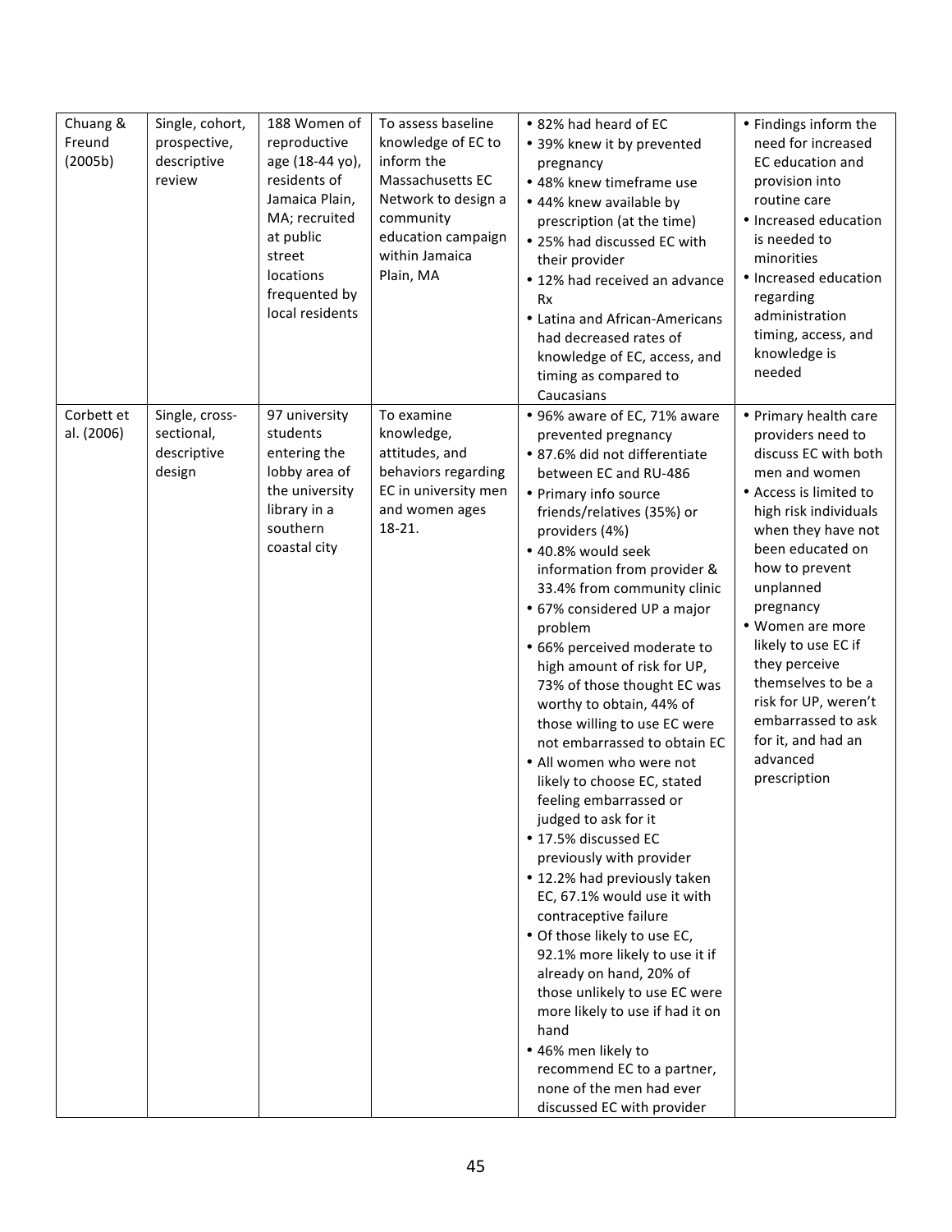| Chuang & Freund (2005b) | Single, cohort, prospective, descriptive review | 188 Women of reproductive age (18-44 yo), residents of Jamaica Plain, MA; recruited at public street locations frequented by local residents | To assess baseline knowledge of EC to inform the Massachusetts EC Network to design a community education campaign within Jamaica Plain, MA | • 82% had heard of EC<br>• 39% knew it by prevented pregnancy<br>• 48% knew timeframe use<br>• 44% knew available by prescription (at the time)<br>• 25% had discussed EC with their provider<br>• 12% had received an advance Rx<br>• Latina and African-Americans had decreased rates of knowledge of EC, access, and timing as compared to Caucasians | • Findings inform the need for increased EC education and provision into routine care<br>• Increased education is needed to minorities<br>• Increased education regarding administration timing, access, and knowledge is needed |
|---|---|---|---|---|---|
| Corbett et al. (2006) | Single, cross-sectional, descriptive design | 97 university students entering the lobby area of the university library in a southern coastal city | To examine knowledge, attitudes, and behaviors regarding EC in university men and women ages 18-21. | • 96% aware of EC, 71% aware prevented pregnancy<br>• 87.6% did not differentiate between EC and RU-486<br>• Primary info source friends/relatives (35%) or providers (4%)<br>• 40.8% would seek information from provider & 33.4% from community clinic<br>• 67% considered UP a major problem<br>• 66% perceived moderate to high amount of risk for UP, 73% of those thought EC was worthy to obtain, 44% of those willing to use EC were not embarrassed to obtain EC<br>• All women who were not likely to choose EC, stated feeling embarrassed or judged to ask for it<br>• 17.5% discussed EC previously with provider<br>• 12.2% had previously taken EC, 67.1% would use it with contraceptive failure<br>• Of those likely to use EC, 92.1% more likely to use it if already on hand, 20% of those unlikely to use EC were more likely to use if had it on hand<br>• 46% men likely to recommend EC to a partner, none of the men had ever discussed EC with provider | • Primary health care providers need to discuss EC with both men and women<br>• Access is limited to high risk individuals when they have not been educated on how to prevent unplanned pregnancy<br>• Women are more likely to use EC if they perceive themselves to be a risk for UP, weren't embarrassed to ask for it, and had an advanced prescription |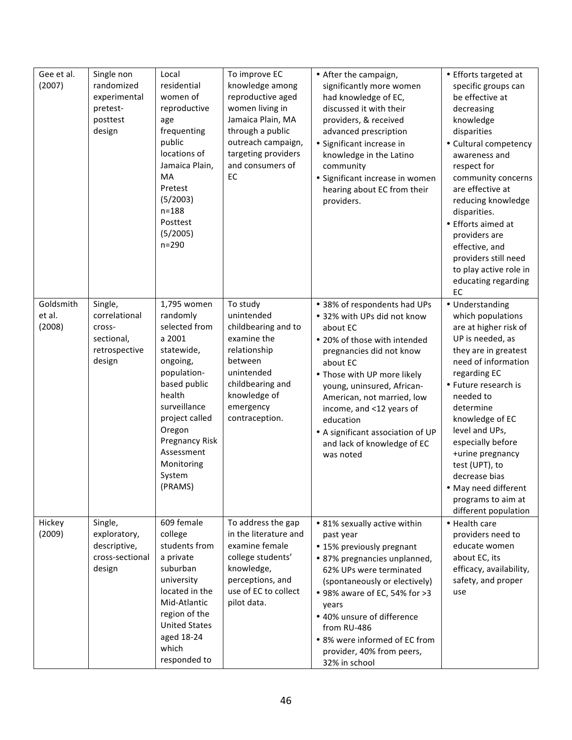| | | | | | |
|---|---|---|---|---|---|
| Gee et al. (2007) | Single non randomized experimental pretest-posttest design | Local residential women of reproductive age frequenting public locations of Jamaica Plain, MA<br>Pretest (5/2003) n=188<br>Posttest (5/2005) n=290 | To improve EC knowledge among reproductive aged women living in Jamaica Plain, MA through a public outreach campaign, targeting providers and consumers of EC | • After the campaign, significantly more women had knowledge of EC, discussed it with their providers, & received advanced prescription<br>• Significant increase in knowledge in the Latino community<br>• Significant increase in women hearing about EC from their providers. | • Efforts targeted at specific groups can be effective at decreasing knowledge disparities<br>• Cultural competency awareness and respect for community concerns are effective at reducing knowledge disparities.<br>• Efforts aimed at providers are effective, and providers still need to play active role in educating regarding EC |
| Goldsmith et al. (2008) | Single, correlational cross-sectional, retrospective design | 1,795 women randomly selected from a 2001 statewide, ongoing, population-based public health surveillance project called Oregon Pregnancy Risk Assessment Monitoring System (PRAMS) | To study unintended childbearing and to examine the relationship between unintended childbearing and knowledge of emergency contraception. | • 38% of respondents had UPs<br>• 32% with UPs did not know about EC<br>• 20% of those with intended pregnancies did not know about EC<br>• Those with UP more likely young, uninsured, African-American, not married, low income, and <12 years of education<br>• A significant association of UP and lack of knowledge of EC was noted | • Understanding which populations are at higher risk of UP is needed, as they are in greatest need of information regarding EC<br>• Future research is needed to determine knowledge of EC level and UPs, especially before +urine pregnancy test (UPT), to decrease bias<br>• May need different programs to aim at different population |
| Hickey (2009) | Single, exploratory, descriptive, cross-sectional design | 609 female college students from a private suburban university located in the Mid-Atlantic region of the United States aged 18-24 which responded to | To address the gap in the literature and examine female college students' knowledge, perceptions, and use of EC to collect pilot data. | • 81% sexually active within past year<br>• 15% previously pregnant<br>• 87% pregnancies unplanned, 62% UPs were terminated (spontaneously or electively)<br>• 98% aware of EC, 54% for >3 years<br>• 40% unsure of difference from RU-486<br>• 8% were informed of EC from provider, 40% from peers, 32% in school | • Health care providers need to educate women about EC, its efficacy, availability, safety, and proper use |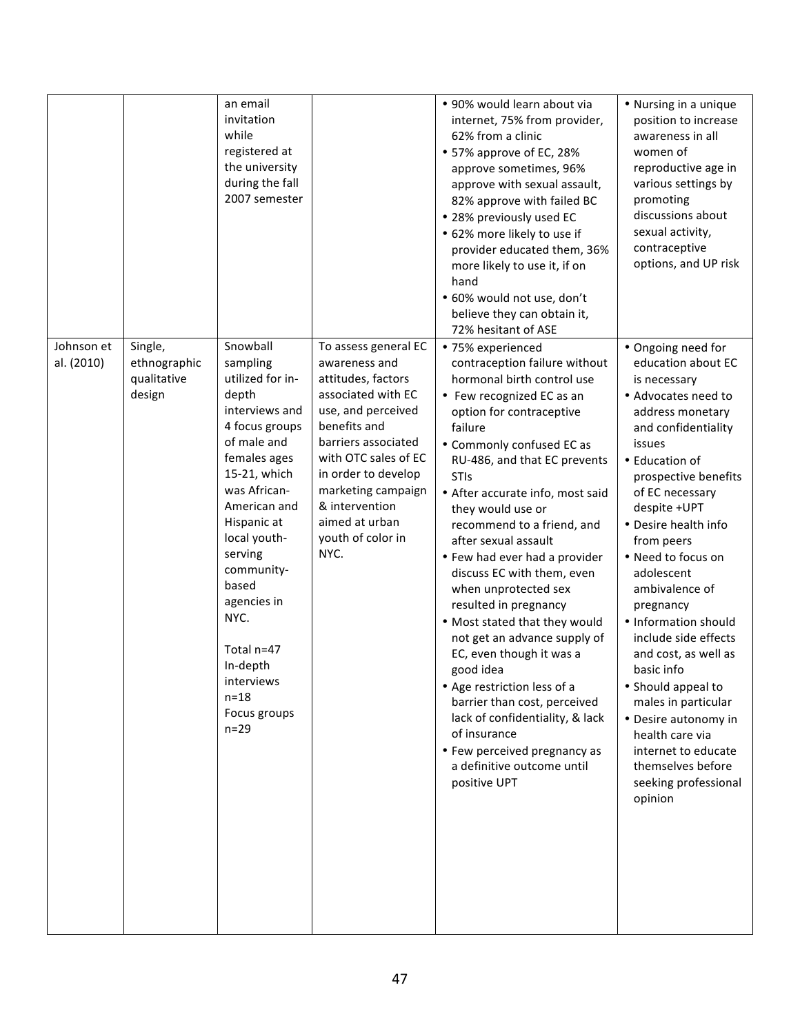| | | | | | |
|---|---|---|---|---|---|
| | | an email invitation while registered at the university during the fall 2007 semester | | • 90% would learn about via internet, 75% from provider, 62% from a clinic<br>• 57% approve of EC, 28% approve sometimes, 96% approve with sexual assault, 82% approve with failed BC<br>• 28% previously used EC<br>• 62% more likely to use if provider educated them, 36% more likely to use it, if on hand<br>• 60% would not use, don't believe they can obtain it, 72% hesitant of ASE | • Nursing in a unique position to increase awareness in all women of reproductive age in various settings by promoting discussions about sexual activity, contraceptive options, and UP risk |
| Johnson et al. (2010) | Single, ethnographic qualitative design | Snowball sampling utilized for in-depth interviews and 4 focus groups of male and females ages 15-21, which was African-American and Hispanic at local youth-serving community-based agencies in NYC.<br><br>Total n=47<br>In-depth interviews n=18<br>Focus groups n=29 | To assess general EC awareness and attitudes, factors associated with EC use, and perceived benefits and barriers associated with OTC sales of EC in order to develop marketing campaign & intervention aimed at urban youth of color in NYC. | • 75% experienced contraception failure without hormonal birth control use<br>• Few recognized EC as an option for contraceptive failure<br>• Commonly confused EC as RU-486, and that EC prevents STIs<br>• After accurate info, most said they would use or recommend to a friend, and after sexual assault<br>• Few had ever had a provider discuss EC with them, even when unprotected sex resulted in pregnancy<br>• Most stated that they would not get an advance supply of EC, even though it was a good idea<br>• Age restriction less of a barrier than cost, perceived lack of confidentiality, & lack of insurance<br>• Few perceived pregnancy as a definitive outcome until positive UPT | • Ongoing need for education about EC is necessary<br>• Advocates need to address monetary and confidentiality issues<br>• Education of prospective benefits of EC necessary despite +UPT<br>• Desire health info from peers<br>• Need to focus on adolescent ambivalence of pregnancy<br>• Information should include side effects and cost, as well as basic info<br>• Should appeal to males in particular<br>• Desire autonomy in health care via internet to educate themselves before seeking professional opinion |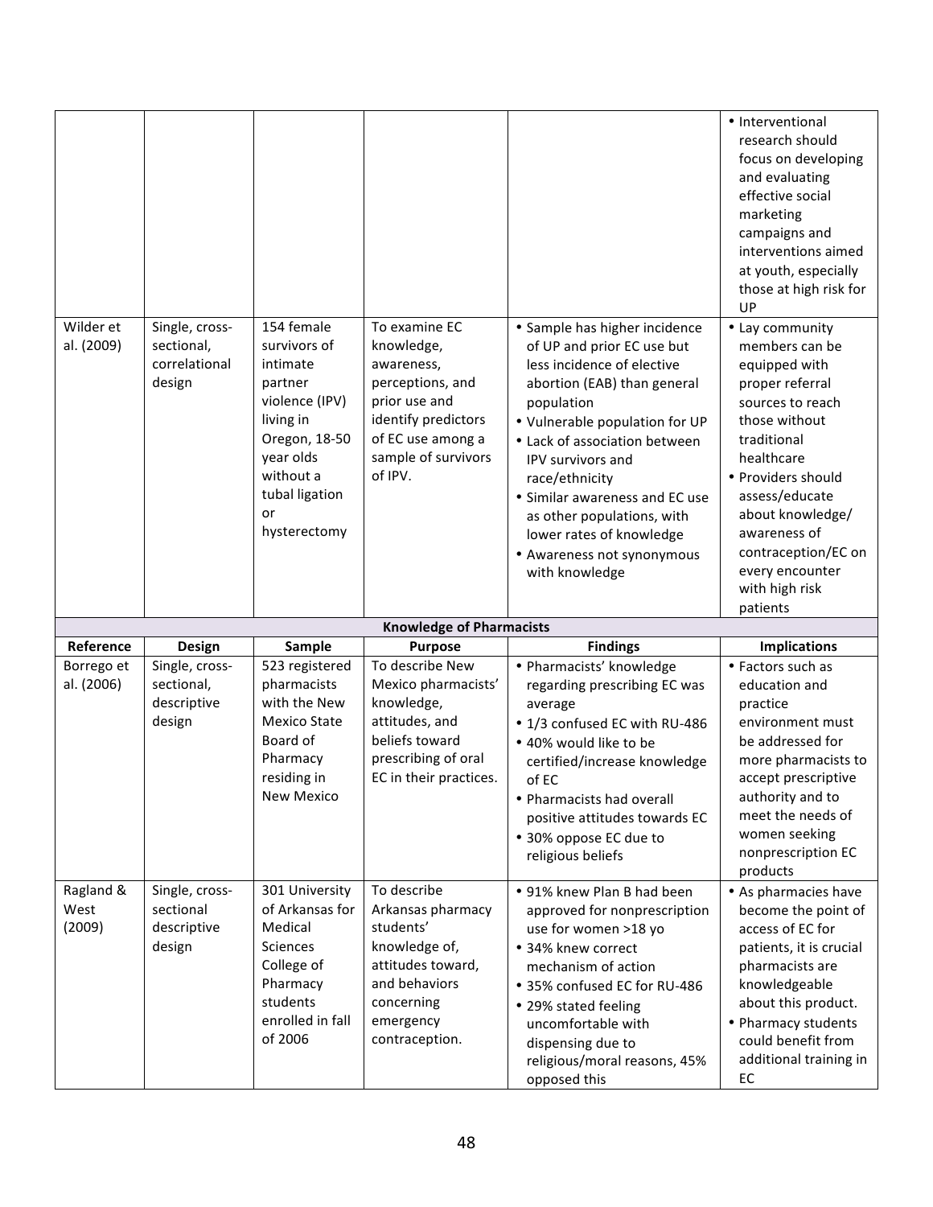| Reference | Design | Sample | Purpose | Findings | Implications |
|---|---|---|---|---|---|
| | | | | | • Interventional research should focus on developing and evaluating effective social marketing campaigns and interventions aimed at youth, especially those at high risk for UP |
| Wilder et al. (2009) | Single, cross-sectional, correlational design | 154 female survivors of intimate partner violence (IPV) living in Oregon, 18-50 year olds without a tubal ligation or hysterectomy | To examine EC knowledge, awareness, perceptions, and prior use and identify predictors of EC use among a sample of survivors of IPV. | • Sample has higher incidence of UP and prior EC use but less incidence of elective abortion (EAB) than general population<br>• Vulnerable population for UP<br>• Lack of association between IPV survivors and race/ethnicity<br>• Similar awareness and EC use as other populations, with lower rates of knowledge<br>• Awareness not synonymous with knowledge | • Lay community members can be equipped with proper referral sources to reach those without traditional healthcare<br>• Providers should assess/educate about knowledge/ awareness of contraception/EC on every encounter with high risk patients |
| **Knowledge of Pharmacists** | | | | | |
| **Reference** | **Design** | **Sample** | **Purpose** | **Findings** | **Implications** |
| Borrego et al. (2006) | Single, cross-sectional, descriptive design | 523 registered pharmacists with the New Mexico State Board of Pharmacy residing in New Mexico | To describe New Mexico pharmacists' knowledge, attitudes, and beliefs toward prescribing of oral EC in their practices. | • Pharmacists' knowledge regarding prescribing EC was average<br>• 1/3 confused EC with RU-486<br>• 40% would like to be certified/increase knowledge of EC<br>• Pharmacists had overall positive attitudes towards EC<br>• 30% oppose EC due to religious beliefs | • Factors such as education and practice environment must be addressed for more pharmacists to accept prescriptive authority and to meet the needs of women seeking nonprescription EC products |
| Ragland & West (2009) | Single, cross-sectional descriptive design | 301 University of Arkansas for Medical Sciences College of Pharmacy students enrolled in fall of 2006 | To describe Arkansas pharmacy students' knowledge of, attitudes toward, and behaviors concerning emergency contraception. | • 91% knew Plan B had been approved for nonprescription use for women >18 yo<br>• 34% knew correct mechanism of action<br>• 35% confused EC for RU-486<br>• 29% stated feeling uncomfortable with dispensing due to religious/moral reasons, 45% opposed this | • As pharmacies have become the point of access of EC for patients, it is crucial pharmacists are knowledgeable about this product.<br>• Pharmacy students could benefit from additional training in EC |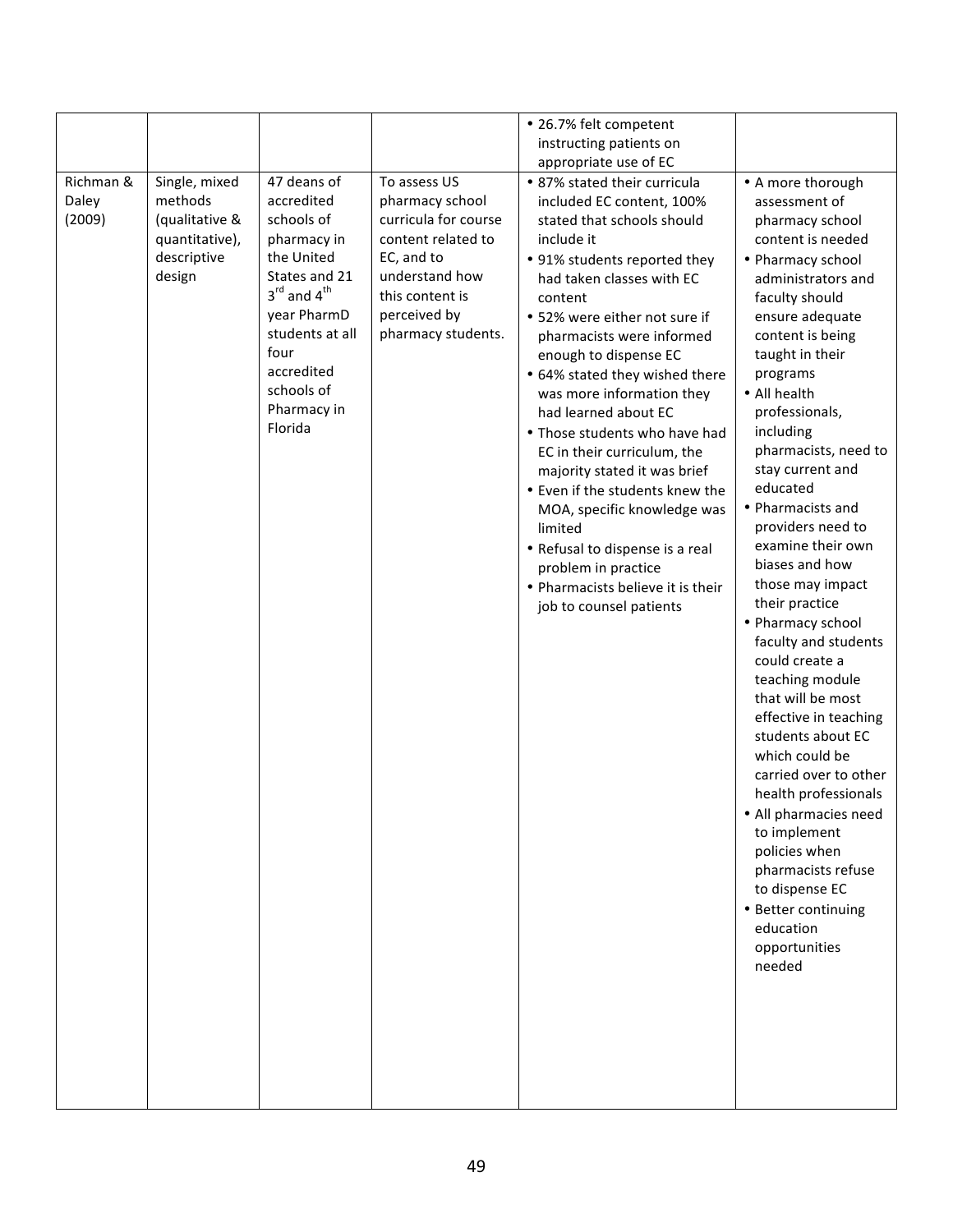| | | | | | |
|---|---|---|---|---|---|
| | | | | • 26.7% felt competent instructing patients on appropriate use of EC | |
| Richman & Daley (2009) | Single, mixed methods (qualitative & quantitative), descriptive design | 47 deans of accredited schools of pharmacy in the United States and 21 3rd and 4th year PharmD students at all four accredited schools of Pharmacy in Florida | To assess US pharmacy school curricula for course content related to EC, and to understand how this content is perceived by pharmacy students. | • 87% stated their curricula included EC content, 100% stated that schools should include it<br>• 91% students reported they had taken classes with EC content<br>• 52% were either not sure if pharmacists were informed enough to dispense EC<br>• 64% stated they wished there was more information they had learned about EC<br>• Those students who have had EC in their curriculum, the majority stated it was brief<br>• Even if the students knew the MOA, specific knowledge was limited<br>• Refusal to dispense is a real problem in practice<br>• Pharmacists believe it is their job to counsel patients | • A more thorough assessment of pharmacy school content is needed<br>• Pharmacy school administrators and faculty should ensure adequate content is being taught in their programs<br>• All health professionals, including pharmacists, need to stay current and educated<br>• Pharmacists and providers need to examine their own biases and how those may impact their practice<br>• Pharmacy school faculty and students could create a teaching module that will be most effective in teaching students about EC which could be carried over to other health professionals<br>• All pharmacies need to implement policies when pharmacists refuse to dispense EC<br>• Better continuing education opportunities needed |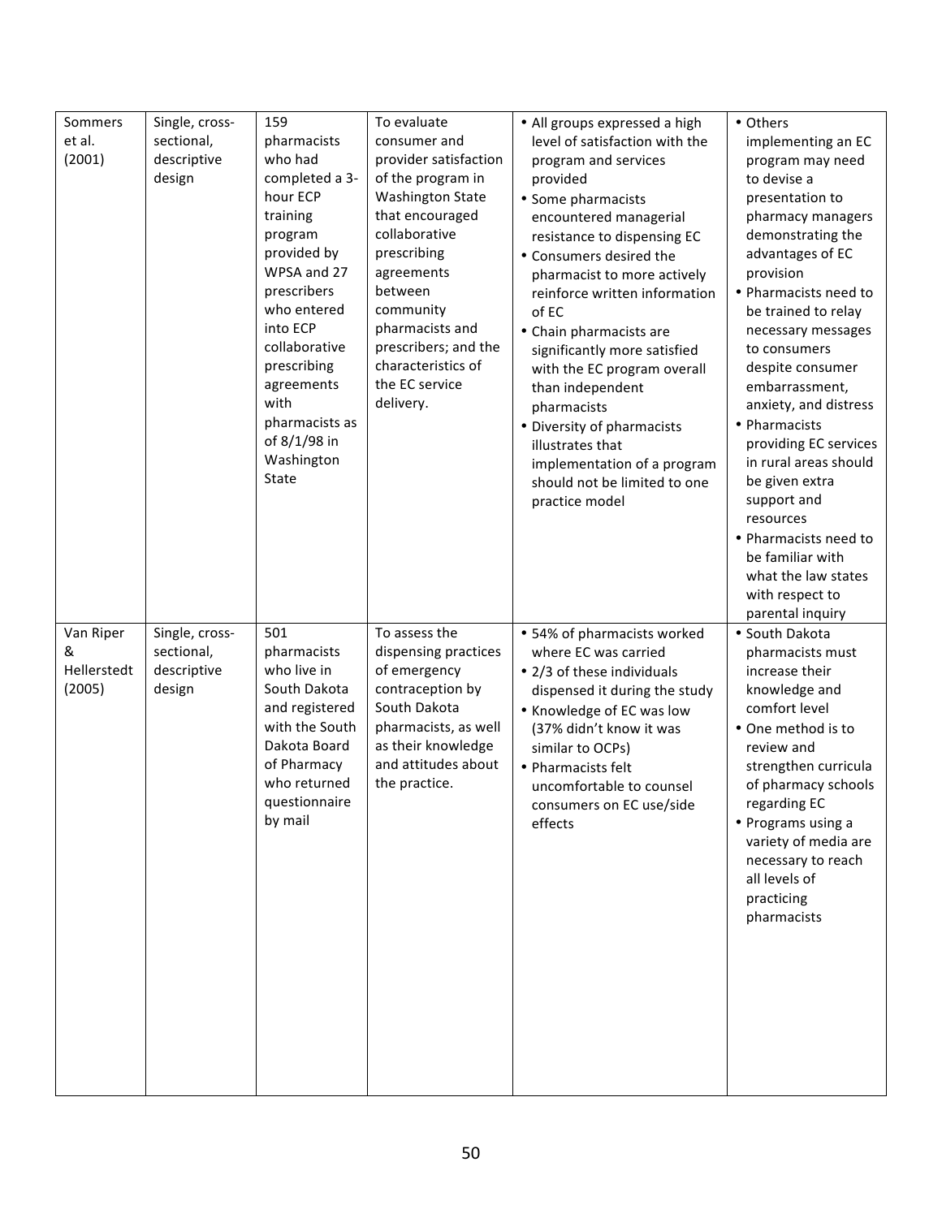| | | | | | |
|---|---|---|---|---|---|
| Sommers et al. (2001) | Single, cross-sectional, descriptive design | 159 pharmacists who had completed a 3-hour ECP training program provided by WPSA and 27 prescribers who entered into ECP collaborative prescribing agreements with pharmacists as of 8/1/98 in Washington State | To evaluate consumer and provider satisfaction of the program in Washington State that encouraged collaborative prescribing agreements between community pharmacists and prescribers; and the characteristics of the EC service delivery. | • All groups expressed a high level of satisfaction with the program and services provided<br>• Some pharmacists encountered managerial resistance to dispensing EC<br>• Consumers desired the pharmacist to more actively reinforce written information of EC<br>• Chain pharmacists are significantly more satisfied with the EC program overall than independent pharmacists<br>• Diversity of pharmacists illustrates that implementation of a program should not be limited to one practice model | • Others implementing an EC program may need to devise a presentation to pharmacy managers demonstrating the advantages of EC provision<br>• Pharmacists need to be trained to relay necessary messages to consumers despite consumer embarrassment, anxiety, and distress<br>• Pharmacists providing EC services in rural areas should be given extra support and resources<br>• Pharmacists need to be familiar with what the law states with respect to parental inquiry |
| Van Riper & Hellerstedt (2005) | Single, cross-sectional, descriptive design | 501 pharmacists who live in South Dakota and registered with the South Dakota Board of Pharmacy who returned questionnaire by mail | To assess the dispensing practices of emergency contraception by South Dakota pharmacists, as well as their knowledge and attitudes about the practice. | • 54% of pharmacists worked where EC was carried<br>• 2/3 of these individuals dispensed it during the study<br>• Knowledge of EC was low (37% didn't know it was similar to OCPs)<br>• Pharmacists felt uncomfortable to counsel consumers on EC use/side effects | • South Dakota pharmacists must increase their knowledge and comfort level<br>• One method is to review and strengthen curricula of pharmacy schools regarding EC<br>• Programs using a variety of media are necessary to reach all levels of practicing pharmacists |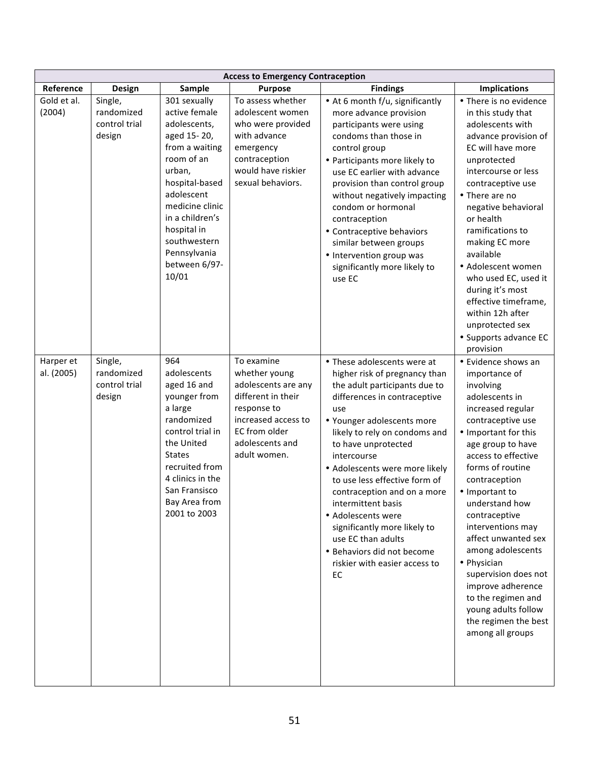| Access to Emergency Contraception | | | | | |
|---|---|---|---|---|---|
| **Reference** | **Design** | **Sample** | **Purpose** | **Findings** | **Implications** |
| Gold et al. (2004) | Single, randomized control trial design | 301 sexually active female adolescents, aged 15- 20, from a waiting room of an urban, hospital-based adolescent medicine clinic in a children's hospital in southwestern Pennsylvania between 6/97-10/01 | To assess whether adolescent women who were provided with advance emergency contraception would have riskier sexual behaviors. | • At 6 month f/u, significantly more advance provision participants were using condoms than those in control group<br>• Participants more likely to use EC earlier with advance provision than control group without negatively impacting condom or hormonal contraception<br>• Contraceptive behaviors similar between groups<br>• Intervention group was significantly more likely to use EC | • There is no evidence in this study that adolescents with advance provision of EC will have more unprotected intercourse or less contraceptive use<br>• There are no negative behavioral or health ramifications to making EC more available<br>• Adolescent women who used EC, used it during it's most effective timeframe, within 12h after unprotected sex<br>• Supports advance EC provision |
| Harper et al. (2005) | Single, randomized control trial design | 964 adolescents aged 16 and younger from a large randomized control trial in the United States recruited from 4 clinics in the San Fransisco Bay Area from 2001 to 2003 | To examine whether young adolescents are any different in their response to increased access to EC from older adolescents and adult women. | • These adolescents were at higher risk of pregnancy than the adult participants due to differences in contraceptive use<br>• Younger adolescents more likely to rely on condoms and to have unprotected intercourse<br>• Adolescents were more likely to use less effective form of contraception and on a more intermittent basis<br>• Adolescents were significantly more likely to use EC than adults<br>• Behaviors did not become riskier with easier access to EC | • Evidence shows an importance of involving adolescents in increased regular contraceptive use<br>• Important for this age group to have access to effective forms of routine contraception<br>• Important to understand how contraceptive interventions may affect unwanted sex among adolescents<br>• Physician supervision does not improve adherence to the regimen and young adults follow the regimen the best among all groups |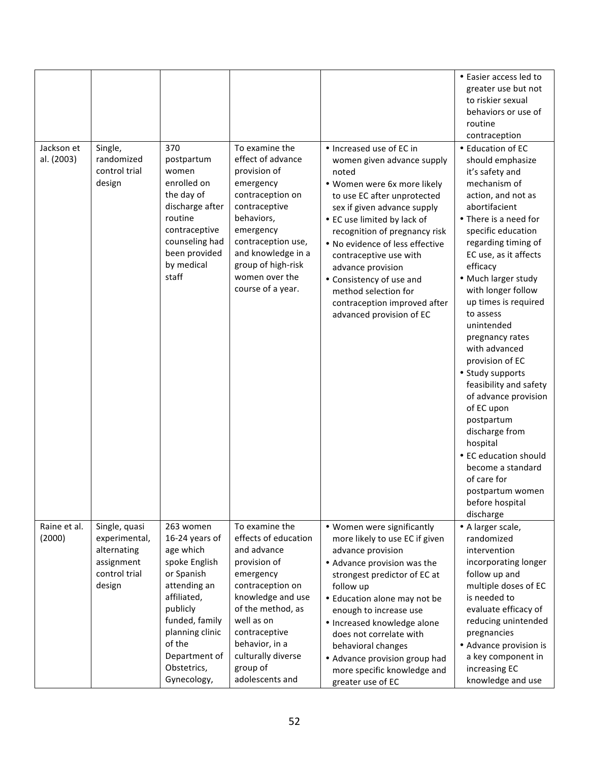| | | | | | |
|---|---|---|---|---|---|
| | | | | | • Easier access led to greater use but not to riskier sexual behaviors or use of routine contraception |
| Jackson et al. (2003) | Single, randomized control trial design | 370 postpartum women enrolled on the day of discharge after routine contraceptive counseling had been provided by medical staff | To examine the effect of advance provision of emergency contraception on contraceptive behaviors, emergency contraception use, and knowledge in a group of high-risk women over the course of a year. | • Increased use of EC in women given advance supply noted<br>• Women were 6x more likely to use EC after unprotected sex if given advance supply<br>• EC use limited by lack of recognition of pregnancy risk<br>• No evidence of less effective contraceptive use with advance provision<br>• Consistency of use and method selection for contraception improved after advanced provision of EC | • Education of EC should emphasize it's safety and mechanism of action, and not as abortifacient<br>• There is a need for specific education regarding timing of EC use, as it affects efficacy<br>• Much larger study with longer follow up times is required to assess unintended pregnancy rates with advanced provision of EC<br>• Study supports feasibility and safety of advance provision of EC upon postpartum discharge from hospital<br>• EC education should become a standard of care for postpartum women before hospital discharge |
| Raine et al. (2000) | Single, quasi experimental, alternating assignment control trial design | 263 women 16-24 years of age which spoke English or Spanish attending an affiliated, publicly funded, family planning clinic of the Department of Obstetrics, Gynecology, | To examine the effects of education and advance provision of emergency contraception on knowledge and use of the method, as well as on contraceptive behavior, in a culturally diverse group of adolescents and | • Women were significantly more likely to use EC if given advance provision<br>• Advance provision was the strongest predictor of EC at follow up<br>• Education alone may not be enough to increase use<br>• Increased knowledge alone does not correlate with behavioral changes<br>• Advance provision group had more specific knowledge and greater use of EC | • A larger scale, randomized intervention incorporating longer follow up and multiple doses of EC is needed to evaluate efficacy of reducing unintended pregnancies<br>• Advance provision is a key component in increasing EC knowledge and use |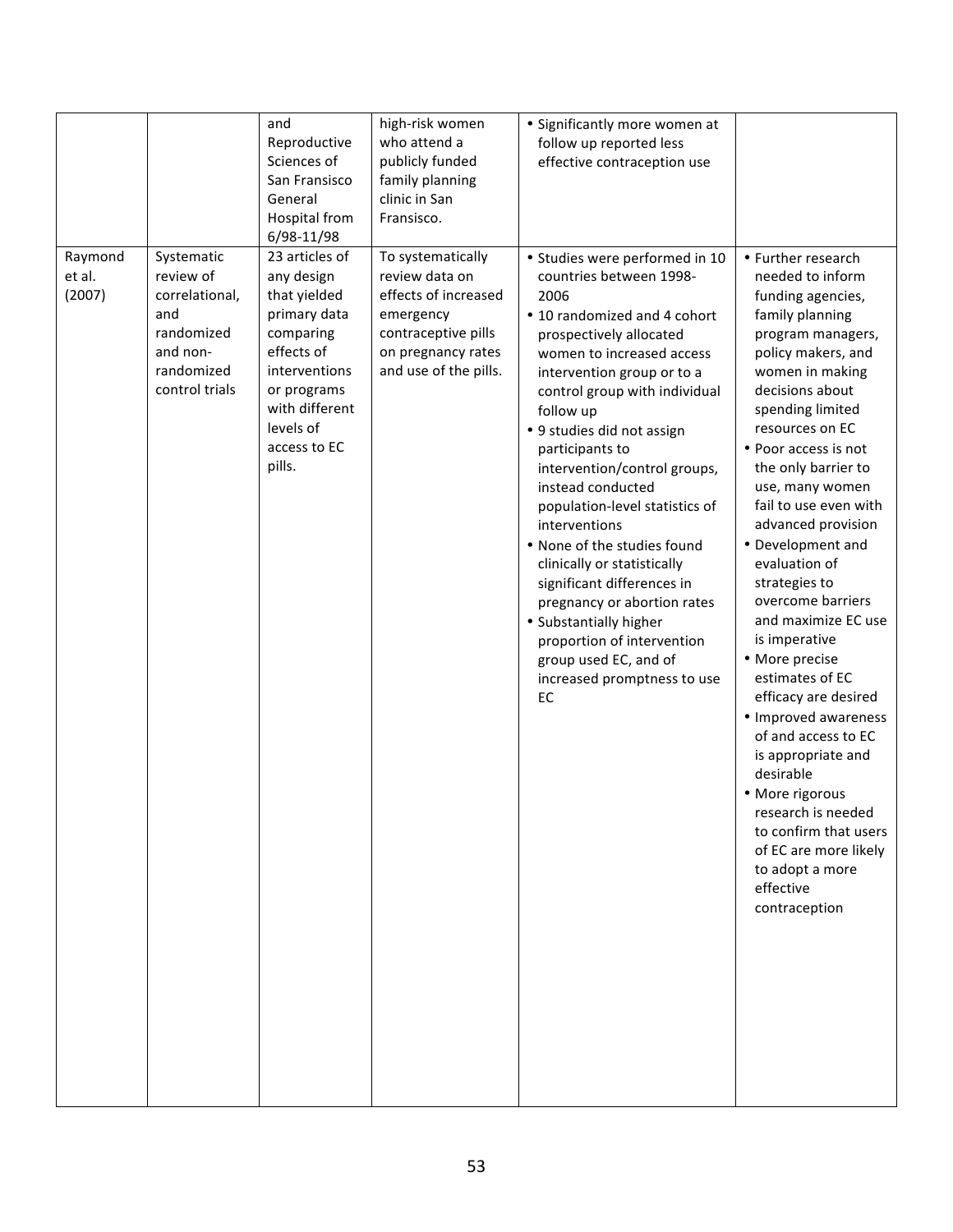| | | | | | |
|---|---|---|---|---|---|
| | | and Reproductive Sciences of San Fransisco General Hospital from 6/98-11/98 | high-risk women who attend a publicly funded family planning clinic in San Fransisco. | • Significantly more women at follow up reported less effective contraception use | |
| Raymond et al. (2007) | Systematic review of correlational, and randomized and non-randomized control trials | 23 articles of any design that yielded primary data comparing effects of interventions or programs with different levels of access to EC pills. | To systematically review data on effects of increased emergency contraceptive pills on pregnancy rates and use of the pills. | • Studies were performed in 10 countries between 1998-2006<br>• 10 randomized and 4 cohort prospectively allocated women to increased access intervention group or to a control group with individual follow up<br>• 9 studies did not assign participants to intervention/control groups, instead conducted population-level statistics of interventions<br>• None of the studies found clinically or statistically significant differences in pregnancy or abortion rates<br>• Substantially higher proportion of intervention group used EC, and of increased promptness to use EC | • Further research needed to inform funding agencies, family planning program managers, policy makers, and women in making decisions about spending limited resources on EC<br>• Poor access is not the only barrier to use, many women fail to use even with advanced provision<br>• Development and evaluation of strategies to overcome barriers and maximize EC use is imperative<br>• More precise estimates of EC efficacy are desired<br>• Improved awareness of and access to EC is appropriate and desirable<br>• More rigorous research is needed to confirm that users of EC are more likely to adopt a more effective contraception |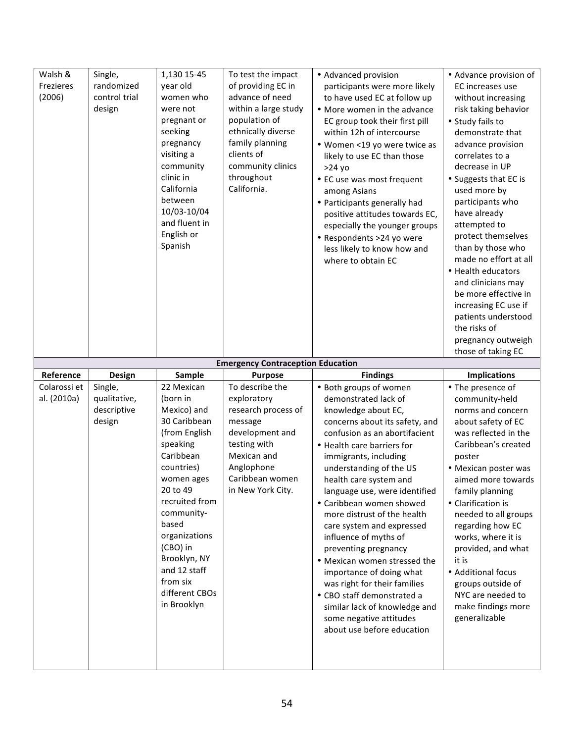| Reference | Design | Sample | Purpose | Findings | Implications |
|---|---|---|---|---|---|
| Walsh & Frezieres (2006) | Single, randomized control trial design | 1,130 15-45 year old women who were not pregnant or seeking pregnancy visiting a community clinic in California between 10/03-10/04 and fluent in English or Spanish | To test the impact of providing EC in advance of need within a large study population of ethnically diverse family planning clients of community clinics throughout California. | • Advanced provision participants were more likely to have used EC at follow up<br>• More women in the advance EC group took their first pill within 12h of intercourse<br>• Women <19 yo were twice as likely to use EC than those >24 yo<br>• EC use was most frequent among Asians<br>• Participants generally had positive attitudes towards EC, especially the younger groups<br>• Respondents >24 yo were less likely to know how and where to obtain EC | • Advance provision of EC increases use without increasing risk taking behavior<br>• Study fails to demonstrate that advance provision correlates to a decrease in UP<br>• Suggests that EC is used more by participants who have already attempted to protect themselves than by those who made no effort at all<br>• Health educators and clinicians may be more effective in increasing EC use if patients understood the risks of pregnancy outweigh those of taking EC |
| **Emergency Contraception Education** | | | | | |
| **Reference** | **Design** | **Sample** | **Purpose** | **Findings** | **Implications** |
| Colarossi et al. (2010a) | Single, qualitative, descriptive design | 22 Mexican (born in Mexico) and 30 Caribbean (from English speaking Caribbean countries) women ages 20 to 49 recruited from community-based organizations (CBO) in Brooklyn, NY and 12 staff from six different CBOs in Brooklyn | To describe the exploratory research process of message development and testing with Mexican and Anglophone Caribbean women in New York City. | • Both groups of women demonstrated lack of knowledge about EC, concerns about its safety, and confusion as an abortifacient<br>• Health care barriers for immigrants, including understanding of the US health care system and language use, were identified<br>• Caribbean women showed more distrust of the health care system and expressed influence of myths of preventing pregnancy<br>• Mexican women stressed the importance of doing what was right for their families<br>• CBO staff demonstrated a similar lack of knowledge and some negative attitudes about use before education | • The presence of community-held norms and concern about safety of EC was reflected in the Caribbean's created poster<br>• Mexican poster was aimed more towards family planning<br>• Clarification is needed to all groups regarding how EC works, where it is provided, and what it is<br>• Additional focus groups outside of NYC are needed to make findings more generalizable |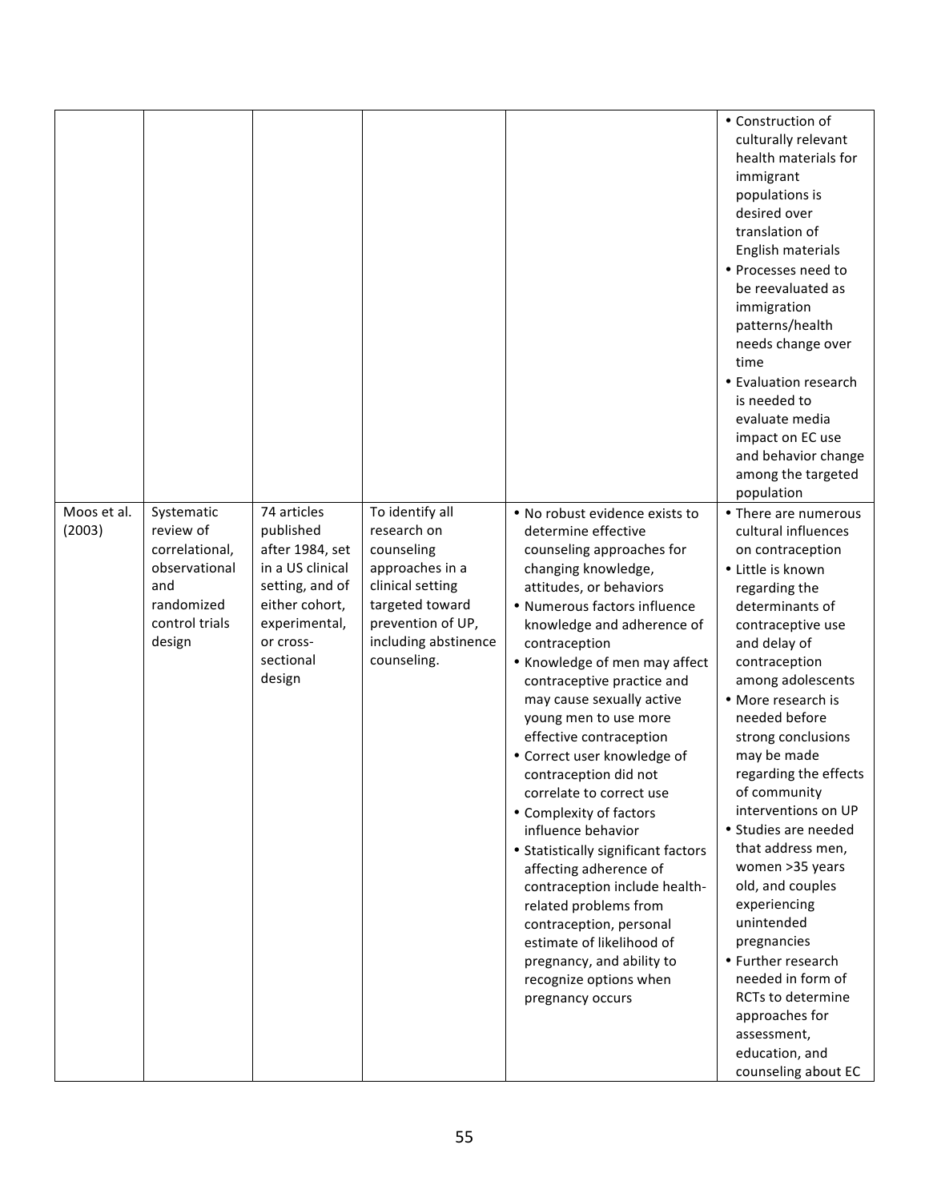| | | | | | |
|---|---|---|---|---|---|
| | | | | | • Construction of culturally relevant health materials for immigrant populations is desired over translation of English materials<br>• Processes need to be reevaluated as immigration patterns/health needs change over time<br>• Evaluation research is needed to evaluate media impact on EC use and behavior change among the targeted population |
| Moos et al. (2003) | Systematic review of correlational, observational and randomized control trials design | 74 articles published after 1984, set in a US clinical setting, and of either cohort, experimental, or cross-sectional design | To identify all research on counseling approaches in a clinical setting targeted toward prevention of UP, including abstinence counseling. | • No robust evidence exists to determine effective counseling approaches for changing knowledge, attitudes, or behaviors<br>• Numerous factors influence knowledge and adherence of contraception<br>• Knowledge of men may affect contraceptive practice and may cause sexually active young men to use more effective contraception<br>• Correct user knowledge of contraception did not correlate to correct use<br>• Complexity of factors influence behavior<br>• Statistically significant factors affecting adherence of contraception include health-related problems from contraception, personal estimate of likelihood of pregnancy, and ability to recognize options when pregnancy occurs | • There are numerous cultural influences on contraception<br>• Little is known regarding the determinants of contraceptive use and delay of contraception among adolescents<br>• More research is needed before strong conclusions may be made regarding the effects of community interventions on UP<br>• Studies are needed that address men, women >35 years old, and couples experiencing unintended pregnancies<br>• Further research needed in form of RCTs to determine approaches for assessment, education, and counseling about EC |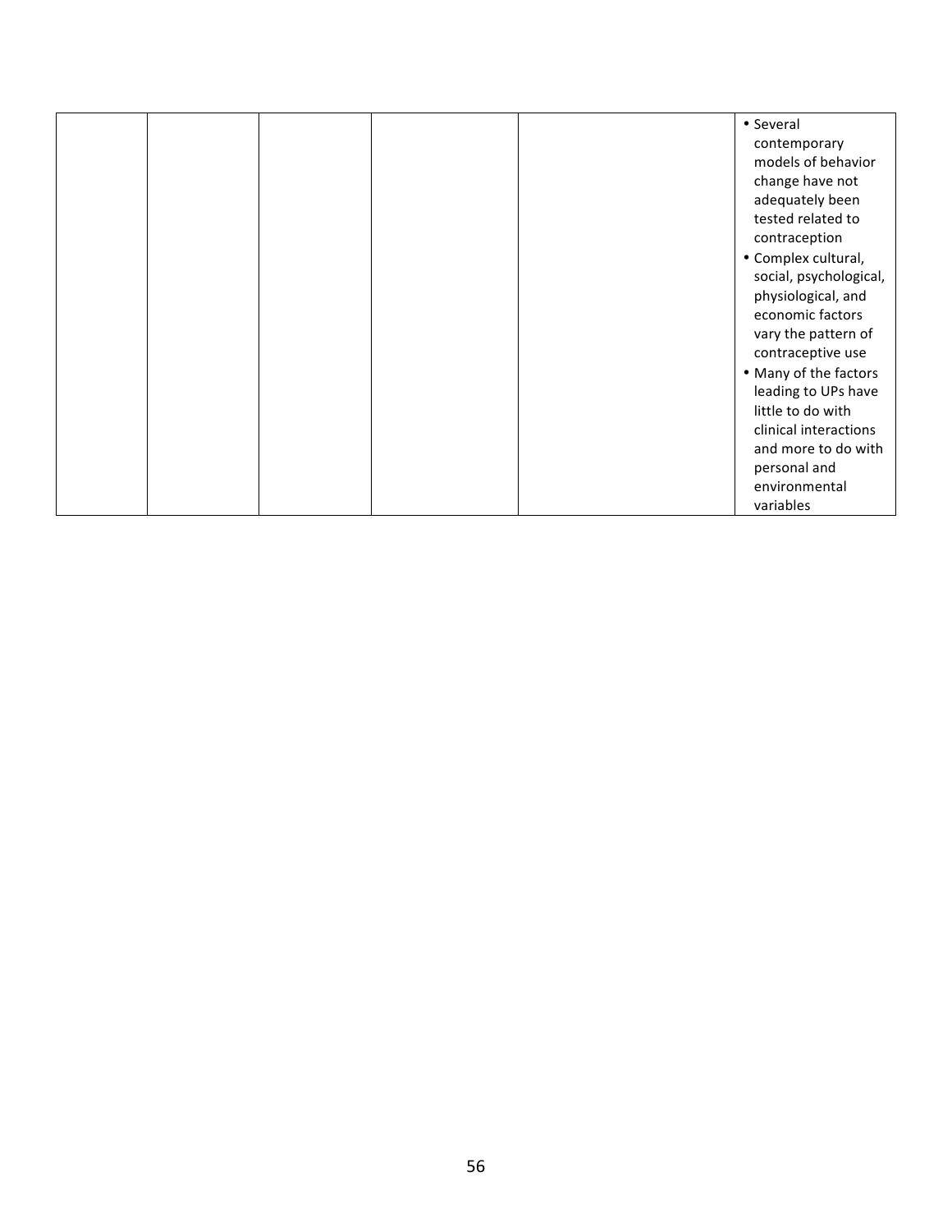| | | | | | |
|---|---|---|---|---|---|
| | | | | | • Several contemporary models of behavior change have not adequately been tested related to contraception<br>• Complex cultural, social, psychological, physiological, and economic factors vary the pattern of contraceptive use<br>• Many of the factors leading to UPs have little to do with clinical interactions and more to do with personal and environmental variables |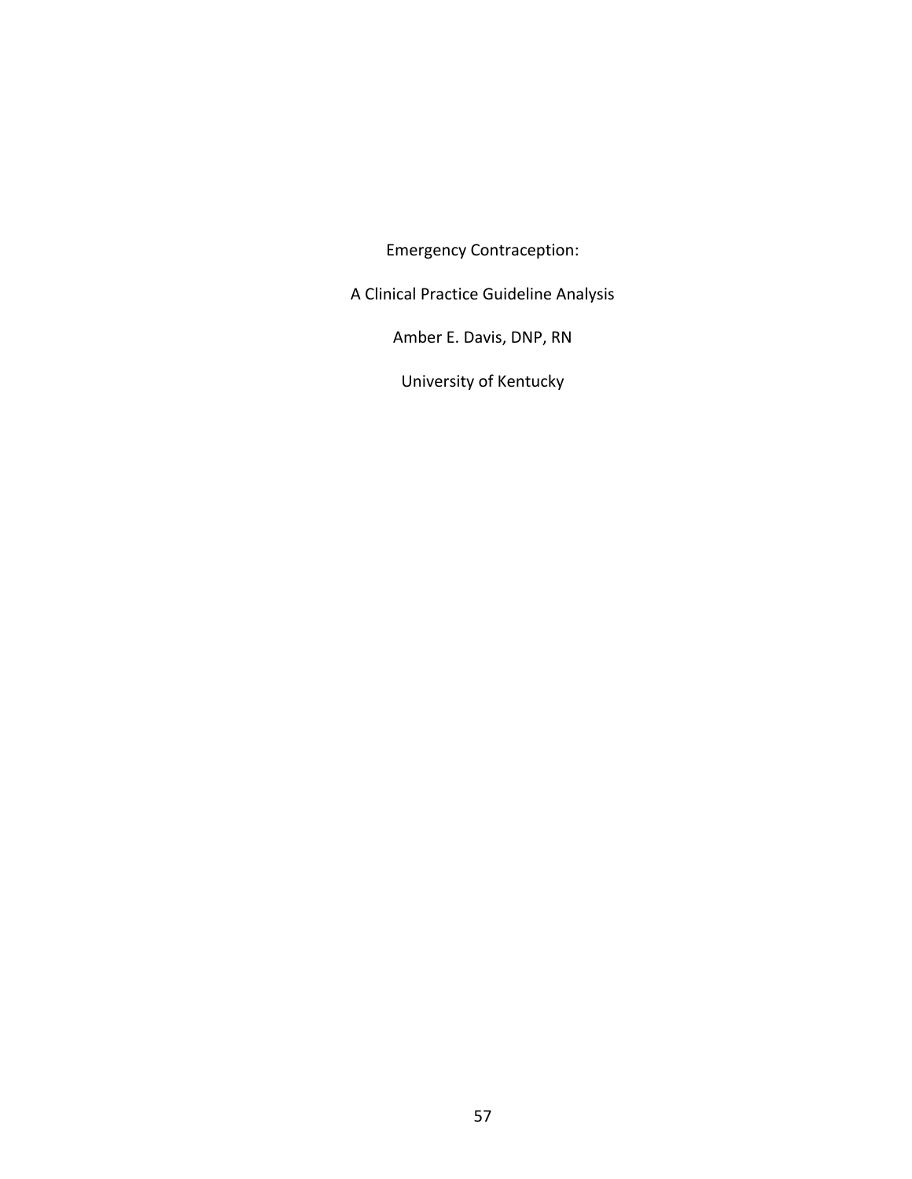Emergency Contraception:

A Clinical Practice Guideline Analysis

Amber E. Davis, DNP, RN

University of Kentucky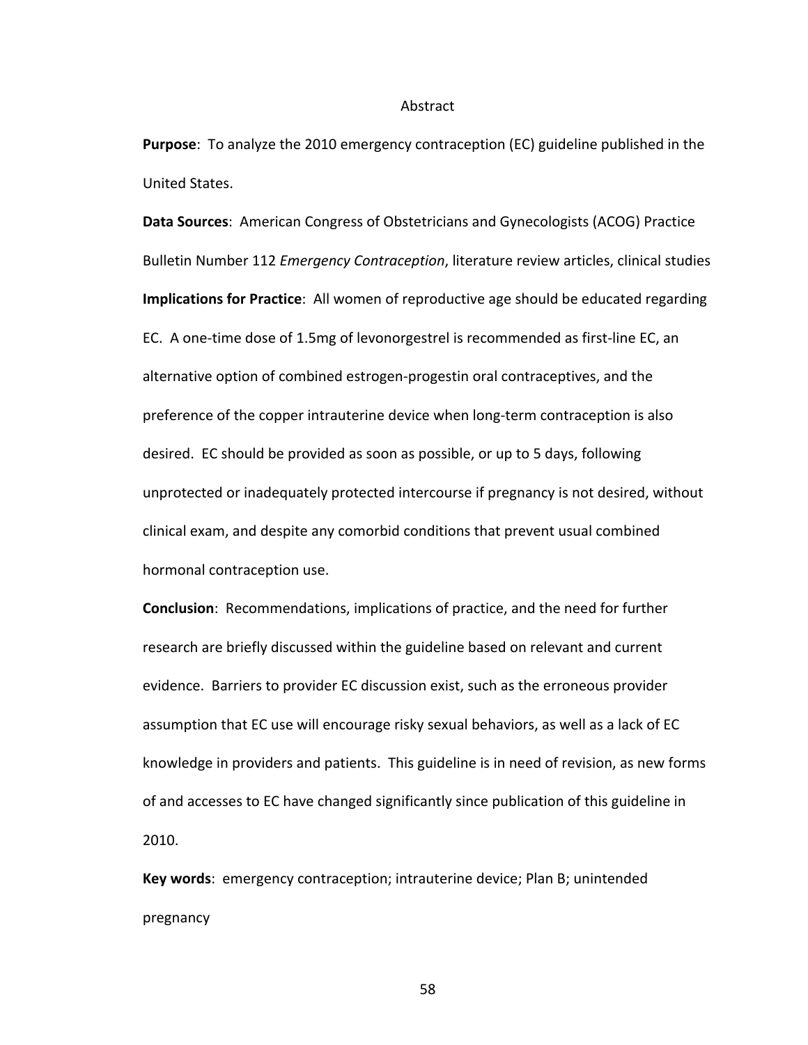# Abstract

**Purpose**: To analyze the 2010 emergency contraception (EC) guideline published in the United States.

**Data Sources**: American Congress of Obstetricians and Gynecologists (ACOG) Practice Bulletin Number 112 *Emergency Contraception*, literature review articles, clinical studies

**Implications for Practice**: All women of reproductive age should be educated regarding EC. A one-time dose of 1.5mg of levonorgestrel is recommended as first-line EC, an alternative option of combined estrogen-progestin oral contraceptives, and the preference of the copper intrauterine device when long-term contraception is also desired. EC should be provided as soon as possible, or up to 5 days, following unprotected or inadequately protected intercourse if pregnancy is not desired, without clinical exam, and despite any comorbid conditions that prevent usual combined hormonal contraception use.

**Conclusion**: Recommendations, implications of practice, and the need for further research are briefly discussed within the guideline based on relevant and current evidence. Barriers to provider EC discussion exist, such as the erroneous provider assumption that EC use will encourage risky sexual behaviors, as well as a lack of EC knowledge in providers and patients. This guideline is in need of revision, as new forms of and accesses to EC have changed significantly since publication of this guideline in 2010.

**Key words**: emergency contraception; intrauterine device; Plan B; unintended pregnancy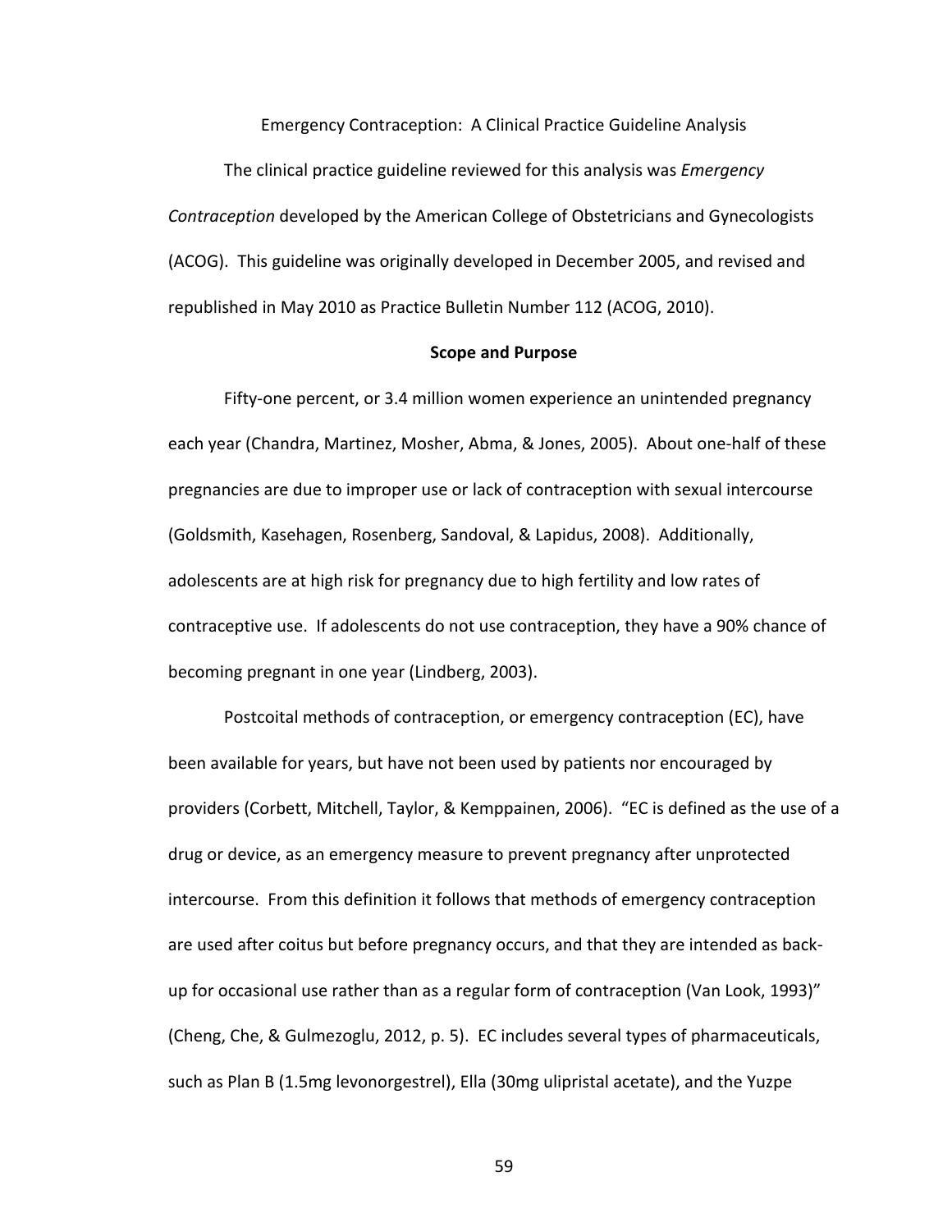Emergency Contraception: A Clinical Practice Guideline Analysis

The clinical practice guideline reviewed for this analysis was *Emergency Contraception* developed by the American College of Obstetricians and Gynecologists (ACOG). This guideline was originally developed in December 2005, and revised and republished in May 2010 as Practice Bulletin Number 112 (ACOG, 2010).

## Scope and Purpose

Fifty-one percent, or 3.4 million women experience an unintended pregnancy each year (Chandra, Martinez, Mosher, Abma, & Jones, 2005). About one-half of these pregnancies are due to improper use or lack of contraception with sexual intercourse (Goldsmith, Kasehagen, Rosenberg, Sandoval, & Lapidus, 2008). Additionally, adolescents are at high risk for pregnancy due to high fertility and low rates of contraceptive use. If adolescents do not use contraception, they have a 90% chance of becoming pregnant in one year (Lindberg, 2003).

Postcoital methods of contraception, or emergency contraception (EC), have been available for years, but have not been used by patients nor encouraged by providers (Corbett, Mitchell, Taylor, & Kemppainen, 2006). "EC is defined as the use of a drug or device, as an emergency measure to prevent pregnancy after unprotected intercourse. From this definition it follows that methods of emergency contraception are used after coitus but before pregnancy occurs, and that they are intended as back-up for occasional use rather than as a regular form of contraception (Van Look, 1993)" (Cheng, Che, & Gulmezoglu, 2012, p. 5). EC includes several types of pharmaceuticals, such as Plan B (1.5mg levonorgestrel), Ella (30mg ulipristal acetate), and the Yuzpe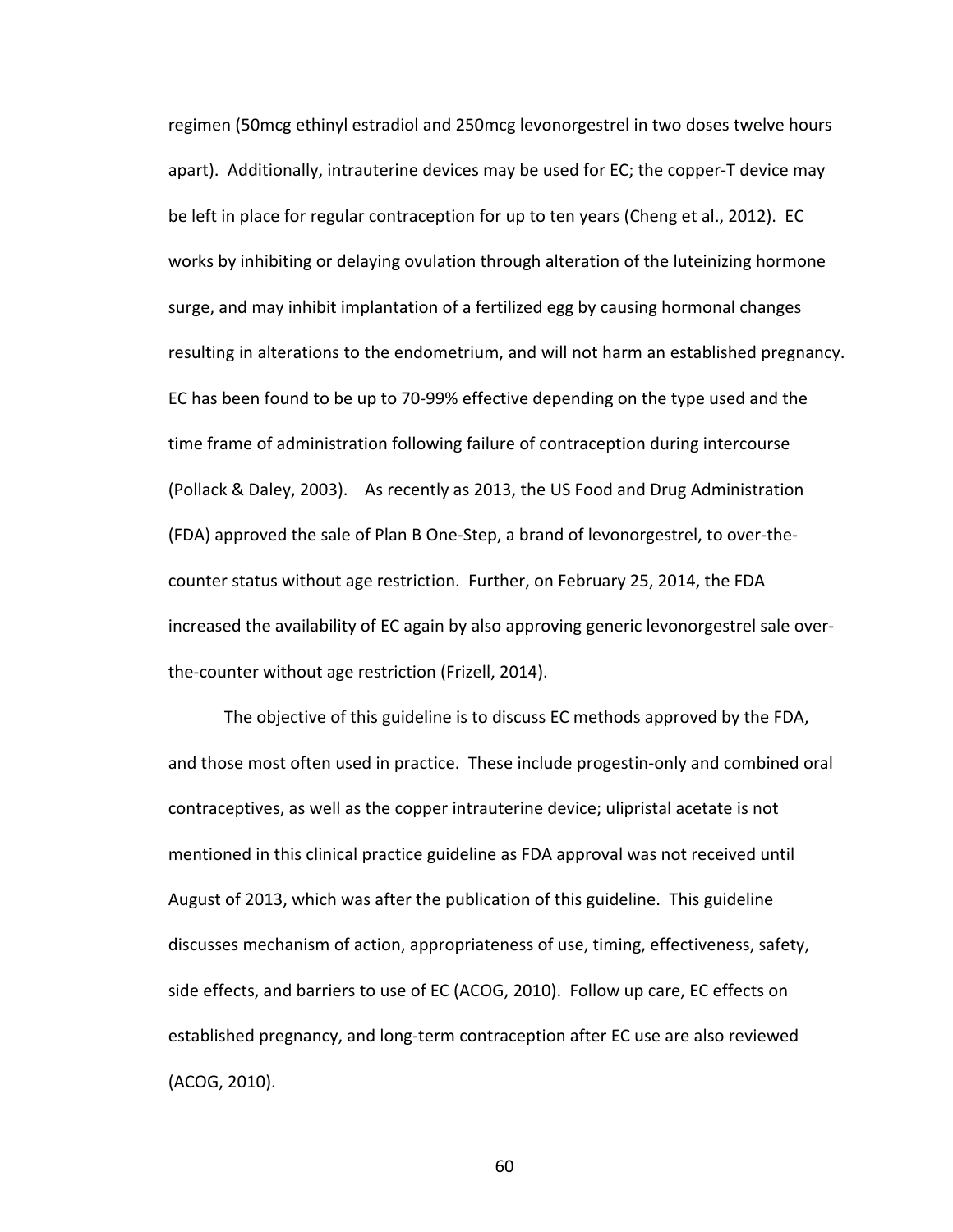regimen (50mcg ethinyl estradiol and 250mcg levonorgestrel in two doses twelve hours apart). Additionally, intrauterine devices may be used for EC; the copper-T device may be left in place for regular contraception for up to ten years (Cheng et al., 2012). EC works by inhibiting or delaying ovulation through alteration of the luteinizing hormone surge, and may inhibit implantation of a fertilized egg by causing hormonal changes resulting in alterations to the endometrium, and will not harm an established pregnancy. EC has been found to be up to 70-99% effective depending on the type used and the time frame of administration following failure of contraception during intercourse (Pollack & Daley, 2003). As recently as 2013, the US Food and Drug Administration (FDA) approved the sale of Plan B One-Step, a brand of levonorgestrel, to over-the-counter status without age restriction. Further, on February 25, 2014, the FDA increased the availability of EC again by also approving generic levonorgestrel sale over-the-counter without age restriction (Frizell, 2014).

The objective of this guideline is to discuss EC methods approved by the FDA, and those most often used in practice. These include progestin-only and combined oral contraceptives, as well as the copper intrauterine device; ulipristal acetate is not mentioned in this clinical practice guideline as FDA approval was not received until August of 2013, which was after the publication of this guideline. This guideline discusses mechanism of action, appropriateness of use, timing, effectiveness, safety, side effects, and barriers to use of EC (ACOG, 2010). Follow up care, EC effects on established pregnancy, and long-term contraception after EC use are also reviewed (ACOG, 2010).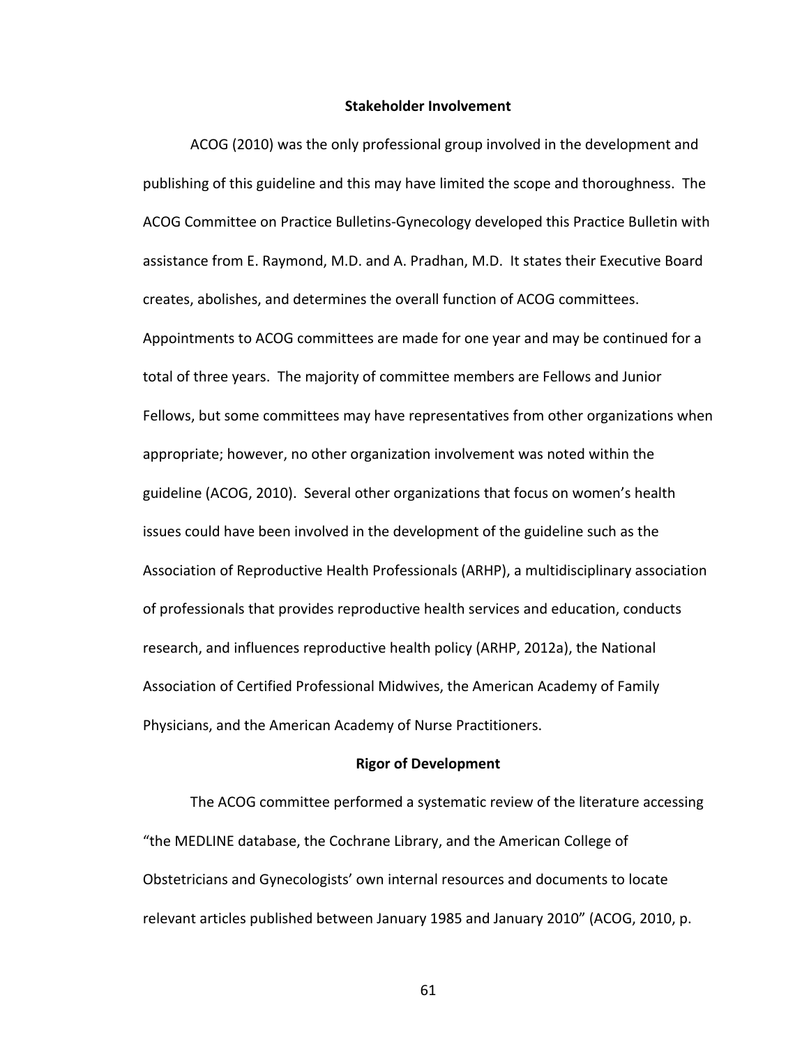## Stakeholder Involvement

ACOG (2010) was the only professional group involved in the development and publishing of this guideline and this may have limited the scope and thoroughness. The ACOG Committee on Practice Bulletins-Gynecology developed this Practice Bulletin with assistance from E. Raymond, M.D. and A. Pradhan, M.D. It states their Executive Board creates, abolishes, and determines the overall function of ACOG committees. Appointments to ACOG committees are made for one year and may be continued for a total of three years. The majority of committee members are Fellows and Junior Fellows, but some committees may have representatives from other organizations when appropriate; however, no other organization involvement was noted within the guideline (ACOG, 2010). Several other organizations that focus on women's health issues could have been involved in the development of the guideline such as the Association of Reproductive Health Professionals (ARHP), a multidisciplinary association of professionals that provides reproductive health services and education, conducts research, and influences reproductive health policy (ARHP, 2012a), the National Association of Certified Professional Midwives, the American Academy of Family Physicians, and the American Academy of Nurse Practitioners.

## Rigor of Development

The ACOG committee performed a systematic review of the literature accessing "the MEDLINE database, the Cochrane Library, and the American College of Obstetricians and Gynecologists' own internal resources and documents to locate relevant articles published between January 1985 and January 2010" (ACOG, 2010, p.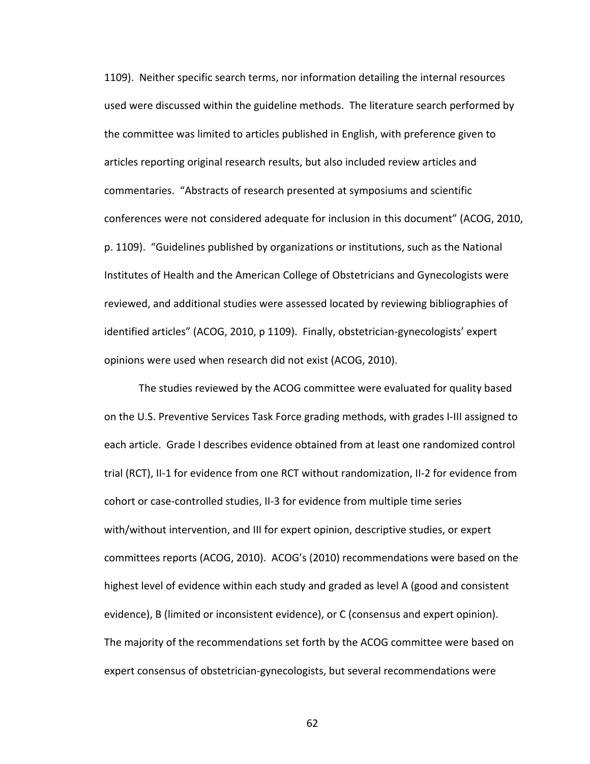1109). Neither specific search terms, nor information detailing the internal resources used were discussed within the guideline methods. The literature search performed by the committee was limited to articles published in English, with preference given to articles reporting original research results, but also included review articles and commentaries. "Abstracts of research presented at symposiums and scientific conferences were not considered adequate for inclusion in this document" (ACOG, 2010, p. 1109). "Guidelines published by organizations or institutions, such as the National Institutes of Health and the American College of Obstetricians and Gynecologists were reviewed, and additional studies were assessed located by reviewing bibliographies of identified articles" (ACOG, 2010, p 1109). Finally, obstetrician-gynecologists' expert opinions were used when research did not exist (ACOG, 2010).

The studies reviewed by the ACOG committee were evaluated for quality based on the U.S. Preventive Services Task Force grading methods, with grades I-III assigned to each article. Grade I describes evidence obtained from at least one randomized control trial (RCT), II-1 for evidence from one RCT without randomization, II-2 for evidence from cohort or case-controlled studies, II-3 for evidence from multiple time series with/without intervention, and III for expert opinion, descriptive studies, or expert committees reports (ACOG, 2010). ACOG's (2010) recommendations were based on the highest level of evidence within each study and graded as level A (good and consistent evidence), B (limited or inconsistent evidence), or C (consensus and expert opinion). The majority of the recommendations set forth by the ACOG committee were based on expert consensus of obstetrician-gynecologists, but several recommendations were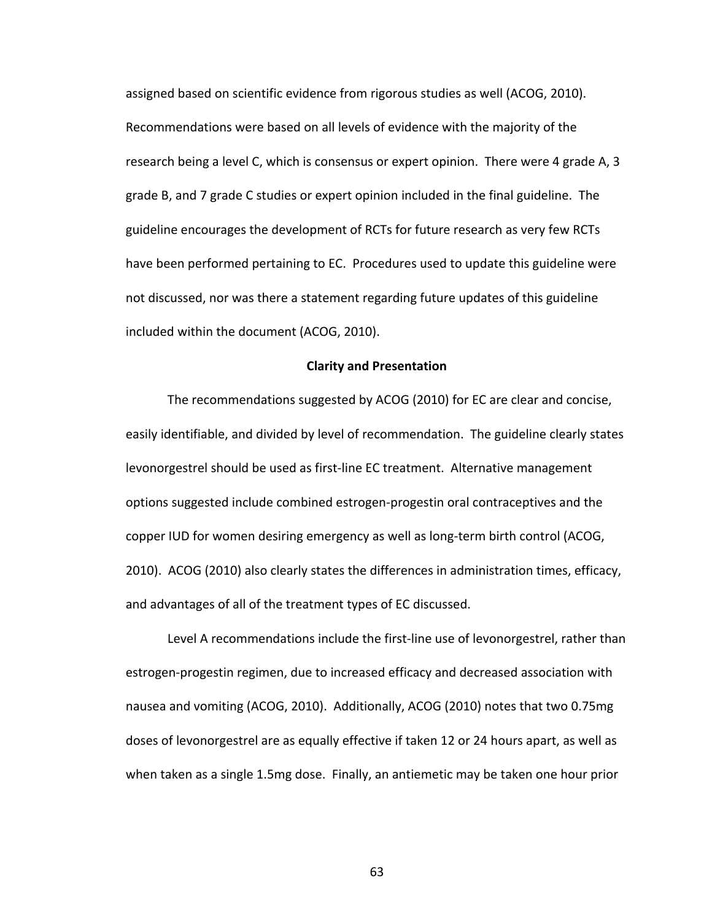assigned based on scientific evidence from rigorous studies as well (ACOG, 2010). Recommendations were based on all levels of evidence with the majority of the research being a level C, which is consensus or expert opinion. There were 4 grade A, 3 grade B, and 7 grade C studies or expert opinion included in the final guideline. The guideline encourages the development of RCTs for future research as very few RCTs have been performed pertaining to EC. Procedures used to update this guideline were not discussed, nor was there a statement regarding future updates of this guideline included within the document (ACOG, 2010).

**Clarity and Presentation**

The recommendations suggested by ACOG (2010) for EC are clear and concise, easily identifiable, and divided by level of recommendation. The guideline clearly states levonorgestrel should be used as first-line EC treatment. Alternative management options suggested include combined estrogen-progestin oral contraceptives and the copper IUD for women desiring emergency as well as long-term birth control (ACOG, 2010). ACOG (2010) also clearly states the differences in administration times, efficacy, and advantages of all of the treatment types of EC discussed.

Level A recommendations include the first-line use of levonorgestrel, rather than estrogen-progestin regimen, due to increased efficacy and decreased association with nausea and vomiting (ACOG, 2010). Additionally, ACOG (2010) notes that two 0.75mg doses of levonorgestrel are as equally effective if taken 12 or 24 hours apart, as well as when taken as a single 1.5mg dose. Finally, an antiemetic may be taken one hour prior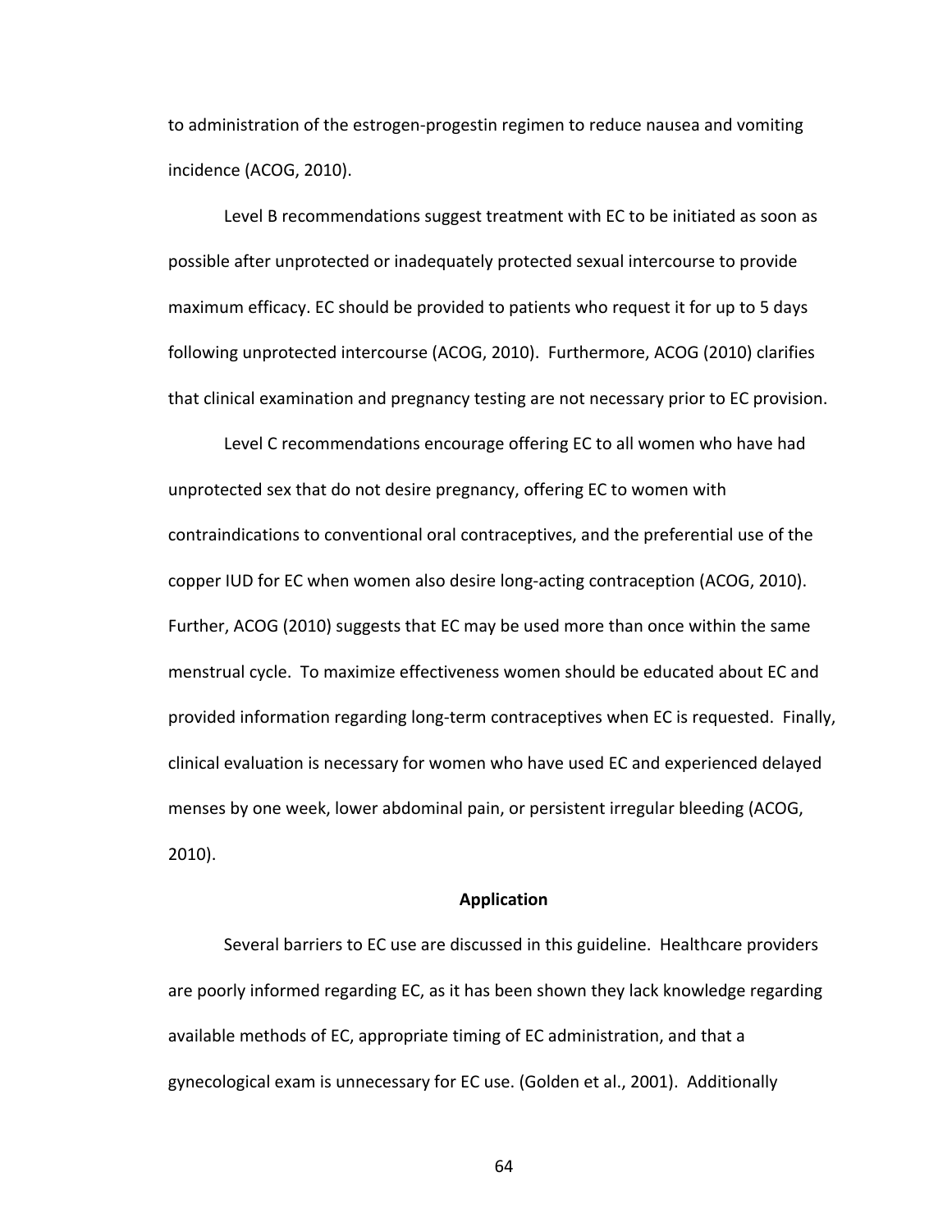to administration of the estrogen-progestin regimen to reduce nausea and vomiting incidence (ACOG, 2010).

Level B recommendations suggest treatment with EC to be initiated as soon as possible after unprotected or inadequately protected sexual intercourse to provide maximum efficacy. EC should be provided to patients who request it for up to 5 days following unprotected intercourse (ACOG, 2010). Furthermore, ACOG (2010) clarifies that clinical examination and pregnancy testing are not necessary prior to EC provision.

Level C recommendations encourage offering EC to all women who have had unprotected sex that do not desire pregnancy, offering EC to women with contraindications to conventional oral contraceptives, and the preferential use of the copper IUD for EC when women also desire long-acting contraception (ACOG, 2010). Further, ACOG (2010) suggests that EC may be used more than once within the same menstrual cycle. To maximize effectiveness women should be educated about EC and provided information regarding long-term contraceptives when EC is requested. Finally, clinical evaluation is necessary for women who have used EC and experienced delayed menses by one week, lower abdominal pain, or persistent irregular bleeding (ACOG, 2010).

## Application

Several barriers to EC use are discussed in this guideline. Healthcare providers are poorly informed regarding EC, as it has been shown they lack knowledge regarding available methods of EC, appropriate timing of EC administration, and that a gynecological exam is unnecessary for EC use. (Golden et al., 2001). Additionally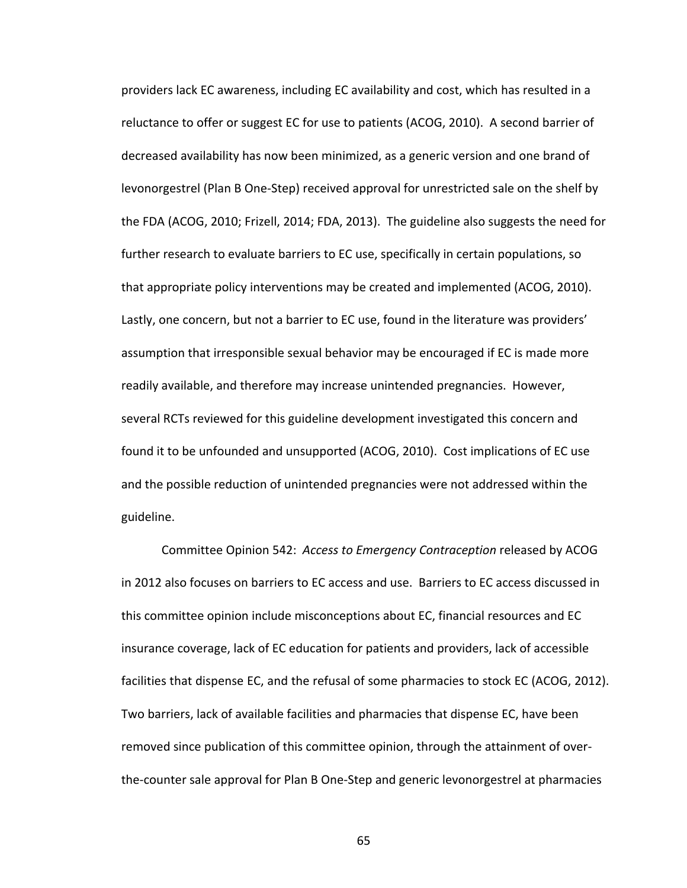providers lack EC awareness, including EC availability and cost, which has resulted in a reluctance to offer or suggest EC for use to patients (ACOG, 2010). A second barrier of decreased availability has now been minimized, as a generic version and one brand of levonorgestrel (Plan B One-Step) received approval for unrestricted sale on the shelf by the FDA (ACOG, 2010; Frizell, 2014; FDA, 2013). The guideline also suggests the need for further research to evaluate barriers to EC use, specifically in certain populations, so that appropriate policy interventions may be created and implemented (ACOG, 2010). Lastly, one concern, but not a barrier to EC use, found in the literature was providers' assumption that irresponsible sexual behavior may be encouraged if EC is made more readily available, and therefore may increase unintended pregnancies. However, several RCTs reviewed for this guideline development investigated this concern and found it to be unfounded and unsupported (ACOG, 2010). Cost implications of EC use and the possible reduction of unintended pregnancies were not addressed within the guideline.

Committee Opinion 542: *Access to Emergency Contraception* released by ACOG in 2012 also focuses on barriers to EC access and use. Barriers to EC access discussed in this committee opinion include misconceptions about EC, financial resources and EC insurance coverage, lack of EC education for patients and providers, lack of accessible facilities that dispense EC, and the refusal of some pharmacies to stock EC (ACOG, 2012). Two barriers, lack of available facilities and pharmacies that dispense EC, have been removed since publication of this committee opinion, through the attainment of over-the-counter sale approval for Plan B One-Step and generic levonorgestrel at pharmacies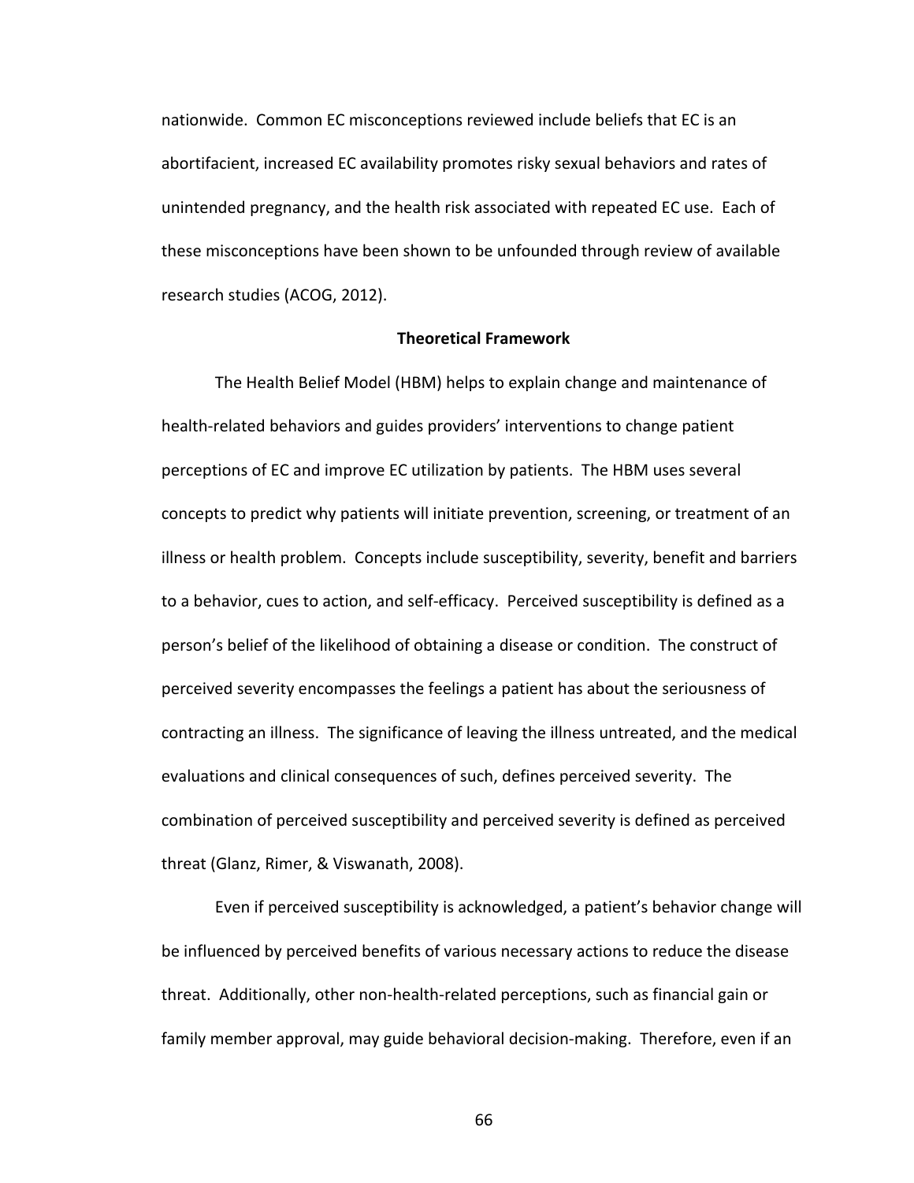nationwide. Common EC misconceptions reviewed include beliefs that EC is an abortifacient, increased EC availability promotes risky sexual behaviors and rates of unintended pregnancy, and the health risk associated with repeated EC use. Each of these misconceptions have been shown to be unfounded through review of available research studies (ACOG, 2012).

## Theoretical Framework

The Health Belief Model (HBM) helps to explain change and maintenance of health-related behaviors and guides providers' interventions to change patient perceptions of EC and improve EC utilization by patients. The HBM uses several concepts to predict why patients will initiate prevention, screening, or treatment of an illness or health problem. Concepts include susceptibility, severity, benefit and barriers to a behavior, cues to action, and self-efficacy. Perceived susceptibility is defined as a person's belief of the likelihood of obtaining a disease or condition. The construct of perceived severity encompasses the feelings a patient has about the seriousness of contracting an illness. The significance of leaving the illness untreated, and the medical evaluations and clinical consequences of such, defines perceived severity. The combination of perceived susceptibility and perceived severity is defined as perceived threat (Glanz, Rimer, & Viswanath, 2008).

Even if perceived susceptibility is acknowledged, a patient's behavior change will be influenced by perceived benefits of various necessary actions to reduce the disease threat. Additionally, other non-health-related perceptions, such as financial gain or family member approval, may guide behavioral decision-making. Therefore, even if an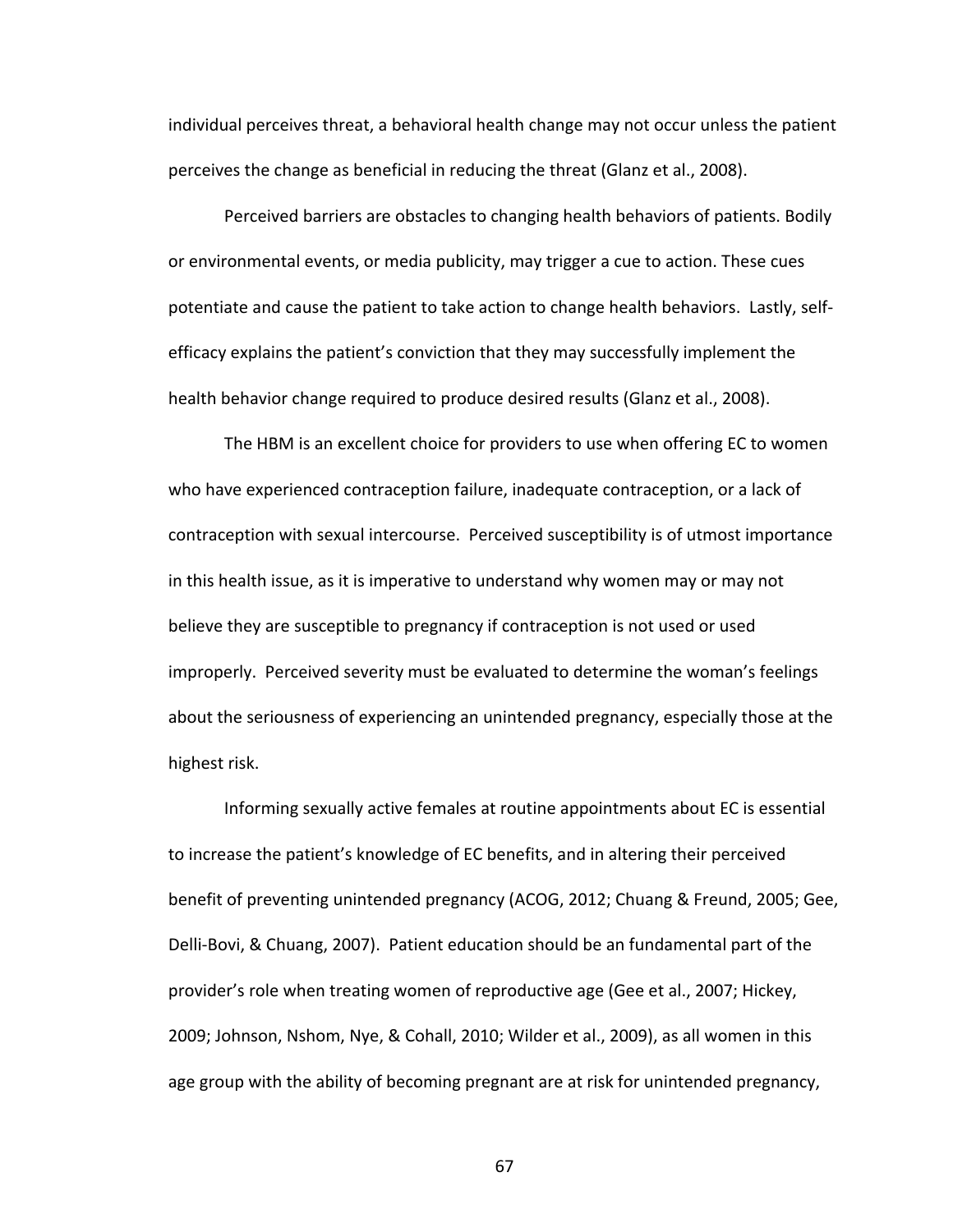individual perceives threat, a behavioral health change may not occur unless the patient perceives the change as beneficial in reducing the threat (Glanz et al., 2008).

Perceived barriers are obstacles to changing health behaviors of patients. Bodily or environmental events, or media publicity, may trigger a cue to action. These cues potentiate and cause the patient to take action to change health behaviors. Lastly, self-efficacy explains the patient's conviction that they may successfully implement the health behavior change required to produce desired results (Glanz et al., 2008).

The HBM is an excellent choice for providers to use when offering EC to women who have experienced contraception failure, inadequate contraception, or a lack of contraception with sexual intercourse. Perceived susceptibility is of utmost importance in this health issue, as it is imperative to understand why women may or may not believe they are susceptible to pregnancy if contraception is not used or used improperly. Perceived severity must be evaluated to determine the woman's feelings about the seriousness of experiencing an unintended pregnancy, especially those at the highest risk.

Informing sexually active females at routine appointments about EC is essential to increase the patient's knowledge of EC benefits, and in altering their perceived benefit of preventing unintended pregnancy (ACOG, 2012; Chuang & Freund, 2005; Gee, Delli-Bovi, & Chuang, 2007). Patient education should be an fundamental part of the provider's role when treating women of reproductive age (Gee et al., 2007; Hickey, 2009; Johnson, Nshom, Nye, & Cohall, 2010; Wilder et al., 2009), as all women in this age group with the ability of becoming pregnant are at risk for unintended pregnancy,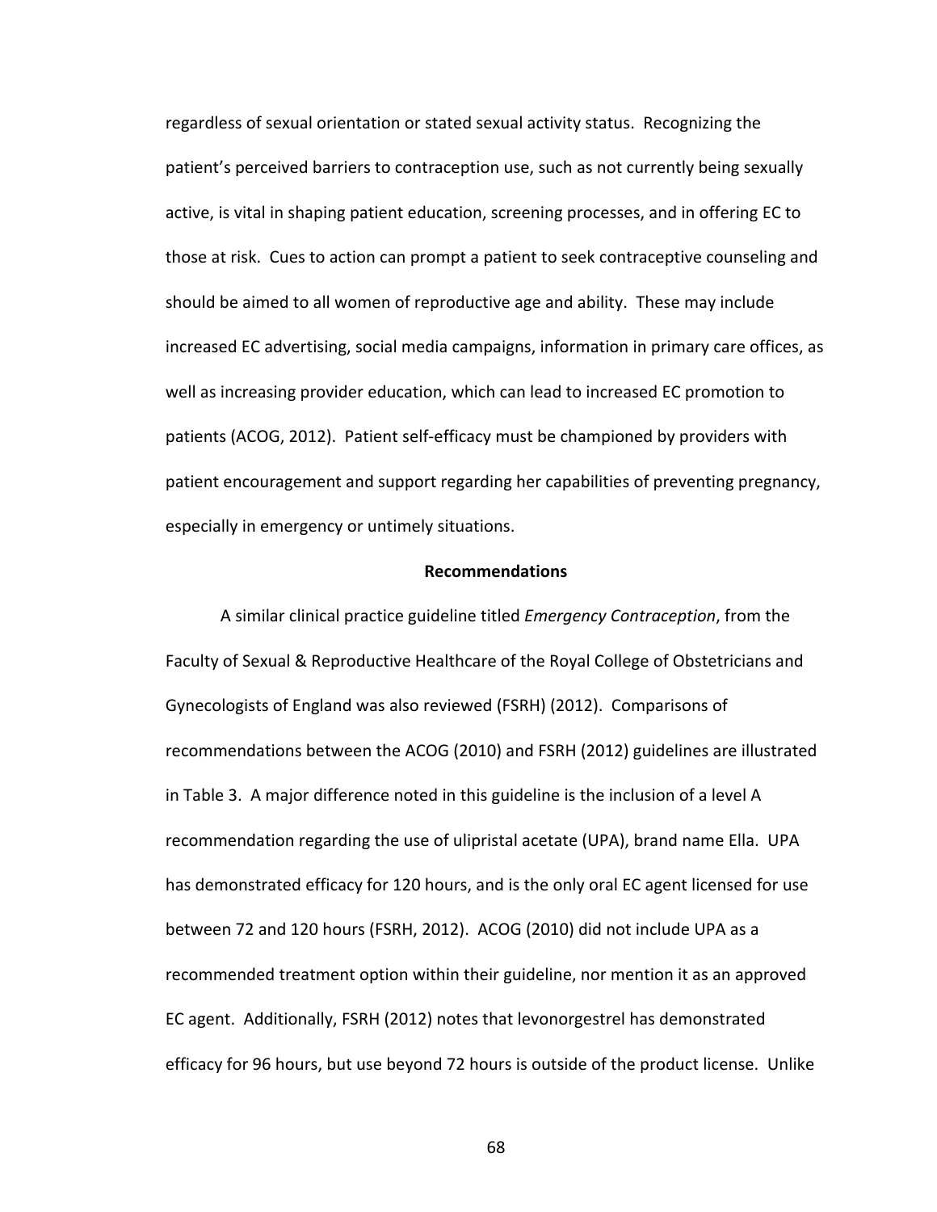regardless of sexual orientation or stated sexual activity status. Recognizing the patient's perceived barriers to contraception use, such as not currently being sexually active, is vital in shaping patient education, screening processes, and in offering EC to those at risk. Cues to action can prompt a patient to seek contraceptive counseling and should be aimed to all women of reproductive age and ability. These may include increased EC advertising, social media campaigns, information in primary care offices, as well as increasing provider education, which can lead to increased EC promotion to patients (ACOG, 2012). Patient self-efficacy must be championed by providers with patient encouragement and support regarding her capabilities of preventing pregnancy, especially in emergency or untimely situations.

## Recommendations

A similar clinical practice guideline titled *Emergency Contraception*, from the Faculty of Sexual & Reproductive Healthcare of the Royal College of Obstetricians and Gynecologists of England was also reviewed (FSRH) (2012). Comparisons of recommendations between the ACOG (2010) and FSRH (2012) guidelines are illustrated in Table 3. A major difference noted in this guideline is the inclusion of a level A recommendation regarding the use of ulipristal acetate (UPA), brand name Ella. UPA has demonstrated efficacy for 120 hours, and is the only oral EC agent licensed for use between 72 and 120 hours (FSRH, 2012). ACOG (2010) did not include UPA as a recommended treatment option within their guideline, nor mention it as an approved EC agent. Additionally, FSRH (2012) notes that levonorgestrel has demonstrated efficacy for 96 hours, but use beyond 72 hours is outside of the product license. Unlike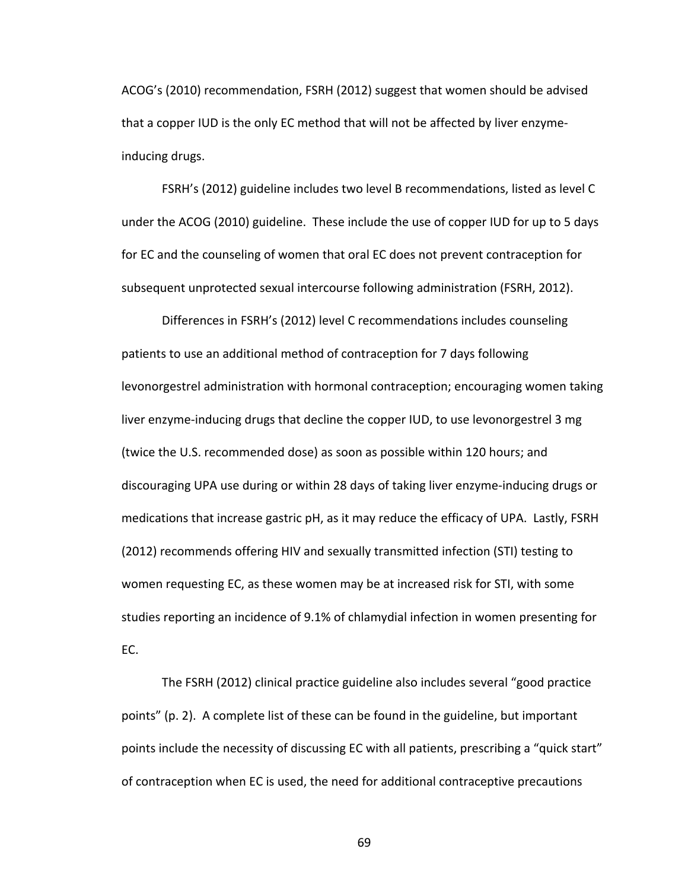ACOG's (2010) recommendation, FSRH (2012) suggest that women should be advised that a copper IUD is the only EC method that will not be affected by liver enzyme-inducing drugs.

FSRH's (2012) guideline includes two level B recommendations, listed as level C under the ACOG (2010) guideline. These include the use of copper IUD for up to 5 days for EC and the counseling of women that oral EC does not prevent contraception for subsequent unprotected sexual intercourse following administration (FSRH, 2012).

Differences in FSRH's (2012) level C recommendations includes counseling patients to use an additional method of contraception for 7 days following levonorgestrel administration with hormonal contraception; encouraging women taking liver enzyme-inducing drugs that decline the copper IUD, to use levonorgestrel 3 mg (twice the U.S. recommended dose) as soon as possible within 120 hours; and discouraging UPA use during or within 28 days of taking liver enzyme-inducing drugs or medications that increase gastric pH, as it may reduce the efficacy of UPA. Lastly, FSRH (2012) recommends offering HIV and sexually transmitted infection (STI) testing to women requesting EC, as these women may be at increased risk for STI, with some studies reporting an incidence of 9.1% of chlamydial infection in women presenting for EC.

The FSRH (2012) clinical practice guideline also includes several "good practice points" (p. 2). A complete list of these can be found in the guideline, but important points include the necessity of discussing EC with all patients, prescribing a "quick start" of contraception when EC is used, the need for additional contraceptive precautions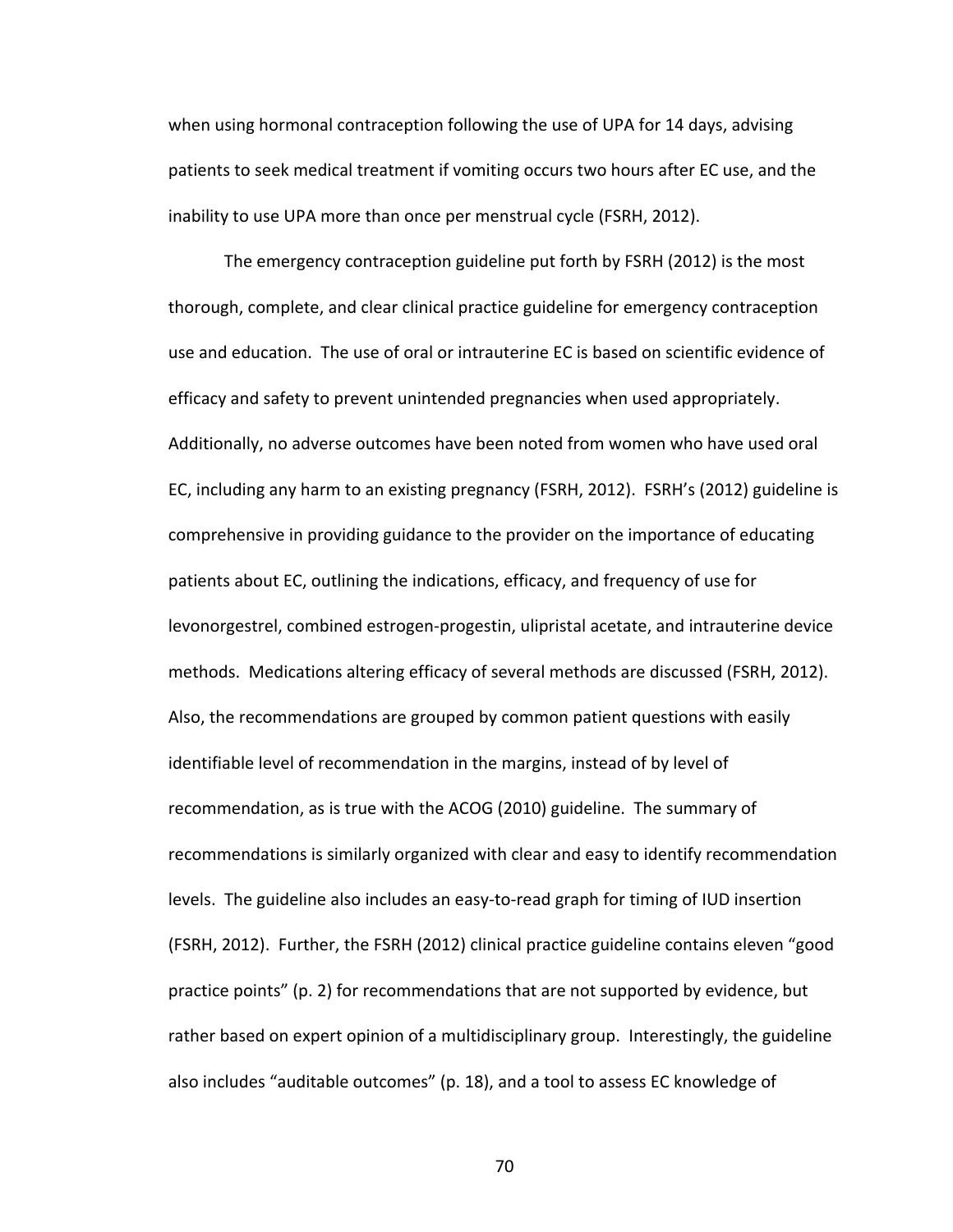when using hormonal contraception following the use of UPA for 14 days, advising patients to seek medical treatment if vomiting occurs two hours after EC use, and the inability to use UPA more than once per menstrual cycle (FSRH, 2012).

The emergency contraception guideline put forth by FSRH (2012) is the most thorough, complete, and clear clinical practice guideline for emergency contraception use and education. The use of oral or intrauterine EC is based on scientific evidence of efficacy and safety to prevent unintended pregnancies when used appropriately. Additionally, no adverse outcomes have been noted from women who have used oral EC, including any harm to an existing pregnancy (FSRH, 2012). FSRH's (2012) guideline is comprehensive in providing guidance to the provider on the importance of educating patients about EC, outlining the indications, efficacy, and frequency of use for levonorgestrel, combined estrogen-progestin, ulipristal acetate, and intrauterine device methods. Medications altering efficacy of several methods are discussed (FSRH, 2012). Also, the recommendations are grouped by common patient questions with easily identifiable level of recommendation in the margins, instead of by level of recommendation, as is true with the ACOG (2010) guideline. The summary of recommendations is similarly organized with clear and easy to identify recommendation levels. The guideline also includes an easy-to-read graph for timing of IUD insertion (FSRH, 2012). Further, the FSRH (2012) clinical practice guideline contains eleven "good practice points" (p. 2) for recommendations that are not supported by evidence, but rather based on expert opinion of a multidisciplinary group. Interestingly, the guideline also includes "auditable outcomes" (p. 18), and a tool to assess EC knowledge of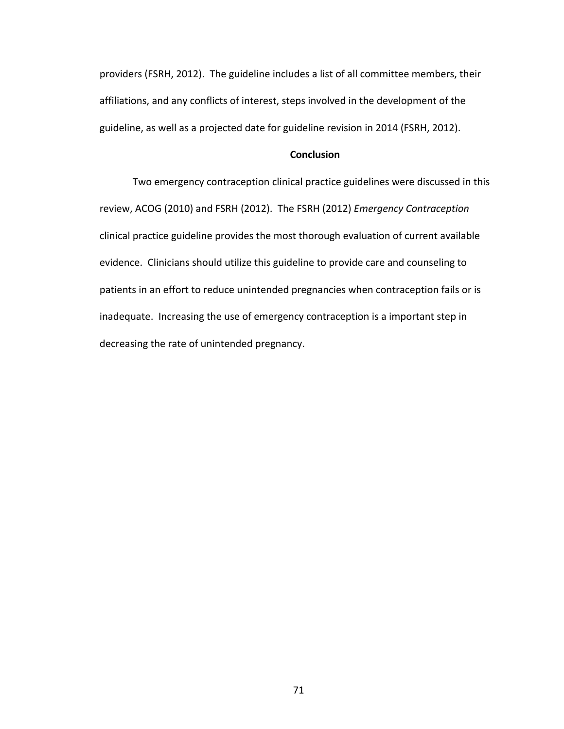providers (FSRH, 2012). The guideline includes a list of all committee members, their affiliations, and any conflicts of interest, steps involved in the development of the guideline, as well as a projected date for guideline revision in 2014 (FSRH, 2012).

## Conclusion

Two emergency contraception clinical practice guidelines were discussed in this review, ACOG (2010) and FSRH (2012). The FSRH (2012) *Emergency Contraception* clinical practice guideline provides the most thorough evaluation of current available evidence. Clinicians should utilize this guideline to provide care and counseling to patients in an effort to reduce unintended pregnancies when contraception fails or is inadequate. Increasing the use of emergency contraception is a important step in decreasing the rate of unintended pregnancy.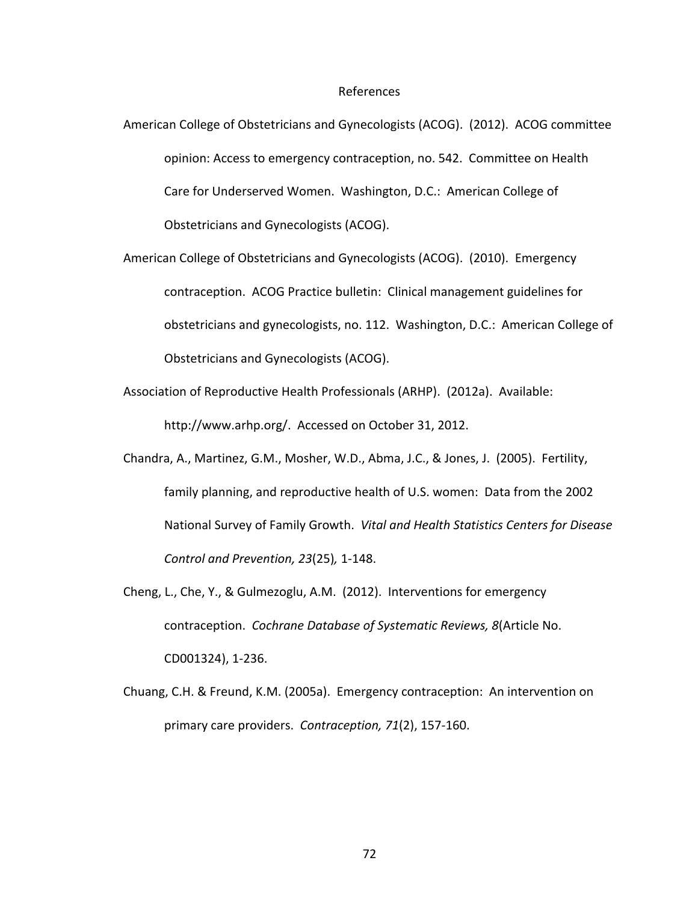# References

American College of Obstetricians and Gynecologists (ACOG). (2012). ACOG committee opinion: Access to emergency contraception, no. 542. Committee on Health Care for Underserved Women. Washington, D.C.: American College of Obstetricians and Gynecologists (ACOG).

American College of Obstetricians and Gynecologists (ACOG). (2010). Emergency contraception. ACOG Practice bulletin: Clinical management guidelines for obstetricians and gynecologists, no. 112. Washington, D.C.: American College of Obstetricians and Gynecologists (ACOG).

Association of Reproductive Health Professionals (ARHP). (2012a). Available: http://www.arhp.org/. Accessed on October 31, 2012.

Chandra, A., Martinez, G.M., Mosher, W.D., Abma, J.C., & Jones, J. (2005). Fertility, family planning, and reproductive health of U.S. women: Data from the 2002 National Survey of Family Growth. *Vital and Health Statistics Centers for Disease Control and Prevention, 23*(25)*,* 1-148.

Cheng, L., Che, Y., & Gulmezoglu, A.M. (2012). Interventions for emergency contraception. *Cochrane Database of Systematic Reviews, 8*(Article No. CD001324), 1-236.

Chuang, C.H. & Freund, K.M. (2005a). Emergency contraception: An intervention on primary care providers. *Contraception, 71*(2), 157-160.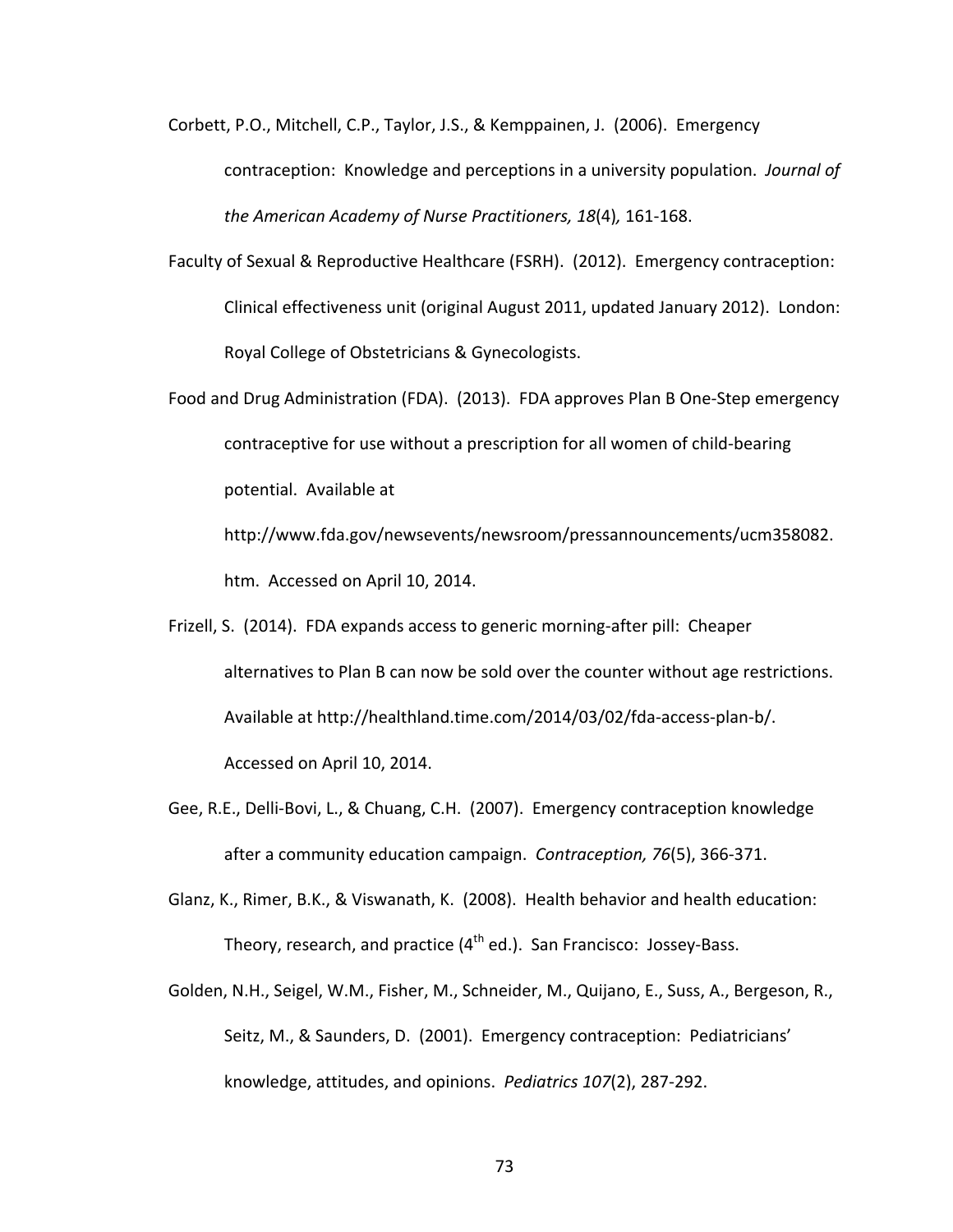Corbett, P.O., Mitchell, C.P., Taylor, J.S., & Kemppainen, J. (2006). Emergency contraception: Knowledge and perceptions in a university population. *Journal of the American Academy of Nurse Practitioners, 18*(4), 161-168.

Faculty of Sexual & Reproductive Healthcare (FSRH). (2012). Emergency contraception: Clinical effectiveness unit (original August 2011, updated January 2012). London: Royal College of Obstetricians & Gynecologists.

Food and Drug Administration (FDA). (2013). FDA approves Plan B One-Step emergency contraceptive for use without a prescription for all women of child-bearing potential. Available at http://www.fda.gov/newsevents/newsroom/pressannouncements/ucm358082.htm. Accessed on April 10, 2014.

Frizell, S. (2014). FDA expands access to generic morning-after pill: Cheaper alternatives to Plan B can now be sold over the counter without age restrictions. Available at http://healthland.time.com/2014/03/02/fda-access-plan-b/. Accessed on April 10, 2014.

Gee, R.E., Delli-Bovi, L., & Chuang, C.H. (2007). Emergency contraception knowledge after a community education campaign. *Contraception, 76*(5), 366-371.

Glanz, K., Rimer, B.K., & Viswanath, K. (2008). Health behavior and health education: Theory, research, and practice (4th ed.). San Francisco: Jossey-Bass.

Golden, N.H., Seigel, W.M., Fisher, M., Schneider, M., Quijano, E., Suss, A., Bergeson, R., Seitz, M., & Saunders, D. (2001). Emergency contraception: Pediatricians' knowledge, attitudes, and opinions. *Pediatrics 107*(2), 287-292.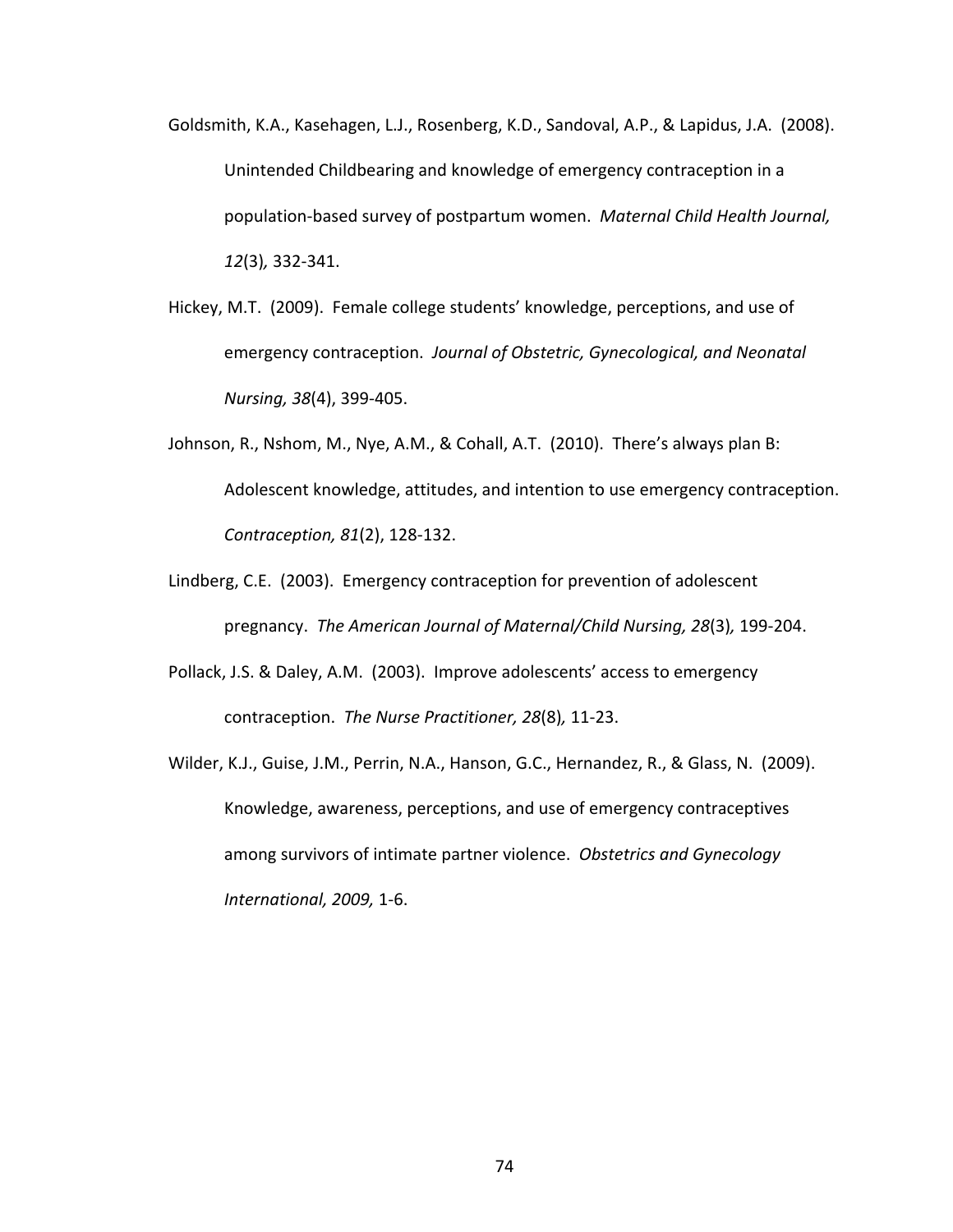Goldsmith, K.A., Kasehagen, L.J., Rosenberg, K.D., Sandoval, A.P., & Lapidus, J.A. (2008). Unintended Childbearing and knowledge of emergency contraception in a population-based survey of postpartum women. *Maternal Child Health Journal, 12*(3)*,* 332-341.

Hickey, M.T. (2009). Female college students' knowledge, perceptions, and use of emergency contraception. *Journal of Obstetric, Gynecological, and Neonatal Nursing, 38*(4), 399-405.

Johnson, R., Nshom, M., Nye, A.M., & Cohall, A.T. (2010). There's always plan B: Adolescent knowledge, attitudes, and intention to use emergency contraception. *Contraception, 81*(2), 128-132.

Lindberg, C.E. (2003). Emergency contraception for prevention of adolescent pregnancy. *The American Journal of Maternal/Child Nursing, 28*(3)*,* 199-204.

Pollack, J.S. & Daley, A.M. (2003). Improve adolescents' access to emergency contraception. *The Nurse Practitioner, 28*(8)*,* 11-23.

Wilder, K.J., Guise, J.M., Perrin, N.A., Hanson, G.C., Hernandez, R., & Glass, N. (2009). Knowledge, awareness, perceptions, and use of emergency contraceptives among survivors of intimate partner violence. *Obstetrics and Gynecology International, 2009,* 1-6.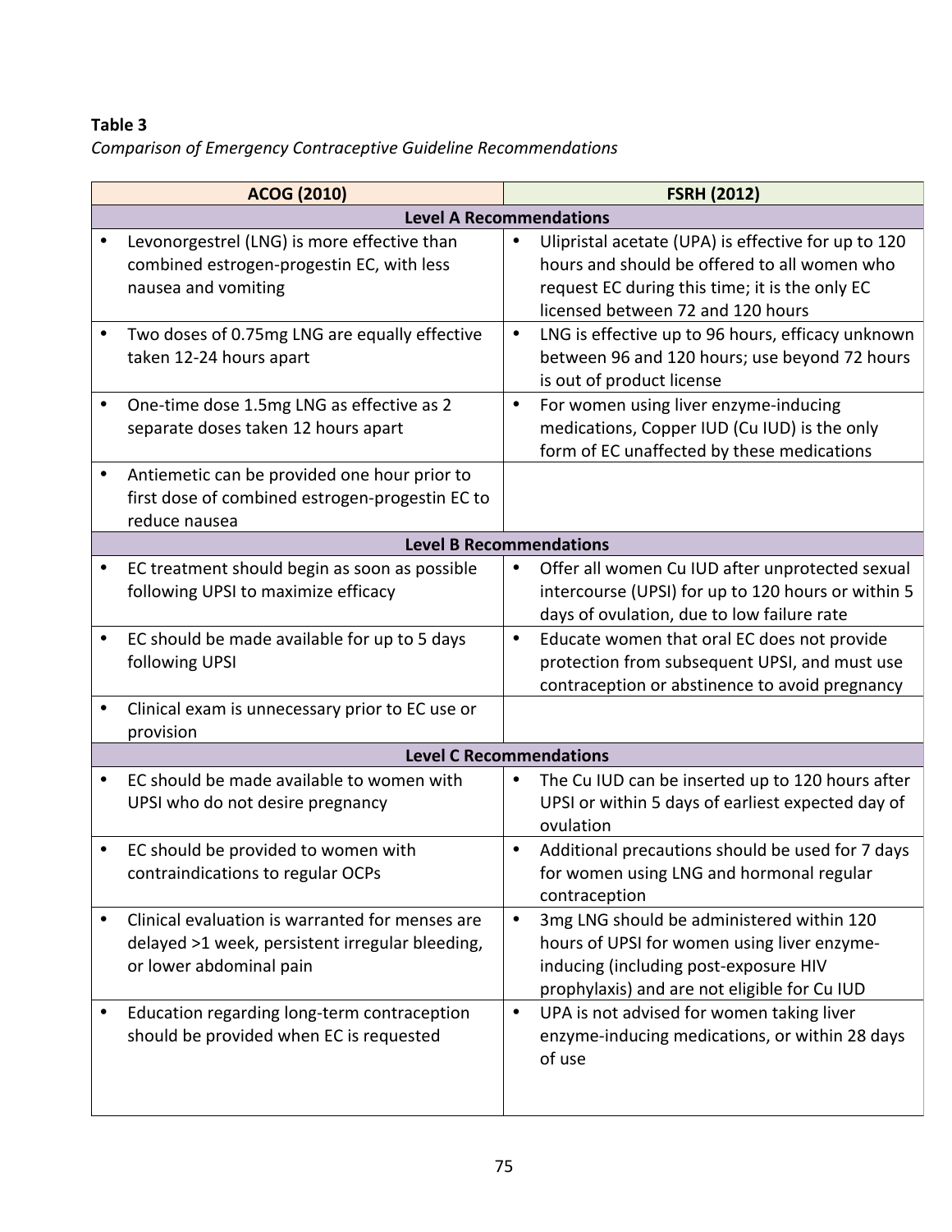**Table 3**

*Comparison of Emergency Contraceptive Guideline Recommendations*

| ACOG (2010) | FSRH (2012) |
|---|---|
| **Level A Recommendations** | |
| • Levonorgestrel (LNG) is more effective than combined estrogen-progestin EC, with less nausea and vomiting | • Ulipristal acetate (UPA) is effective for up to 120 hours and should be offered to all women who request EC during this time; it is the only EC licensed between 72 and 120 hours |
| • Two doses of 0.75mg LNG are equally effective taken 12-24 hours apart | • LNG is effective up to 96 hours, efficacy unknown between 96 and 120 hours; use beyond 72 hours is out of product license |
| • One-time dose 1.5mg LNG as effective as 2 separate doses taken 12 hours apart | • For women using liver enzyme-inducing medications, Copper IUD (Cu IUD) is the only form of EC unaffected by these medications |
| • Antiemetic can be provided one hour prior to first dose of combined estrogen-progestin EC to reduce nausea | |
| **Level B Recommendations** | |
| • EC treatment should begin as soon as possible following UPSI to maximize efficacy | • Offer all women Cu IUD after unprotected sexual intercourse (UPSI) for up to 120 hours or within 5 days of ovulation, due to low failure rate |
| • EC should be made available for up to 5 days following UPSI | • Educate women that oral EC does not provide protection from subsequent UPSI, and must use contraception or abstinence to avoid pregnancy |
| • Clinical exam is unnecessary prior to EC use or provision | |
| **Level C Recommendations** | |
| • EC should be made available to women with UPSI who do not desire pregnancy | • The Cu IUD can be inserted up to 120 hours after UPSI or within 5 days of earliest expected day of ovulation |
| • EC should be provided to women with contraindications to regular OCPs | • Additional precautions should be used for 7 days for women using LNG and hormonal regular contraception |
| • Clinical evaluation is warranted for menses are delayed >1 week, persistent irregular bleeding, or lower abdominal pain | • 3mg LNG should be administered within 120 hours of UPSI for women using liver enzyme-inducing (including post-exposure HIV prophylaxis) and are not eligible for Cu IUD |
| • Education regarding long-term contraception should be provided when EC is requested | • UPA is not advised for women taking liver enzyme-inducing medications, or within 28 days of use |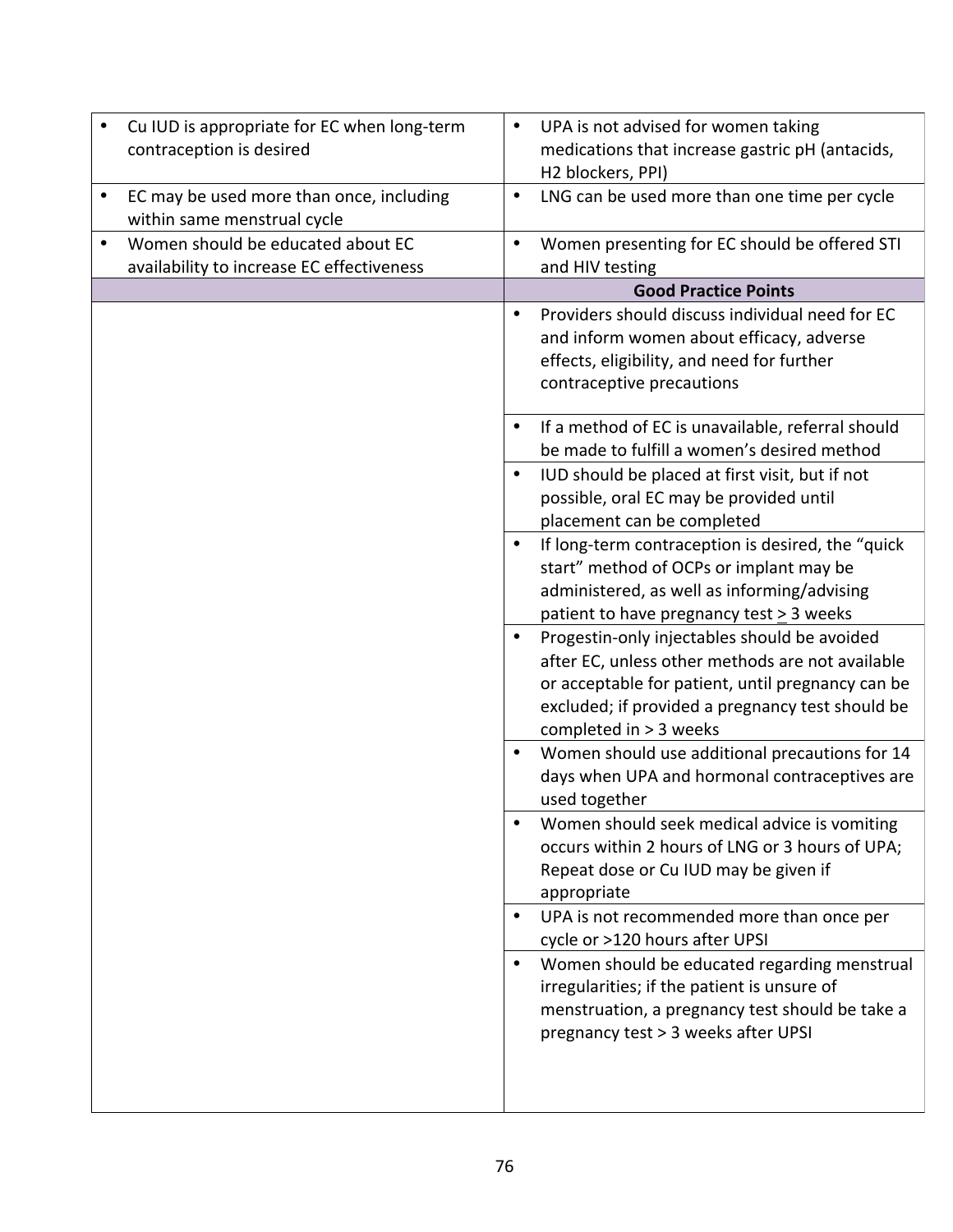| | |
|---|---|
| • Cu IUD is appropriate for EC when long-term contraception is desired | • UPA is not advised for women taking medications that increase gastric pH (antacids, H2 blockers, PPI) |
| • EC may be used more than once, including within same menstrual cycle | • LNG can be used more than one time per cycle |
| • Women should be educated about EC availability to increase EC effectiveness | • Women presenting for EC should be offered STI and HIV testing |
| | **Good Practice Points** |
| | • Providers should discuss individual need for EC and inform women about efficacy, adverse effects, eligibility, and need for further contraceptive precautions |
| | • If a method of EC is unavailable, referral should be made to fulfill a women's desired method |
| | • IUD should be placed at first visit, but if not possible, oral EC may be provided until placement can be completed |
| | • If long-term contraception is desired, the "quick start" method of OCPs or implant may be administered, as well as informing/advising patient to have pregnancy test ≥ 3 weeks |
| | • Progestin-only injectables should be avoided after EC, unless other methods are not available or acceptable for patient, until pregnancy can be excluded; if provided a pregnancy test should be completed in > 3 weeks |
| | • Women should use additional precautions for 14 days when UPA and hormonal contraceptives are used together |
| | • Women should seek medical advice is vomiting occurs within 2 hours of LNG or 3 hours of UPA; Repeat dose or Cu IUD may be given if appropriate |
| | • UPA is not recommended more than once per cycle or >120 hours after UPSI |
| | • Women should be educated regarding menstrual irregularities; if the patient is unsure of menstruation, a pregnancy test should be take a pregnancy test > 3 weeks after UPSI |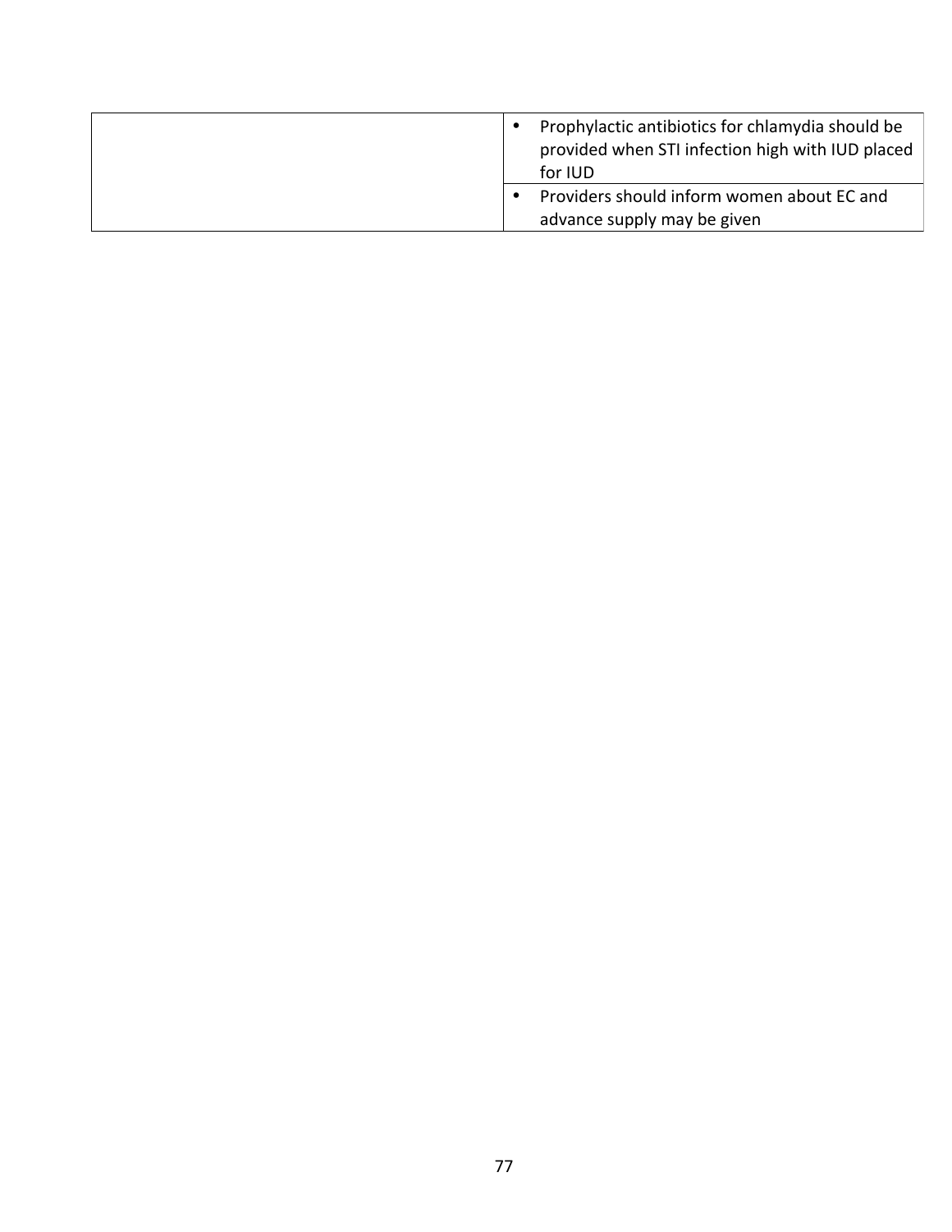| | |
|---|---|
| | • Prophylactic antibiotics for chlamydia should be provided when STI infection high with IUD placed for IUD |
| | • Providers should inform women about EC and advance supply may be given |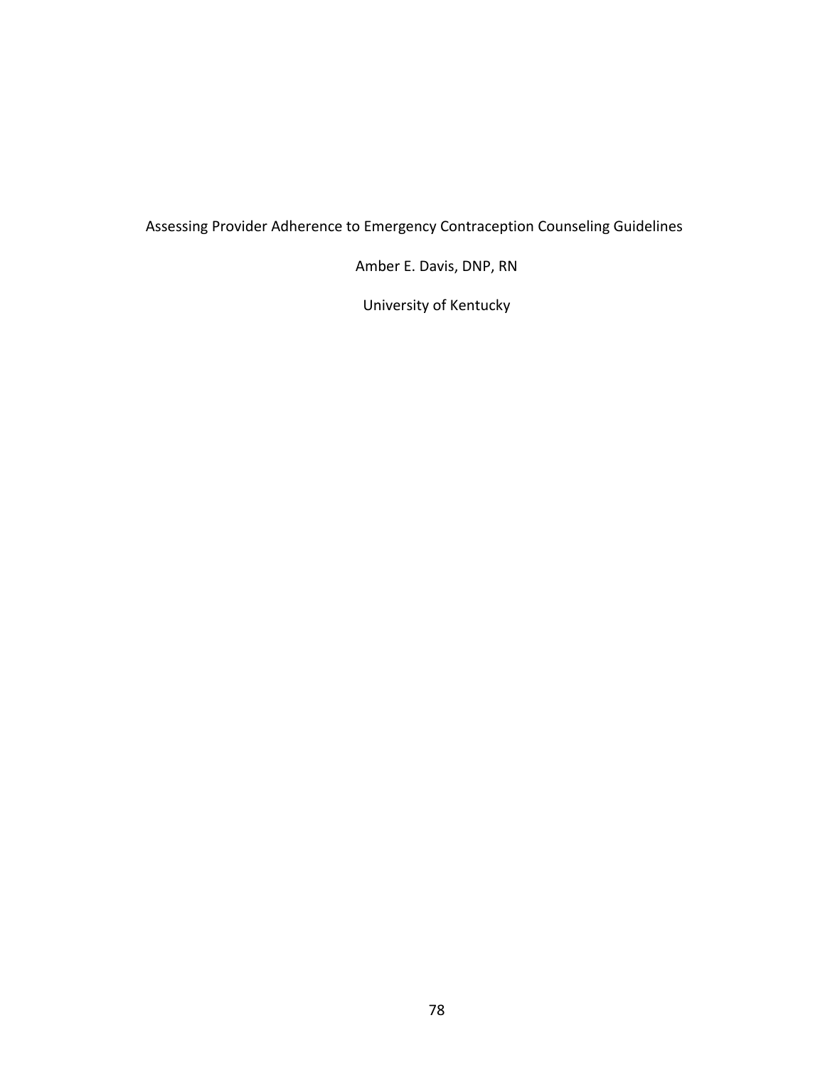Assessing Provider Adherence to Emergency Contraception Counseling Guidelines

Amber E. Davis, DNP, RN

University of Kentucky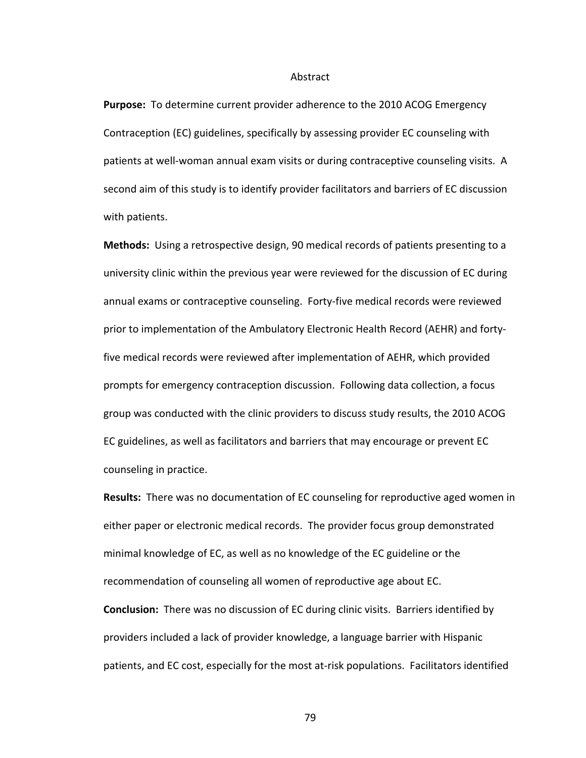# Abstract

**Purpose:** To determine current provider adherence to the 2010 ACOG Emergency Contraception (EC) guidelines, specifically by assessing provider EC counseling with patients at well-woman annual exam visits or during contraceptive counseling visits. A second aim of this study is to identify provider facilitators and barriers of EC discussion with patients.

**Methods:** Using a retrospective design, 90 medical records of patients presenting to a university clinic within the previous year were reviewed for the discussion of EC during annual exams or contraceptive counseling. Forty-five medical records were reviewed prior to implementation of the Ambulatory Electronic Health Record (AEHR) and forty-five medical records were reviewed after implementation of AEHR, which provided prompts for emergency contraception discussion. Following data collection, a focus group was conducted with the clinic providers to discuss study results, the 2010 ACOG EC guidelines, as well as facilitators and barriers that may encourage or prevent EC counseling in practice.

**Results:** There was no documentation of EC counseling for reproductive aged women in either paper or electronic medical records. The provider focus group demonstrated minimal knowledge of EC, as well as no knowledge of the EC guideline or the recommendation of counseling all women of reproductive age about EC.

**Conclusion:** There was no discussion of EC during clinic visits. Barriers identified by providers included a lack of provider knowledge, a language barrier with Hispanic patients, and EC cost, especially for the most at-risk populations. Facilitators identified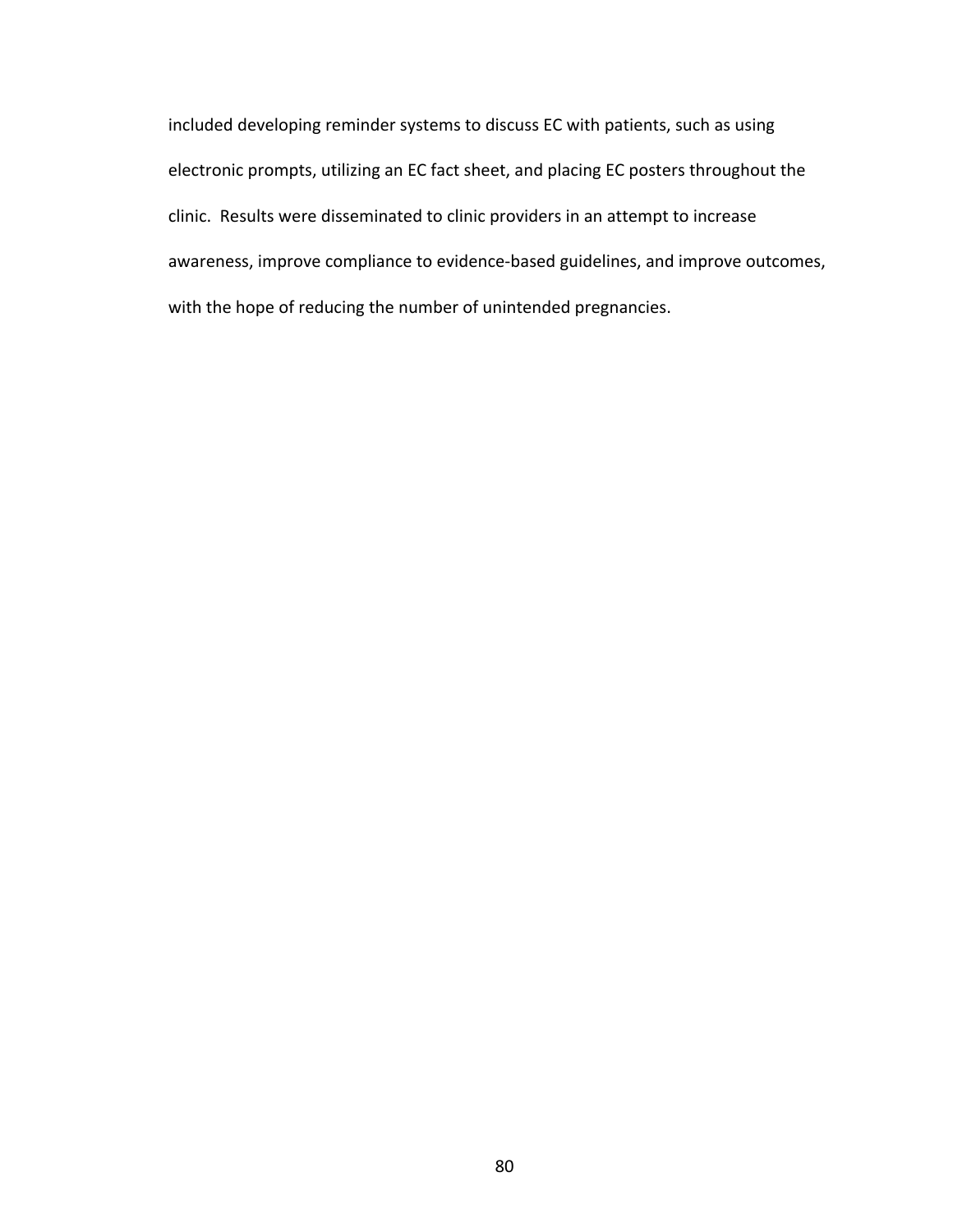included developing reminder systems to discuss EC with patients, such as using electronic prompts, utilizing an EC fact sheet, and placing EC posters throughout the clinic. Results were disseminated to clinic providers in an attempt to increase awareness, improve compliance to evidence-based guidelines, and improve outcomes, with the hope of reducing the number of unintended pregnancies.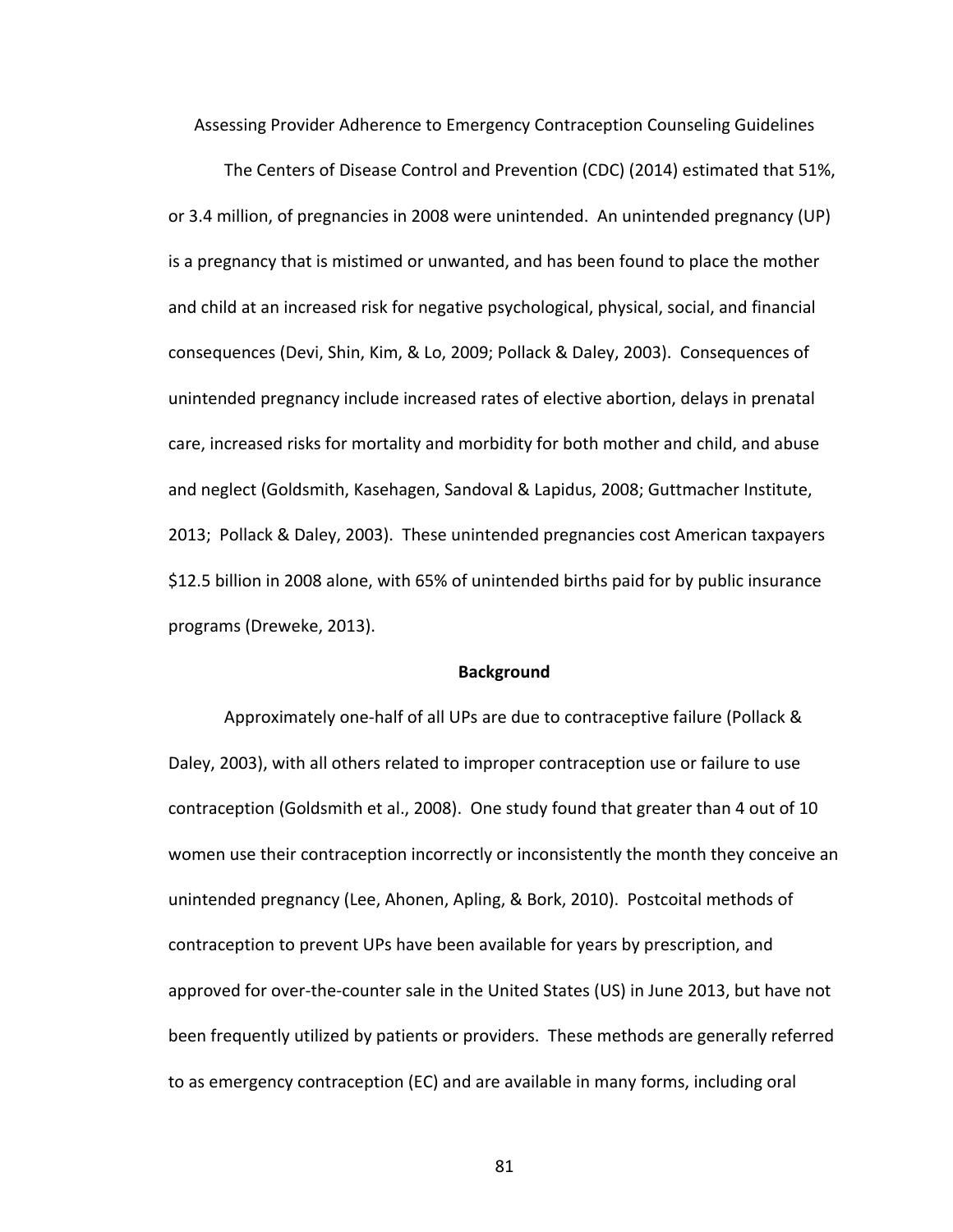# Assessing Provider Adherence to Emergency Contraception Counseling Guidelines

The Centers of Disease Control and Prevention (CDC) (2014) estimated that 51%, or 3.4 million, of pregnancies in 2008 were unintended. An unintended pregnancy (UP) is a pregnancy that is mistimed or unwanted, and has been found to place the mother and child at an increased risk for negative psychological, physical, social, and financial consequences (Devi, Shin, Kim, & Lo, 2009; Pollack & Daley, 2003). Consequences of unintended pregnancy include increased rates of elective abortion, delays in prenatal care, increased risks for mortality and morbidity for both mother and child, and abuse and neglect (Goldsmith, Kasehagen, Sandoval & Lapidus, 2008; Guttmacher Institute, 2013; Pollack & Daley, 2003). These unintended pregnancies cost American taxpayers $12.5 billion in 2008 alone, with 65% of unintended births paid for by public insurance programs (Dreweke, 2013).

## Background

Approximately one-half of all UPs are due to contraceptive failure (Pollack & Daley, 2003), with all others related to improper contraception use or failure to use contraception (Goldsmith et al., 2008). One study found that greater than 4 out of 10 women use their contraception incorrectly or inconsistently the month they conceive an unintended pregnancy (Lee, Ahonen, Apling, & Bork, 2010). Postcoital methods of contraception to prevent UPs have been available for years by prescription, and approved for over-the-counter sale in the United States (US) in June 2013, but have not been frequently utilized by patients or providers. These methods are generally referred to as emergency contraception (EC) and are available in many forms, including oral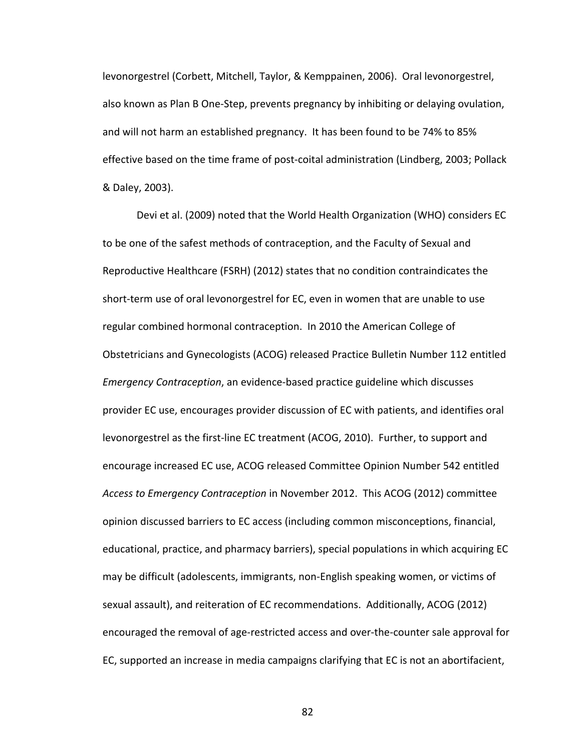levonorgestrel (Corbett, Mitchell, Taylor, & Kemppainen, 2006). Oral levonorgestrel, also known as Plan B One-Step, prevents pregnancy by inhibiting or delaying ovulation, and will not harm an established pregnancy. It has been found to be 74% to 85% effective based on the time frame of post-coital administration (Lindberg, 2003; Pollack & Daley, 2003).

Devi et al. (2009) noted that the World Health Organization (WHO) considers EC to be one of the safest methods of contraception, and the Faculty of Sexual and Reproductive Healthcare (FSRH) (2012) states that no condition contraindicates the short-term use of oral levonorgestrel for EC, even in women that are unable to use regular combined hormonal contraception. In 2010 the American College of Obstetricians and Gynecologists (ACOG) released Practice Bulletin Number 112 entitled *Emergency Contraception*, an evidence-based practice guideline which discusses provider EC use, encourages provider discussion of EC with patients, and identifies oral levonorgestrel as the first-line EC treatment (ACOG, 2010). Further, to support and encourage increased EC use, ACOG released Committee Opinion Number 542 entitled *Access to Emergency Contraception* in November 2012. This ACOG (2012) committee opinion discussed barriers to EC access (including common misconceptions, financial, educational, practice, and pharmacy barriers), special populations in which acquiring EC may be difficult (adolescents, immigrants, non-English speaking women, or victims of sexual assault), and reiteration of EC recommendations. Additionally, ACOG (2012) encouraged the removal of age-restricted access and over-the-counter sale approval for EC, supported an increase in media campaigns clarifying that EC is not an abortifacient,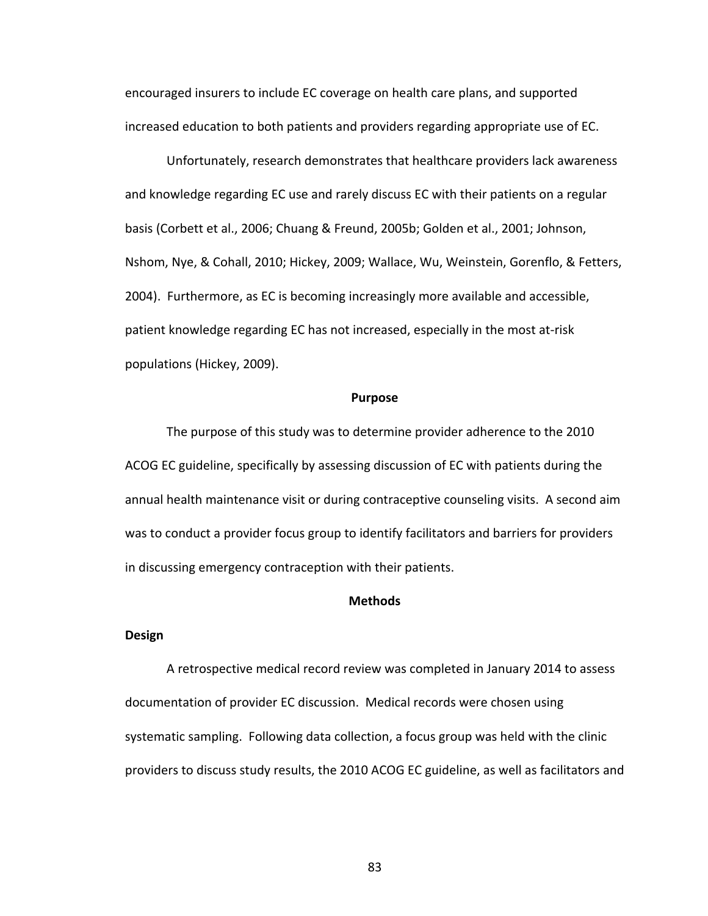encouraged insurers to include EC coverage on health care plans, and supported increased education to both patients and providers regarding appropriate use of EC.

Unfortunately, research demonstrates that healthcare providers lack awareness and knowledge regarding EC use and rarely discuss EC with their patients on a regular basis (Corbett et al., 2006; Chuang & Freund, 2005b; Golden et al., 2001; Johnson, Nshom, Nye, & Cohall, 2010; Hickey, 2009; Wallace, Wu, Weinstein, Gorenflo, & Fetters, 2004). Furthermore, as EC is becoming increasingly more available and accessible, patient knowledge regarding EC has not increased, especially in the most at-risk populations (Hickey, 2009).

## Purpose

The purpose of this study was to determine provider adherence to the 2010 ACOG EC guideline, specifically by assessing discussion of EC with patients during the annual health maintenance visit or during contraceptive counseling visits. A second aim was to conduct a provider focus group to identify facilitators and barriers for providers in discussing emergency contraception with their patients.

## Methods

### Design

A retrospective medical record review was completed in January 2014 to assess documentation of provider EC discussion. Medical records were chosen using systematic sampling. Following data collection, a focus group was held with the clinic providers to discuss study results, the 2010 ACOG EC guideline, as well as facilitators and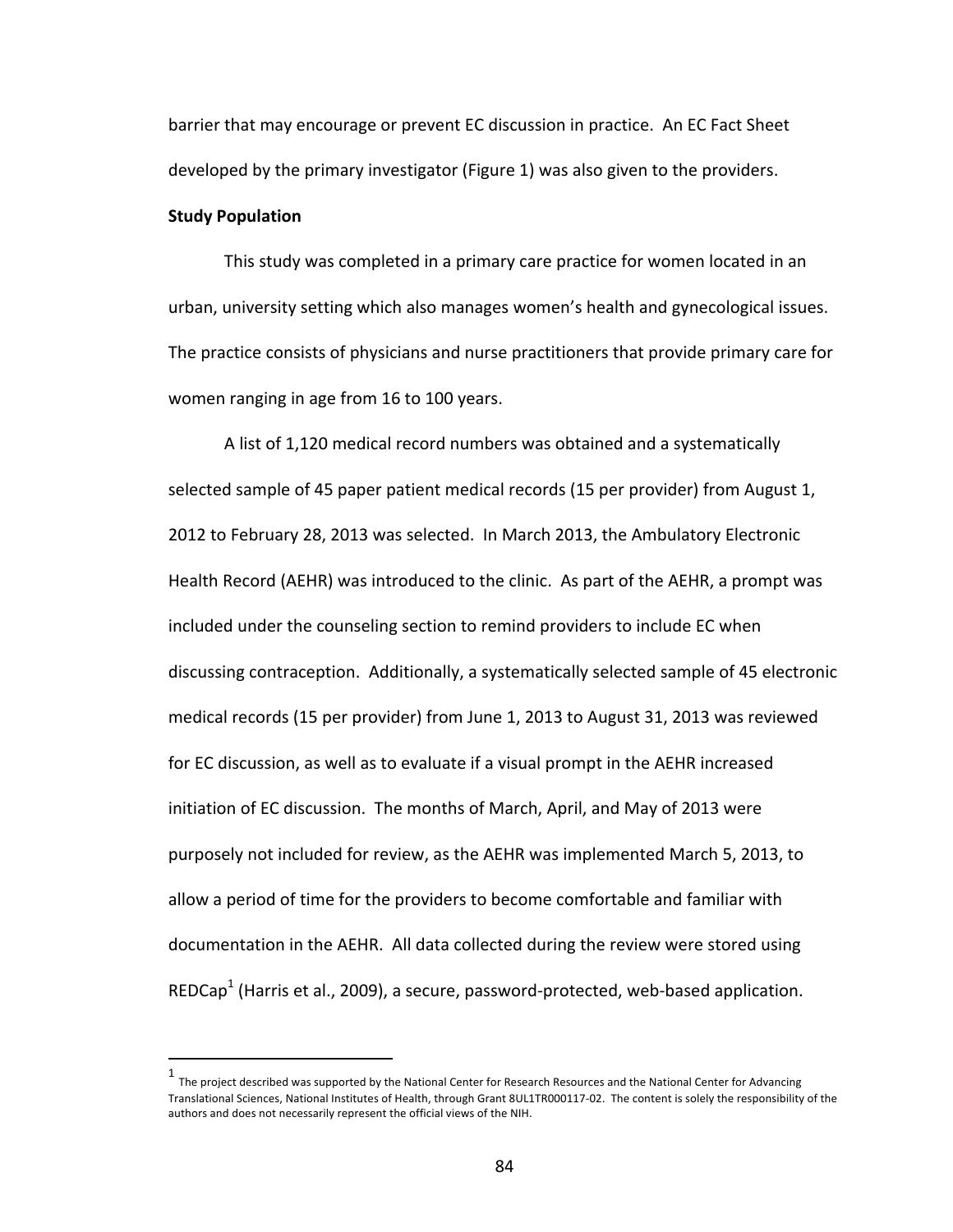barrier that may encourage or prevent EC discussion in practice. An EC Fact Sheet developed by the primary investigator (Figure 1) was also given to the providers.

**Study Population**

This study was completed in a primary care practice for women located in an urban, university setting which also manages women's health and gynecological issues. The practice consists of physicians and nurse practitioners that provide primary care for women ranging in age from 16 to 100 years.

A list of 1,120 medical record numbers was obtained and a systematically selected sample of 45 paper patient medical records (15 per provider) from August 1, 2012 to February 28, 2013 was selected. In March 2013, the Ambulatory Electronic Health Record (AEHR) was introduced to the clinic. As part of the AEHR, a prompt was included under the counseling section to remind providers to include EC when discussing contraception. Additionally, a systematically selected sample of 45 electronic medical records (15 per provider) from June 1, 2013 to August 31, 2013 was reviewed for EC discussion, as well as to evaluate if a visual prompt in the AEHR increased initiation of EC discussion. The months of March, April, and May of 2013 were purposely not included for review, as the AEHR was implemented March 5, 2013, to allow a period of time for the providers to become comfortable and familiar with documentation in the AEHR. All data collected during the review were stored using REDCap[1] (Harris et al., 2009), a secure, password-protected, web-based application.

---

[1] The project described was supported by the National Center for Research Resources and the National Center for Advancing Translational Sciences, National Institutes of Health, through Grant 8UL1TR000117-02. The content is solely the responsibility of the authors and does not necessarily represent the official views of the NIH.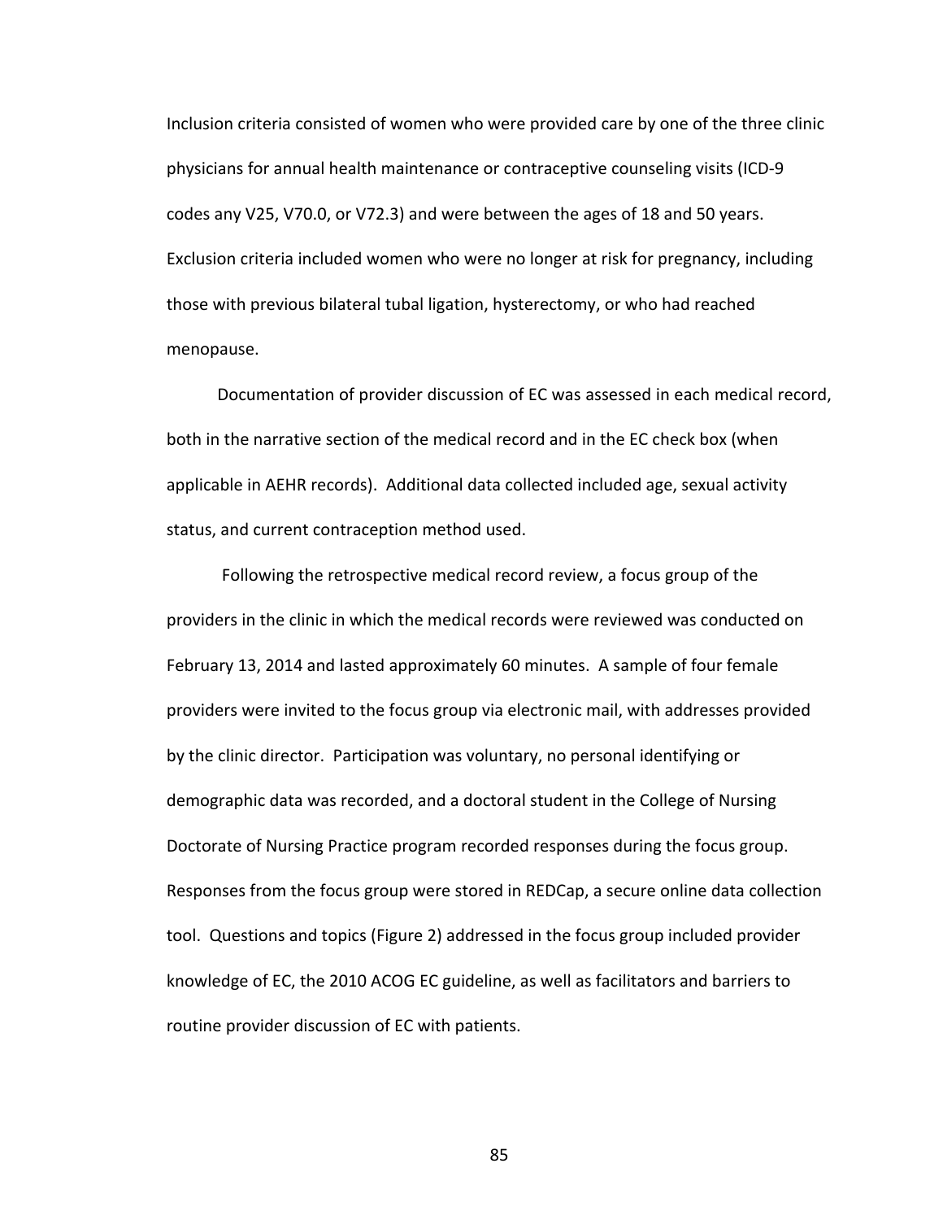Inclusion criteria consisted of women who were provided care by one of the three clinic physicians for annual health maintenance or contraceptive counseling visits (ICD-9 codes any V25, V70.0, or V72.3) and were between the ages of 18 and 50 years. Exclusion criteria included women who were no longer at risk for pregnancy, including those with previous bilateral tubal ligation, hysterectomy, or who had reached menopause.

Documentation of provider discussion of EC was assessed in each medical record, both in the narrative section of the medical record and in the EC check box (when applicable in AEHR records). Additional data collected included age, sexual activity status, and current contraception method used.

Following the retrospective medical record review, a focus group of the providers in the clinic in which the medical records were reviewed was conducted on February 13, 2014 and lasted approximately 60 minutes. A sample of four female providers were invited to the focus group via electronic mail, with addresses provided by the clinic director. Participation was voluntary, no personal identifying or demographic data was recorded, and a doctoral student in the College of Nursing Doctorate of Nursing Practice program recorded responses during the focus group. Responses from the focus group were stored in REDCap, a secure online data collection tool. Questions and topics (Figure 2) addressed in the focus group included provider knowledge of EC, the 2010 ACOG EC guideline, as well as facilitators and barriers to routine provider discussion of EC with patients.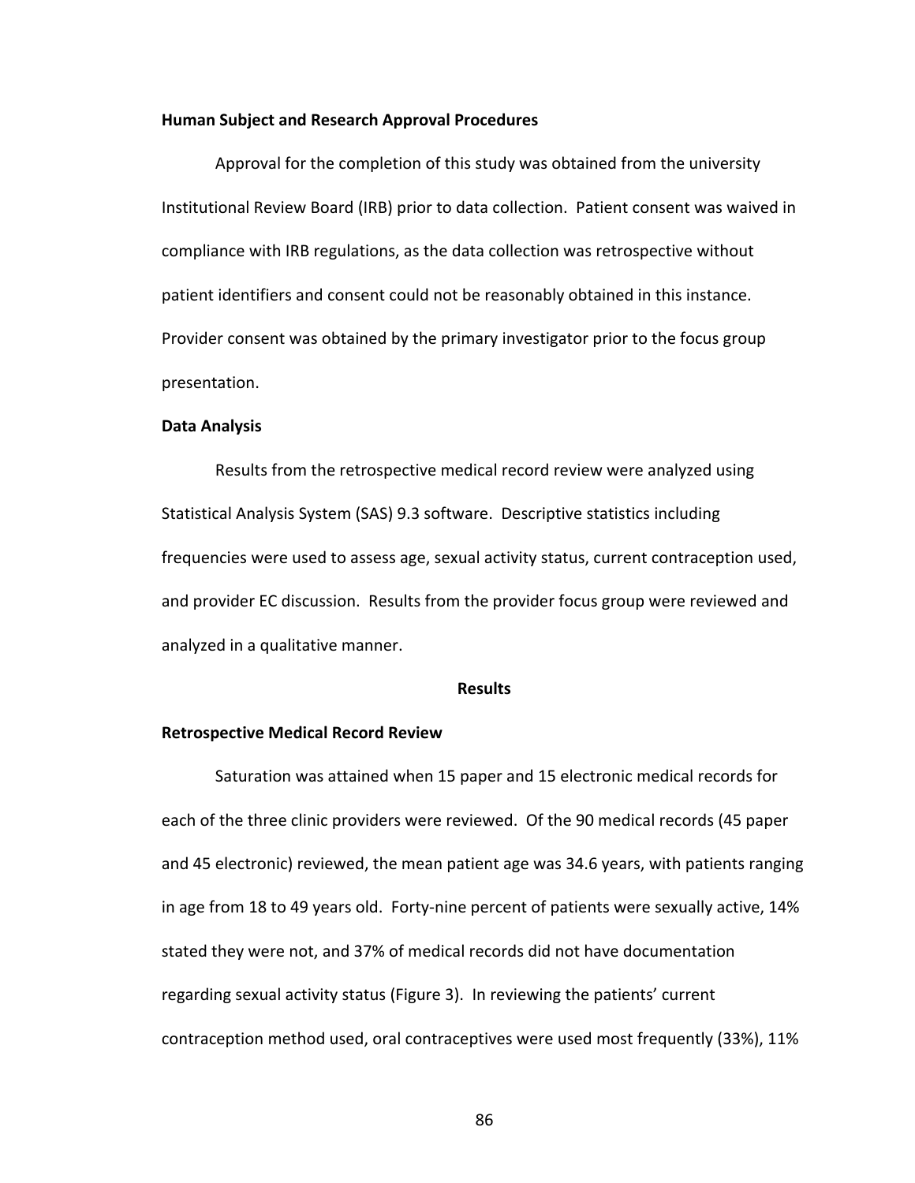### Human Subject and Research Approval Procedures

Approval for the completion of this study was obtained from the university Institutional Review Board (IRB) prior to data collection. Patient consent was waived in compliance with IRB regulations, as the data collection was retrospective without patient identifiers and consent could not be reasonably obtained in this instance. Provider consent was obtained by the primary investigator prior to the focus group presentation.

### Data Analysis

Results from the retrospective medical record review were analyzed using Statistical Analysis System (SAS) 9.3 software. Descriptive statistics including frequencies were used to assess age, sexual activity status, current contraception used, and provider EC discussion. Results from the provider focus group were reviewed and analyzed in a qualitative manner.

## Results

### Retrospective Medical Record Review

Saturation was attained when 15 paper and 15 electronic medical records for each of the three clinic providers were reviewed. Of the 90 medical records (45 paper and 45 electronic) reviewed, the mean patient age was 34.6 years, with patients ranging in age from 18 to 49 years old. Forty-nine percent of patients were sexually active, 14% stated they were not, and 37% of medical records did not have documentation regarding sexual activity status (Figure 3). In reviewing the patients' current contraception method used, oral contraceptives were used most frequently (33%), 11%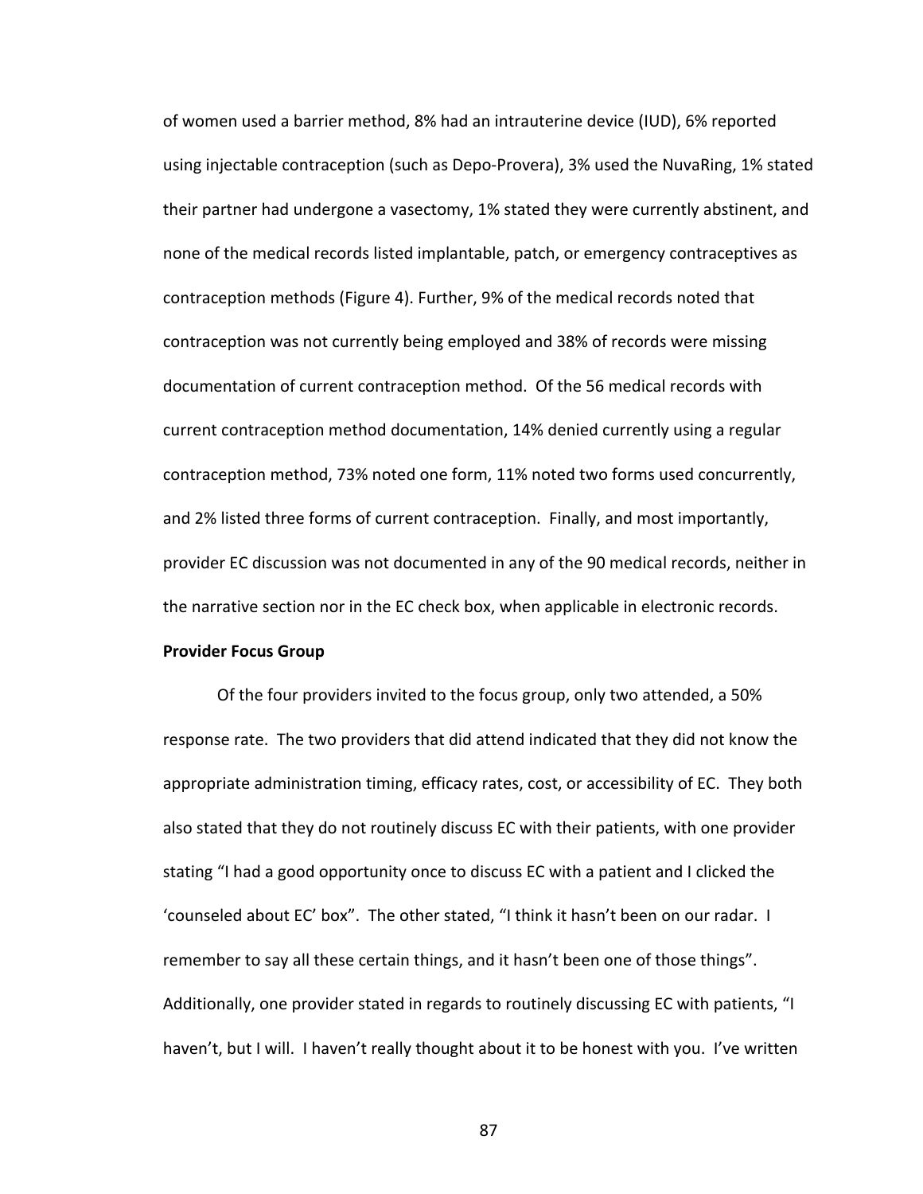of women used a barrier method, 8% had an intrauterine device (IUD), 6% reported using injectable contraception (such as Depo-Provera), 3% used the NuvaRing, 1% stated their partner had undergone a vasectomy, 1% stated they were currently abstinent, and none of the medical records listed implantable, patch, or emergency contraceptives as contraception methods (Figure 4). Further, 9% of the medical records noted that contraception was not currently being employed and 38% of records were missing documentation of current contraception method. Of the 56 medical records with current contraception method documentation, 14% denied currently using a regular contraception method, 73% noted one form, 11% noted two forms used concurrently, and 2% listed three forms of current contraception. Finally, and most importantly, provider EC discussion was not documented in any of the 90 medical records, neither in the narrative section nor in the EC check box, when applicable in electronic records.

**Provider Focus Group**

Of the four providers invited to the focus group, only two attended, a 50% response rate. The two providers that did attend indicated that they did not know the appropriate administration timing, efficacy rates, cost, or accessibility of EC. They both also stated that they do not routinely discuss EC with their patients, with one provider stating "I had a good opportunity once to discuss EC with a patient and I clicked the 'counseled about EC' box". The other stated, "I think it hasn't been on our radar. I remember to say all these certain things, and it hasn't been one of those things". Additionally, one provider stated in regards to routinely discussing EC with patients, "I haven't, but I will. I haven't really thought about it to be honest with you. I've written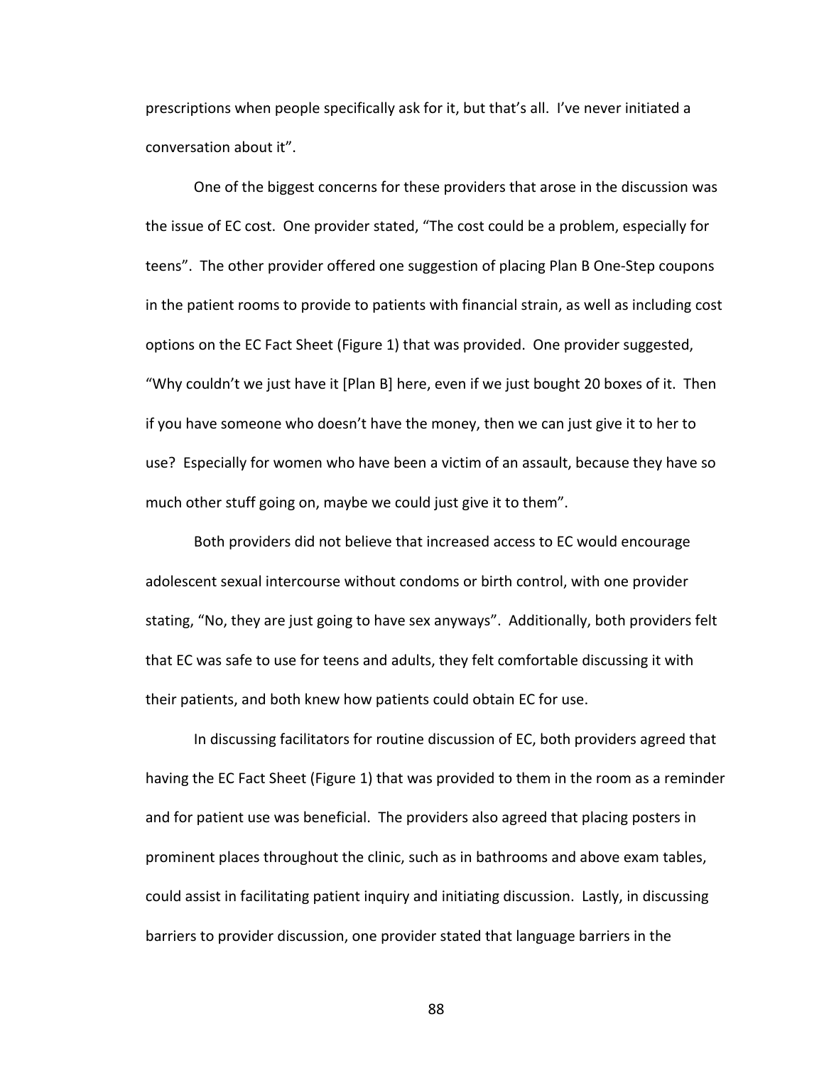prescriptions when people specifically ask for it, but that's all. I've never initiated a conversation about it".

One of the biggest concerns for these providers that arose in the discussion was the issue of EC cost. One provider stated, "The cost could be a problem, especially for teens". The other provider offered one suggestion of placing Plan B One-Step coupons in the patient rooms to provide to patients with financial strain, as well as including cost options on the EC Fact Sheet (Figure 1) that was provided. One provider suggested, "Why couldn't we just have it [Plan B] here, even if we just bought 20 boxes of it. Then if you have someone who doesn't have the money, then we can just give it to her to use? Especially for women who have been a victim of an assault, because they have so much other stuff going on, maybe we could just give it to them".

Both providers did not believe that increased access to EC would encourage adolescent sexual intercourse without condoms or birth control, with one provider stating, "No, they are just going to have sex anyways". Additionally, both providers felt that EC was safe to use for teens and adults, they felt comfortable discussing it with their patients, and both knew how patients could obtain EC for use.

In discussing facilitators for routine discussion of EC, both providers agreed that having the EC Fact Sheet (Figure 1) that was provided to them in the room as a reminder and for patient use was beneficial. The providers also agreed that placing posters in prominent places throughout the clinic, such as in bathrooms and above exam tables, could assist in facilitating patient inquiry and initiating discussion. Lastly, in discussing barriers to provider discussion, one provider stated that language barriers in the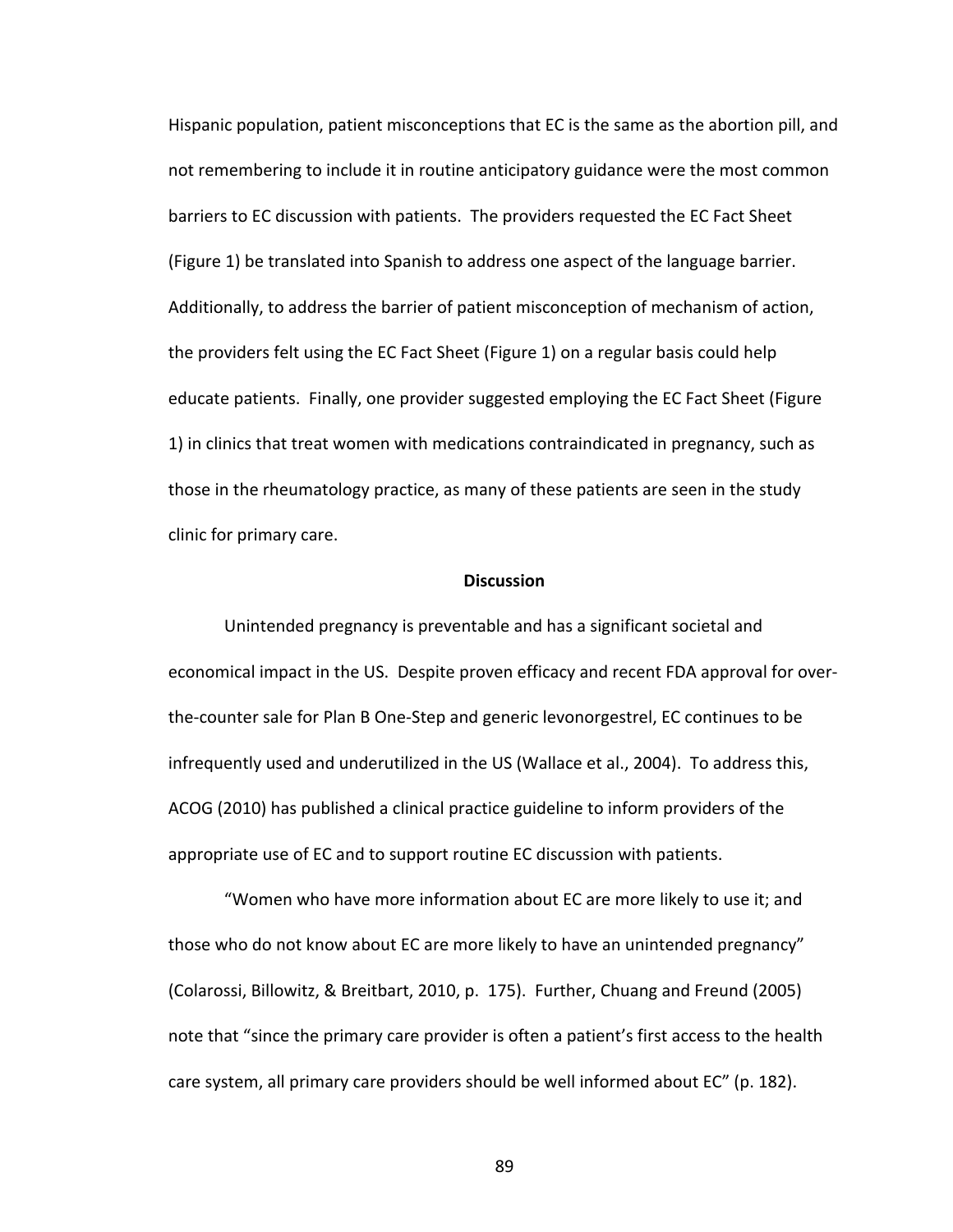Hispanic population, patient misconceptions that EC is the same as the abortion pill, and not remembering to include it in routine anticipatory guidance were the most common barriers to EC discussion with patients. The providers requested the EC Fact Sheet (Figure 1) be translated into Spanish to address one aspect of the language barrier. Additionally, to address the barrier of patient misconception of mechanism of action, the providers felt using the EC Fact Sheet (Figure 1) on a regular basis could help educate patients. Finally, one provider suggested employing the EC Fact Sheet (Figure 1) in clinics that treat women with medications contraindicated in pregnancy, such as those in the rheumatology practice, as many of these patients are seen in the study clinic for primary care.

## Discussion

Unintended pregnancy is preventable and has a significant societal and economical impact in the US. Despite proven efficacy and recent FDA approval for over-the-counter sale for Plan B One-Step and generic levonorgestrel, EC continues to be infrequently used and underutilized in the US (Wallace et al., 2004). To address this, ACOG (2010) has published a clinical practice guideline to inform providers of the appropriate use of EC and to support routine EC discussion with patients.

"Women who have more information about EC are more likely to use it; and those who do not know about EC are more likely to have an unintended pregnancy" (Colarossi, Billowitz, & Breitbart, 2010, p. 175). Further, Chuang and Freund (2005) note that "since the primary care provider is often a patient's first access to the health care system, all primary care providers should be well informed about EC" (p. 182).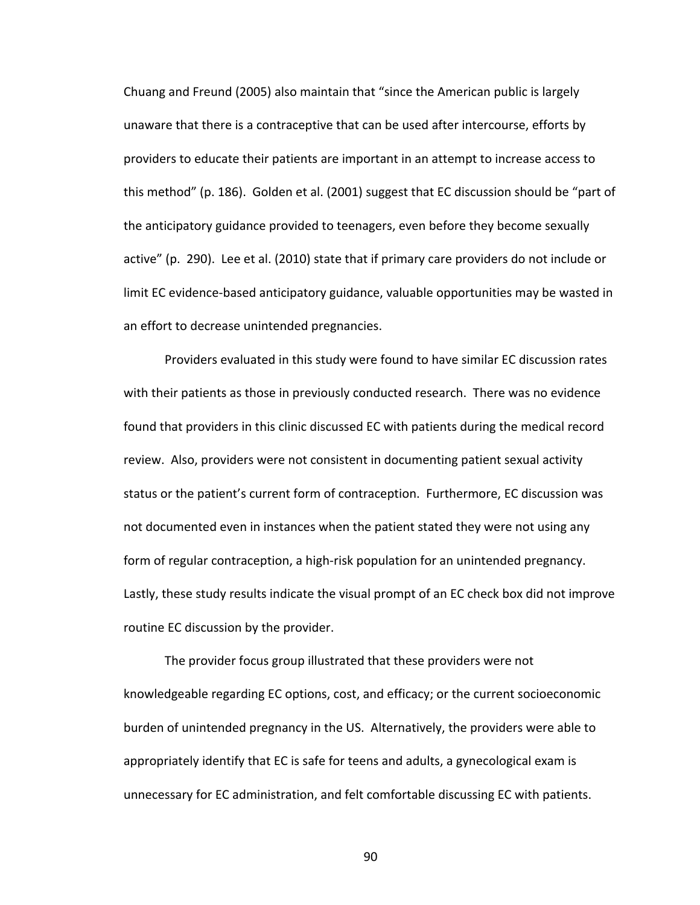Chuang and Freund (2005) also maintain that "since the American public is largely unaware that there is a contraceptive that can be used after intercourse, efforts by providers to educate their patients are important in an attempt to increase access to this method" (p. 186). Golden et al. (2001) suggest that EC discussion should be "part of the anticipatory guidance provided to teenagers, even before they become sexually active" (p. 290). Lee et al. (2010) state that if primary care providers do not include or limit EC evidence-based anticipatory guidance, valuable opportunities may be wasted in an effort to decrease unintended pregnancies.

Providers evaluated in this study were found to have similar EC discussion rates with their patients as those in previously conducted research. There was no evidence found that providers in this clinic discussed EC with patients during the medical record review. Also, providers were not consistent in documenting patient sexual activity status or the patient's current form of contraception. Furthermore, EC discussion was not documented even in instances when the patient stated they were not using any form of regular contraception, a high-risk population for an unintended pregnancy. Lastly, these study results indicate the visual prompt of an EC check box did not improve routine EC discussion by the provider.

The provider focus group illustrated that these providers were not knowledgeable regarding EC options, cost, and efficacy; or the current socioeconomic burden of unintended pregnancy in the US. Alternatively, the providers were able to appropriately identify that EC is safe for teens and adults, a gynecological exam is unnecessary for EC administration, and felt comfortable discussing EC with patients.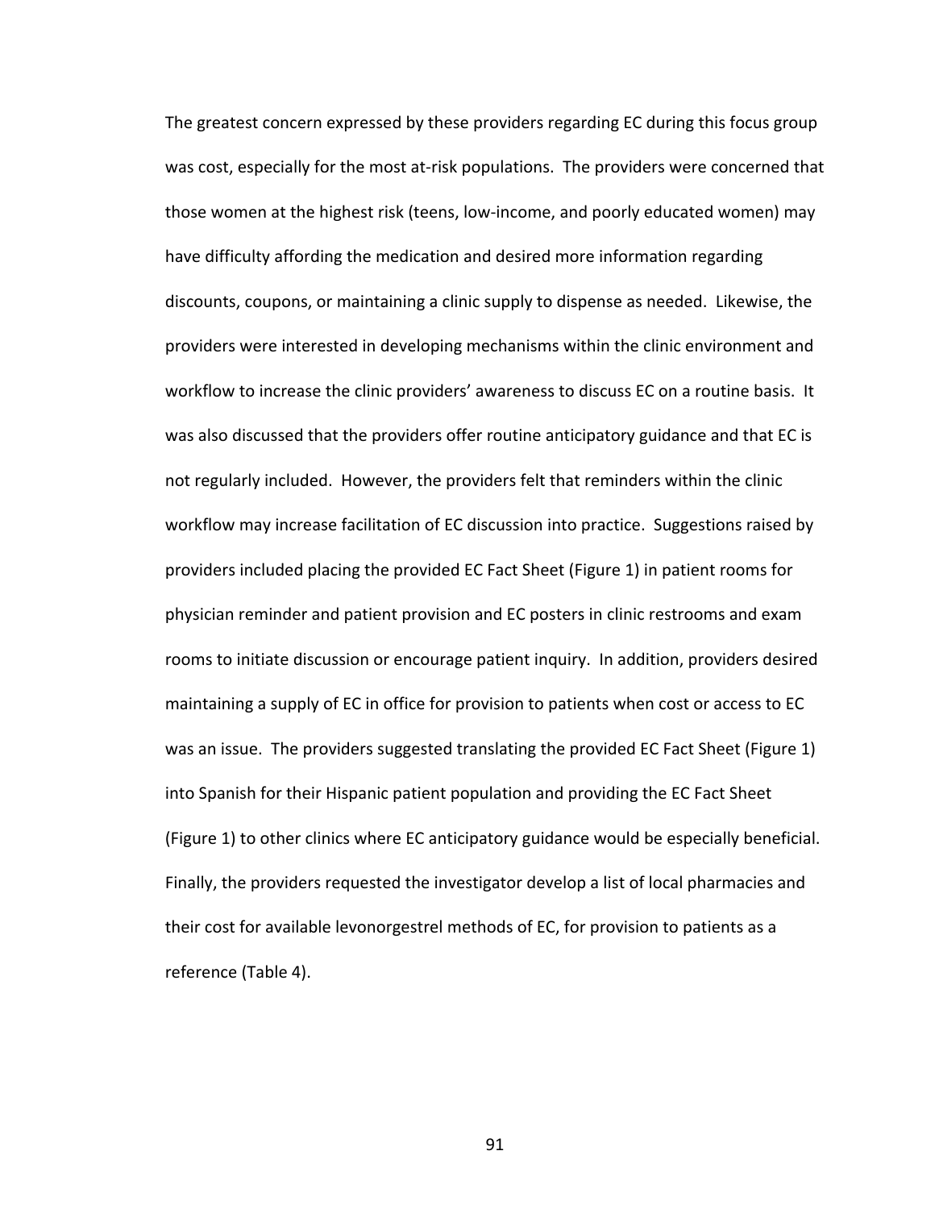The greatest concern expressed by these providers regarding EC during this focus group was cost, especially for the most at-risk populations. The providers were concerned that those women at the highest risk (teens, low-income, and poorly educated women) may have difficulty affording the medication and desired more information regarding discounts, coupons, or maintaining a clinic supply to dispense as needed. Likewise, the providers were interested in developing mechanisms within the clinic environment and workflow to increase the clinic providers' awareness to discuss EC on a routine basis. It was also discussed that the providers offer routine anticipatory guidance and that EC is not regularly included. However, the providers felt that reminders within the clinic workflow may increase facilitation of EC discussion into practice. Suggestions raised by providers included placing the provided EC Fact Sheet (Figure 1) in patient rooms for physician reminder and patient provision and EC posters in clinic restrooms and exam rooms to initiate discussion or encourage patient inquiry. In addition, providers desired maintaining a supply of EC in office for provision to patients when cost or access to EC was an issue. The providers suggested translating the provided EC Fact Sheet (Figure 1) into Spanish for their Hispanic patient population and providing the EC Fact Sheet (Figure 1) to other clinics where EC anticipatory guidance would be especially beneficial. Finally, the providers requested the investigator develop a list of local pharmacies and their cost for available levonorgestrel methods of EC, for provision to patients as a reference (Table 4).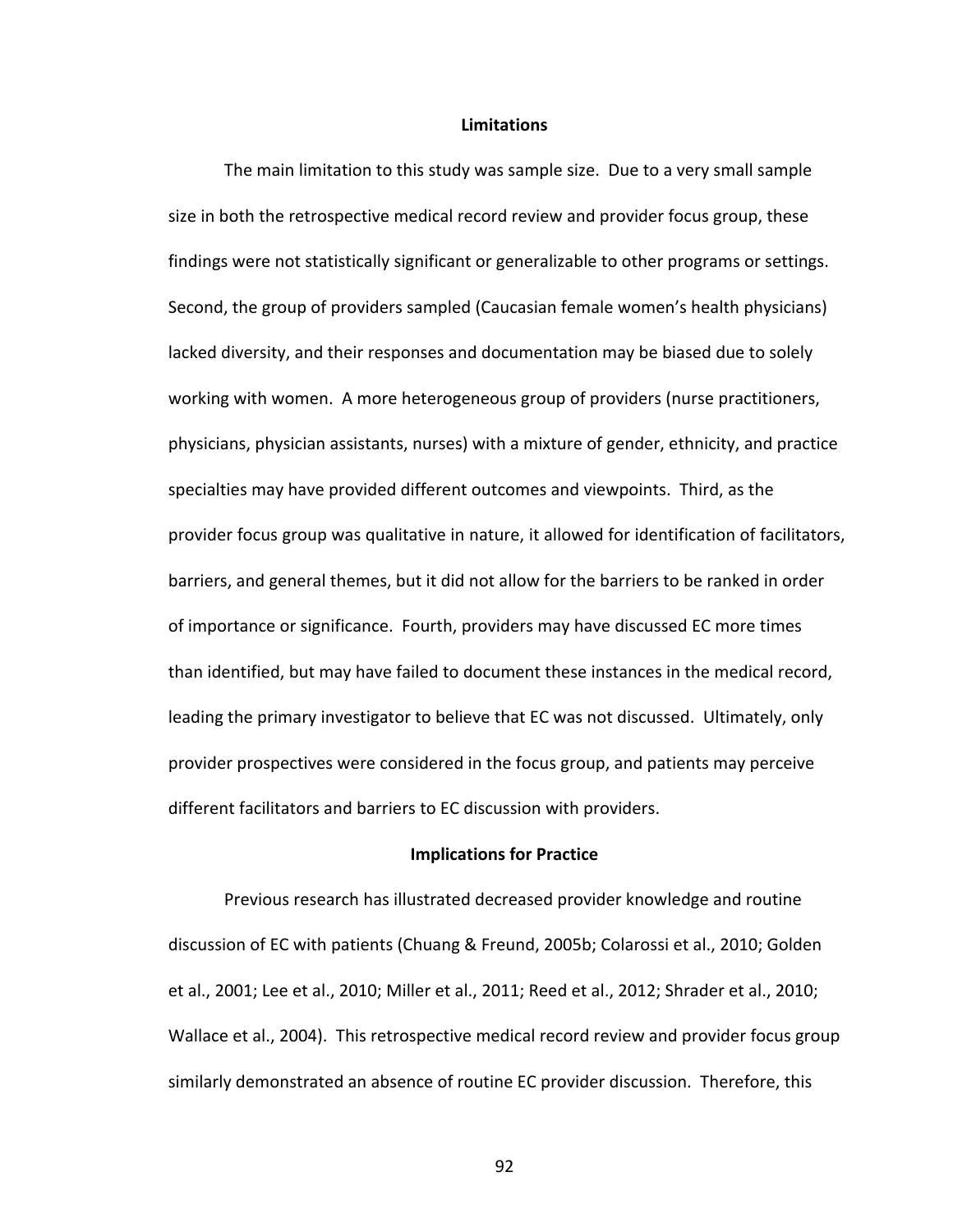## Limitations

The main limitation to this study was sample size. Due to a very small sample size in both the retrospective medical record review and provider focus group, these findings were not statistically significant or generalizable to other programs or settings. Second, the group of providers sampled (Caucasian female women's health physicians) lacked diversity, and their responses and documentation may be biased due to solely working with women. A more heterogeneous group of providers (nurse practitioners, physicians, physician assistants, nurses) with a mixture of gender, ethnicity, and practice specialties may have provided different outcomes and viewpoints. Third, as the provider focus group was qualitative in nature, it allowed for identification of facilitators, barriers, and general themes, but it did not allow for the barriers to be ranked in order of importance or significance. Fourth, providers may have discussed EC more times than identified, but may have failed to document these instances in the medical record, leading the primary investigator to believe that EC was not discussed. Ultimately, only provider prospectives were considered in the focus group, and patients may perceive different facilitators and barriers to EC discussion with providers.

## Implications for Practice

Previous research has illustrated decreased provider knowledge and routine discussion of EC with patients (Chuang & Freund, 2005b; Colarossi et al., 2010; Golden et al., 2001; Lee et al., 2010; Miller et al., 2011; Reed et al., 2012; Shrader et al., 2010; Wallace et al., 2004). This retrospective medical record review and provider focus group similarly demonstrated an absence of routine EC provider discussion. Therefore, this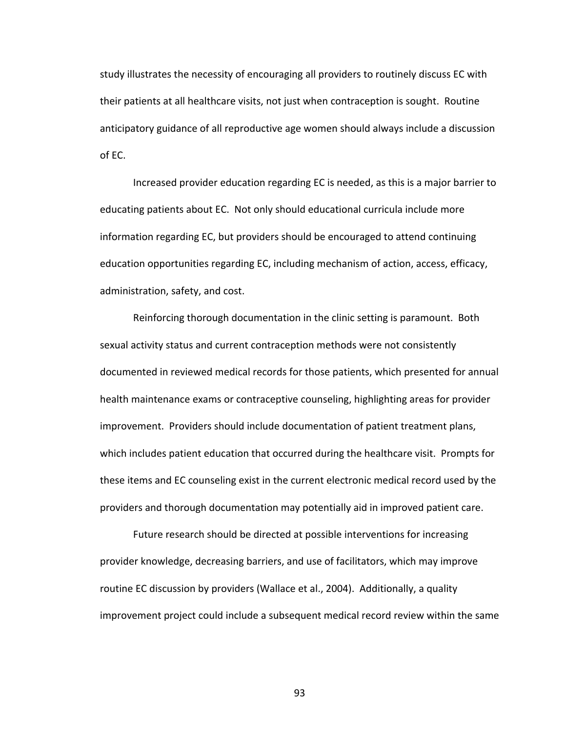study illustrates the necessity of encouraging all providers to routinely discuss EC with their patients at all healthcare visits, not just when contraception is sought. Routine anticipatory guidance of all reproductive age women should always include a discussion of EC.

Increased provider education regarding EC is needed, as this is a major barrier to educating patients about EC. Not only should educational curricula include more information regarding EC, but providers should be encouraged to attend continuing education opportunities regarding EC, including mechanism of action, access, efficacy, administration, safety, and cost.

Reinforcing thorough documentation in the clinic setting is paramount. Both sexual activity status and current contraception methods were not consistently documented in reviewed medical records for those patients, which presented for annual health maintenance exams or contraceptive counseling, highlighting areas for provider improvement. Providers should include documentation of patient treatment plans, which includes patient education that occurred during the healthcare visit. Prompts for these items and EC counseling exist in the current electronic medical record used by the providers and thorough documentation may potentially aid in improved patient care.

Future research should be directed at possible interventions for increasing provider knowledge, decreasing barriers, and use of facilitators, which may improve routine EC discussion by providers (Wallace et al., 2004). Additionally, a quality improvement project could include a subsequent medical record review within the same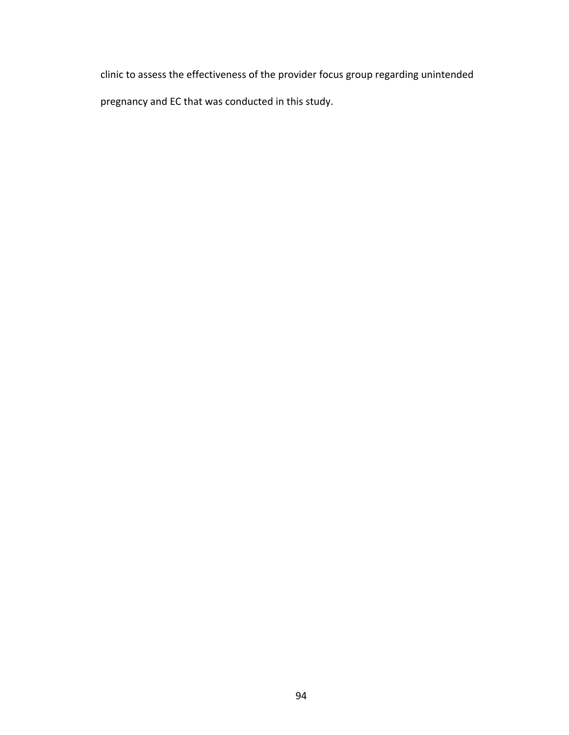clinic to assess the effectiveness of the provider focus group regarding unintended pregnancy and EC that was conducted in this study.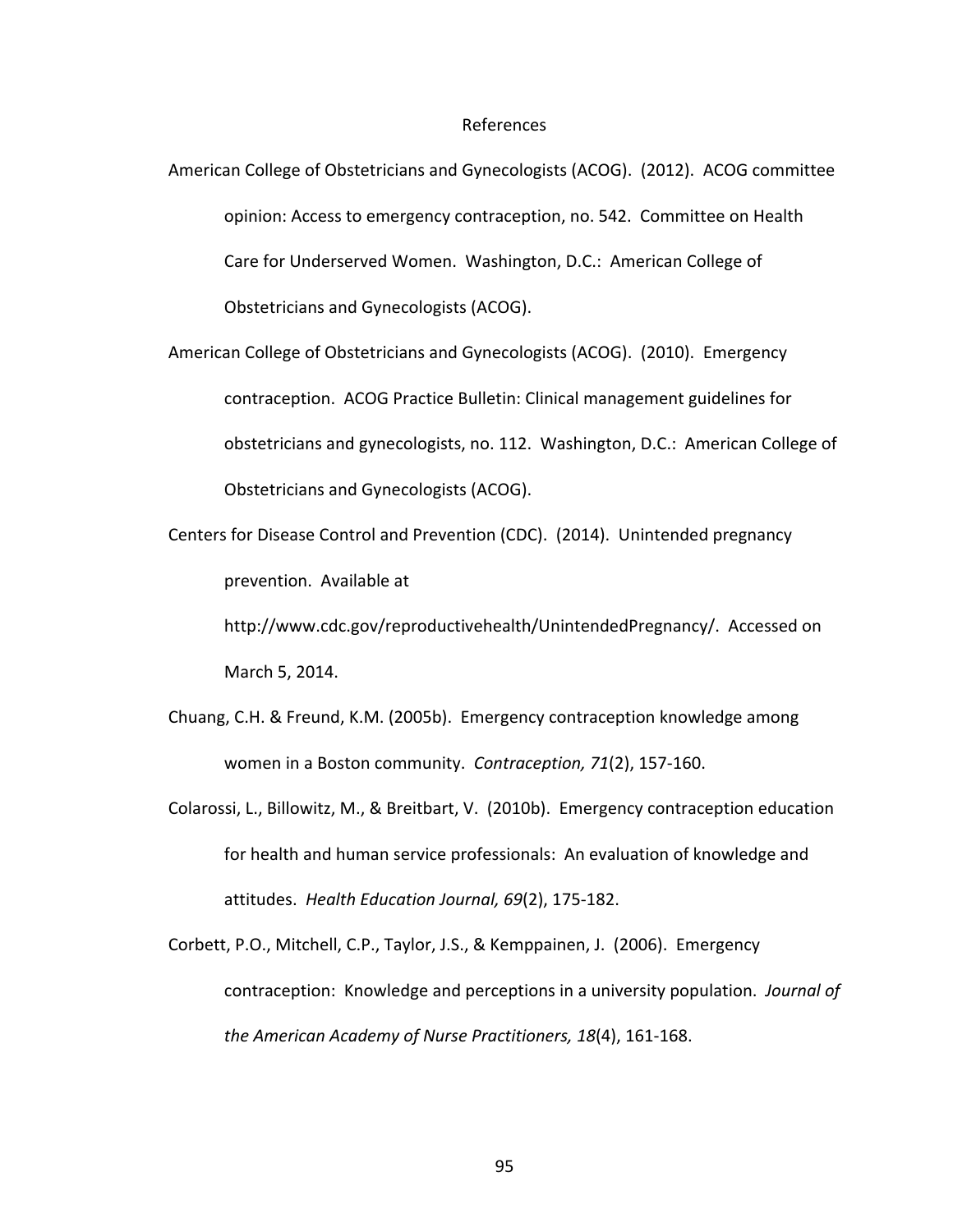# References

American College of Obstetricians and Gynecologists (ACOG). (2012). ACOG committee opinion: Access to emergency contraception, no. 542. Committee on Health Care for Underserved Women. Washington, D.C.: American College of Obstetricians and Gynecologists (ACOG).

American College of Obstetricians and Gynecologists (ACOG). (2010). Emergency contraception. ACOG Practice Bulletin: Clinical management guidelines for obstetricians and gynecologists, no. 112. Washington, D.C.: American College of Obstetricians and Gynecologists (ACOG).

Centers for Disease Control and Prevention (CDC). (2014). Unintended pregnancy prevention. Available at http://www.cdc.gov/reproductivehealth/UnintendedPregnancy/. Accessed on March 5, 2014.

Chuang, C.H. & Freund, K.M. (2005b). Emergency contraception knowledge among women in a Boston community. *Contraception, 71*(2), 157-160.

Colarossi, L., Billowitz, M., & Breitbart, V. (2010b). Emergency contraception education for health and human service professionals: An evaluation of knowledge and attitudes. *Health Education Journal, 69*(2), 175-182.

Corbett, P.O., Mitchell, C.P., Taylor, J.S., & Kemppainen, J. (2006). Emergency contraception: Knowledge and perceptions in a university population. *Journal of the American Academy of Nurse Practitioners, 18*(4), 161-168.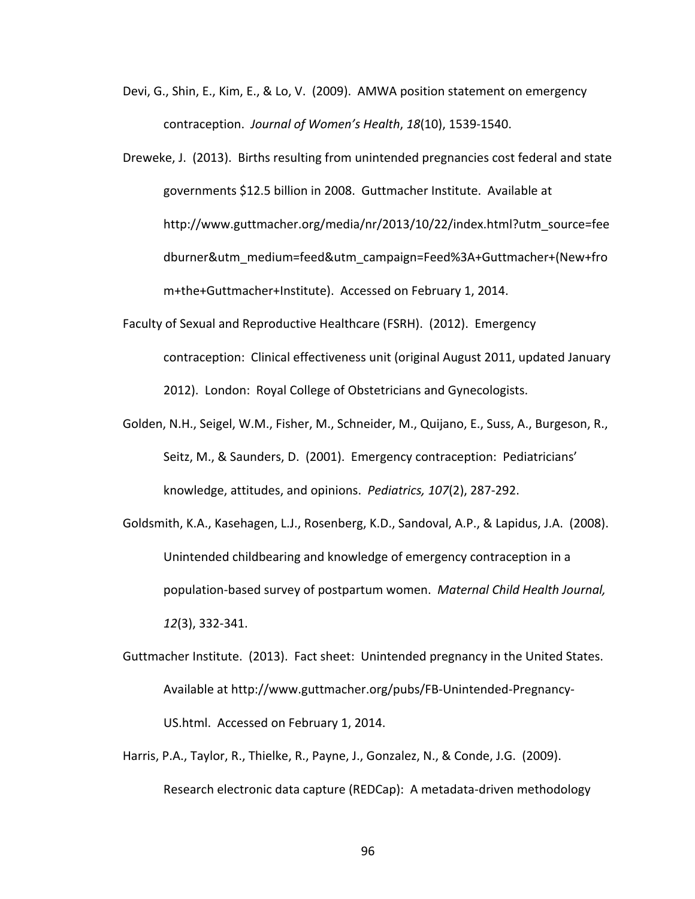Devi, G., Shin, E., Kim, E., & Lo, V. (2009). AMWA position statement on emergency contraception. *Journal of Women's Health*, *18*(10), 1539-1540.

Dreweke, J. (2013). Births resulting from unintended pregnancies cost federal and state governments $12.5 billion in 2008. Guttmacher Institute. Available at http://www.guttmacher.org/media/nr/2013/10/22/index.html?utm_source=feedburner&utm_medium=feed&utm_campaign=Feed%3A+Guttmacher+(New+from+the+Guttmacher+Institute). Accessed on February 1, 2014.

Faculty of Sexual and Reproductive Healthcare (FSRH). (2012). Emergency contraception: Clinical effectiveness unit (original August 2011, updated January 2012). London: Royal College of Obstetricians and Gynecologists.

Golden, N.H., Seigel, W.M., Fisher, M., Schneider, M., Quijano, E., Suss, A., Burgeson, R., Seitz, M., & Saunders, D. (2001). Emergency contraception: Pediatricians' knowledge, attitudes, and opinions. *Pediatrics, 107*(2), 287-292.

Goldsmith, K.A., Kasehagen, L.J., Rosenberg, K.D., Sandoval, A.P., & Lapidus, J.A. (2008). Unintended childbearing and knowledge of emergency contraception in a population-based survey of postpartum women. *Maternal Child Health Journal, 12*(3), 332-341.

Guttmacher Institute. (2013). Fact sheet: Unintended pregnancy in the United States. Available at http://www.guttmacher.org/pubs/FB-Unintended-Pregnancy-US.html. Accessed on February 1, 2014.

Harris, P.A., Taylor, R., Thielke, R., Payne, J., Gonzalez, N., & Conde, J.G. (2009). Research electronic data capture (REDCap): A metadata-driven methodology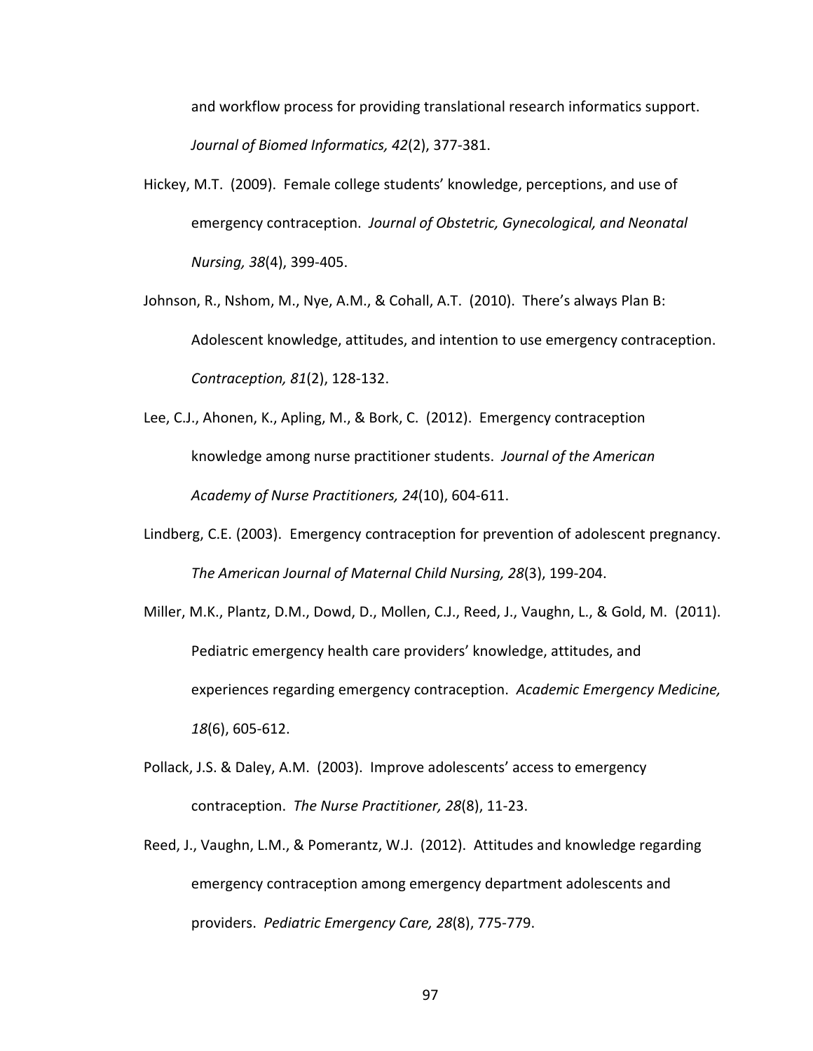and workflow process for providing translational research informatics support. *Journal of Biomed Informatics, 42*(2), 377-381.

Hickey, M.T. (2009). Female college students' knowledge, perceptions, and use of emergency contraception. *Journal of Obstetric, Gynecological, and Neonatal Nursing, 38*(4), 399-405.

Johnson, R., Nshom, M., Nye, A.M., & Cohall, A.T. (2010). There's always Plan B: Adolescent knowledge, attitudes, and intention to use emergency contraception. *Contraception, 81*(2), 128-132.

Lee, C.J., Ahonen, K., Apling, M., & Bork, C. (2012). Emergency contraception knowledge among nurse practitioner students. *Journal of the American Academy of Nurse Practitioners, 24*(10), 604-611.

Lindberg, C.E. (2003). Emergency contraception for prevention of adolescent pregnancy. *The American Journal of Maternal Child Nursing, 28*(3), 199-204.

Miller, M.K., Plantz, D.M., Dowd, D., Mollen, C.J., Reed, J., Vaughn, L., & Gold, M. (2011). Pediatric emergency health care providers' knowledge, attitudes, and experiences regarding emergency contraception. *Academic Emergency Medicine, 18*(6), 605-612.

Pollack, J.S. & Daley, A.M. (2003). Improve adolescents' access to emergency contraception. *The Nurse Practitioner, 28*(8), 11-23.

Reed, J., Vaughn, L.M., & Pomerantz, W.J. (2012). Attitudes and knowledge regarding emergency contraception among emergency department adolescents and providers. *Pediatric Emergency Care, 28*(8), 775-779.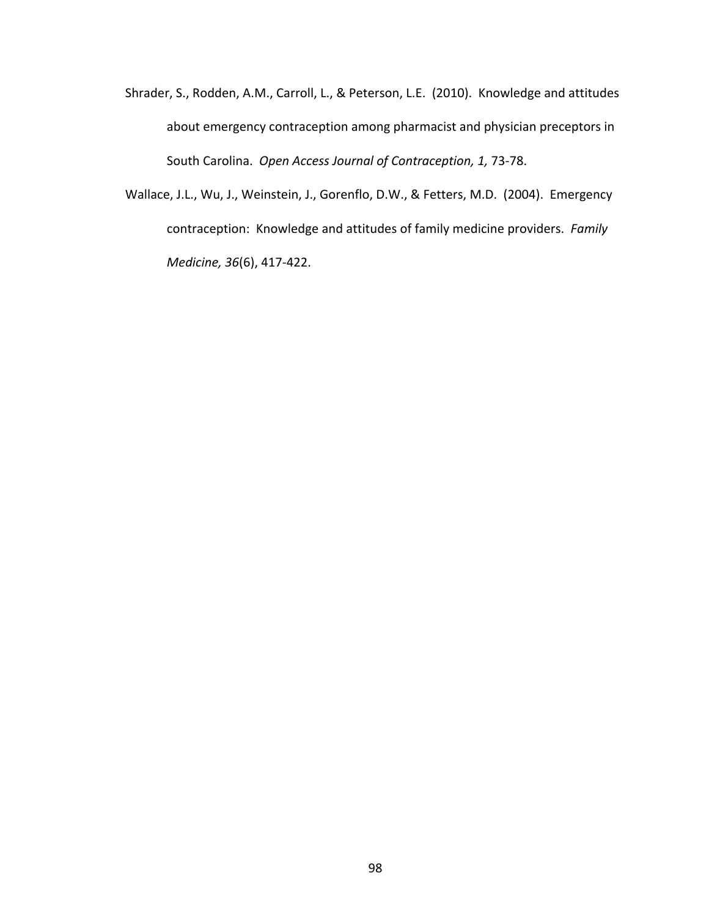Shrader, S., Rodden, A.M., Carroll, L., & Peterson, L.E. (2010). Knowledge and attitudes about emergency contraception among pharmacist and physician preceptors in South Carolina. *Open Access Journal of Contraception, 1,* 73-78.

Wallace, J.L., Wu, J., Weinstein, J., Gorenflo, D.W., & Fetters, M.D. (2004). Emergency contraception: Knowledge and attitudes of family medicine providers. *Family Medicine, 36*(6), 417-422.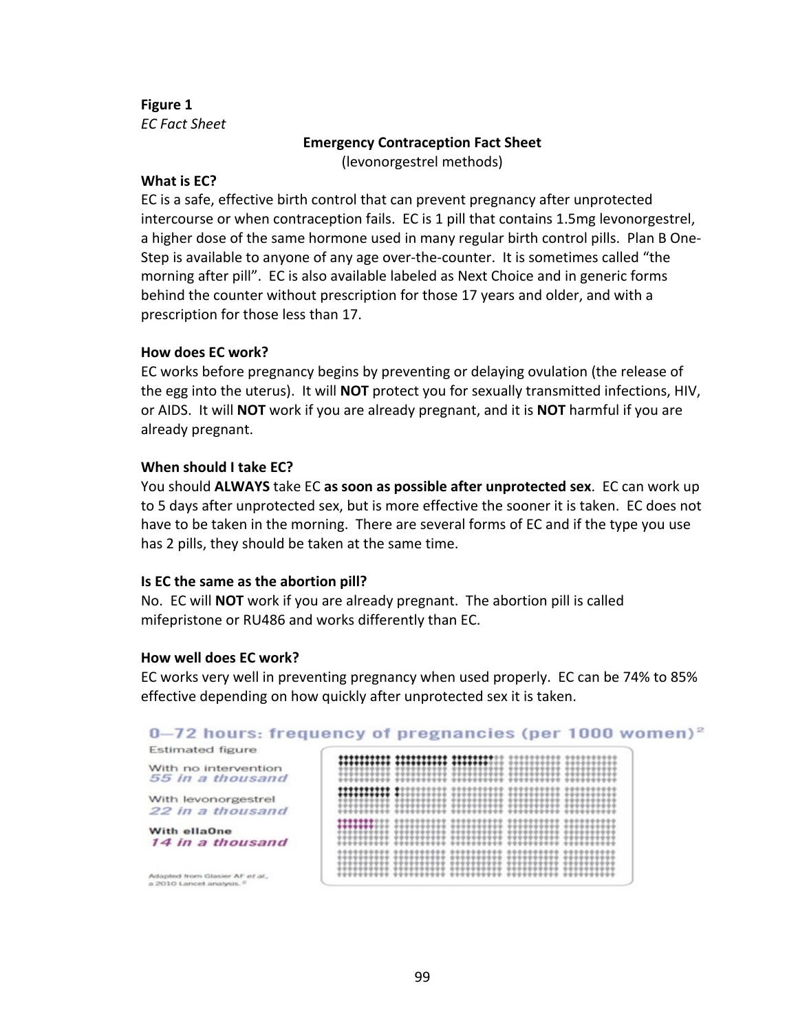**Figure 1**

*EC Fact Sheet*

**Emergency Contraception Fact Sheet**
(levonorgestrel methods)

**What is EC?**

EC is a safe, effective birth control that can prevent pregnancy after unprotected intercourse or when contraception fails. EC is 1 pill that contains 1.5mg levonorgestrel, a higher dose of the same hormone used in many regular birth control pills. Plan B One-Step is available to anyone of any age over-the-counter. It is sometimes called "the morning after pill". EC is also available labeled as Next Choice and in generic forms behind the counter without prescription for those 17 years and older, and with a prescription for those less than 17.

**How does EC work?**

EC works before pregnancy begins by preventing or delaying ovulation (the release of the egg into the uterus). It will **NOT** protect you for sexually transmitted infections, HIV, or AIDS. It will **NOT** work if you are already pregnant, and it is **NOT** harmful if you are already pregnant.

**When should I take EC?**

You should **ALWAYS** take EC **as soon as possible after unprotected sex**. EC can work up to 5 days after unprotected sex, but is more effective the sooner it is taken. EC does not have to be taken in the morning. There are several forms of EC and if the type you use has 2 pills, they should be taken at the same time.

**Is EC the same as the abortion pill?**

No. EC will **NOT** work if you are already pregnant. The abortion pill is called mifepristone or RU486 and works differently than EC.

**How well does EC work?**

EC works very well in preventing pregnancy when used properly. EC can be 74% to 85% effective depending on how quickly after unprotected sex it is taken.

**0–72 hours: frequency of pregnancies (per 1000 women)[2]**

Estimated figure

With no intervention
*55 in a thousand*

With levonorgestrel
*22 in a thousand*

**With ellaOne**
*14 in a thousand*

Adapted from Glasier AF *et al*, a 2010 Lancet analysis.[2]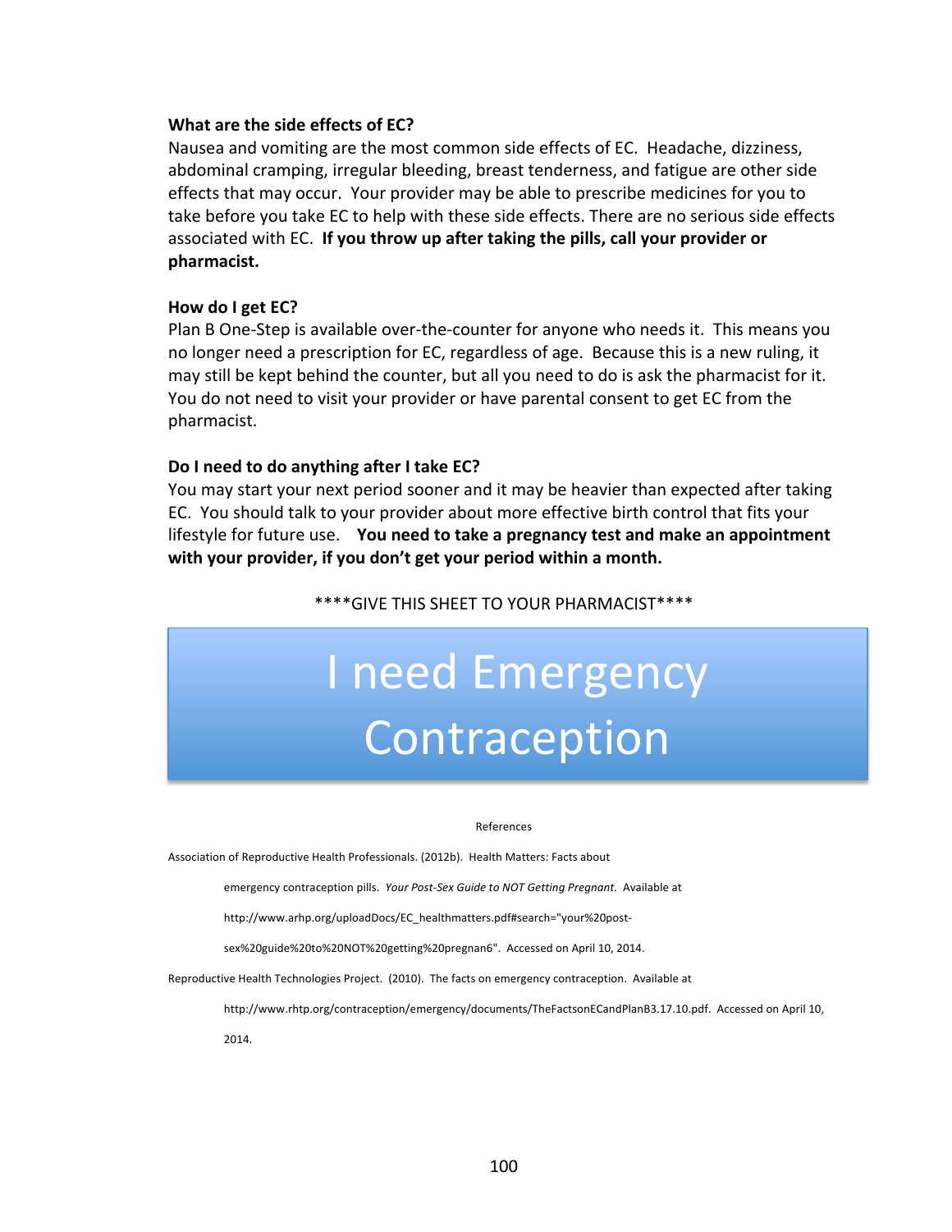**What are the side effects of EC?**

Nausea and vomiting are the most common side effects of EC. Headache, dizziness, abdominal cramping, irregular bleeding, breast tenderness, and fatigue are other side effects that may occur. Your provider may be able to prescribe medicines for you to take before you take EC to help with these side effects. There are no serious side effects associated with EC. **If you throw up after taking the pills, call your provider or pharmacist.**

**How do I get EC?**

Plan B One-Step is available over-the-counter for anyone who needs it. This means you no longer need a prescription for EC, regardless of age. Because this is a new ruling, it may still be kept behind the counter, but all you need to do is ask the pharmacist for it. You do not need to visit your provider or have parental consent to get EC from the pharmacist.

**Do I need to do anything after I take EC?**

You may start your next period sooner and it may be heavier than expected after taking EC. You should talk to your provider about more effective birth control that fits your lifestyle for future use. **You need to take a pregnancy test and make an appointment with your provider, if you don't get your period within a month.**

****GIVE THIS SHEET TO YOUR PHARMACIST****

# I need Emergency Contraception

References

Association of Reproductive Health Professionals. (2012b). Health Matters: Facts about emergency contraception pills. *Your Post-Sex Guide to NOT Getting Pregnant.* Available at http://www.arhp.org/uploadDocs/EC_healthmatters.pdf#search="your%20post-sex%20guide%20to%20NOT%20getting%20pregnan6". Accessed on April 10, 2014.

Reproductive Health Technologies Project. (2010). The facts on emergency contraception. Available at http://www.rhtp.org/contraception/emergency/documents/TheFactsonECandPlanB3.17.10.pdf. Accessed on April 10, 2014.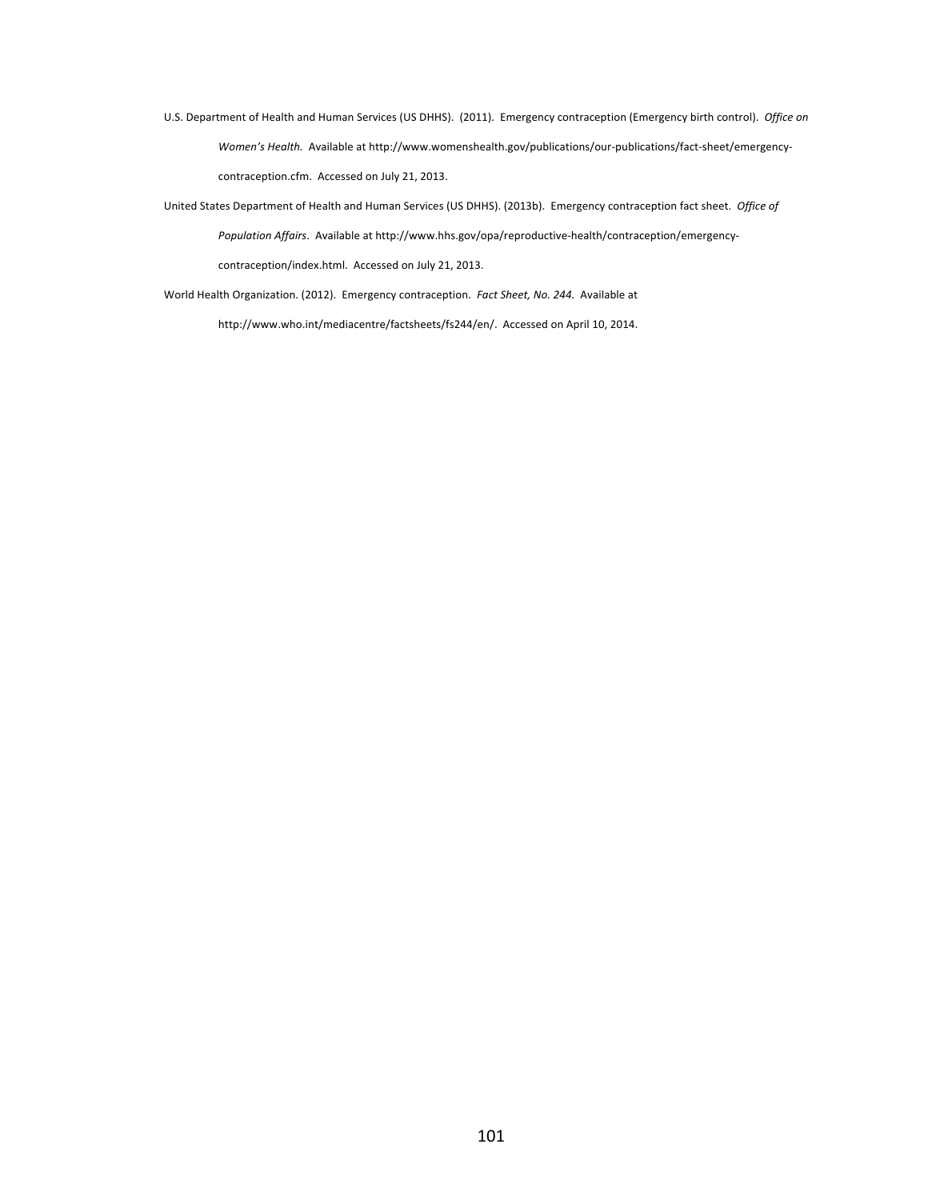U.S. Department of Health and Human Services (US DHHS). (2011). Emergency contraception (Emergency birth control). *Office on Women's Health.* Available at http://www.womenshealth.gov/publications/our-publications/fact-sheet/emergency-contraception.cfm. Accessed on July 21, 2013.

United States Department of Health and Human Services (US DHHS). (2013b). Emergency contraception fact sheet. *Office of Population Affairs*. Available at http://www.hhs.gov/opa/reproductive-health/contraception/emergency-contraception/index.html. Accessed on July 21, 2013.

World Health Organization. (2012). Emergency contraception. *Fact Sheet, No. 244.* Available at http://www.who.int/mediacentre/factsheets/fs244/en/. Accessed on April 10, 2014.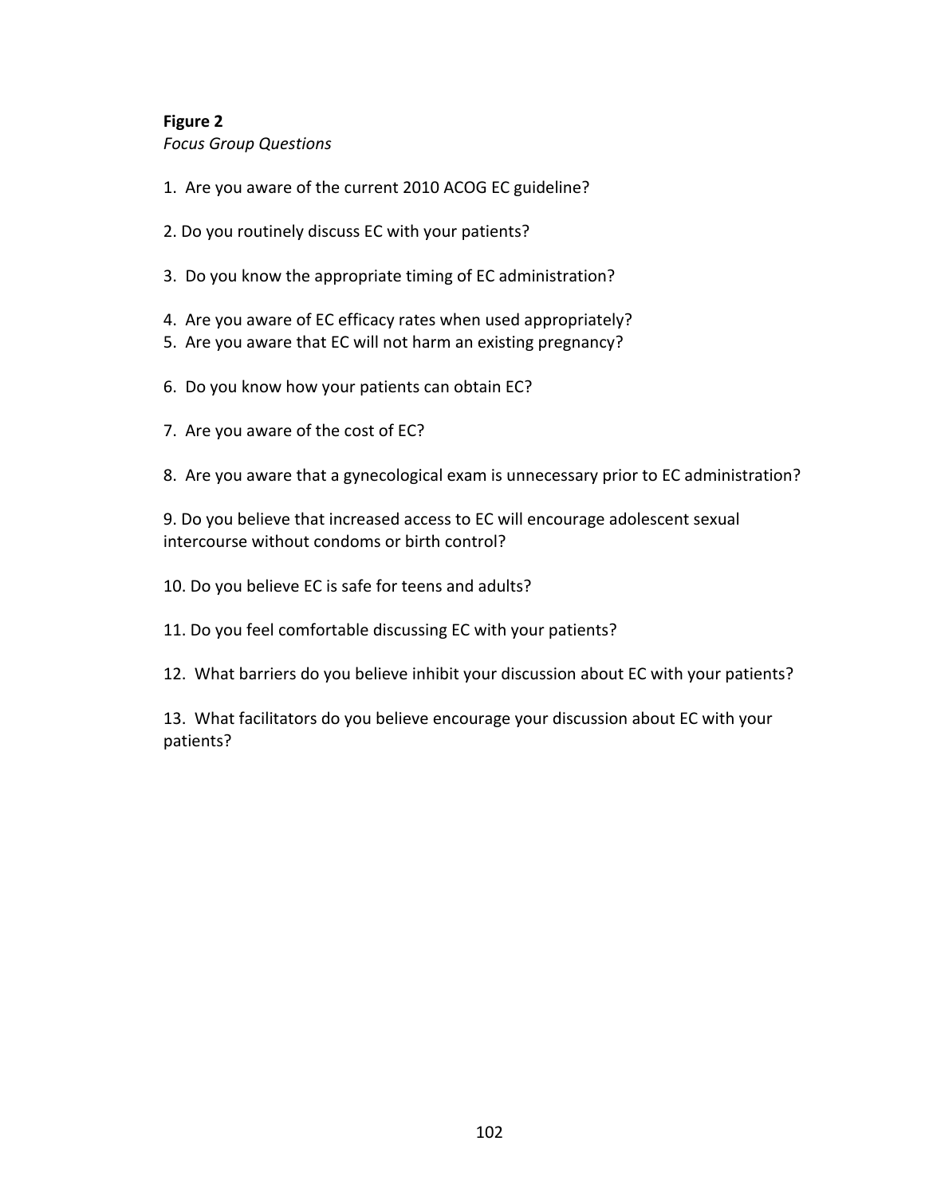**Figure 2**

*Focus Group Questions*

1. Are you aware of the current 2010 ACOG EC guideline?

2. Do you routinely discuss EC with your patients?

3. Do you know the appropriate timing of EC administration?

4. Are you aware of EC efficacy rates when used appropriately?
5. Are you aware that EC will not harm an existing pregnancy?

6. Do you know how your patients can obtain EC?

7. Are you aware of the cost of EC?

8. Are you aware that a gynecological exam is unnecessary prior to EC administration?

9. Do you believe that increased access to EC will encourage adolescent sexual intercourse without condoms or birth control?

10. Do you believe EC is safe for teens and adults?

11. Do you feel comfortable discussing EC with your patients?

12. What barriers do you believe inhibit your discussion about EC with your patients?

13. What facilitators do you believe encourage your discussion about EC with your patients?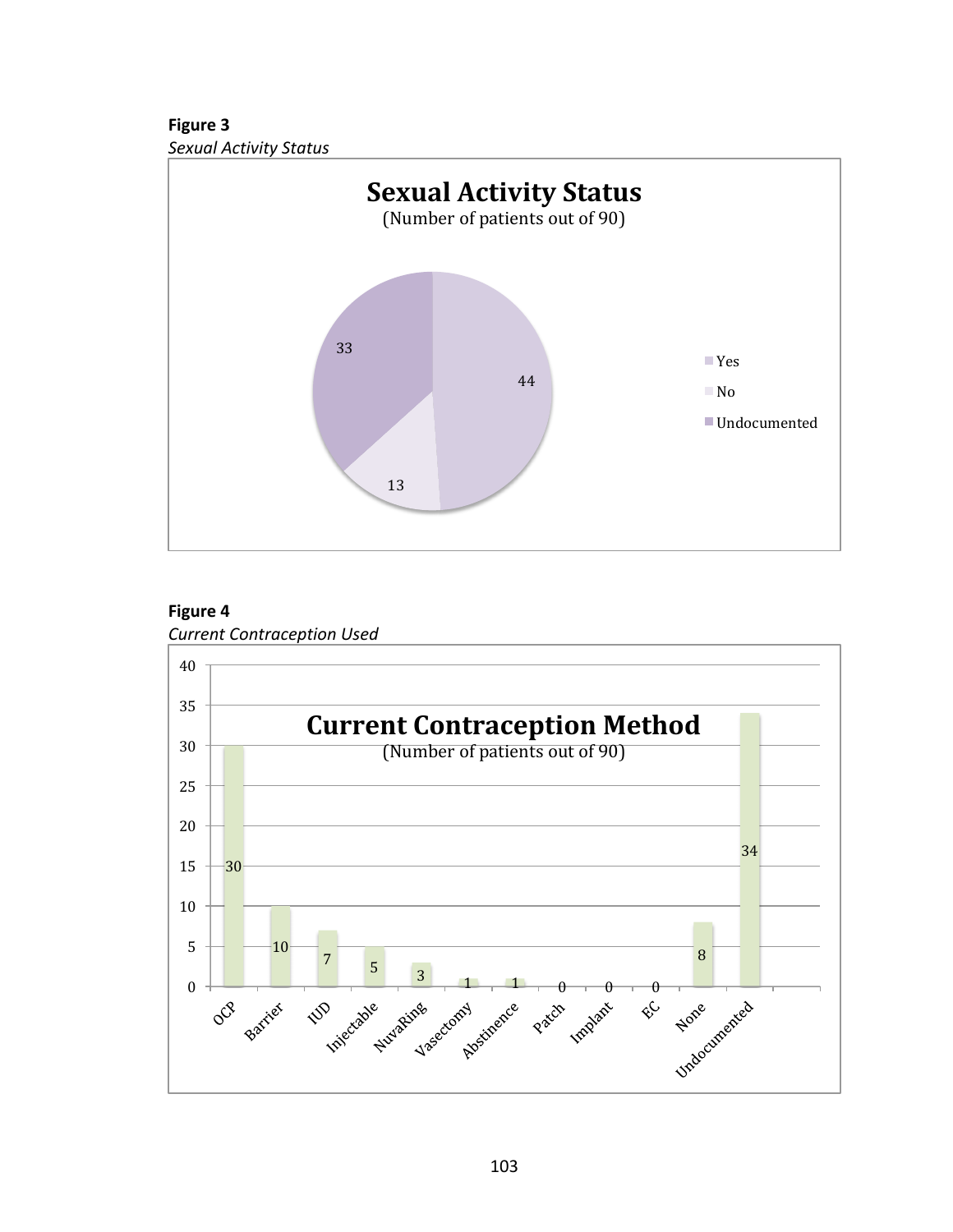**Figure 3**

*Sexual Activity Status*

| Sexual Activity Status (Number of patients out of 90) | |
|---|---|
| Yes | 44 |
| No | 13 |
| Undocumented | 33 |

**Figure 4**

*Current Contraception Used*

| Current Contraception Method (Number of patients out of 90) | |
|---|---|
| OCP | 30 |
| Barrier | 10 |
| IUD | 7 |
| Injectable | 5 |
| NuvaRing | 3 |
| Vasectomy | 1 |
| Abstinence | 1 |
| Patch | 0 |
| Implant | 0 |
| EC | 0 |
| None | 8 |
| Undocumented | 34 |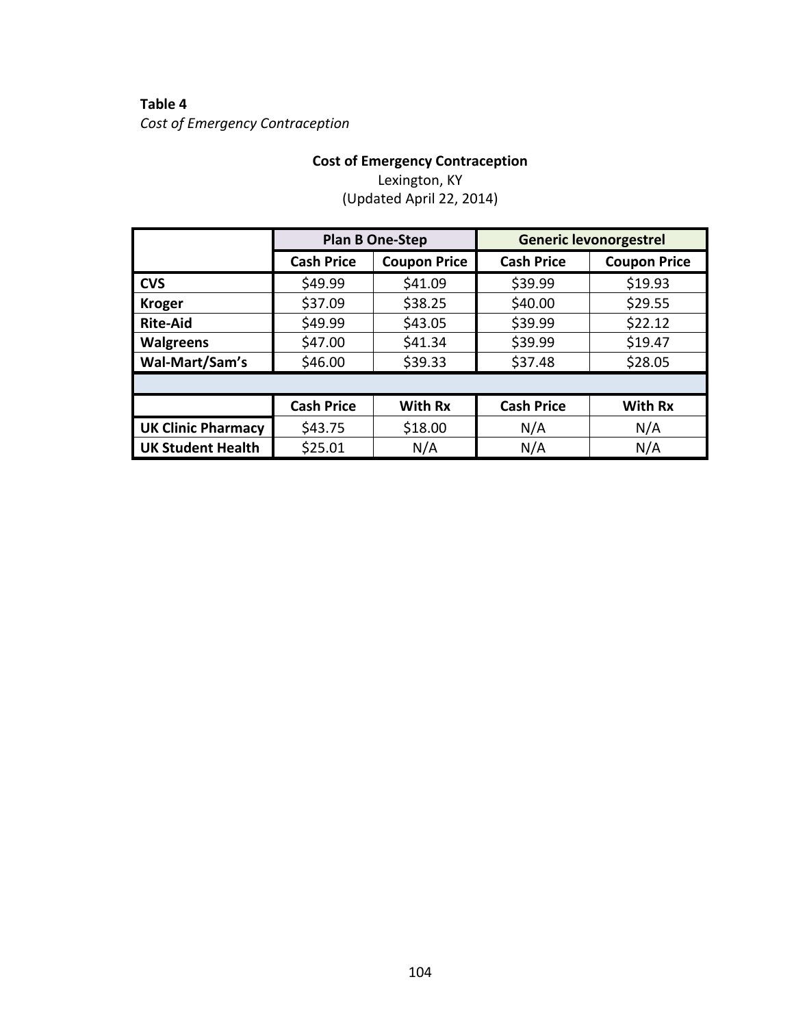**Table 4**

*Cost of Emergency Contraception*

**Cost of Emergency Contraception**

Lexington, KY

(Updated April 22, 2014)

| | Plan B One-Step | | Generic levonorgestrel | |
|---|---|---|---|---|
| | **Cash Price** | **Coupon Price** | **Cash Price** | **Coupon Price** |
| **CVS** | $49.99 | $41.09 | $39.99 | $19.93 |
| **Kroger** | $37.09 | $38.25 | $40.00 | $29.55 |
| **Rite-Aid** | $49.99 | $43.05 | $39.99 | $22.12 |
| **Walgreens** | $47.00 | $41.34 | $39.99 | $19.47 |
| **Wal-Mart/Sam's** | $46.00 | $39.33 | $37.48 | $28.05 |
| | | | | |
| | **Cash Price** | **With Rx** | **Cash Price** | **With Rx** |
| **UK Clinic Pharmacy** | $43.75 | $18.00 | N/A | N/A |
| **UK Student Health** | $25.01 | N/A | N/A | N/A |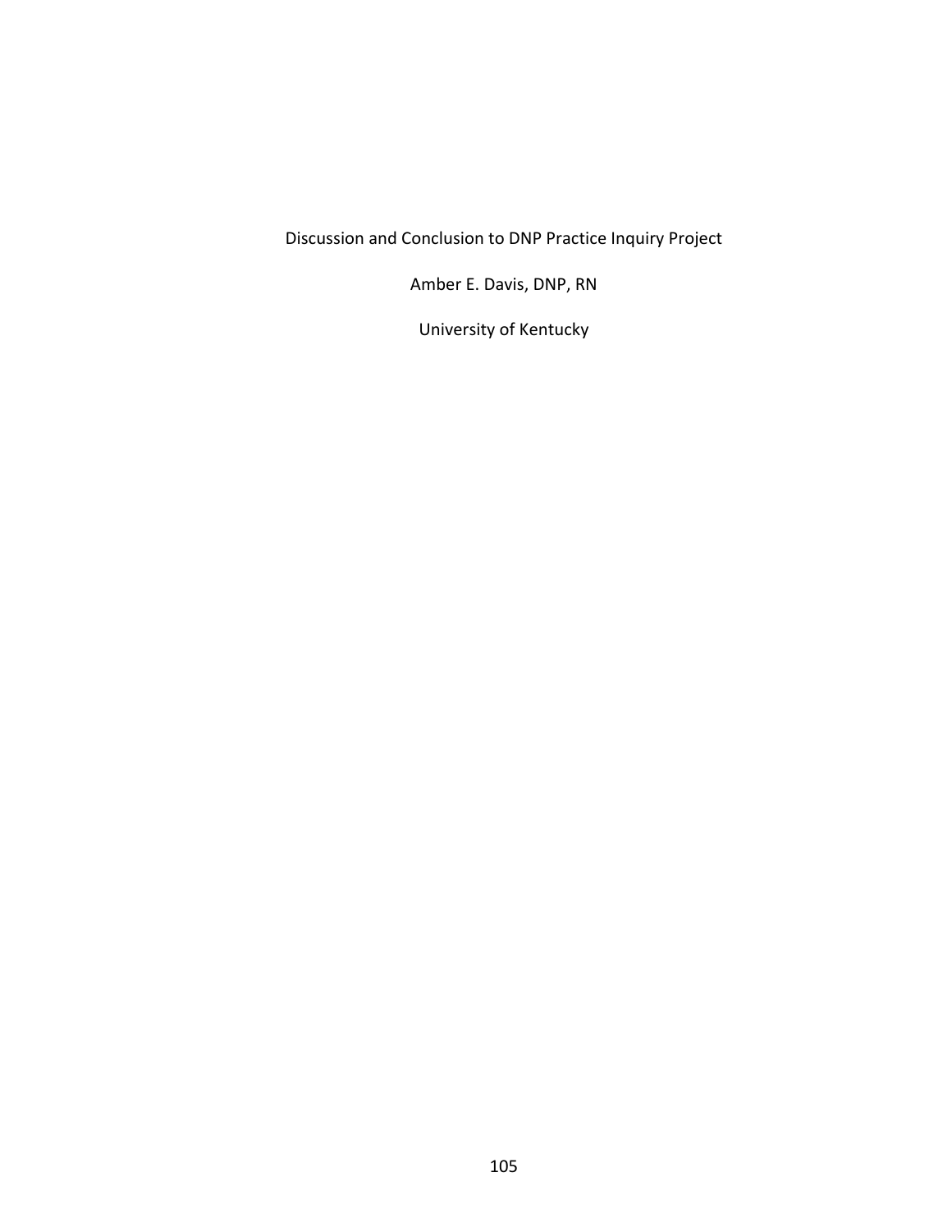Discussion and Conclusion to DNP Practice Inquiry Project

Amber E. Davis, DNP, RN

University of Kentucky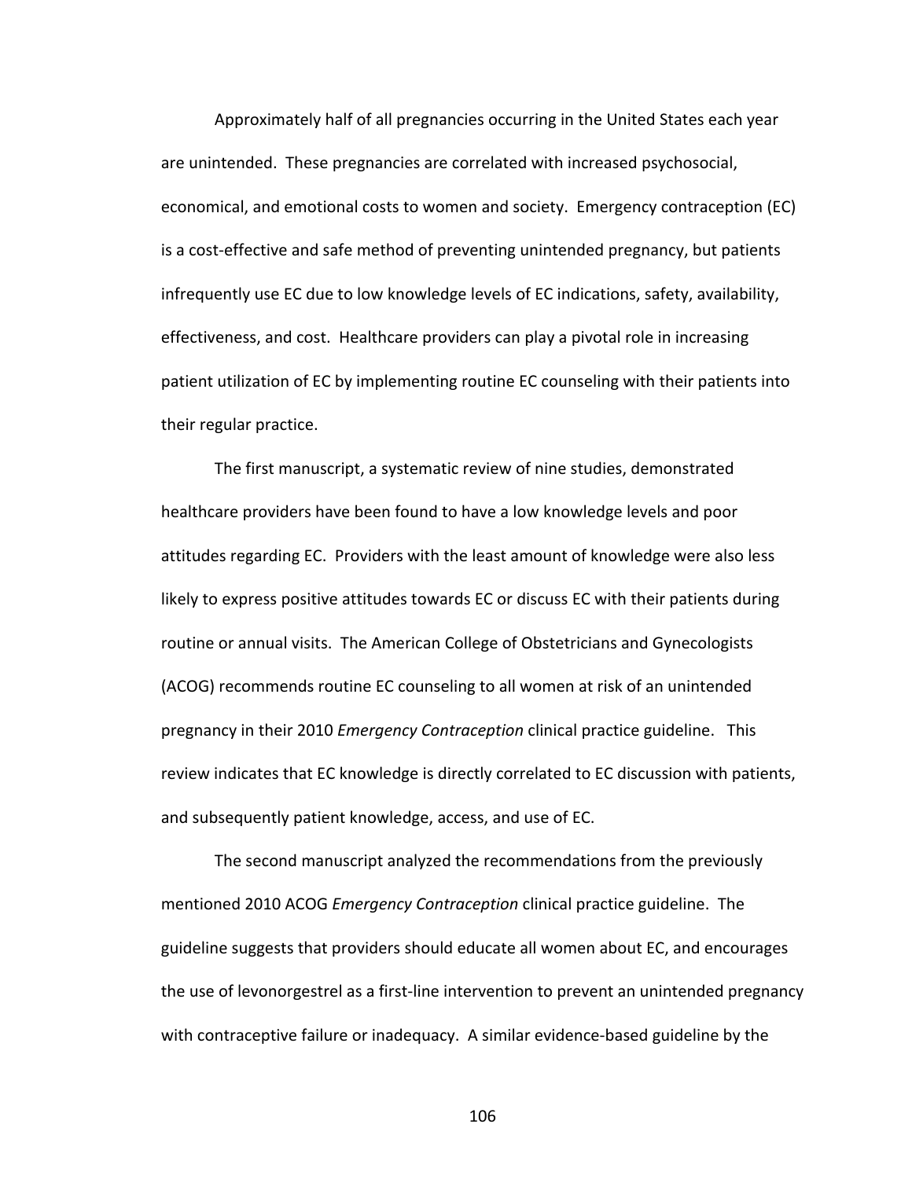Approximately half of all pregnancies occurring in the United States each year are unintended. These pregnancies are correlated with increased psychosocial, economical, and emotional costs to women and society. Emergency contraception (EC) is a cost-effective and safe method of preventing unintended pregnancy, but patients infrequently use EC due to low knowledge levels of EC indications, safety, availability, effectiveness, and cost. Healthcare providers can play a pivotal role in increasing patient utilization of EC by implementing routine EC counseling with their patients into their regular practice.

The first manuscript, a systematic review of nine studies, demonstrated healthcare providers have been found to have a low knowledge levels and poor attitudes regarding EC. Providers with the least amount of knowledge were also less likely to express positive attitudes towards EC or discuss EC with their patients during routine or annual visits. The American College of Obstetricians and Gynecologists (ACOG) recommends routine EC counseling to all women at risk of an unintended pregnancy in their 2010 *Emergency Contraception* clinical practice guideline. This review indicates that EC knowledge is directly correlated to EC discussion with patients, and subsequently patient knowledge, access, and use of EC.

The second manuscript analyzed the recommendations from the previously mentioned 2010 ACOG *Emergency Contraception* clinical practice guideline. The guideline suggests that providers should educate all women about EC, and encourages the use of levonorgestrel as a first-line intervention to prevent an unintended pregnancy with contraceptive failure or inadequacy. A similar evidence-based guideline by the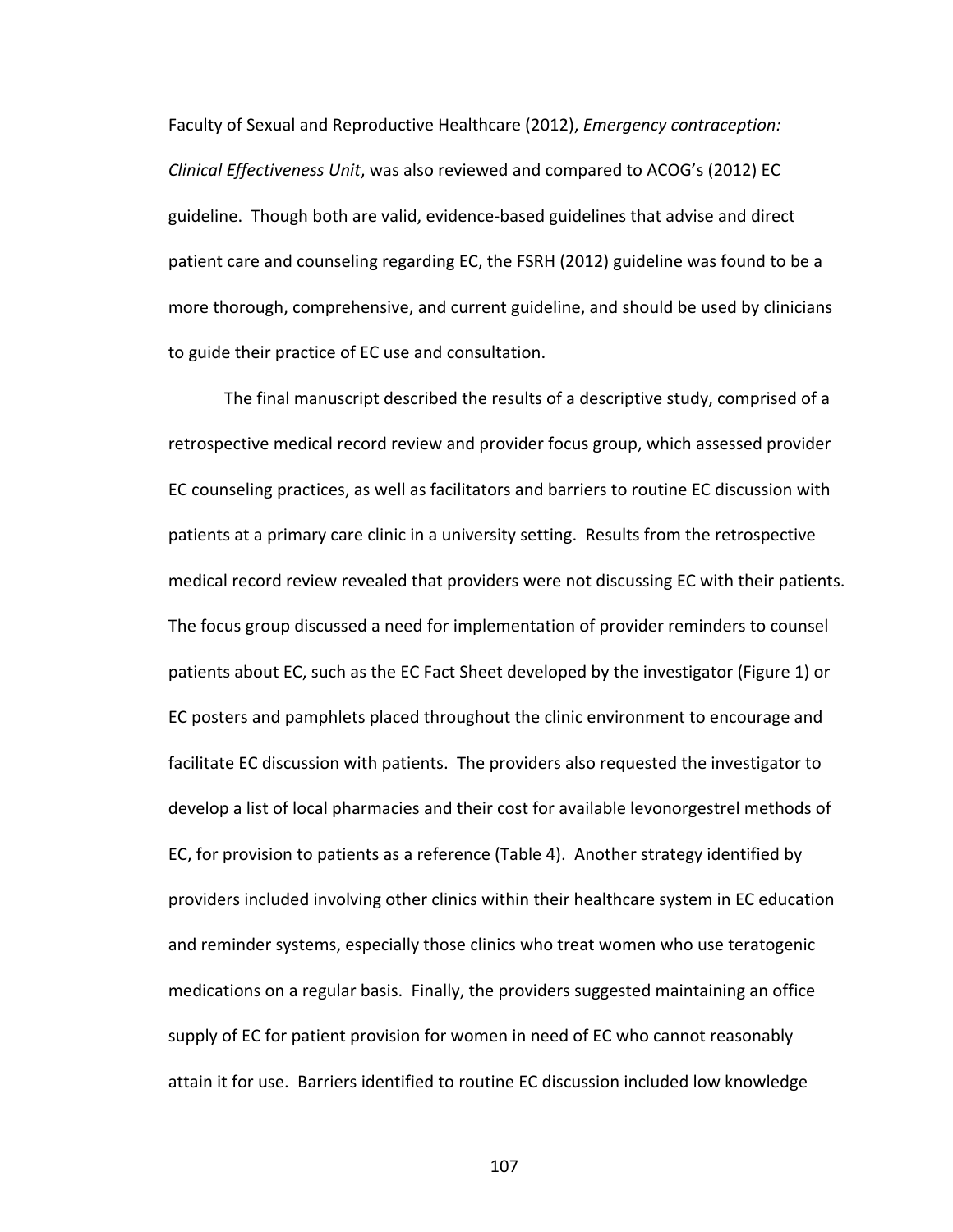Faculty of Sexual and Reproductive Healthcare (2012), *Emergency contraception: Clinical Effectiveness Unit*, was also reviewed and compared to ACOG's (2012) EC guideline. Though both are valid, evidence-based guidelines that advise and direct patient care and counseling regarding EC, the FSRH (2012) guideline was found to be a more thorough, comprehensive, and current guideline, and should be used by clinicians to guide their practice of EC use and consultation.

The final manuscript described the results of a descriptive study, comprised of a retrospective medical record review and provider focus group, which assessed provider EC counseling practices, as well as facilitators and barriers to routine EC discussion with patients at a primary care clinic in a university setting. Results from the retrospective medical record review revealed that providers were not discussing EC with their patients. The focus group discussed a need for implementation of provider reminders to counsel patients about EC, such as the EC Fact Sheet developed by the investigator (Figure 1) or EC posters and pamphlets placed throughout the clinic environment to encourage and facilitate EC discussion with patients. The providers also requested the investigator to develop a list of local pharmacies and their cost for available levonorgestrel methods of EC, for provision to patients as a reference (Table 4). Another strategy identified by providers included involving other clinics within their healthcare system in EC education and reminder systems, especially those clinics who treat women who use teratogenic medications on a regular basis. Finally, the providers suggested maintaining an office supply of EC for patient provision for women in need of EC who cannot reasonably attain it for use. Barriers identified to routine EC discussion included low knowledge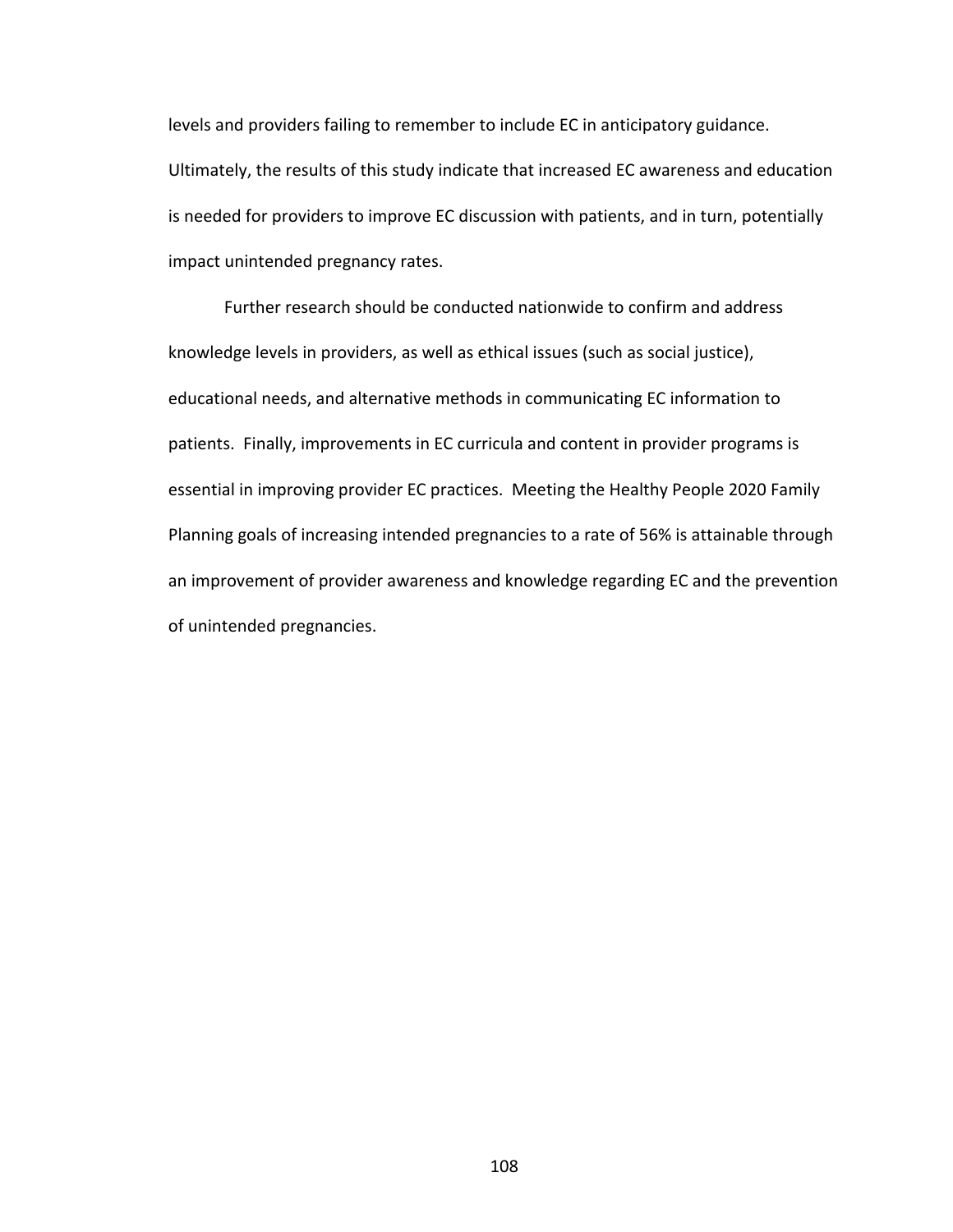levels and providers failing to remember to include EC in anticipatory guidance. Ultimately, the results of this study indicate that increased EC awareness and education is needed for providers to improve EC discussion with patients, and in turn, potentially impact unintended pregnancy rates.

Further research should be conducted nationwide to confirm and address knowledge levels in providers, as well as ethical issues (such as social justice), educational needs, and alternative methods in communicating EC information to patients. Finally, improvements in EC curricula and content in provider programs is essential in improving provider EC practices. Meeting the Healthy People 2020 Family Planning goals of increasing intended pregnancies to a rate of 56% is attainable through an improvement of provider awareness and knowledge regarding EC and the prevention of unintended pregnancies.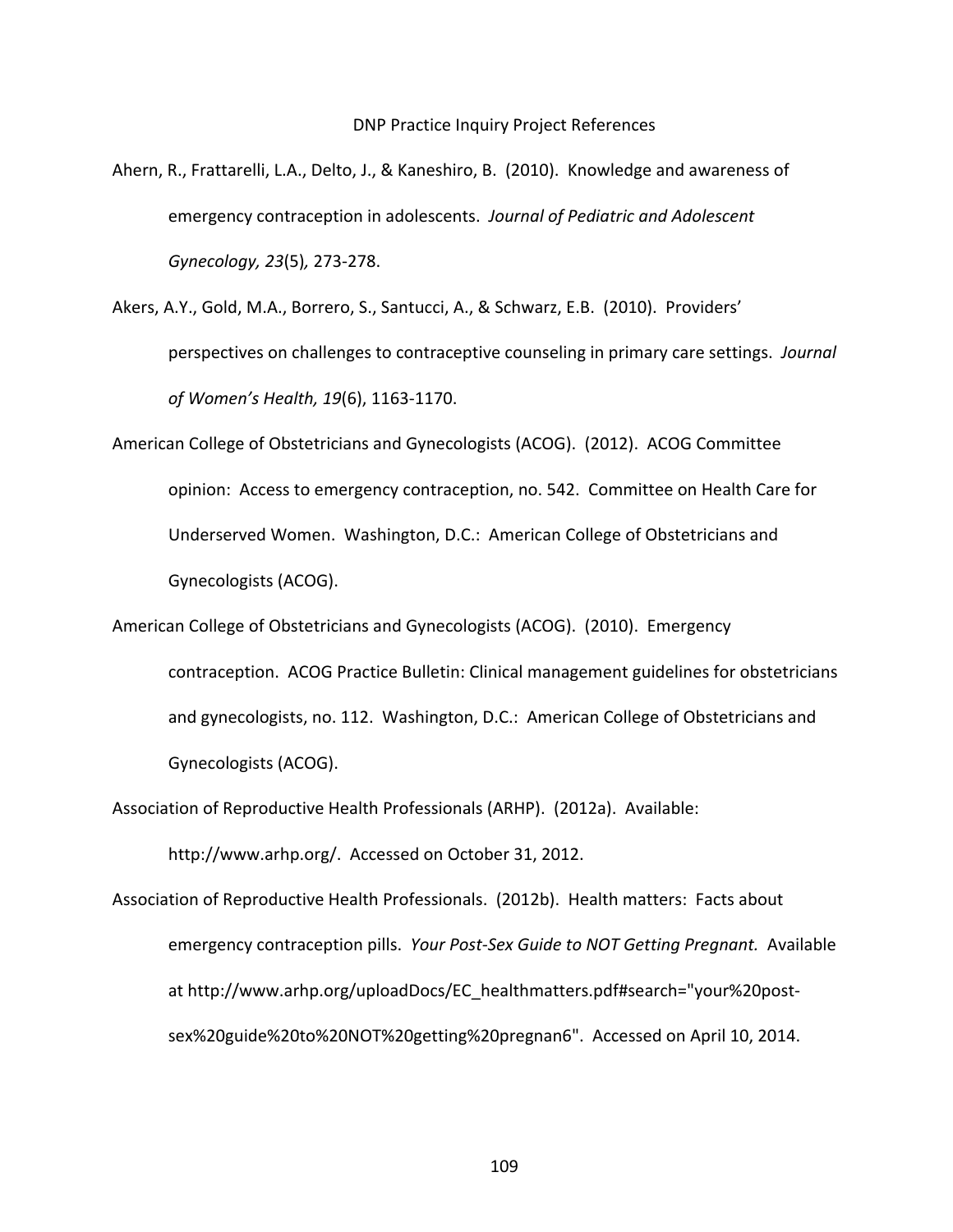DNP Practice Inquiry Project References

Ahern, R., Frattarelli, L.A., Delto, J., & Kaneshiro, B. (2010). Knowledge and awareness of emergency contraception in adolescents. *Journal of Pediatric and Adolescent Gynecology, 23*(5)*,* 273-278.

Akers, A.Y., Gold, M.A., Borrero, S., Santucci, A., & Schwarz, E.B. (2010). Providers' perspectives on challenges to contraceptive counseling in primary care settings. *Journal of Women's Health, 19*(6), 1163-1170.

American College of Obstetricians and Gynecologists (ACOG). (2012). ACOG Committee opinion: Access to emergency contraception, no. 542. Committee on Health Care for Underserved Women. Washington, D.C.: American College of Obstetricians and Gynecologists (ACOG).

American College of Obstetricians and Gynecologists (ACOG). (2010). Emergency contraception. ACOG Practice Bulletin: Clinical management guidelines for obstetricians and gynecologists, no. 112. Washington, D.C.: American College of Obstetricians and Gynecologists (ACOG).

Association of Reproductive Health Professionals (ARHP). (2012a). Available: http://www.arhp.org/. Accessed on October 31, 2012.

Association of Reproductive Health Professionals. (2012b). Health matters: Facts about emergency contraception pills. *Your Post-Sex Guide to NOT Getting Pregnant.* Available at http://www.arhp.org/uploadDocs/EC_healthmatters.pdf#search="your%20post-sex%20guide%20to%20NOT%20getting%20pregnan6". Accessed on April 10, 2014.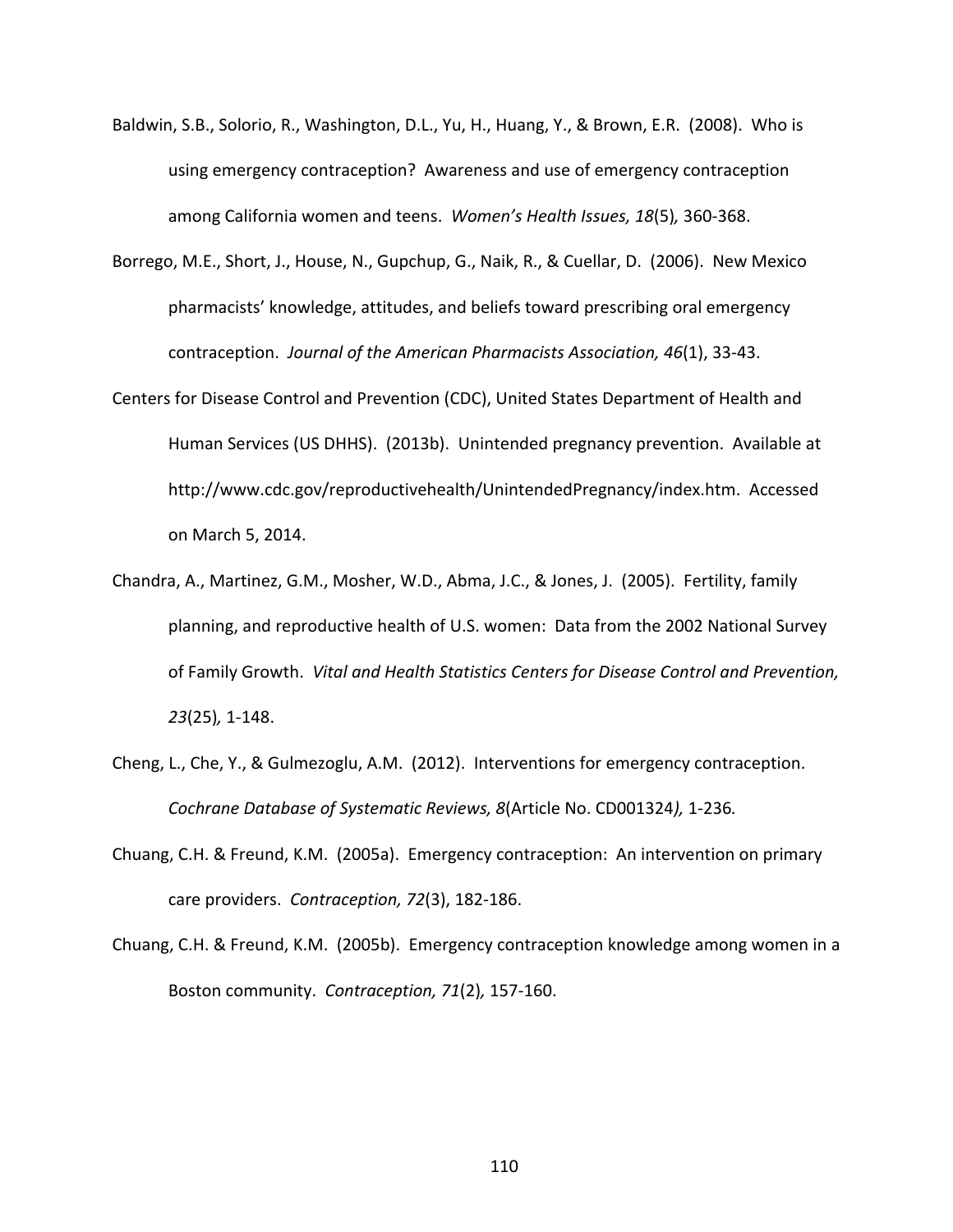Baldwin, S.B., Solorio, R., Washington, D.L., Yu, H., Huang, Y., & Brown, E.R. (2008). Who is using emergency contraception? Awareness and use of emergency contraception among California women and teens. *Women's Health Issues, 18*(5)*,* 360-368.

Borrego, M.E., Short, J., House, N., Gupchup, G., Naik, R., & Cuellar, D. (2006). New Mexico pharmacists' knowledge, attitudes, and beliefs toward prescribing oral emergency contraception. *Journal of the American Pharmacists Association, 46*(1), 33-43.

Centers for Disease Control and Prevention (CDC), United States Department of Health and Human Services (US DHHS). (2013b). Unintended pregnancy prevention. Available at http://www.cdc.gov/reproductivehealth/UnintendedPregnancy/index.htm. Accessed on March 5, 2014.

Chandra, A., Martinez, G.M., Mosher, W.D., Abma, J.C., & Jones, J. (2005). Fertility, family planning, and reproductive health of U.S. women: Data from the 2002 National Survey of Family Growth. *Vital and Health Statistics Centers for Disease Control and Prevention, 23*(25)*,* 1-148.

Cheng, L., Che, Y., & Gulmezoglu, A.M. (2012). Interventions for emergency contraception. *Cochrane Database of Systematic Reviews, 8*(Article No. CD001324*),* 1-236*.*

Chuang, C.H. & Freund, K.M. (2005a). Emergency contraception: An intervention on primary care providers. *Contraception, 72*(3), 182-186.

Chuang, C.H. & Freund, K.M. (2005b). Emergency contraception knowledge among women in a Boston community. *Contraception, 71*(2)*,* 157-160.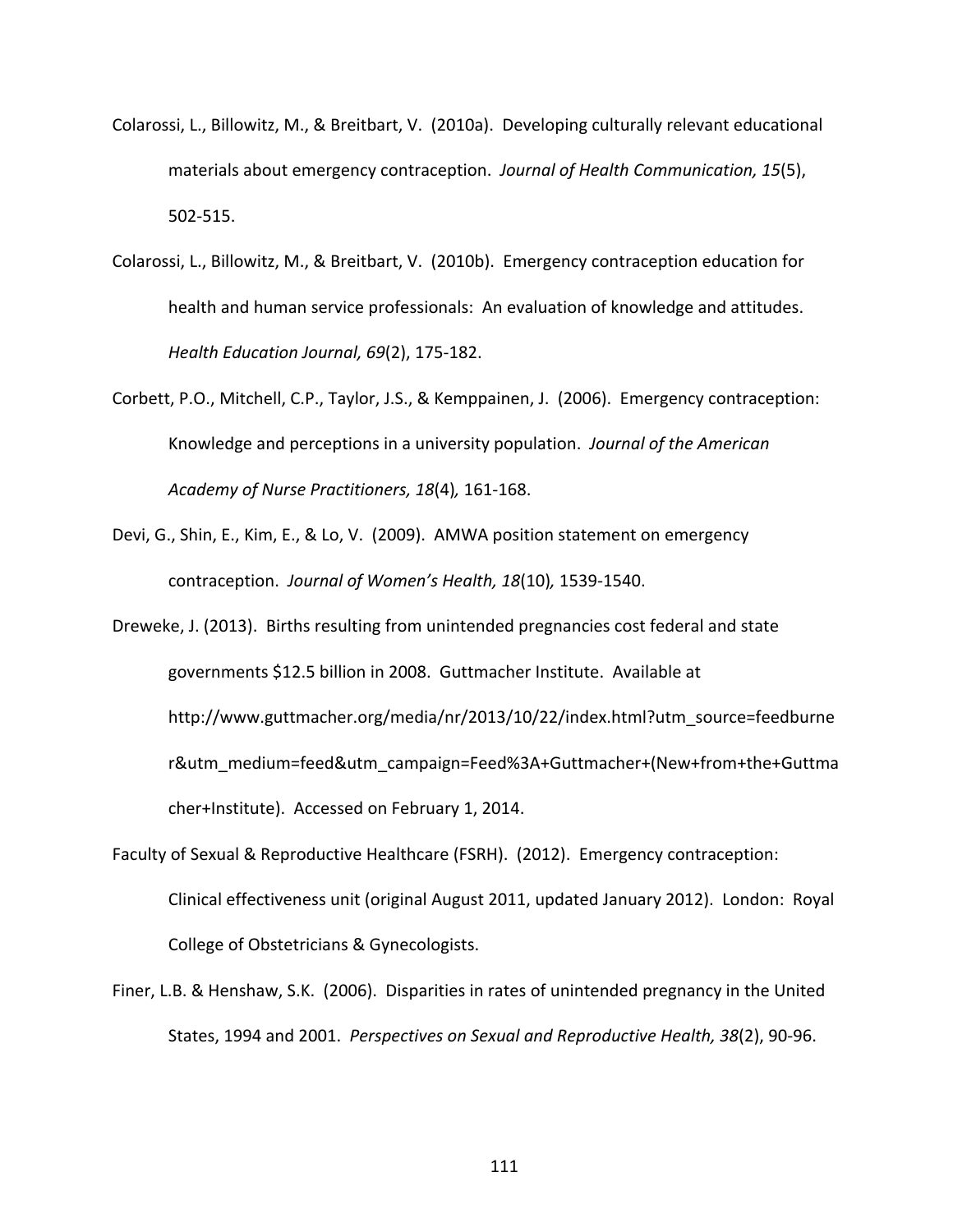Colarossi, L., Billowitz, M., & Breitbart, V. (2010a). Developing culturally relevant educational materials about emergency contraception. *Journal of Health Communication, 15*(5), 502-515.

Colarossi, L., Billowitz, M., & Breitbart, V. (2010b). Emergency contraception education for health and human service professionals: An evaluation of knowledge and attitudes. *Health Education Journal, 69*(2), 175-182.

Corbett, P.O., Mitchell, C.P., Taylor, J.S., & Kemppainen, J. (2006). Emergency contraception: Knowledge and perceptions in a university population. *Journal of the American Academy of Nurse Practitioners, 18*(4), 161-168.

Devi, G., Shin, E., Kim, E., & Lo, V. (2009). AMWA position statement on emergency contraception. *Journal of Women's Health, 18*(10), 1539-1540.

Dreweke, J. (2013). Births resulting from unintended pregnancies cost federal and state governments $12.5 billion in 2008. Guttmacher Institute. Available at http://www.guttmacher.org/media/nr/2013/10/22/index.html?utm_source=feedburner&utm_medium=feed&utm_campaign=Feed%3A+Guttmacher+(New+from+the+Guttmacher+Institute). Accessed on February 1, 2014.

Faculty of Sexual & Reproductive Healthcare (FSRH). (2012). Emergency contraception: Clinical effectiveness unit (original August 2011, updated January 2012). London: Royal College of Obstetricians & Gynecologists.

Finer, L.B. & Henshaw, S.K. (2006). Disparities in rates of unintended pregnancy in the United States, 1994 and 2001. *Perspectives on Sexual and Reproductive Health, 38*(2), 90-96.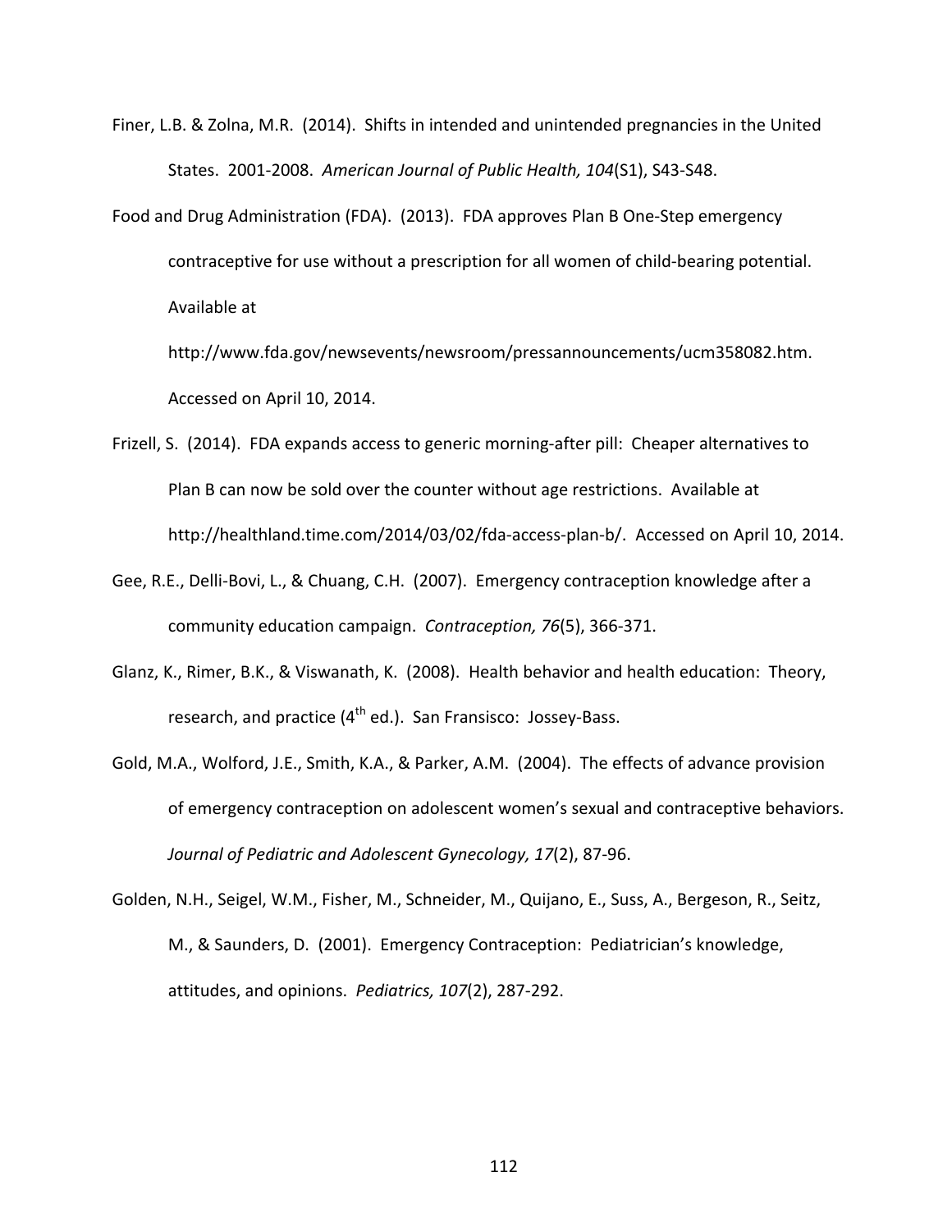Finer, L.B. & Zolna, M.R. (2014). Shifts in intended and unintended pregnancies in the United States. 2001-2008. *American Journal of Public Health, 104*(S1), S43-S48.

Food and Drug Administration (FDA). (2013). FDA approves Plan B One-Step emergency contraceptive for use without a prescription for all women of child-bearing potential. Available at http://www.fda.gov/newsevents/newsroom/pressannouncements/ucm358082.htm. Accessed on April 10, 2014.

Frizell, S. (2014). FDA expands access to generic morning-after pill: Cheaper alternatives to Plan B can now be sold over the counter without age restrictions. Available at http://healthland.time.com/2014/03/02/fda-access-plan-b/. Accessed on April 10, 2014.

Gee, R.E., Delli-Bovi, L., & Chuang, C.H. (2007). Emergency contraception knowledge after a community education campaign. *Contraception, 76*(5), 366-371.

Glanz, K., Rimer, B.K., & Viswanath, K. (2008). Health behavior and health education: Theory, research, and practice (4th ed.). San Fransisco: Jossey-Bass.

Gold, M.A., Wolford, J.E., Smith, K.A., & Parker, A.M. (2004). The effects of advance provision of emergency contraception on adolescent women's sexual and contraceptive behaviors. *Journal of Pediatric and Adolescent Gynecology, 17*(2), 87-96.

Golden, N.H., Seigel, W.M., Fisher, M., Schneider, M., Quijano, E., Suss, A., Bergeson, R., Seitz, M., & Saunders, D. (2001). Emergency Contraception: Pediatrician's knowledge, attitudes, and opinions. *Pediatrics, 107*(2), 287-292.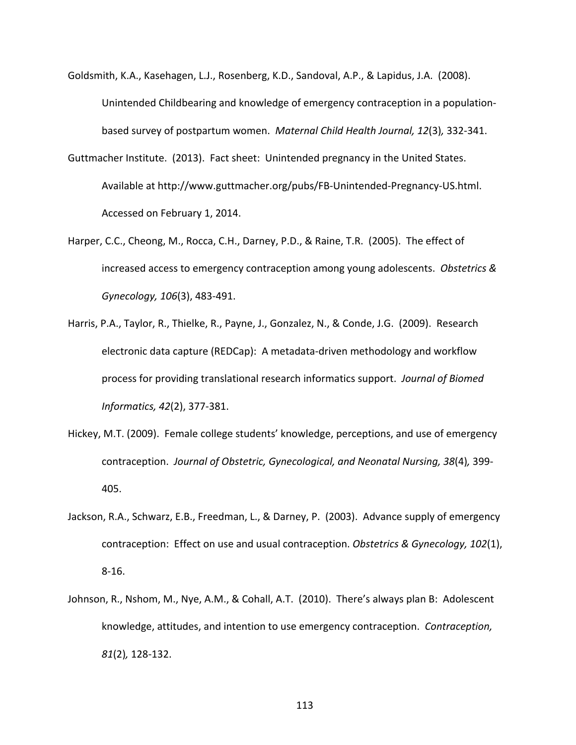Goldsmith, K.A., Kasehagen, L.J., Rosenberg, K.D., Sandoval, A.P., & Lapidus, J.A. (2008). Unintended Childbearing and knowledge of emergency contraception in a population-based survey of postpartum women. *Maternal Child Health Journal, 12*(3)*,* 332-341.

Guttmacher Institute. (2013). Fact sheet: Unintended pregnancy in the United States. Available at http://www.guttmacher.org/pubs/FB-Unintended-Pregnancy-US.html. Accessed on February 1, 2014.

Harper, C.C., Cheong, M., Rocca, C.H., Darney, P.D., & Raine, T.R. (2005). The effect of increased access to emergency contraception among young adolescents. *Obstetrics & Gynecology, 106*(3), 483-491.

Harris, P.A., Taylor, R., Thielke, R., Payne, J., Gonzalez, N., & Conde, J.G. (2009). Research electronic data capture (REDCap): A metadata-driven methodology and workflow process for providing translational research informatics support. *Journal of Biomed Informatics, 42*(2), 377-381.

Hickey, M.T. (2009). Female college students' knowledge, perceptions, and use of emergency contraception. *Journal of Obstetric, Gynecological, and Neonatal Nursing, 38*(4)*,* 399-405.

Jackson, R.A., Schwarz, E.B., Freedman, L., & Darney, P. (2003). Advance supply of emergency contraception: Effect on use and usual contraception. *Obstetrics & Gynecology, 102*(1), 8-16.

Johnson, R., Nshom, M., Nye, A.M., & Cohall, A.T. (2010). There's always plan B: Adolescent knowledge, attitudes, and intention to use emergency contraception. *Contraception, 81*(2)*,* 128-132.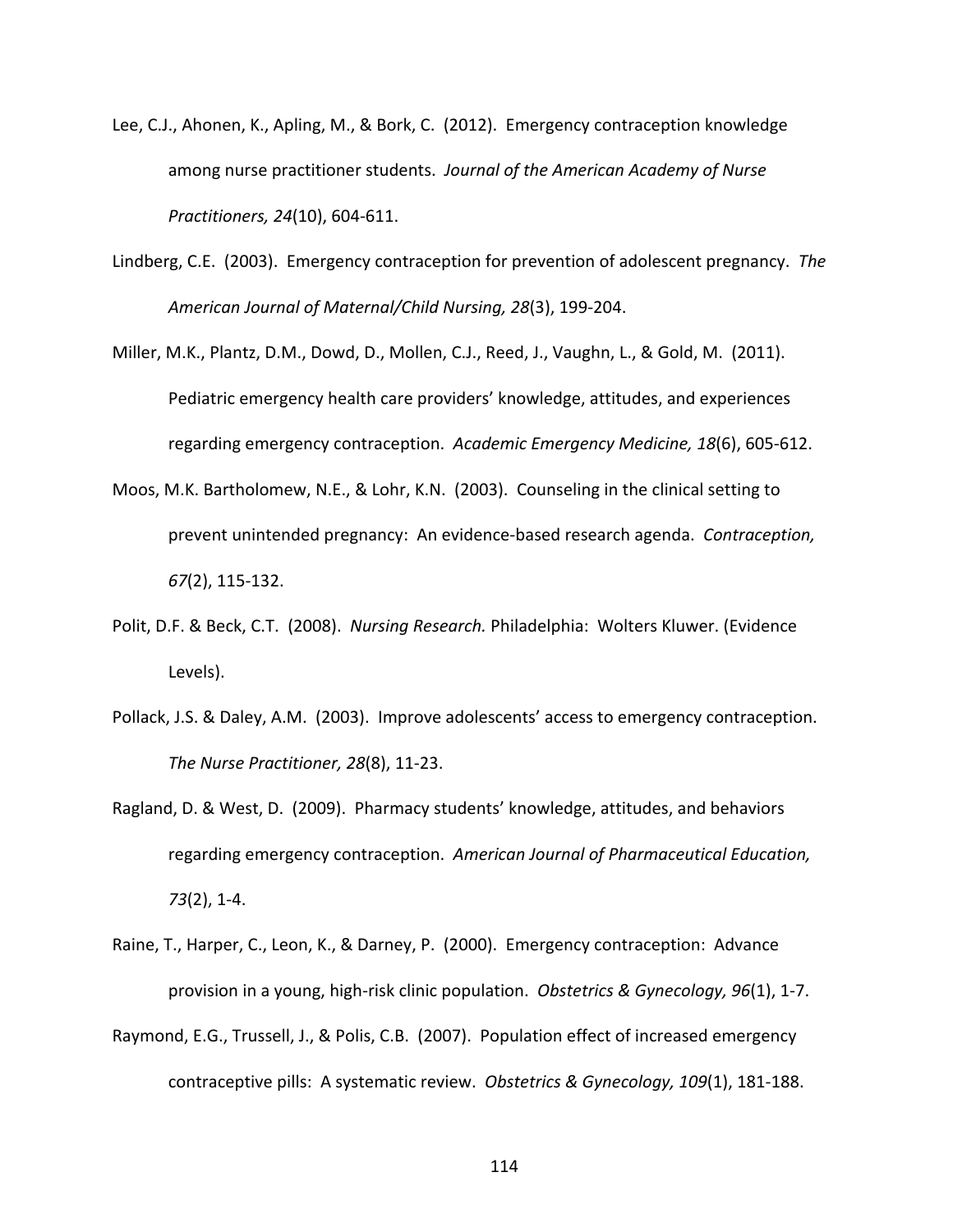Lee, C.J., Ahonen, K., Apling, M., & Bork, C. (2012). Emergency contraception knowledge among nurse practitioner students. *Journal of the American Academy of Nurse Practitioners, 24*(10), 604-611.

Lindberg, C.E. (2003). Emergency contraception for prevention of adolescent pregnancy. *The American Journal of Maternal/Child Nursing, 28*(3), 199-204.

Miller, M.K., Plantz, D.M., Dowd, D., Mollen, C.J., Reed, J., Vaughn, L., & Gold, M. (2011). Pediatric emergency health care providers' knowledge, attitudes, and experiences regarding emergency contraception. *Academic Emergency Medicine, 18*(6), 605-612.

Moos, M.K. Bartholomew, N.E., & Lohr, K.N. (2003). Counseling in the clinical setting to prevent unintended pregnancy: An evidence-based research agenda. *Contraception, 67*(2), 115-132.

Polit, D.F. & Beck, C.T. (2008). *Nursing Research.* Philadelphia: Wolters Kluwer. (Evidence Levels).

Pollack, J.S. & Daley, A.M. (2003). Improve adolescents' access to emergency contraception. *The Nurse Practitioner, 28*(8), 11-23.

Ragland, D. & West, D. (2009). Pharmacy students' knowledge, attitudes, and behaviors regarding emergency contraception. *American Journal of Pharmaceutical Education, 73*(2), 1-4.

Raine, T., Harper, C., Leon, K., & Darney, P. (2000). Emergency contraception: Advance provision in a young, high-risk clinic population. *Obstetrics & Gynecology, 96*(1), 1-7.

Raymond, E.G., Trussell, J., & Polis, C.B. (2007). Population effect of increased emergency contraceptive pills: A systematic review. *Obstetrics & Gynecology, 109*(1), 181-188.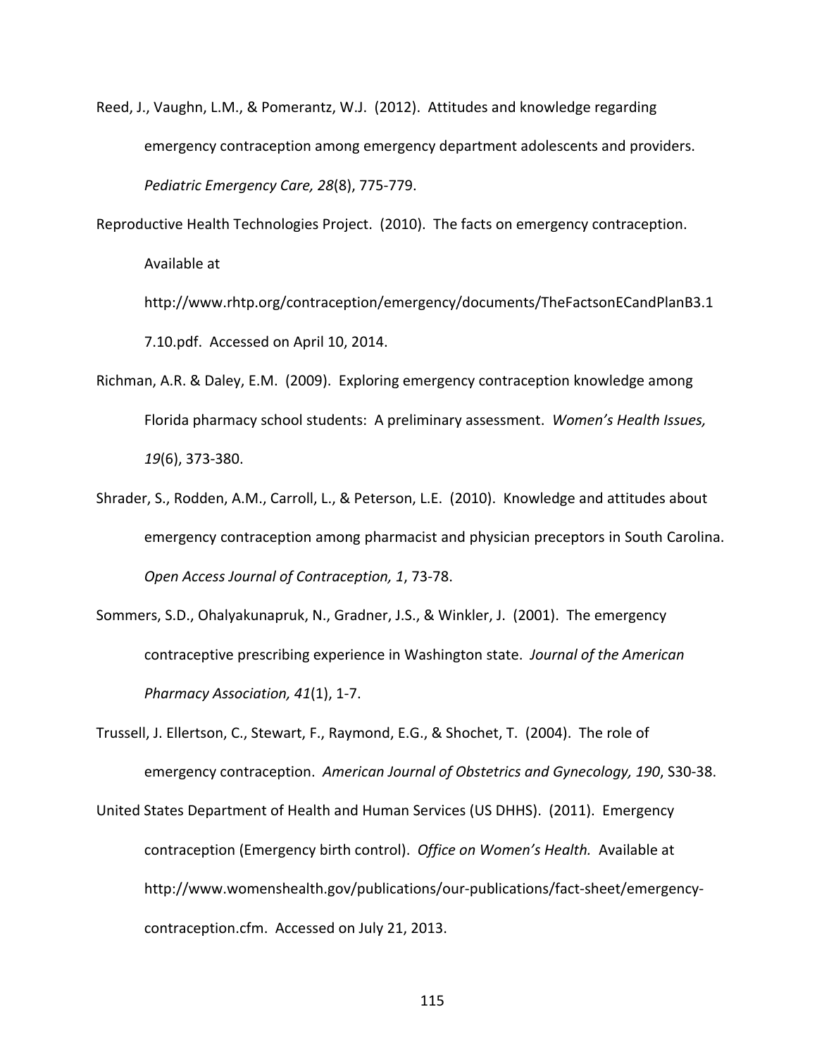Reed, J., Vaughn, L.M., & Pomerantz, W.J. (2012). Attitudes and knowledge regarding emergency contraception among emergency department adolescents and providers. *Pediatric Emergency Care, 28*(8), 775-779.

Reproductive Health Technologies Project. (2010). The facts on emergency contraception. Available at http://www.rhtp.org/contraception/emergency/documents/TheFactsonECandPlanB3.17.10.pdf. Accessed on April 10, 2014.

Richman, A.R. & Daley, E.M. (2009). Exploring emergency contraception knowledge among Florida pharmacy school students: A preliminary assessment. *Women's Health Issues, 19*(6), 373-380.

Shrader, S., Rodden, A.M., Carroll, L., & Peterson, L.E. (2010). Knowledge and attitudes about emergency contraception among pharmacist and physician preceptors in South Carolina. *Open Access Journal of Contraception, 1*, 73-78.

Sommers, S.D., Ohalyakunapruk, N., Gradner, J.S., & Winkler, J. (2001). The emergency contraceptive prescribing experience in Washington state. *Journal of the American Pharmacy Association, 41*(1), 1-7.

Trussell, J. Ellertson, C., Stewart, F., Raymond, E.G., & Shochet, T. (2004). The role of emergency contraception. *American Journal of Obstetrics and Gynecology, 190*, S30-38.

United States Department of Health and Human Services (US DHHS). (2011). Emergency contraception (Emergency birth control). *Office on Women's Health.* Available at http://www.womenshealth.gov/publications/our-publications/fact-sheet/emergency-contraception.cfm. Accessed on July 21, 2013.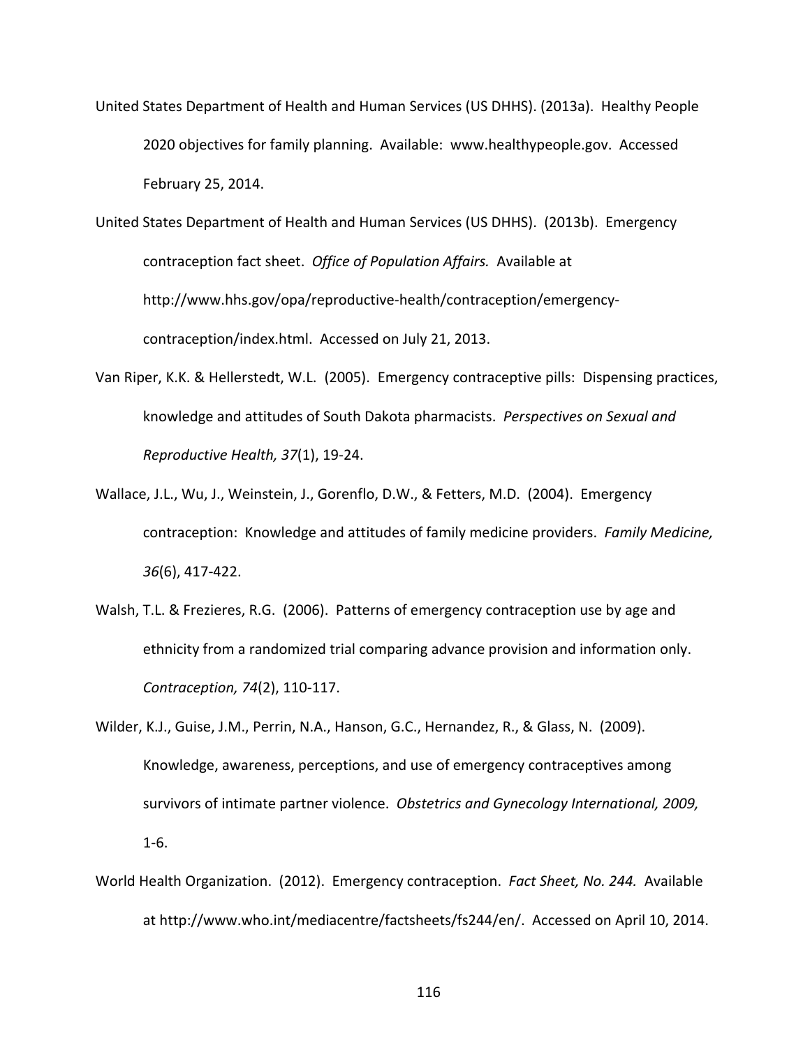United States Department of Health and Human Services (US DHHS). (2013a). Healthy People 2020 objectives for family planning. Available: www.healthypeople.gov. Accessed February 25, 2014.

United States Department of Health and Human Services (US DHHS). (2013b). Emergency contraception fact sheet. *Office of Population Affairs.* Available at http://www.hhs.gov/opa/reproductive-health/contraception/emergency-contraception/index.html. Accessed on July 21, 2013.

Van Riper, K.K. & Hellerstedt, W.L. (2005). Emergency contraceptive pills: Dispensing practices, knowledge and attitudes of South Dakota pharmacists. *Perspectives on Sexual and Reproductive Health, 37*(1), 19-24.

Wallace, J.L., Wu, J., Weinstein, J., Gorenflo, D.W., & Fetters, M.D. (2004). Emergency contraception: Knowledge and attitudes of family medicine providers. *Family Medicine, 36*(6), 417-422.

Walsh, T.L. & Frezieres, R.G. (2006). Patterns of emergency contraception use by age and ethnicity from a randomized trial comparing advance provision and information only. *Contraception, 74*(2), 110-117.

Wilder, K.J., Guise, J.M., Perrin, N.A., Hanson, G.C., Hernandez, R., & Glass, N. (2009). Knowledge, awareness, perceptions, and use of emergency contraceptives among survivors of intimate partner violence. *Obstetrics and Gynecology International, 2009,* 1-6.

World Health Organization. (2012). Emergency contraception. *Fact Sheet, No. 244.* Available at http://www.who.int/mediacentre/factsheets/fs244/en/. Accessed on April 10, 2014.